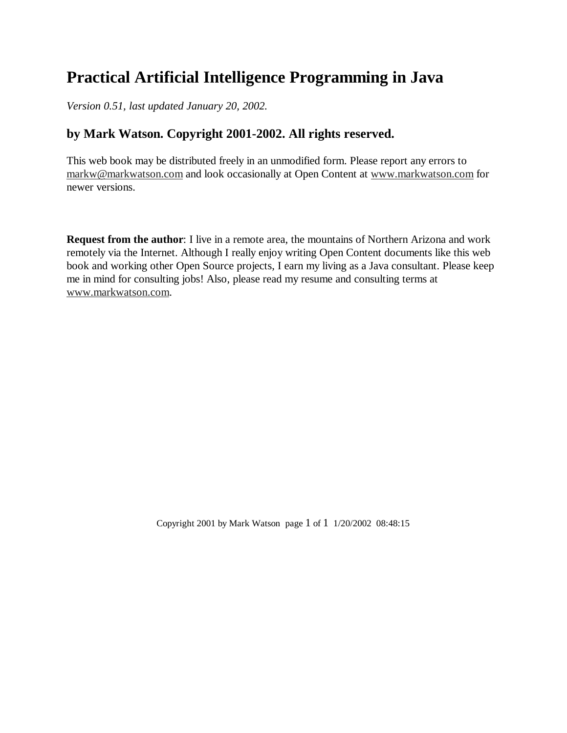# Practical Artificial Intelligence Programming in Java

*Version 0.51, last updated January 20, 2002.*

## by Mark Watson. Copyright 2001-2002. All rights reserved.

This web book may be distributed freely in an unmodified form. Please report any errors to markw@markwatson.com and look occasionally at Open Content at www.markwatson.com for newer versions.

**Request from the author**: I live in a remote area, the mountains of Northern Arizona and work remotely via the Internet. Although I really enjoy writing Open Content documents like this web book and working other Open Source projects, I earn my living as a Java consultant. Please keep me in mind for consulting jobs! Also, please read my resume and consulting terms at www.markwatson.com.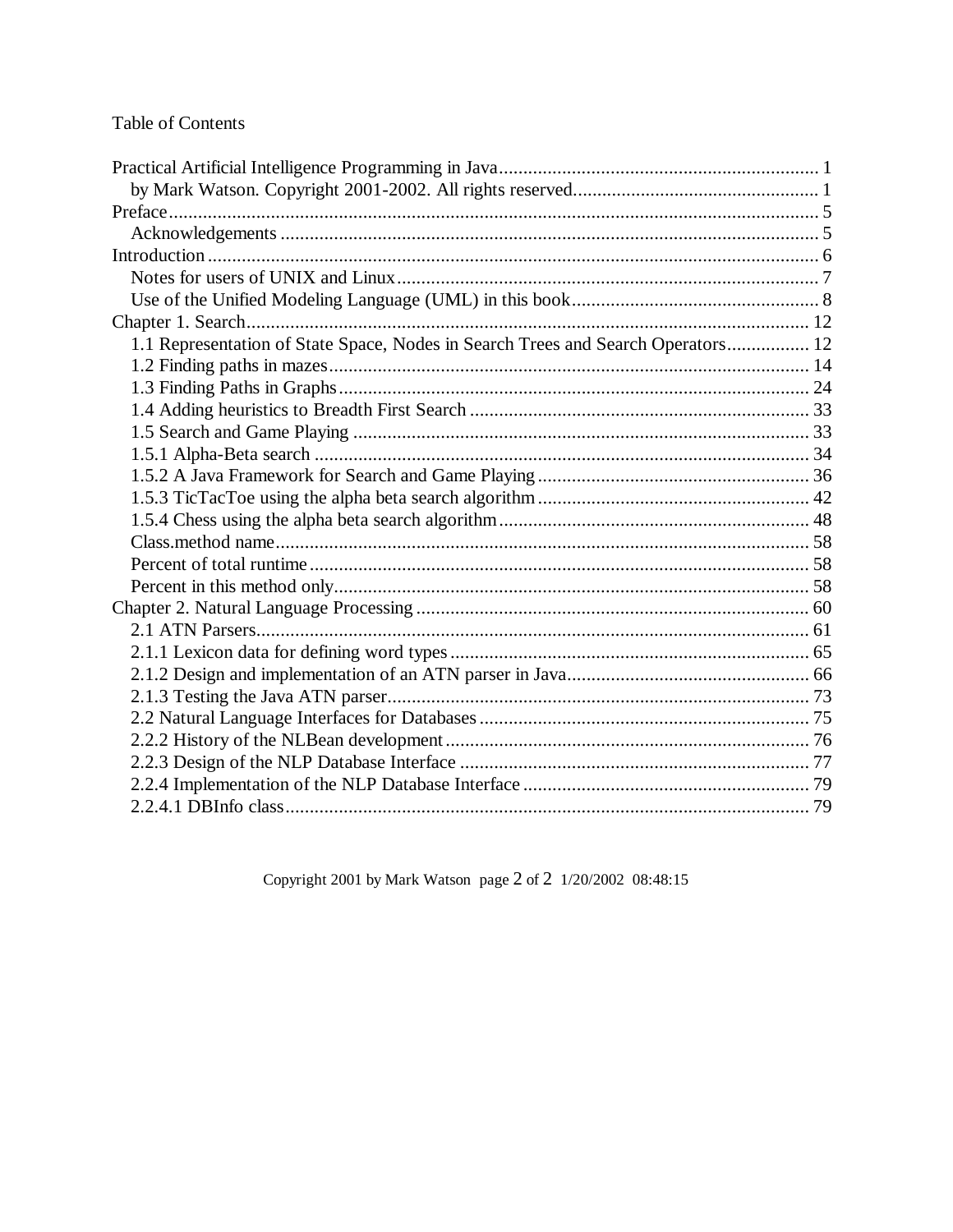Table of Contents

Practical Artificial Intelligence Programming in Java .................................................................. 1
  by Mark Watson. Copyright 2001-2002. All rights reserved.................................................. 1
Preface.................................................................................................................................... 5
  Acknowledgements ............................................................................................................. 5
Introduction ............................................................................................................................ 6
  Notes for users of UNIX and Linux..................................................................................... 7
  Use of the Unified Modeling Language (UML) in this book.................................................. 8
Chapter 1. Search.................................................................................................................. 12
  1.1 Representation of State Space, Nodes in Search Trees and Search Operators................ 12
  1.2 Finding paths in mazes.................................................................................................. 14
  1.3 Finding Paths in Graphs................................................................................................ 24
  1.4 Adding heuristics to Breadth First Search ..................................................................... 33
  1.5 Search and Game Playing ............................................................................................. 33
  1.5.1 Alpha-Beta search ..................................................................................................... 34
  1.5.2 A Java Framework for Search and Game Playing....................................................... 36
  1.5.3 TicTacToe using the alpha beta search algorithm....................................................... 42
  1.5.4 Chess using the alpha beta search algorithm............................................................... 48
  Class.method name............................................................................................................ 58
  Percent of total runtime...................................................................................................... 58
  Percent in this method only................................................................................................ 58
Chapter 2. Natural Language Processing ................................................................................ 60
  2.1 ATN Parsers................................................................................................................. 61
  2.1.1 Lexicon data for defining word types ......................................................................... 65
  2.1.2 Design and implementation of an ATN parser in Java................................................. 66
  2.1.3 Testing the Java ATN parser...................................................................................... 73
  2.2 Natural Language Interfaces for Databases ................................................................... 75
  2.2.2 History of the NLBean development.......................................................................... 76
  2.2.3 Design of the NLP Database Interface ....................................................................... 77
  2.2.4 Implementation of the NLP Database Interface .......................................................... 79
  2.2.4.1 DBInfo class........................................................................................................... 79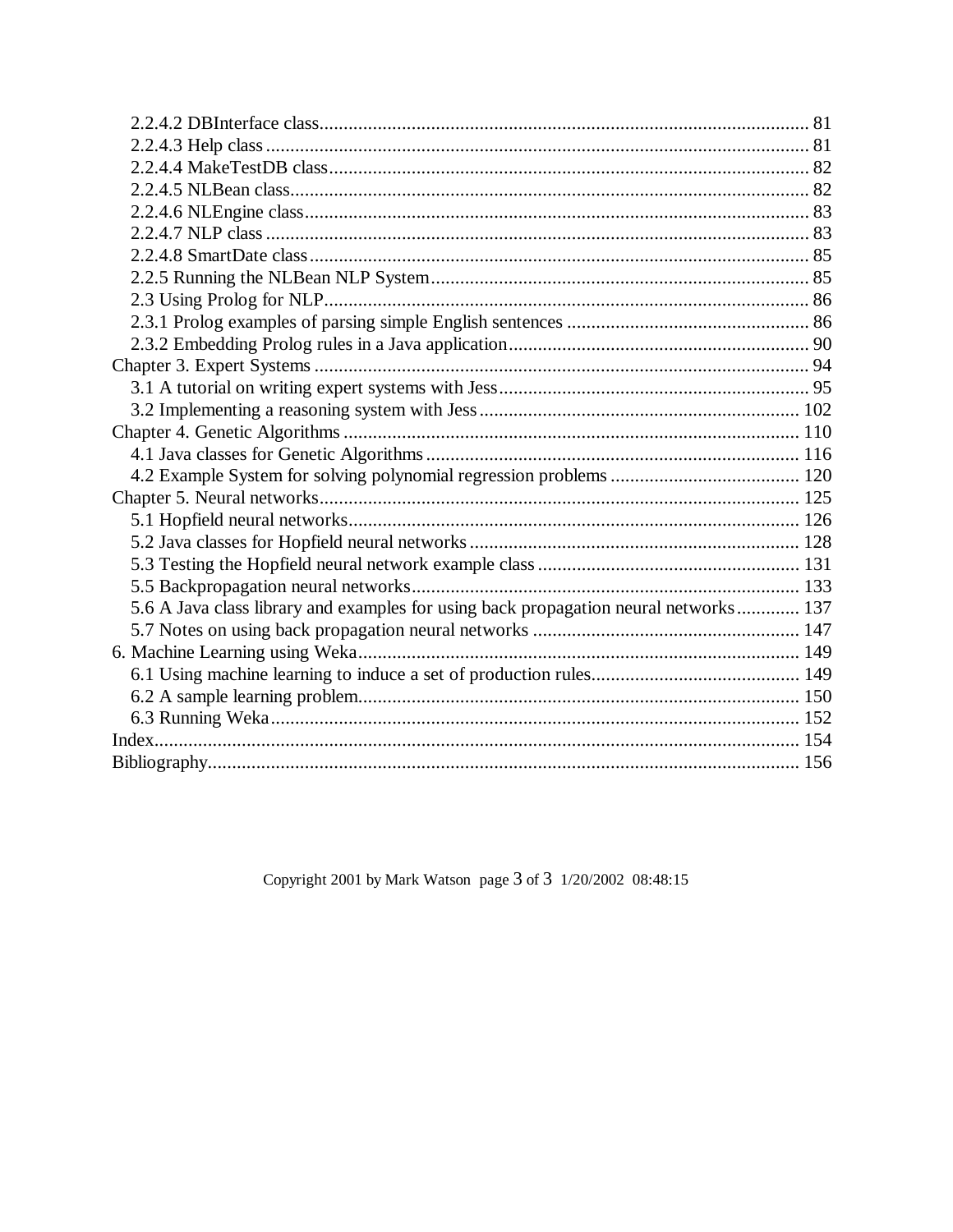2.2.4.2 DBInterface class........................................................................................................ 81
2.2.4.3 Help class ................................................................................................................ 81
2.2.4.4 MakeTestDB class.................................................................................................. 82
2.2.4.5 NLBean class.......................................................................................................... 82
2.2.4.6 NLEngine class....................................................................................................... 83
2.2.4.7 NLP class ................................................................................................................ 83
2.2.4.8 SmartDate class ...................................................................................................... 85
2.2.5 Running the NLBean NLP System............................................................................. 85
2.3 Using Prolog for NLP.................................................................................................... 86
2.3.1 Prolog examples of parsing simple English sentences ................................................ 86
2.3.2 Embedding Prolog rules in a Java application............................................................ 90
Chapter 3. Expert Systems ..................................................................................................... 94
3.1 A tutorial on writing expert systems with Jess............................................................... 95
3.2 Implementing a reasoning system with Jess.................................................................. 102
Chapter 4. Genetic Algorithms .............................................................................................. 110
4.1 Java classes for Genetic Algorithms ............................................................................. 116
4.2 Example System for solving polynomial regression problems ...................................... 120
Chapter 5. Neural networks.................................................................................................... 125
5.1 Hopfield neural networks.............................................................................................. 126
5.2 Java classes for Hopfield neural networks .................................................................... 128
5.3 Testing the Hopfield neural network example class ...................................................... 131
5.5 Backpropagation neural networks.................................................................................. 133
5.6 A Java class library and examples for using back propagation neural networks............. 137
5.7 Notes on using back propagation neural networks ........................................................ 147
6. Machine Learning using Weka............................................................................................ 149
6.1 Using machine learning to induce a set of production rules........................................... 149
6.2 A sample learning problem............................................................................................ 150
6.3 Running Weka.............................................................................................................. 152
Index........................................................................................................................................ 154
Bibliography............................................................................................................................ 156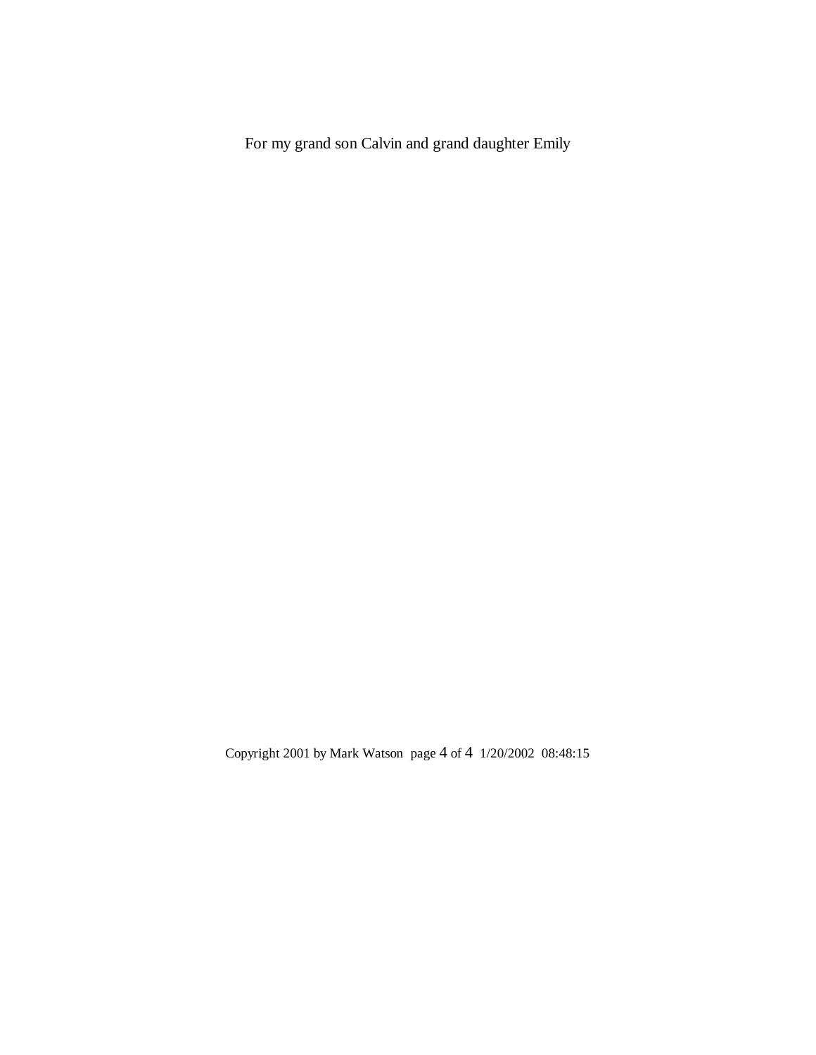For my grand son Calvin and grand daughter Emily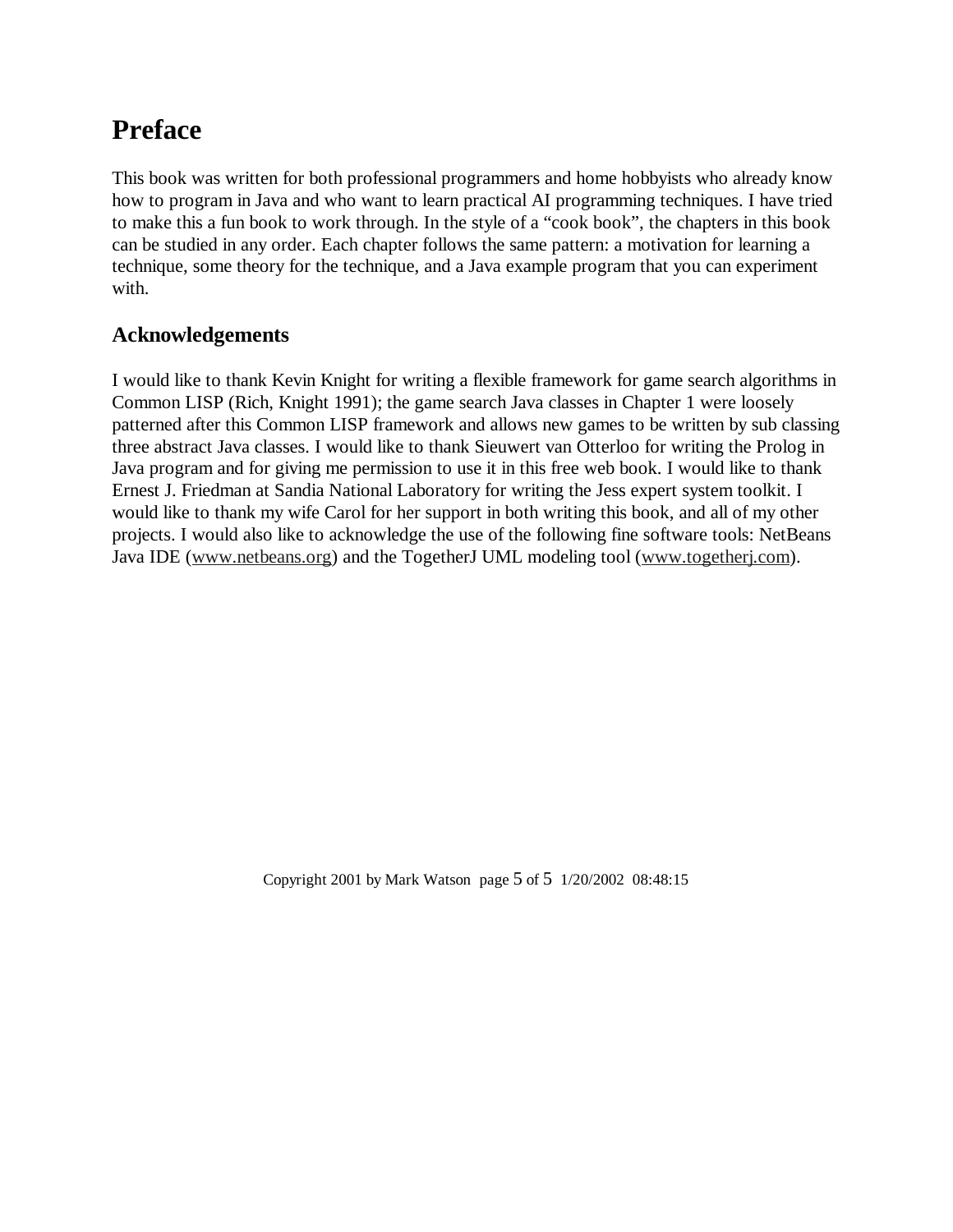# Preface

This book was written for both professional programmers and home hobbyists who already know how to program in Java and who want to learn practical AI programming techniques. I have tried to make this a fun book to work through. In the style of a "cook book", the chapters in this book can be studied in any order. Each chapter follows the same pattern: a motivation for learning a technique, some theory for the technique, and a Java example program that you can experiment with.

## Acknowledgements

I would like to thank Kevin Knight for writing a flexible framework for game search algorithms in Common LISP (Rich, Knight 1991); the game search Java classes in Chapter 1 were loosely patterned after this Common LISP framework and allows new games to be written by sub classing three abstract Java classes. I would like to thank Sieuwert van Otterloo for writing the Prolog in Java program and for giving me permission to use it in this free web book. I would like to thank Ernest J. Friedman at Sandia National Laboratory for writing the Jess expert system toolkit. I would like to thank my wife Carol for her support in both writing this book, and all of my other projects. I would also like to acknowledge the use of the following fine software tools: NetBeans Java IDE (www.netbeans.org) and the TogetherJ UML modeling tool (www.togetherj.com).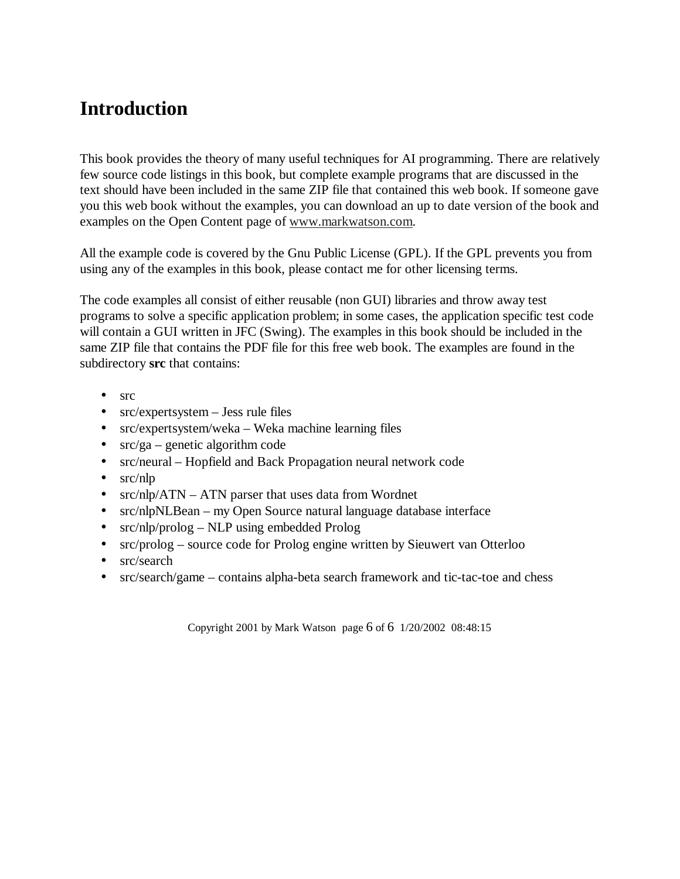# Introduction

This book provides the theory of many useful techniques for AI programming. There are relatively few source code listings in this book, but complete example programs that are discussed in the text should have been included in the same ZIP file that contained this web book. If someone gave you this web book without the examples, you can download an up to date version of the book and examples on the Open Content page of www.markwatson.com.

All the example code is covered by the Gnu Public License (GPL). If the GPL prevents you from using any of the examples in this book, please contact me for other licensing terms.

The code examples all consist of either reusable (non GUI) libraries and throw away test programs to solve a specific application problem; in some cases, the application specific test code will contain a GUI written in JFC (Swing). The examples in this book should be included in the same ZIP file that contains the PDF file for this free web book. The examples are found in the subdirectory **src** that contains:

- src
- src/expertsystem – Jess rule files
- src/expertsystem/weka – Weka machine learning files
- src/ga – genetic algorithm code
- src/neural – Hopfield and Back Propagation neural network code
- src/nlp
- src/nlp/ATN – ATN parser that uses data from Wordnet
- src/nlpNLBean – my Open Source natural language database interface
- src/nlp/prolog – NLP using embedded Prolog
- src/prolog – source code for Prolog engine written by Sieuwert van Otterloo
- src/search
- src/search/game – contains alpha-beta search framework and tic-tac-toe and chess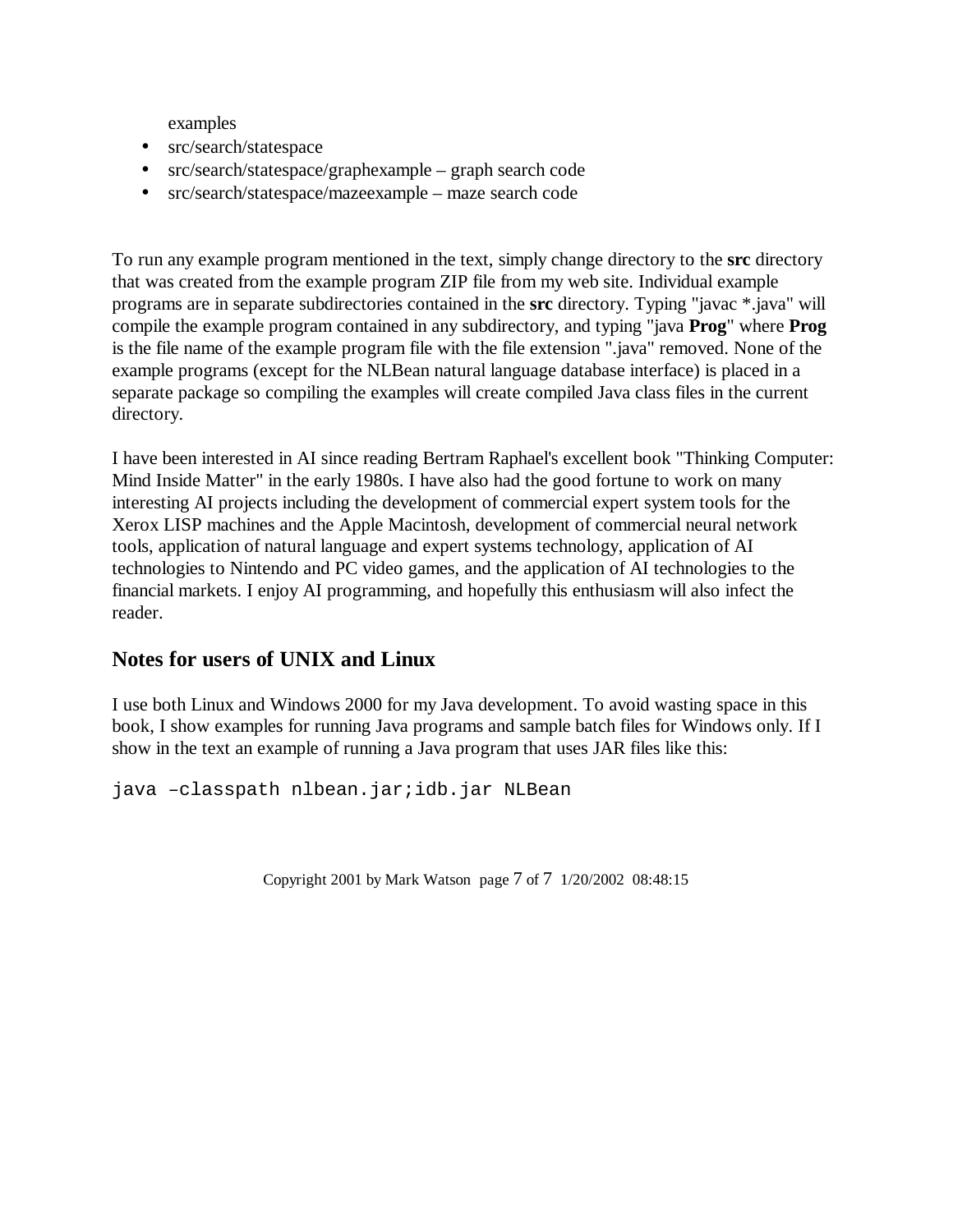examples

- src/search/statespace
- src/search/statespace/graphexample – graph search code
- src/search/statespace/mazeexample – maze search code

To run any example program mentioned in the text, simply change directory to the **src** directory that was created from the example program ZIP file from my web site. Individual example programs are in separate subdirectories contained in the **src** directory. Typing "javac *.java" will compile the example program contained in any subdirectory, and typing "java **Prog**" where **Prog** is the file name of the example program file with the file extension ".java" removed. None of the example programs (except for the NLBean natural language database interface) is placed in a separate package so compiling the examples will create compiled Java class files in the current directory.

I have been interested in AI since reading Bertram Raphael's excellent book "Thinking Computer: Mind Inside Matter" in the early 1980s. I have also had the good fortune to work on many interesting AI projects including the development of commercial expert system tools for the Xerox LISP machines and the Apple Macintosh, development of commercial neural network tools, application of natural language and expert systems technology, application of AI technologies to Nintendo and PC video games, and the application of AI technologies to the financial markets. I enjoy AI programming, and hopefully this enthusiasm will also infect the reader.

## Notes for users of UNIX and Linux

I use both Linux and Windows 2000 for my Java development. To avoid wasting space in this book, I show examples for running Java programs and sample batch files for Windows only. If I show in the text an example of running a Java program that uses JAR files like this:

```
java –classpath nlbean.jar;idb.jar NLBean
```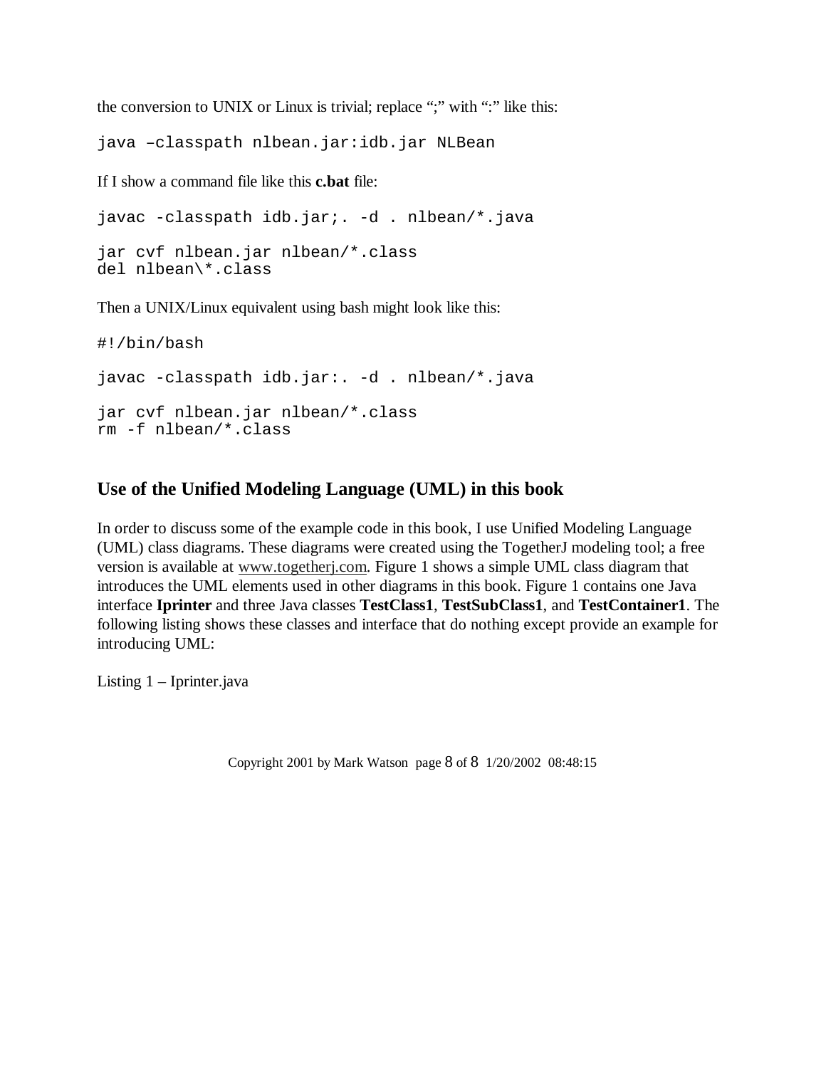the conversion to UNIX or Linux is trivial; replace “;” with “:” like this:

```
java –classpath nlbean.jar:idb.jar NLBean
```

If I show a command file like this **c.bat** file:

```
javac -classpath idb.jar;. -d . nlbean/*.java

jar cvf nlbean.jar nlbean/*.class
del nlbean\*.class
```

Then a UNIX/Linux equivalent using bash might look like this:

```
#!/bin/bash

javac -classpath idb.jar:. -d . nlbean/*.java

jar cvf nlbean.jar nlbean/*.class
rm -f nlbean/*.class
```

## Use of the Unified Modeling Language (UML) in this book

In order to discuss some of the example code in this book, I use Unified Modeling Language (UML) class diagrams. These diagrams were created using the TogetherJ modeling tool; a free version is available at www.togetherj.com. Figure 1 shows a simple UML class diagram that introduces the UML elements used in other diagrams in this book. Figure 1 contains one Java interface **Iprinter** and three Java classes **TestClass1**, **TestSubClass1**, and **TestContainer1**. The following listing shows these classes and interface that do nothing except provide an example for introducing UML:

Listing 1 – Iprinter.java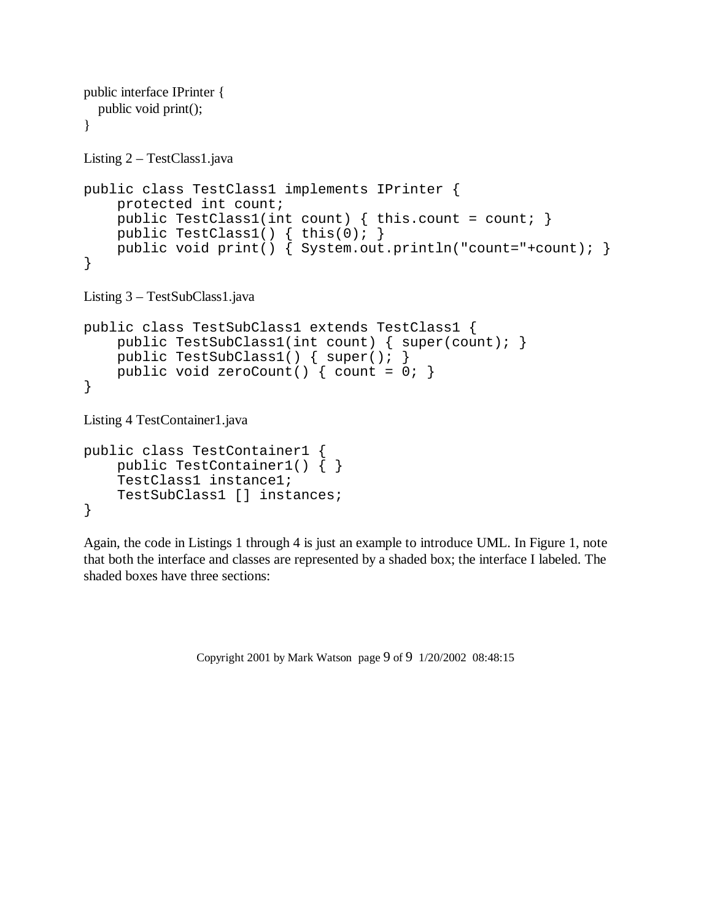```
public interface IPrinter {
   public void print();
}
```

Listing 2 – TestClass1.java

```
public class TestClass1 implements IPrinter {
    protected int count;
    public TestClass1(int count) { this.count = count; }
    public TestClass1() { this(0); }
    public void print() { System.out.println("count="+count); }
}
```

Listing 3 – TestSubClass1.java

```
public class TestSubClass1 extends TestClass1 {
    public TestSubClass1(int count) { super(count); }
    public TestSubClass1() { super(); }
    public void zeroCount() { count = 0; }
}
```

Listing 4 TestContainer1.java

```
public class TestContainer1 {
    public TestContainer1() { }
    TestClass1 instance1;
    TestSubClass1 [] instances;
}
```

Again, the code in Listings 1 through 4 is just an example to introduce UML. In Figure 1, note that both the interface and classes are represented by a shaded box; the interface I labeled. The shaded boxes have three sections: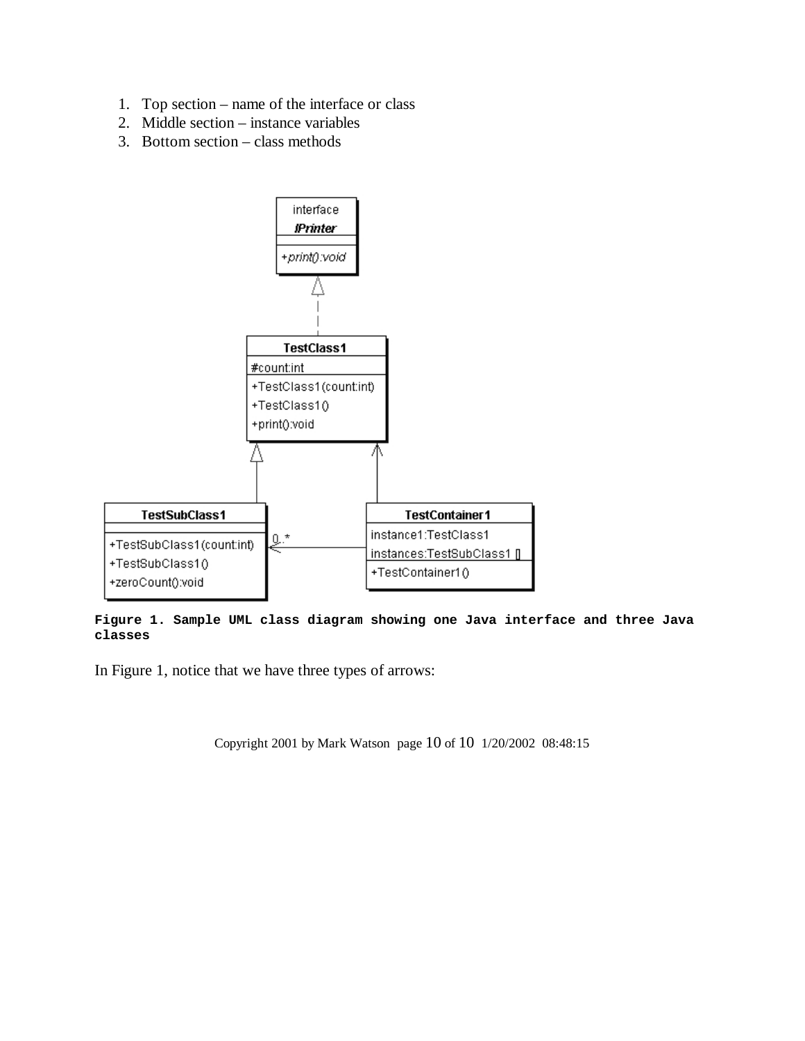1. Top section – name of the interface or class
2. Middle section – instance variables
3. Bottom section – class methods

**Figure 1. Sample UML class diagram showing one Java interface and three Java classes**

In Figure 1, notice that we have three types of arrows: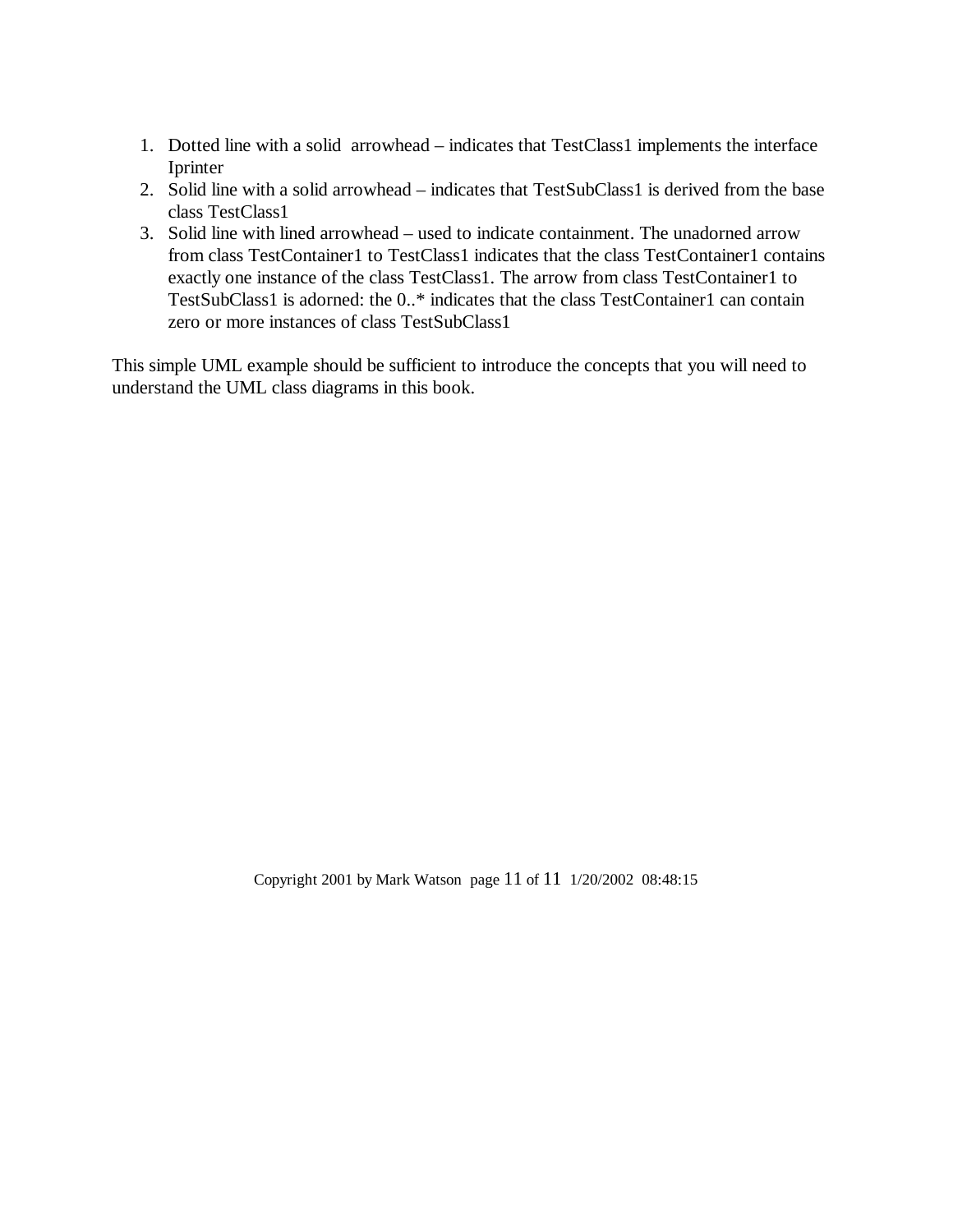1. Dotted line with a solid arrowhead – indicates that TestClass1 implements the interface Iprinter
2. Solid line with a solid arrowhead – indicates that TestSubClass1 is derived from the base class TestClass1
3. Solid line with lined arrowhead – used to indicate containment. The unadorned arrow from class TestContainer1 to TestClass1 indicates that the class TestContainer1 contains exactly one instance of the class TestClass1. The arrow from class TestContainer1 to TestSubClass1 is adorned: the 0..* indicates that the class TestContainer1 can contain zero or more instances of class TestSubClass1

This simple UML example should be sufficient to introduce the concepts that you will need to understand the UML class diagrams in this book.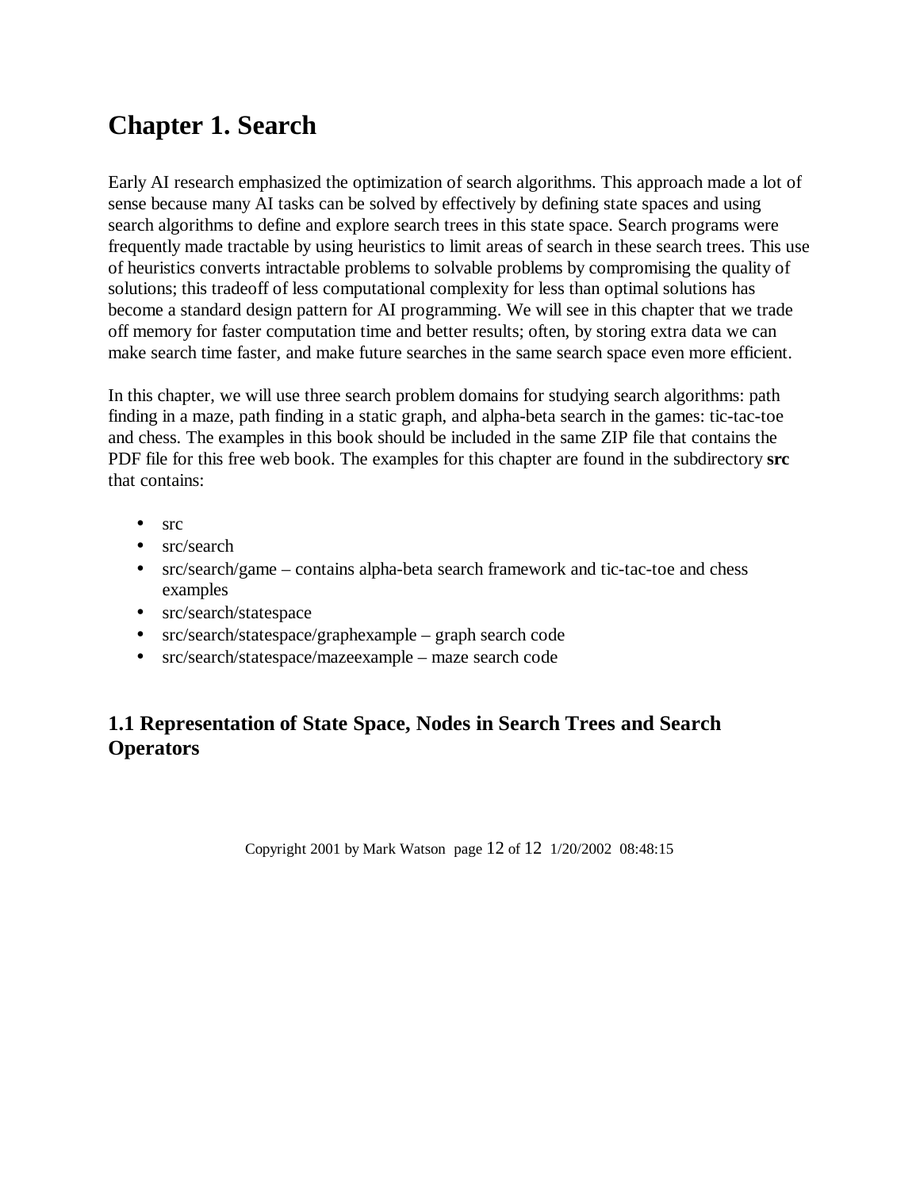# Chapter 1. Search

Early AI research emphasized the optimization of search algorithms. This approach made a lot of sense because many AI tasks can be solved by effectively by defining state spaces and using search algorithms to define and explore search trees in this state space. Search programs were frequently made tractable by using heuristics to limit areas of search in these search trees. This use of heuristics converts intractable problems to solvable problems by compromising the quality of solutions; this tradeoff of less computational complexity for less than optimal solutions has become a standard design pattern for AI programming. We will see in this chapter that we trade off memory for faster computation time and better results; often, by storing extra data we can make search time faster, and make future searches in the same search space even more efficient.

In this chapter, we will use three search problem domains for studying search algorithms: path finding in a maze, path finding in a static graph, and alpha-beta search in the games: tic-tac-toe and chess. The examples in this book should be included in the same ZIP file that contains the PDF file for this free web book. The examples for this chapter are found in the subdirectory **src** that contains:

- src
- src/search
- src/search/game – contains alpha-beta search framework and tic-tac-toe and chess examples
- src/search/statespace
- src/search/statespace/graphexample – graph search code
- src/search/statespace/mazeexample – maze search code

## 1.1 Representation of State Space, Nodes in Search Trees and Search Operators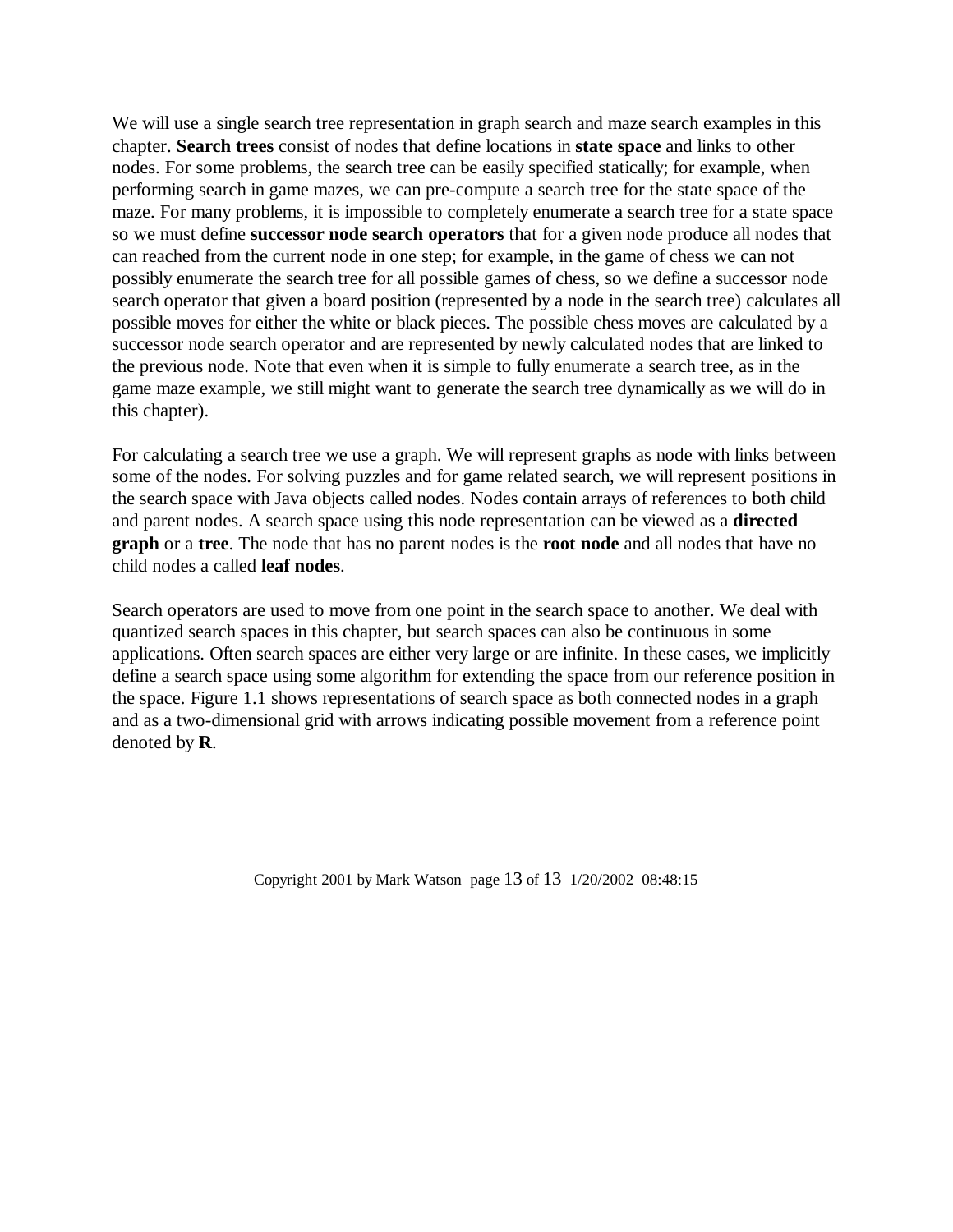We will use a single search tree representation in graph search and maze search examples in this chapter. **Search trees** consist of nodes that define locations in **state space** and links to other nodes. For some problems, the search tree can be easily specified statically; for example, when performing search in game mazes, we can pre-compute a search tree for the state space of the maze. For many problems, it is impossible to completely enumerate a search tree for a state space so we must define **successor node search operators** that for a given node produce all nodes that can reached from the current node in one step; for example, in the game of chess we can not possibly enumerate the search tree for all possible games of chess, so we define a successor node search operator that given a board position (represented by a node in the search tree) calculates all possible moves for either the white or black pieces. The possible chess moves are calculated by a successor node search operator and are represented by newly calculated nodes that are linked to the previous node. Note that even when it is simple to fully enumerate a search tree, as in the game maze example, we still might want to generate the search tree dynamically as we will do in this chapter).

For calculating a search tree we use a graph. We will represent graphs as node with links between some of the nodes. For solving puzzles and for game related search, we will represent positions in the search space with Java objects called nodes. Nodes contain arrays of references to both child and parent nodes. A search space using this node representation can be viewed as a **directed graph** or a **tree**. The node that has no parent nodes is the **root node** and all nodes that have no child nodes a called **leaf nodes**.

Search operators are used to move from one point in the search space to another. We deal with quantized search spaces in this chapter, but search spaces can also be continuous in some applications. Often search spaces are either very large or are infinite. In these cases, we implicitly define a search space using some algorithm for extending the space from our reference position in the space. Figure 1.1 shows representations of search space as both connected nodes in a graph and as a two-dimensional grid with arrows indicating possible movement from a reference point denoted by **R**.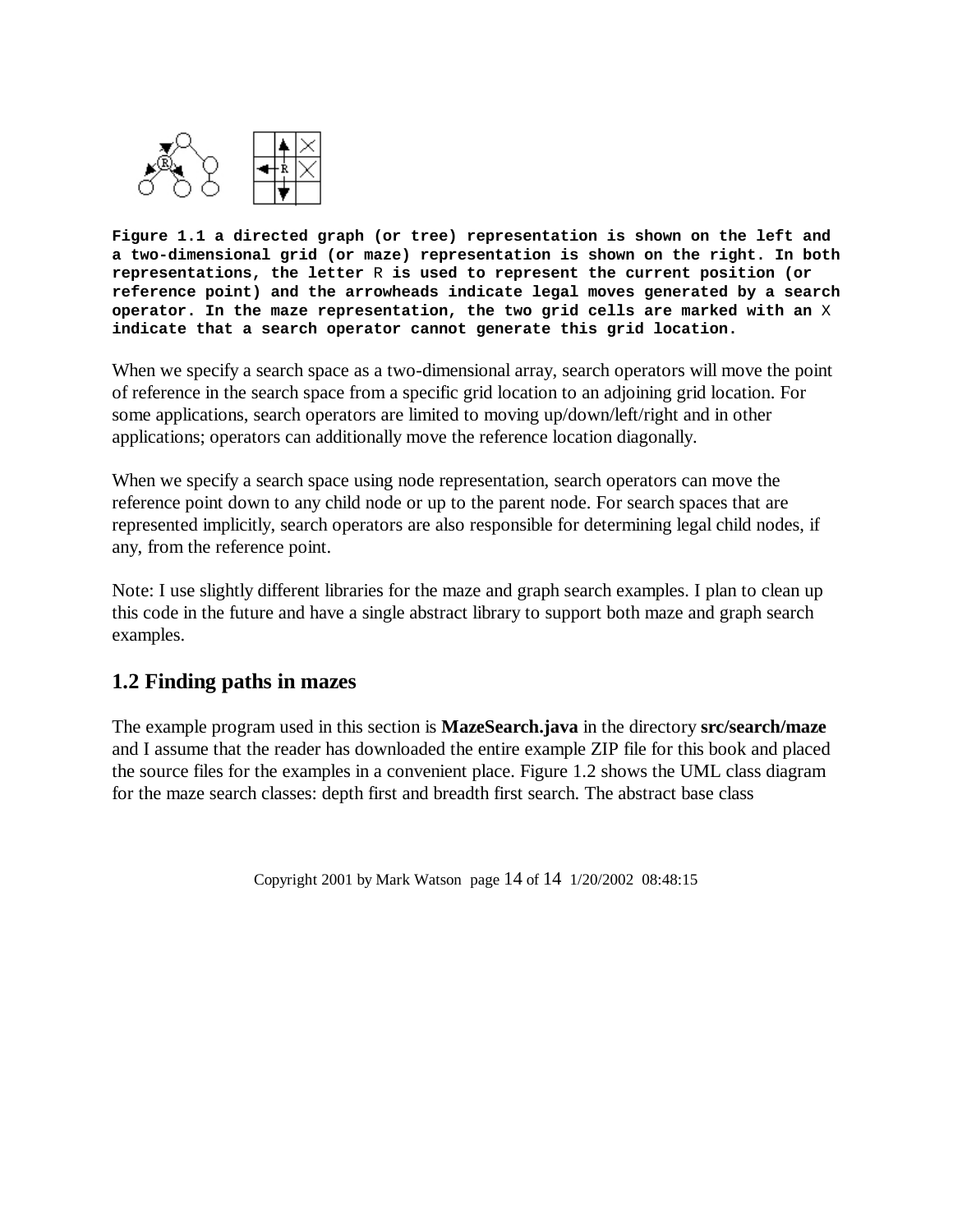**Figure 1.1 a directed graph (or tree) representation is shown on the left and a two-dimensional grid (or maze) representation is shown on the right. In both representations, the letter R is used to represent the current position (or reference point) and the arrowheads indicate legal moves generated by a search operator. In the maze representation, the two grid cells are marked with an X indicate that a search operator cannot generate this grid location.**

When we specify a search space as a two-dimensional array, search operators will move the point of reference in the search space from a specific grid location to an adjoining grid location. For some applications, search operators are limited to moving up/down/left/right and in other applications; operators can additionally move the reference location diagonally.

When we specify a search space using node representation, search operators can move the reference point down to any child node or up to the parent node. For search spaces that are represented implicitly, search operators are also responsible for determining legal child nodes, if any, from the reference point.

Note: I use slightly different libraries for the maze and graph search examples. I plan to clean up this code in the future and have a single abstract library to support both maze and graph search examples.

## 1.2 Finding paths in mazes

The example program used in this section is **MazeSearch.java** in the directory **src/search/maze** and I assume that the reader has downloaded the entire example ZIP file for this book and placed the source files for the examples in a convenient place. Figure 1.2 shows the UML class diagram for the maze search classes: depth first and breadth first search. The abstract base class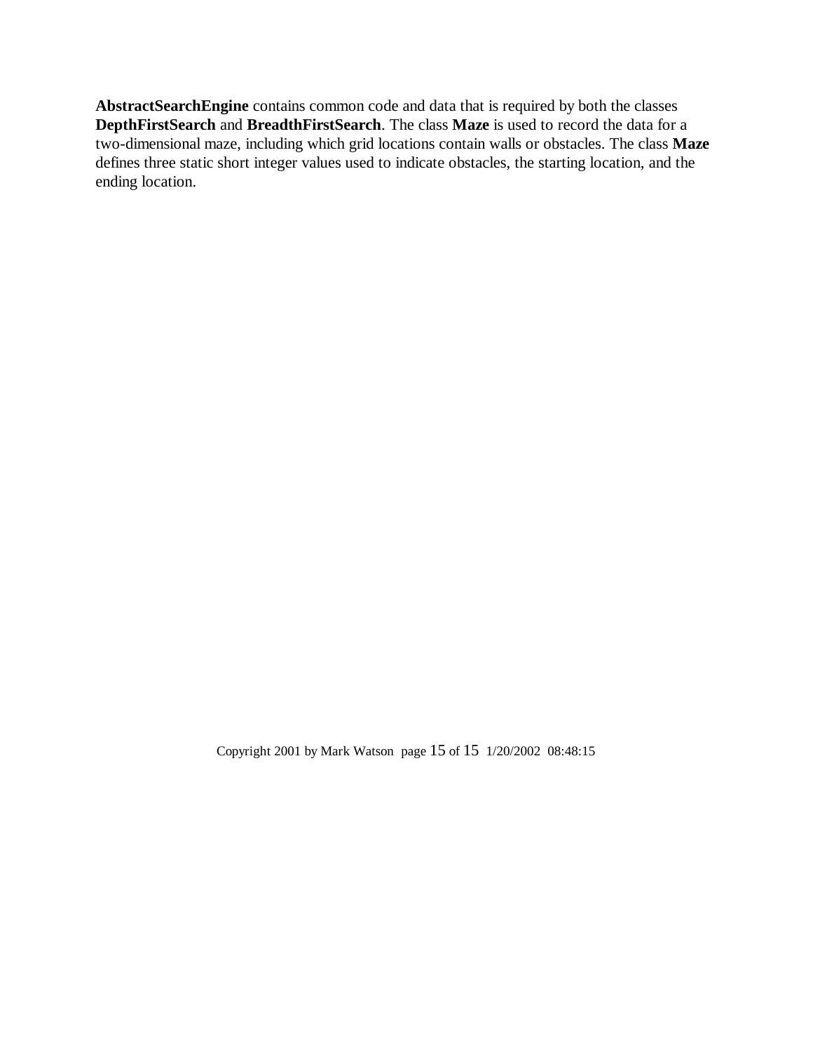**AbstractSearchEngine** contains common code and data that is required by both the classes **DepthFirstSearch** and **BreadthFirstSearch**. The class **Maze** is used to record the data for a two-dimensional maze, including which grid locations contain walls or obstacles. The class **Maze** defines three static short integer values used to indicate obstacles, the starting location, and the ending location.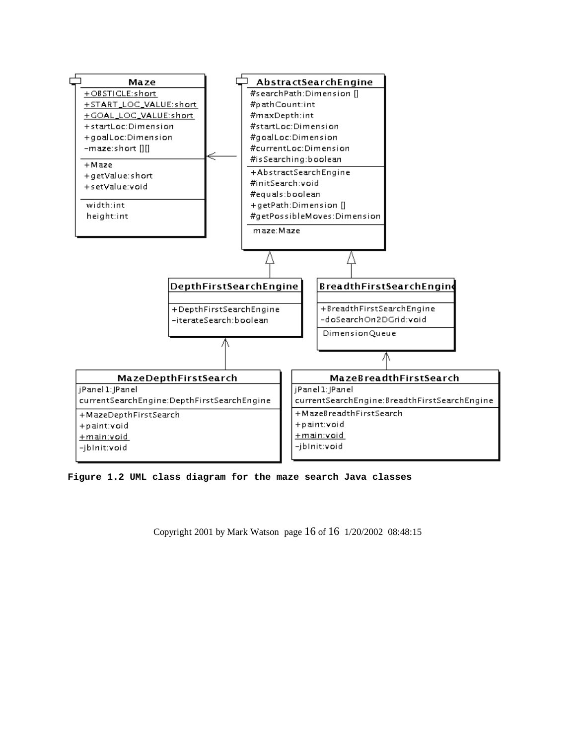**Maze**

- <u>+OBSTICLE:short</u>
- <u>+START_LOC_VALUE:short</u>
- <u>+GOAL_LOC_VALUE:short</u>
- +startLoc:Dimension
- +goalLoc:Dimension
- -maze:short [][]

---

- +Maze
- +getValue:short
- +setValue:void

---

- width:int
- height:int

**AbstractSearchEngine**

- #searchPath:Dimension []
- #pathCount:int
- #maxDepth:int
- #startLoc:Dimension
- #goalLoc:Dimension
- #currentLoc:Dimension
- #isSearching:boolean

---

- +AbstractSearchEngine
- #initSearch:void
- #equals:boolean
- +getPath:Dimension []
- #getPossibleMoves:Dimension

---

- maze:Maze

**DepthFirstSearchEngine**

- +DepthFirstSearchEngine
- -iterateSearch:boolean

**BreadthFirstSearchEngine**

- +BreadthFirstSearchEngine
- -doSearchOn2DGrid:void

---

- DimensionQueue

**MazeDepthFirstSearch**

- jPanel1:JPanel
- currentSearchEngine:DepthFirstSearchEngine

---

- +MazeDepthFirstSearch
- +paint:void
- <u>+main:void</u>
- -jbInit:void

**MazeBreadthFirstSearch**

- jPanel1:JPanel
- currentSearchEngine:BreadthFirstSearchEngine

---

- +MazeBreadthFirstSearch
- +paint:void
- <u>+main:void</u>
- -jbInit:void

**Figure 1.2 UML class diagram for the maze search Java classes**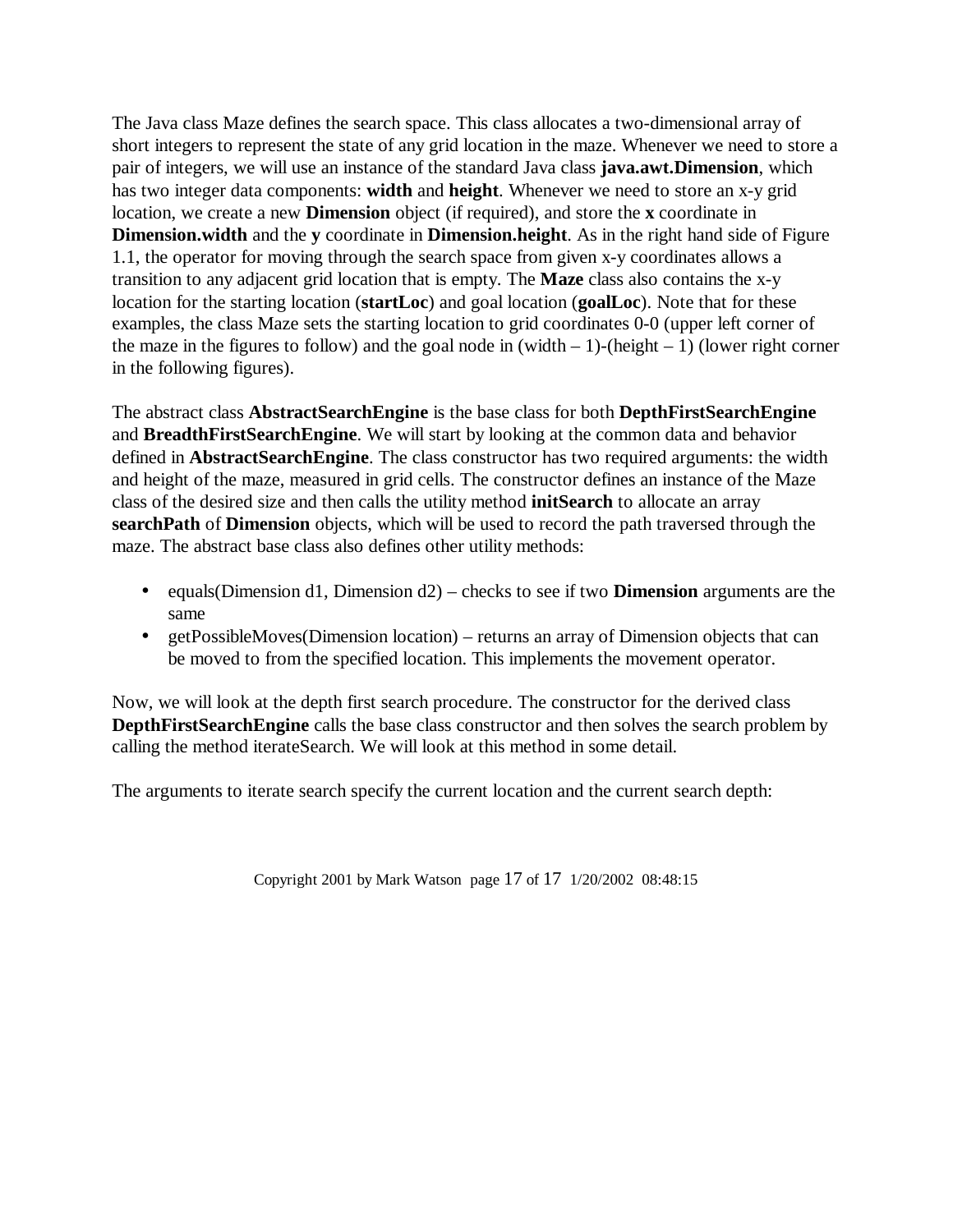The Java class Maze defines the search space. This class allocates a two-dimensional array of short integers to represent the state of any grid location in the maze. Whenever we need to store a pair of integers, we will use an instance of the standard Java class **java.awt.Dimension**, which has two integer data components: **width** and **height**. Whenever we need to store an x-y grid location, we create a new **Dimension** object (if required), and store the **x** coordinate in **Dimension.width** and the **y** coordinate in **Dimension.height**. As in the right hand side of Figure 1.1, the operator for moving through the search space from given x-y coordinates allows a transition to any adjacent grid location that is empty. The **Maze** class also contains the x-y location for the starting location (**startLoc**) and goal location (**goalLoc**). Note that for these examples, the class Maze sets the starting location to grid coordinates 0-0 (upper left corner of the maze in the figures to follow) and the goal node in (width – 1)-(height – 1) (lower right corner in the following figures).

The abstract class **AbstractSearchEngine** is the base class for both **DepthFirstSearchEngine** and **BreadthFirstSearchEngine**. We will start by looking at the common data and behavior defined in **AbstractSearchEngine**. The class constructor has two required arguments: the width and height of the maze, measured in grid cells. The constructor defines an instance of the Maze class of the desired size and then calls the utility method **initSearch** to allocate an array **searchPath** of **Dimension** objects, which will be used to record the path traversed through the maze. The abstract base class also defines other utility methods:

- equals(Dimension d1, Dimension d2) – checks to see if two **Dimension** arguments are the same
- getPossibleMoves(Dimension location) – returns an array of Dimension objects that can be moved to from the specified location. This implements the movement operator.

Now, we will look at the depth first search procedure. The constructor for the derived class **DepthFirstSearchEngine** calls the base class constructor and then solves the search problem by calling the method iterateSearch. We will look at this method in some detail.

The arguments to iterate search specify the current location and the current search depth: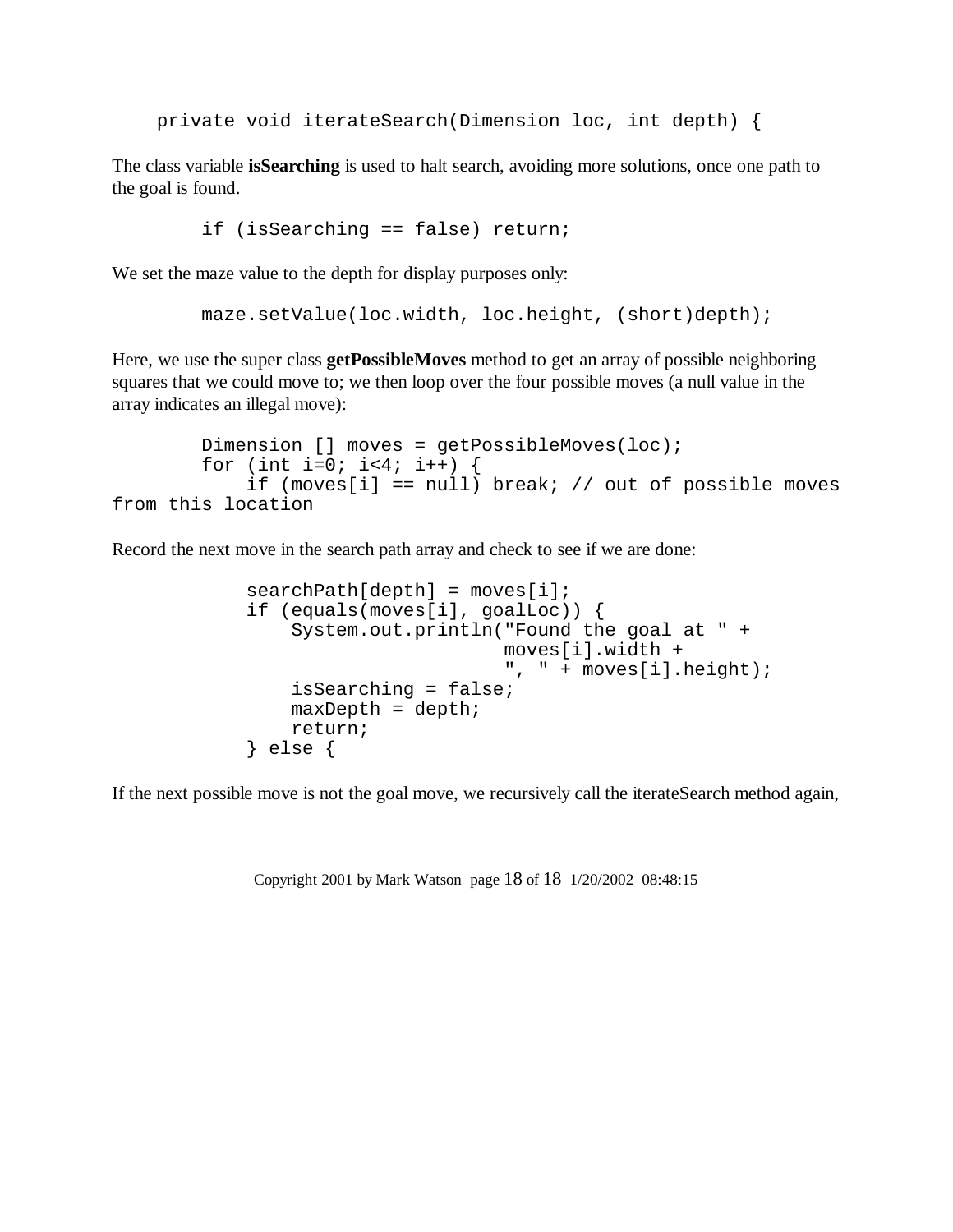```
    private void iterateSearch(Dimension loc, int depth) {
```

The class variable **isSearching** is used to halt search, avoiding more solutions, once one path to the goal is found.

```
        if (isSearching == false) return;
```

We set the maze value to the depth for display purposes only:

```
        maze.setValue(loc.width, loc.height, (short)depth);
```

Here, we use the super class **getPossibleMoves** method to get an array of possible neighboring squares that we could move to; we then loop over the four possible moves (a null value in the array indicates an illegal move):

```
        Dimension [] moves = getPossibleMoves(loc);
        for (int i=0; i<4; i++) {
            if (moves[i] == null) break; // out of possible moves
from this location
```

Record the next move in the search path array and check to see if we are done:

```
            searchPath[depth] = moves[i];
            if (equals(moves[i], goalLoc)) {
                System.out.println("Found the goal at " +
                                   moves[i].width +
                                   ", " + moves[i].height);
                isSearching = false;
                maxDepth = depth;
                return;
            } else {
```

If the next possible move is not the goal move, we recursively call the iterateSearch method again,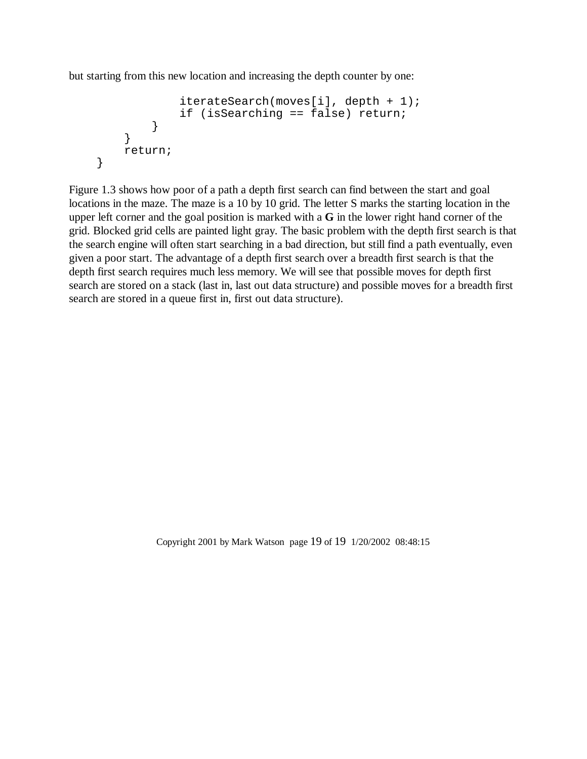but starting from this new location and increasing the depth counter by one:

```
                iterateSearch(moves[i], depth + 1);
                if (isSearching == false) return;
            }
        }
        return;
    }
```

Figure 1.3 shows how poor of a path a depth first search can find between the start and goal locations in the maze. The maze is a 10 by 10 grid. The letter S marks the starting location in the upper left corner and the goal position is marked with a **G** in the lower right hand corner of the grid. Blocked grid cells are painted light gray. The basic problem with the depth first search is that the search engine will often start searching in a bad direction, but still find a path eventually, even given a poor start. The advantage of a depth first search over a breadth first search is that the depth first search requires much less memory. We will see that possible moves for depth first search are stored on a stack (last in, last out data structure) and possible moves for a breadth first search are stored in a queue first in, first out data structure).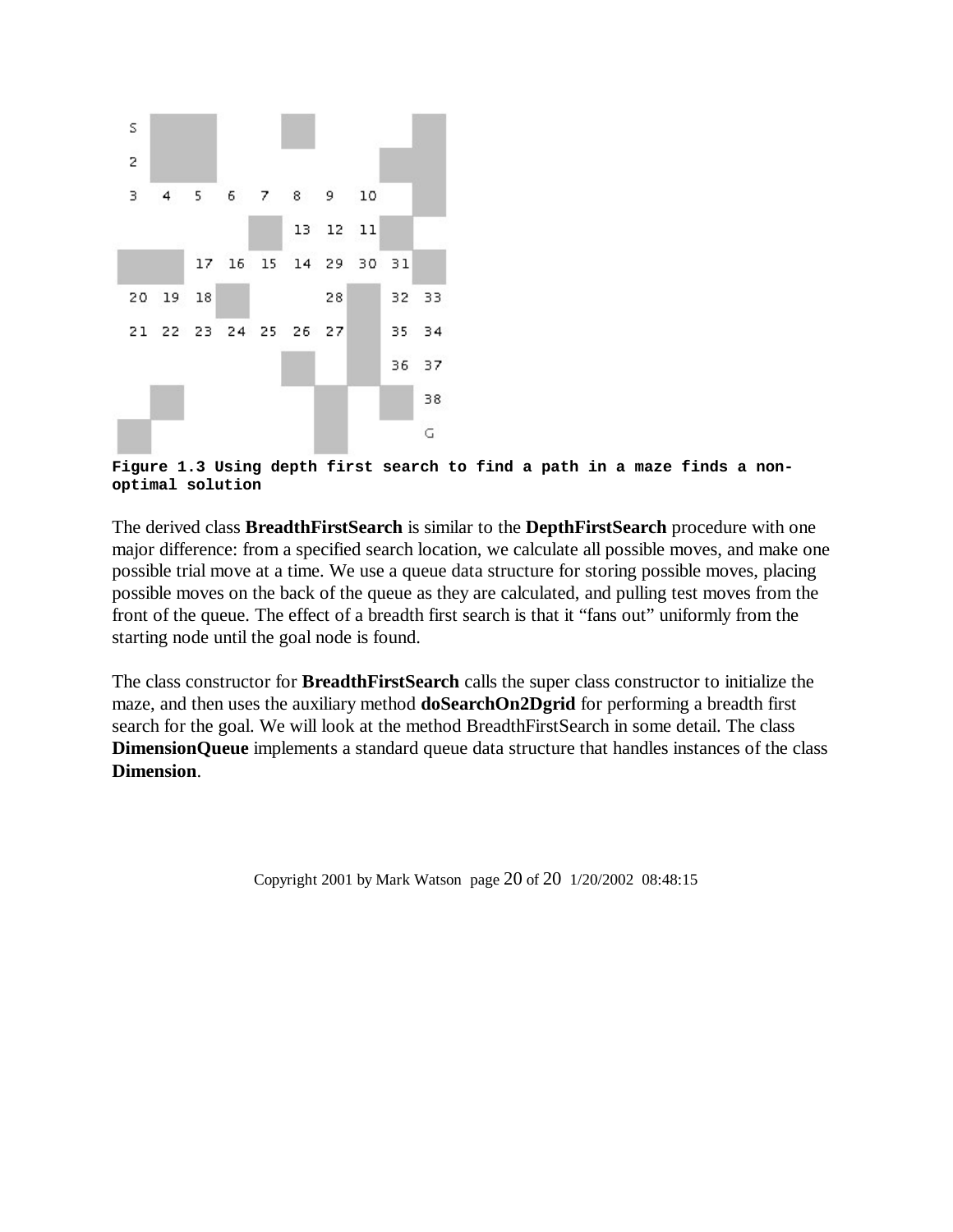**Figure 1.3 Using depth first search to find a path in a maze finds a non-optimal solution**

The derived class **BreadthFirstSearch** is similar to the **DepthFirstSearch** procedure with one major difference: from a specified search location, we calculate all possible moves, and make one possible trial move at a time. We use a queue data structure for storing possible moves, placing possible moves on the back of the queue as they are calculated, and pulling test moves from the front of the queue. The effect of a breadth first search is that it "fans out" uniformly from the starting node until the goal node is found.

The class constructor for **BreadthFirstSearch** calls the super class constructor to initialize the maze, and then uses the auxiliary method **doSearchOn2Dgrid** for performing a breadth first search for the goal. We will look at the method BreadthFirstSearch in some detail. The class **DimensionQueue** implements a standard queue data structure that handles instances of the class **Dimension**.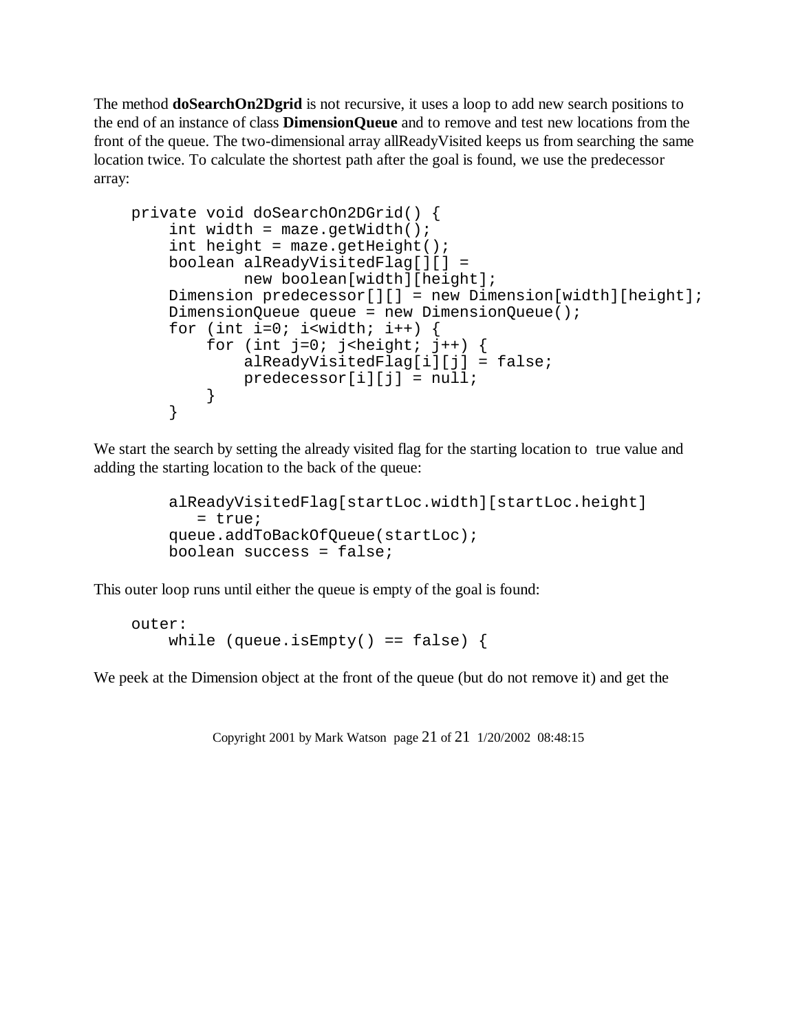The method **doSearchOn2Dgrid** is not recursive, it uses a loop to add new search positions to the end of an instance of class **DimensionQueue** and to remove and test new locations from the front of the queue. The two-dimensional array allReadyVisited keeps us from searching the same location twice. To calculate the shortest path after the goal is found, we use the predecessor array:

```
    private void doSearchOn2DGrid() {
        int width = maze.getWidth();
        int height = maze.getHeight();
        boolean alReadyVisitedFlag[][] =
                new boolean[width][height];
        Dimension predecessor[][] = new Dimension[width][height];
        DimensionQueue queue = new DimensionQueue();
        for (int i=0; i<width; i++) {
            for (int j=0; j<height; j++) {
                alReadyVisitedFlag[i][j] = false;
                predecessor[i][j] = null;
            }
        }
```

We start the search by setting the already visited flag for the starting location to true value and adding the starting location to the back of the queue:

```
        alReadyVisitedFlag[startLoc.width][startLoc.height]
           = true;
        queue.addToBackOfQueue(startLoc);
        boolean success = false;
```

This outer loop runs until either the queue is empty of the goal is found:

```
    outer:
        while (queue.isEmpty() == false) {
```

We peek at the Dimension object at the front of the queue (but do not remove it) and get the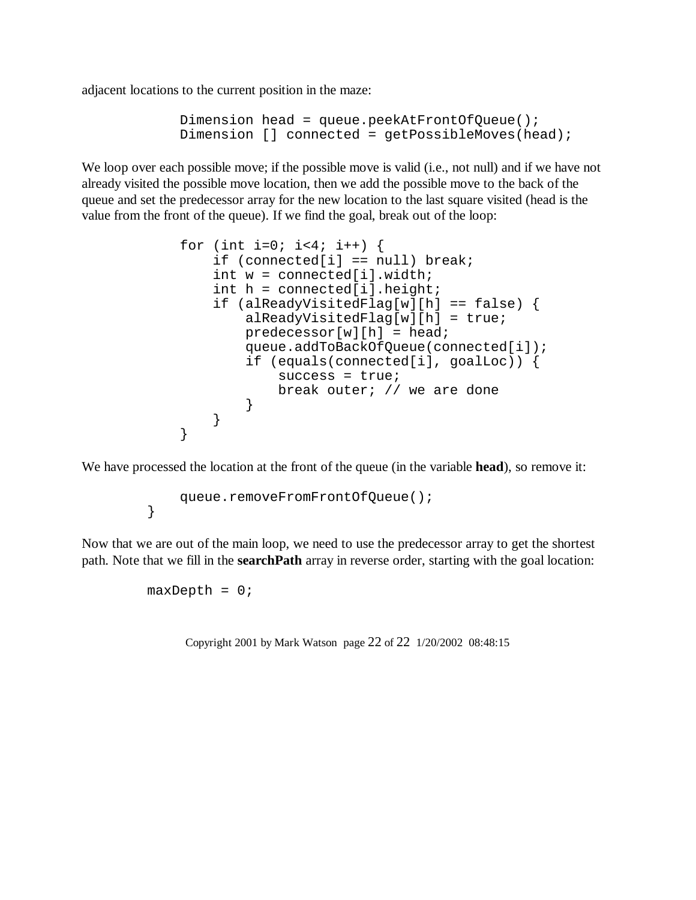adjacent locations to the current position in the maze:

```
            Dimension head = queue.peekAtFrontOfQueue();
            Dimension [] connected = getPossibleMoves(head);
```

We loop over each possible move; if the possible move is valid (i.e., not null) and if we have not already visited the possible move location, then we add the possible move to the back of the queue and set the predecessor array for the new location to the last square visited (head is the value from the front of the queue). If we find the goal, break out of the loop:

```
            for (int i=0; i<4; i++) {
                if (connected[i] == null) break;
                int w = connected[i].width;
                int h = connected[i].height;
                if (alReadyVisitedFlag[w][h] == false) {
                    alReadyVisitedFlag[w][h] = true;
                    predecessor[w][h] = head;
                    queue.addToBackOfQueue(connected[i]);
                    if (equals(connected[i], goalLoc)) {
                        success = true;
                        break outer; // we are done
                    }
                }
            }
```

We have processed the location at the front of the queue (in the variable **head**), so remove it:

```
            queue.removeFromFrontOfQueue();
        }
```

Now that we are out of the main loop, we need to use the predecessor array to get the shortest path. Note that we fill in the **searchPath** array in reverse order, starting with the goal location:

```
        maxDepth = 0;
```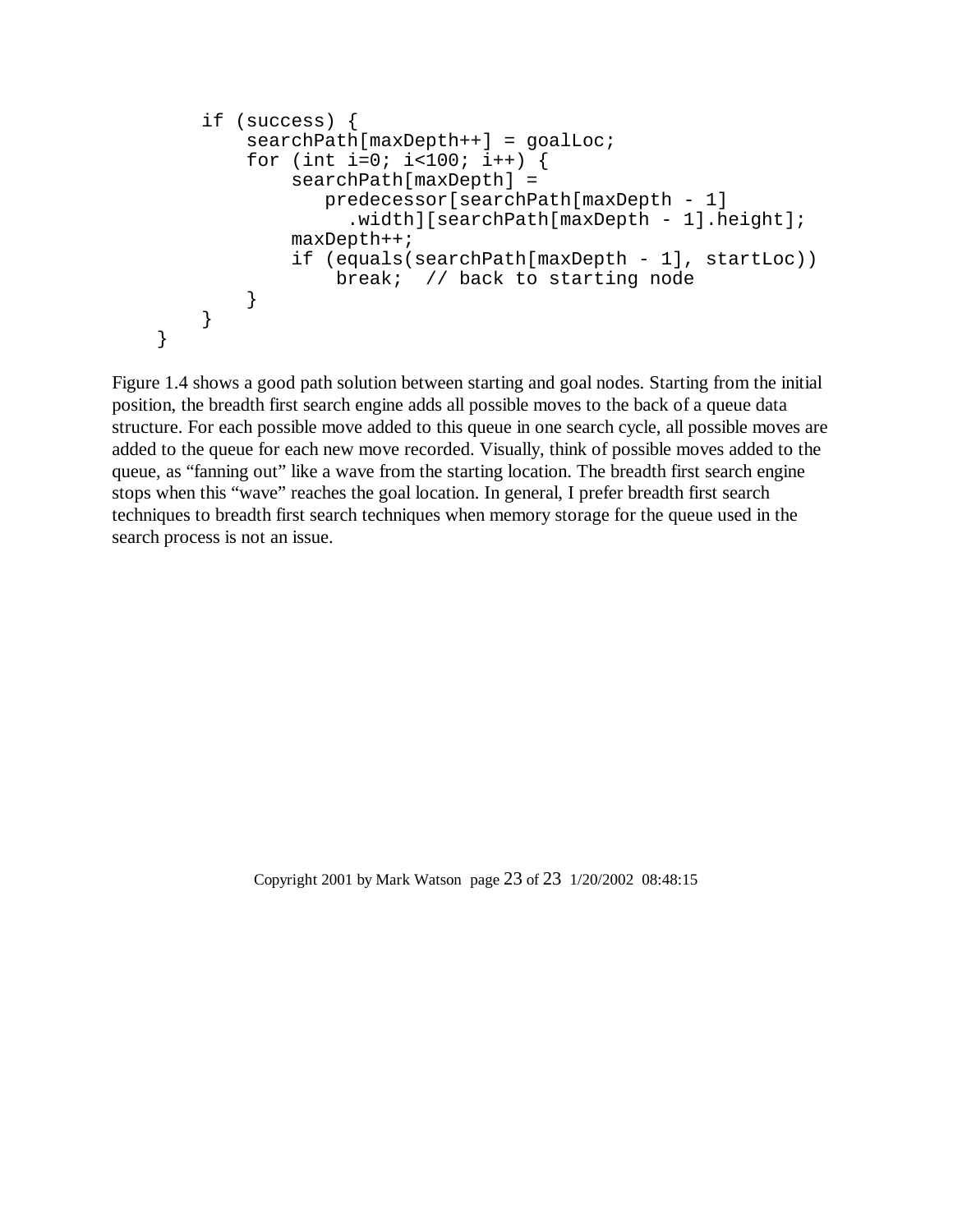```
        if (success) {
            searchPath[maxDepth++] = goalLoc;
            for (int i=0; i<100; i++) {
                searchPath[maxDepth] =
                   predecessor[searchPath[maxDepth - 1]
                     .width][searchPath[maxDepth - 1].height];
                maxDepth++;
                if (equals(searchPath[maxDepth - 1], startLoc))
                    break;  // back to starting node
            }
        }
    }
```

Figure 1.4 shows a good path solution between starting and goal nodes. Starting from the initial position, the breadth first search engine adds all possible moves to the back of a queue data structure. For each possible move added to this queue in one search cycle, all possible moves are added to the queue for each new move recorded. Visually, think of possible moves added to the queue, as "fanning out" like a wave from the starting location. The breadth first search engine stops when this "wave" reaches the goal location. In general, I prefer breadth first search techniques to breadth first search techniques when memory storage for the queue used in the search process is not an issue.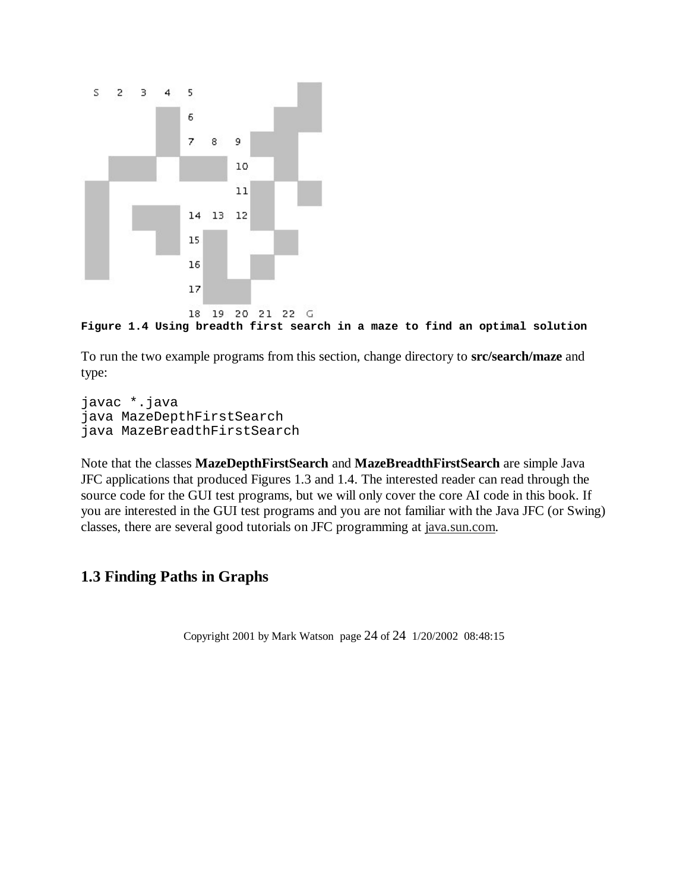Figure 1.4 Using breadth first search in a maze to find an optimal solution

To run the two example programs from this section, change directory to **src/search/maze** and type:

```
javac *.java
java MazeDepthFirstSearch
java MazeBreadthFirstSearch
```

Note that the classes **MazeDepthFirstSearch** and **MazeBreadthFirstSearch** are simple Java JFC applications that produced Figures 1.3 and 1.4. The interested reader can read through the source code for the GUI test programs, but we will only cover the core AI code in this book. If you are interested in the GUI test programs and you are not familiar with the Java JFC (or Swing) classes, there are several good tutorials on JFC programming at java.sun.com.

## 1.3 Finding Paths in Graphs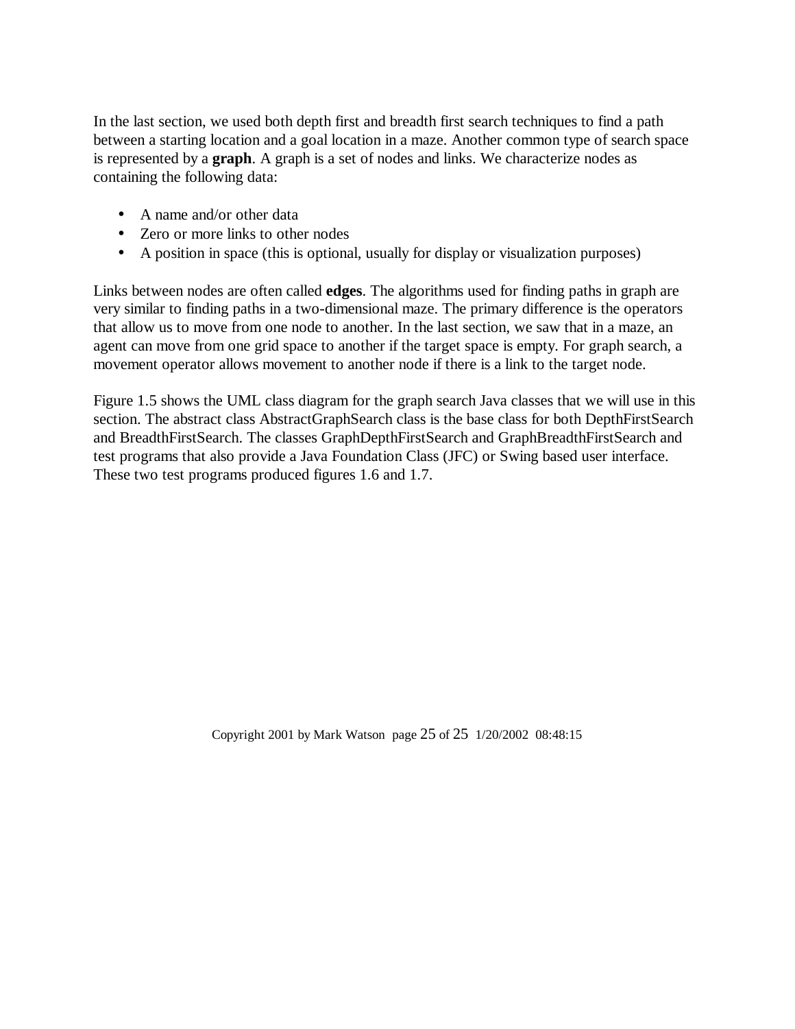In the last section, we used both depth first and breadth first search techniques to find a path between a starting location and a goal location in a maze. Another common type of search space is represented by a **graph**. A graph is a set of nodes and links. We characterize nodes as containing the following data:

- A name and/or other data
- Zero or more links to other nodes
- A position in space (this is optional, usually for display or visualization purposes)

Links between nodes are often called **edges**. The algorithms used for finding paths in graph are very similar to finding paths in a two-dimensional maze. The primary difference is the operators that allow us to move from one node to another. In the last section, we saw that in a maze, an agent can move from one grid space to another if the target space is empty. For graph search, a movement operator allows movement to another node if there is a link to the target node.

Figure 1.5 shows the UML class diagram for the graph search Java classes that we will use in this section. The abstract class AbstractGraphSearch class is the base class for both DepthFirstSearch and BreadthFirstSearch. The classes GraphDepthFirstSearch and GraphBreadthFirstSearch and test programs that also provide a Java Foundation Class (JFC) or Swing based user interface. These two test programs produced figures 1.6 and 1.7.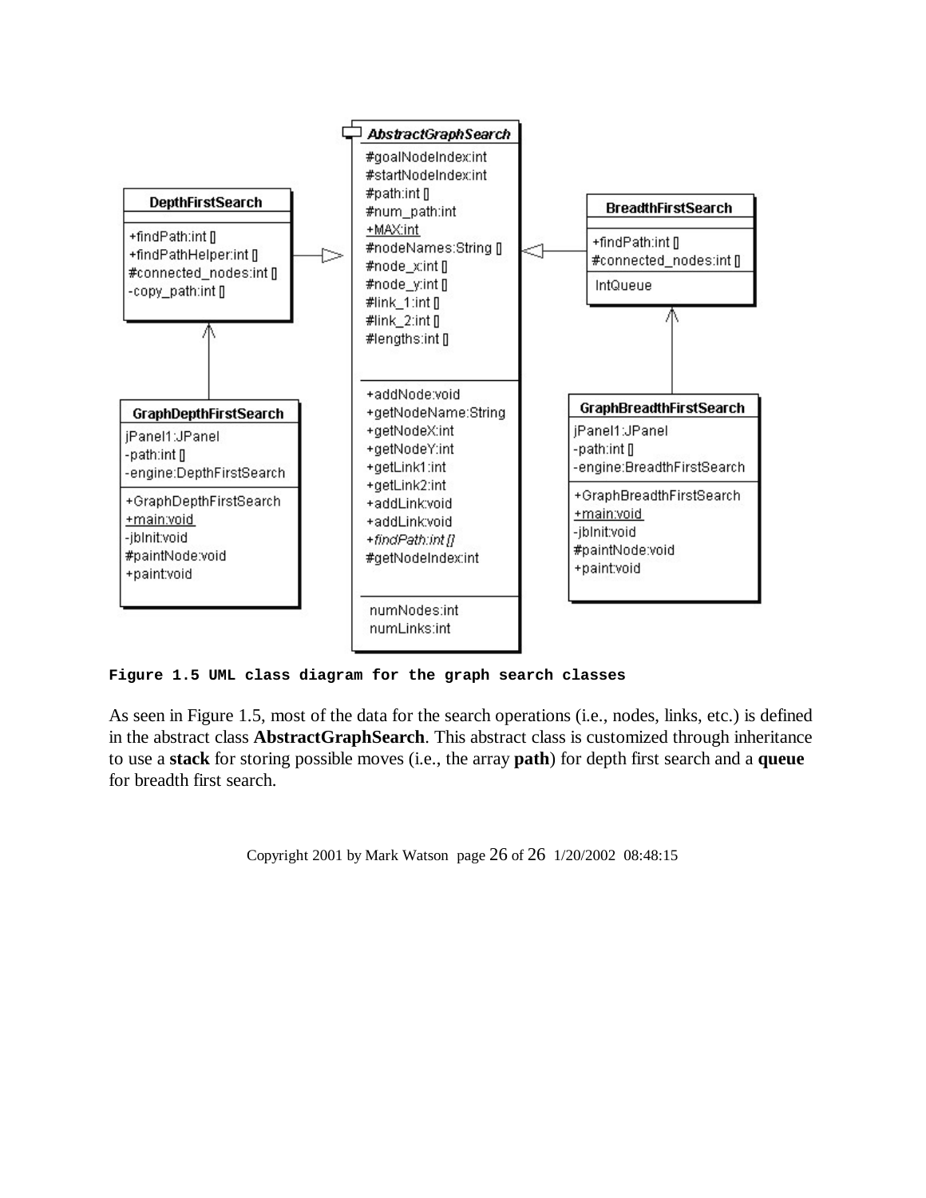**Figure 1.5 UML class diagram for the graph search classes**

As seen in Figure 1.5, most of the data for the search operations (i.e., nodes, links, etc.) is defined in the abstract class **AbstractGraphSearch**. This abstract class is customized through inheritance to use a **stack** for storing possible moves (i.e., the array **path**) for depth first search and a **queue** for breadth first search.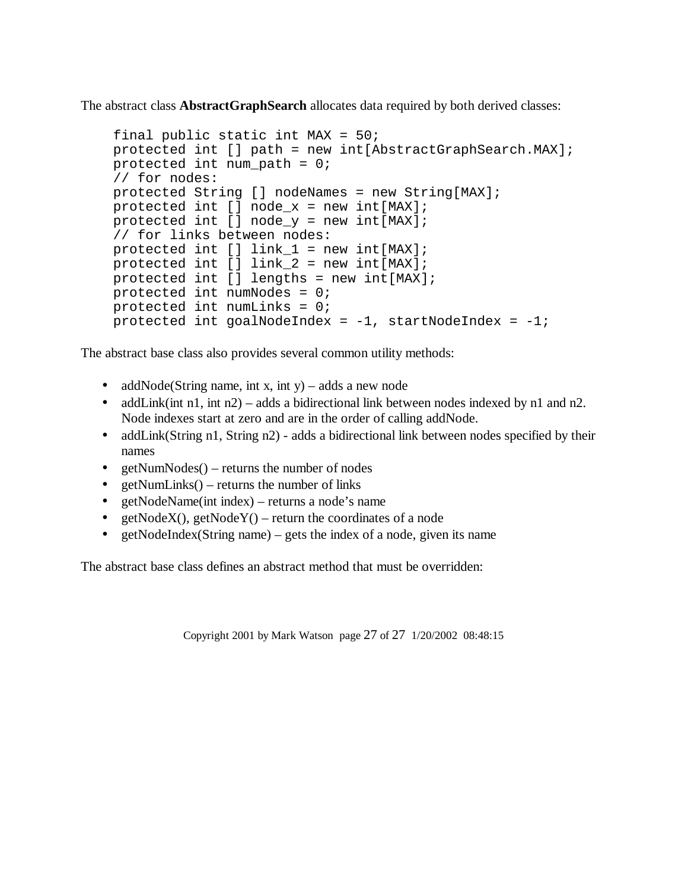The abstract class **AbstractGraphSearch** allocates data required by both derived classes:

```
final public static int MAX = 50;
protected int [] path = new int[AbstractGraphSearch.MAX];
protected int num_path = 0;
// for nodes:
protected String [] nodeNames = new String[MAX];
protected int [] node_x = new int[MAX];
protected int [] node_y = new int[MAX];
// for links between nodes:
protected int [] link_1 = new int[MAX];
protected int [] link_2 = new int[MAX];
protected int [] lengths = new int[MAX];
protected int numNodes = 0;
protected int numLinks = 0;
protected int goalNodeIndex = -1, startNodeIndex = -1;
```

The abstract base class also provides several common utility methods:

- addNode(String name, int x, int y) – adds a new node
- addLink(int n1, int n2) – adds a bidirectional link between nodes indexed by n1 and n2. Node indexes start at zero and are in the order of calling addNode.
- addLink(String n1, String n2) - adds a bidirectional link between nodes specified by their names
- getNumNodes() – returns the number of nodes
- getNumLinks() – returns the number of links
- getNodeName(int index) – returns a node's name
- getNodeX(), getNodeY() – return the coordinates of a node
- getNodeIndex(String name) – gets the index of a node, given its name

The abstract base class defines an abstract method that must be overridden: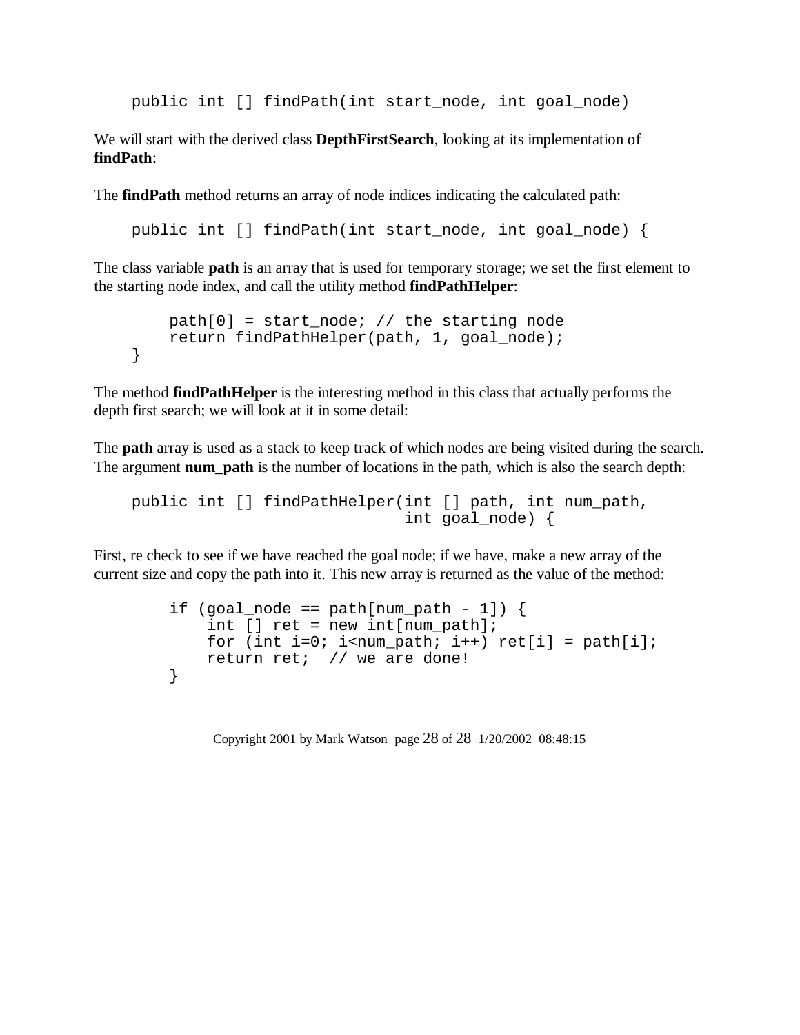```
public int [] findPath(int start_node, int goal_node)
```

We will start with the derived class **DepthFirstSearch**, looking at its implementation of **findPath**:

The **findPath** method returns an array of node indices indicating the calculated path:

```
public int [] findPath(int start_node, int goal_node) {
```

The class variable **path** is an array that is used for temporary storage; we set the first element to the starting node index, and call the utility method **findPathHelper**:

```
    path[0] = start_node; // the starting node
    return findPathHelper(path, 1, goal_node);
}
```

The method **findPathHelper** is the interesting method in this class that actually performs the depth first search; we will look at it in some detail:

The **path** array is used as a stack to keep track of which nodes are being visited during the search. The argument **num_path** is the number of locations in the path, which is also the search depth:

```
public int [] findPathHelper(int [] path, int num_path,
                             int goal_node) {
```

First, re check to see if we have reached the goal node; if we have, make a new array of the current size and copy the path into it. This new array is returned as the value of the method:

```
    if (goal_node == path[num_path - 1]) {
        int [] ret = new int[num_path];
        for (int i=0; i<num_path; i++) ret[i] = path[i];
        return ret;  // we are done!
    }
```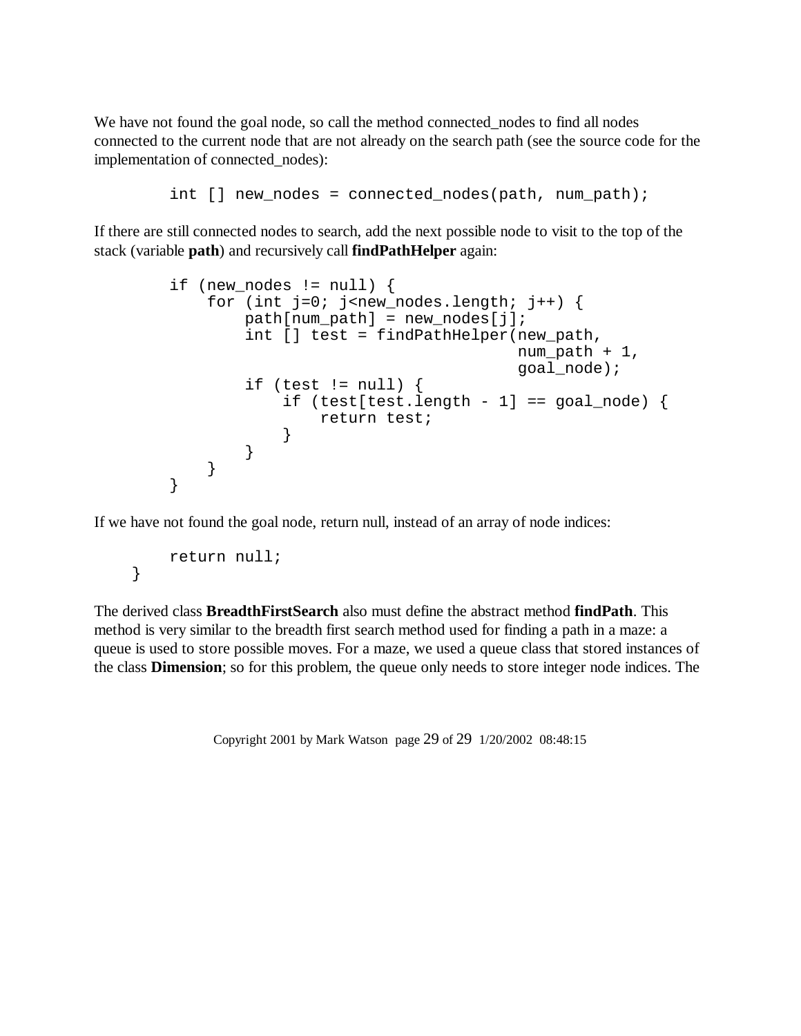We have not found the goal node, so call the method connected_nodes to find all nodes connected to the current node that are not already on the search path (see the source code for the implementation of connected_nodes):

```
        int [] new_nodes = connected_nodes(path, num_path);
```

If there are still connected nodes to search, add the next possible node to visit to the top of the stack (variable **path**) and recursively call **findPathHelper** again:

```
        if (new_nodes != null) {
            for (int j=0; j<new_nodes.length; j++) {
                path[num_path] = new_nodes[j];
                int [] test = findPathHelper(new_path,
                                             num_path + 1,
                                             goal_node);
                if (test != null) {
                    if (test[test.length - 1] == goal_node) {
                        return test;
                    }
                }
            }
        }
```

If we have not found the goal node, return null, instead of an array of node indices:

```
        return null;
    }
```

The derived class **BreadthFirstSearch** also must define the abstract method **findPath**. This method is very similar to the breadth first search method used for finding a path in a maze: a queue is used to store possible moves. For a maze, we used a queue class that stored instances of the class **Dimension**; so for this problem, the queue only needs to store integer node indices. The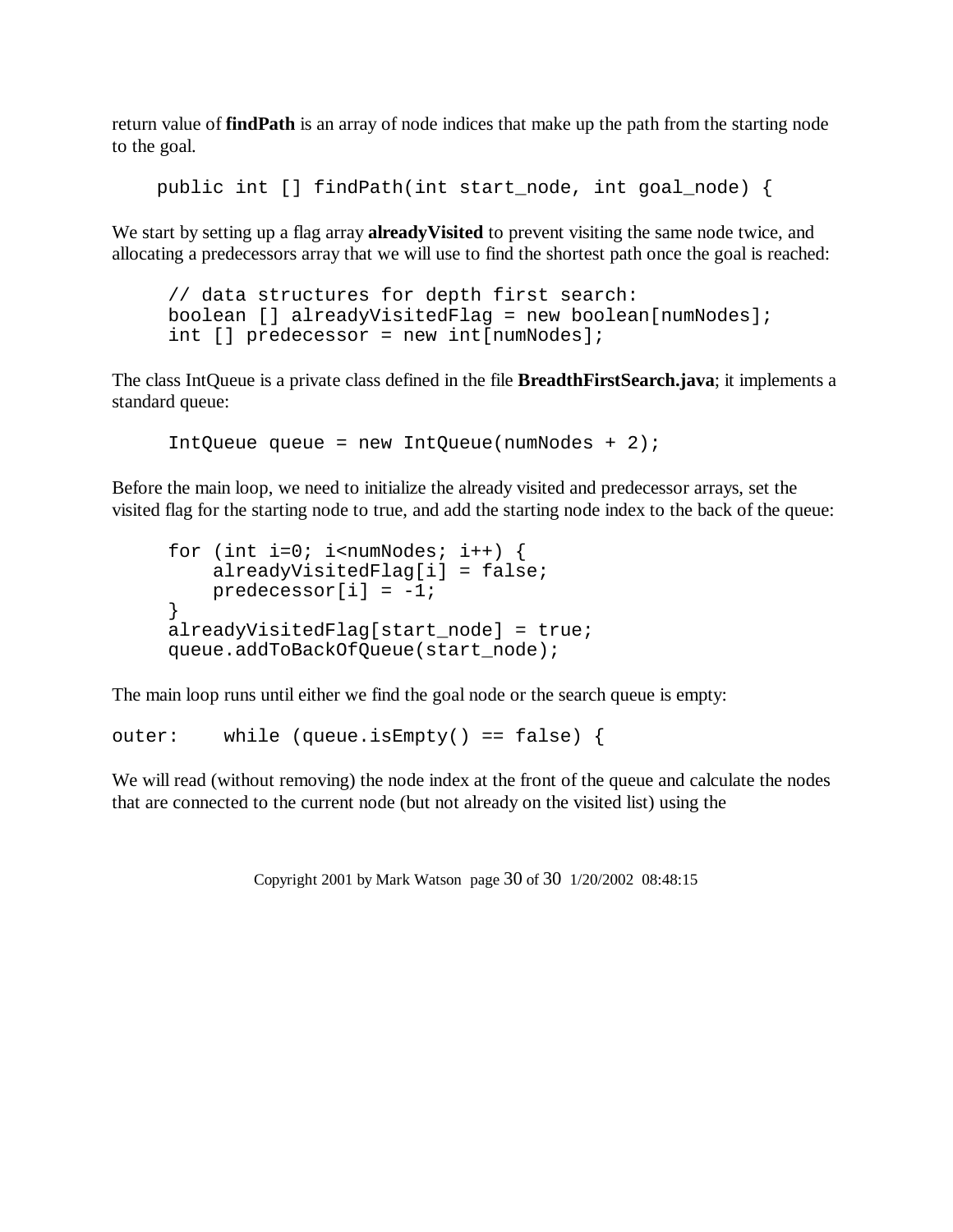return value of **findPath** is an array of node indices that make up the path from the starting node to the goal.

```
public int [] findPath(int start_node, int goal_node) {
```

We start by setting up a flag array **alreadyVisited** to prevent visiting the same node twice, and allocating a predecessors array that we will use to find the shortest path once the goal is reached:

```
// data structures for depth first search:
boolean [] alreadyVisitedFlag = new boolean[numNodes];
int [] predecessor = new int[numNodes];
```

The class IntQueue is a private class defined in the file **BreadthFirstSearch.java**; it implements a standard queue:

```
IntQueue queue = new IntQueue(numNodes + 2);
```

Before the main loop, we need to initialize the already visited and predecessor arrays, set the visited flag for the starting node to true, and add the starting node index to the back of the queue:

```
for (int i=0; i<numNodes; i++) {
    alreadyVisitedFlag[i] = false;
    predecessor[i] = -1;
}
alreadyVisitedFlag[start_node] = true;
queue.addToBackOfQueue(start_node);
```

The main loop runs until either we find the goal node or the search queue is empty:

```
outer:    while (queue.isEmpty() == false) {
```

We will read (without removing) the node index at the front of the queue and calculate the nodes that are connected to the current node (but not already on the visited list) using the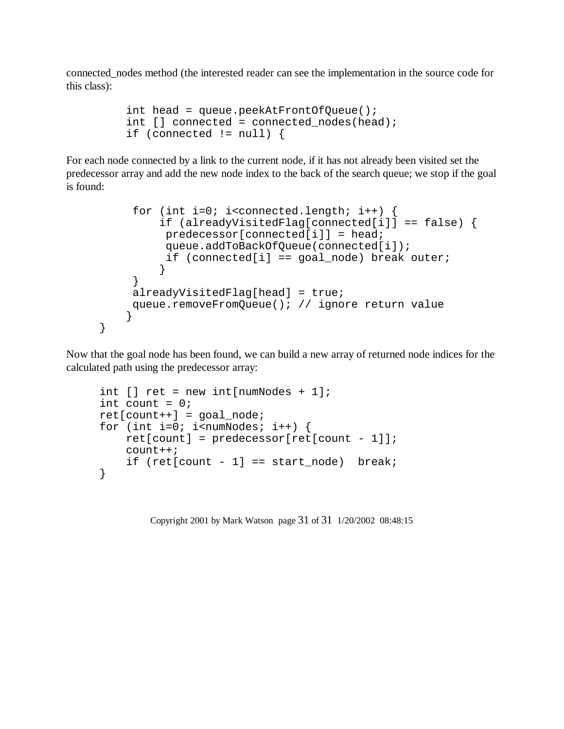connected_nodes method (the interested reader can see the implementation in the source code for this class):

```
        int head = queue.peekAtFrontOfQueue();
        int [] connected = connected_nodes(head);
        if (connected != null) {
```

For each node connected by a link to the current node, if it has not already been visited set the predecessor array and add the new node index to the back of the search queue; we stop if the goal is found:

```
         for (int i=0; i<connected.length; i++) {
             if (alreadyVisitedFlag[connected[i]] == false) {
              predecessor[connected[i]] = head;
              queue.addToBackOfQueue(connected[i]);
              if (connected[i] == goal_node) break outer;
             }
         }
         alreadyVisitedFlag[head] = true;
         queue.removeFromQueue(); // ignore return value
        }
    }
```

Now that the goal node has been found, we can build a new array of returned node indices for the calculated path using the predecessor array:

```
    int [] ret = new int[numNodes + 1];
    int count = 0;
    ret[count++] = goal_node;
    for (int i=0; i<numNodes; i++) {
        ret[count] = predecessor[ret[count - 1]];
        count++;
        if (ret[count - 1] == start_node)  break;
    }
```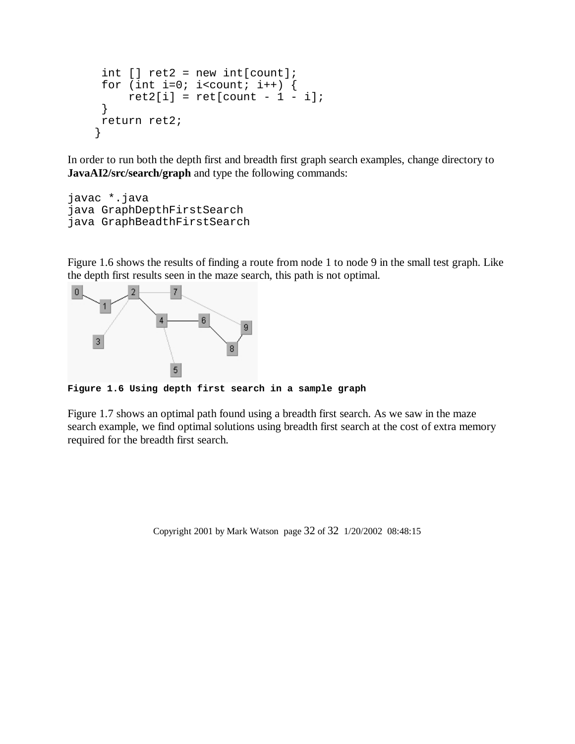```
    int [] ret2 = new int[count];
    for (int i=0; i<count; i++) {
        ret2[i] = ret[count - 1 - i];
    }
    return ret2;
   }
```

In order to run both the depth first and breadth first graph search examples, change directory to **JavaAI2/src/search/graph** and type the following commands:

```
javac *.java
java GraphDepthFirstSearch
java GraphBeadthFirstSearch
```

Figure 1.6 shows the results of finding a route from node 1 to node 9 in the small test graph. Like the depth first results seen in the maze search, this path is not optimal.

**Figure 1.6 Using depth first search in a sample graph**

Figure 1.7 shows an optimal path found using a breadth first search. As we saw in the maze search example, we find optimal solutions using breadth first search at the cost of extra memory required for the breadth first search.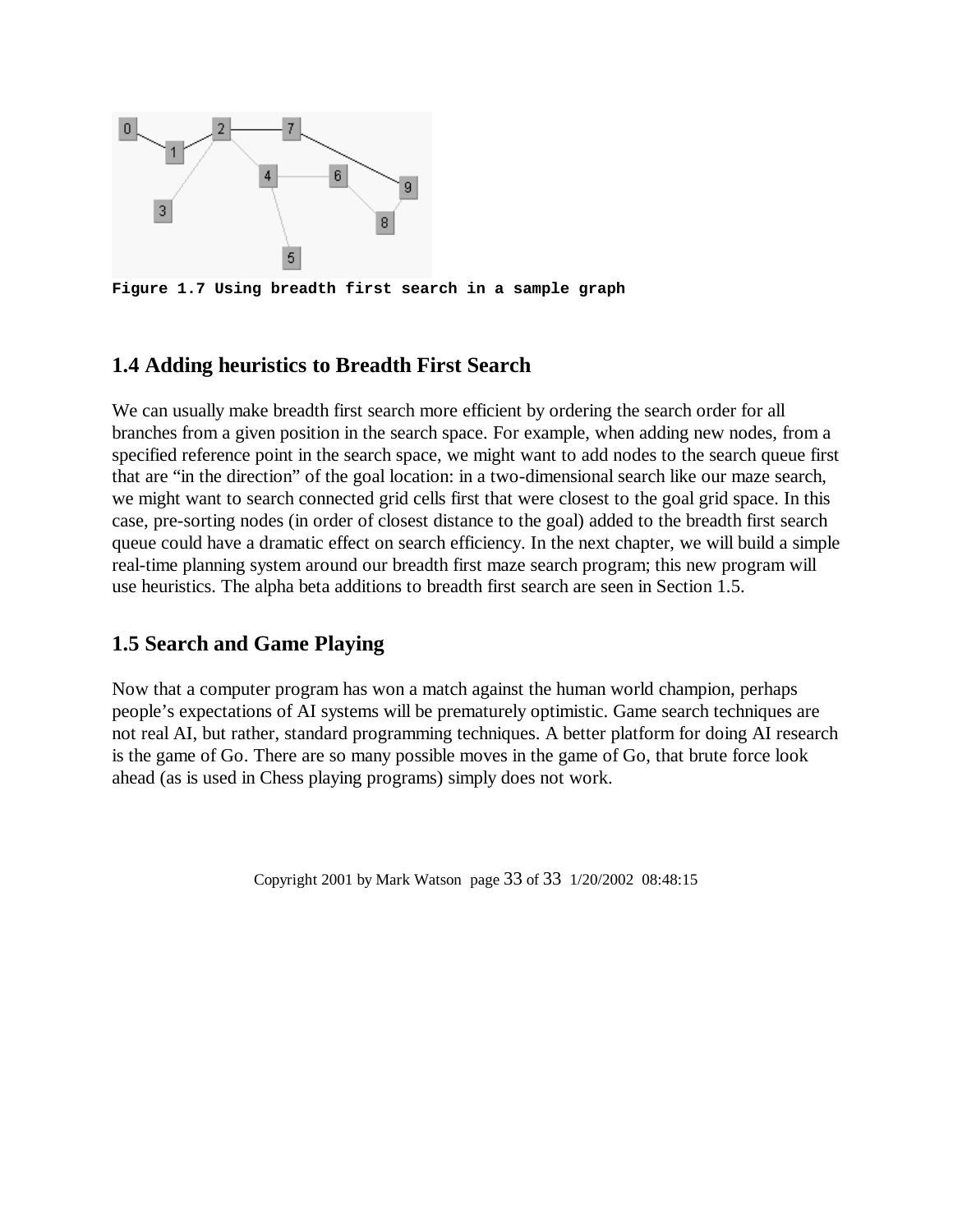Figure 1.7 Using breadth first search in a sample graph

## 1.4 Adding heuristics to Breadth First Search

We can usually make breadth first search more efficient by ordering the search order for all branches from a given position in the search space. For example, when adding new nodes, from a specified reference point in the search space, we might want to add nodes to the search queue first that are "in the direction" of the goal location: in a two-dimensional search like our maze search, we might want to search connected grid cells first that were closest to the goal grid space. In this case, pre-sorting nodes (in order of closest distance to the goal) added to the breadth first search queue could have a dramatic effect on search efficiency. In the next chapter, we will build a simple real-time planning system around our breadth first maze search program; this new program will use heuristics. The alpha beta additions to breadth first search are seen in Section 1.5.

## 1.5 Search and Game Playing

Now that a computer program has won a match against the human world champion, perhaps people's expectations of AI systems will be prematurely optimistic. Game search techniques are not real AI, but rather, standard programming techniques. A better platform for doing AI research is the game of Go. There are so many possible moves in the game of Go, that brute force look ahead (as is used in Chess playing programs) simply does not work.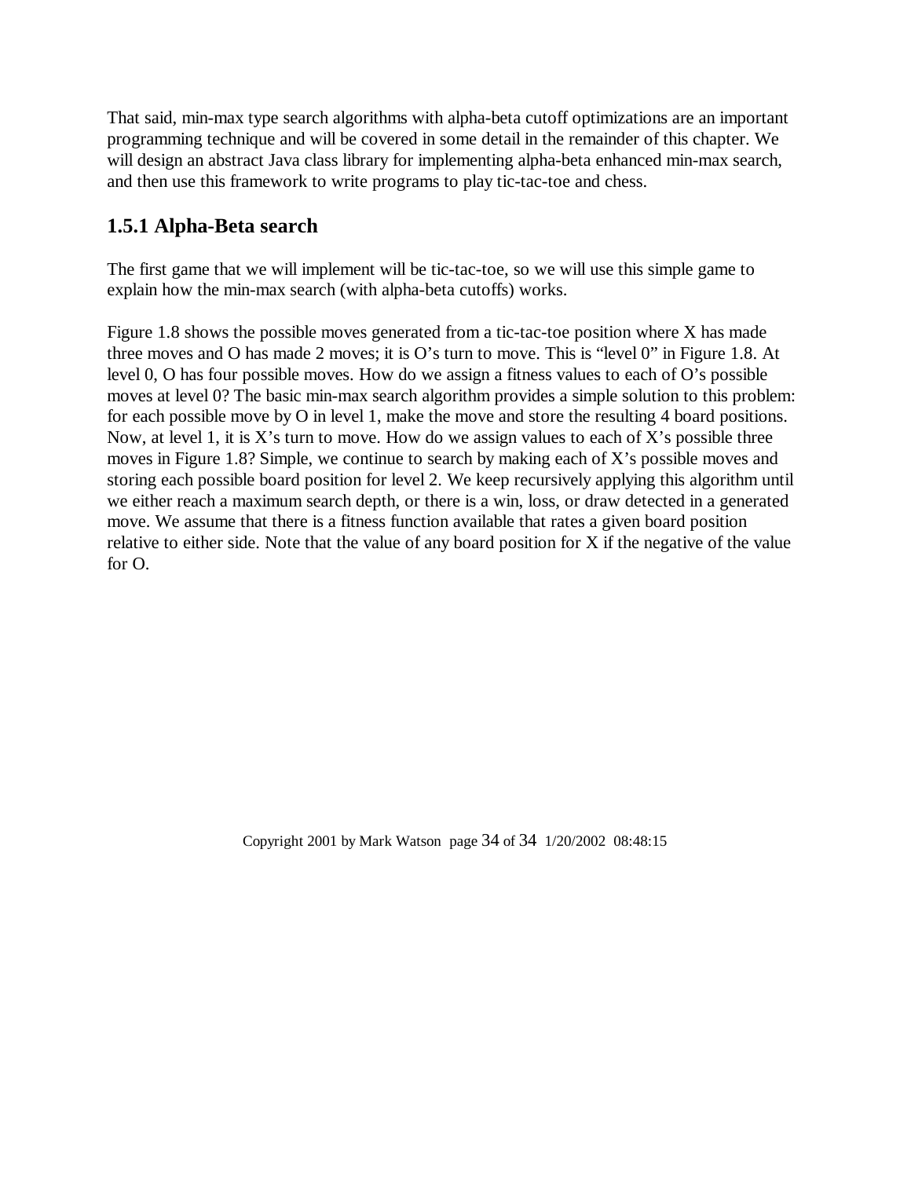That said, min-max type search algorithms with alpha-beta cutoff optimizations are an important programming technique and will be covered in some detail in the remainder of this chapter. We will design an abstract Java class library for implementing alpha-beta enhanced min-max search, and then use this framework to write programs to play tic-tac-toe and chess.

### 1.5.1 Alpha-Beta search

The first game that we will implement will be tic-tac-toe, so we will use this simple game to explain how the min-max search (with alpha-beta cutoffs) works.

Figure 1.8 shows the possible moves generated from a tic-tac-toe position where X has made three moves and O has made 2 moves; it is O's turn to move. This is "level 0" in Figure 1.8. At level 0, O has four possible moves. How do we assign a fitness values to each of O's possible moves at level 0? The basic min-max search algorithm provides a simple solution to this problem: for each possible move by O in level 1, make the move and store the resulting 4 board positions. Now, at level 1, it is X's turn to move. How do we assign values to each of X's possible three moves in Figure 1.8? Simple, we continue to search by making each of X's possible moves and storing each possible board position for level 2. We keep recursively applying this algorithm until we either reach a maximum search depth, or there is a win, loss, or draw detected in a generated move. We assume that there is a fitness function available that rates a given board position relative to either side. Note that the value of any board position for X if the negative of the value for O.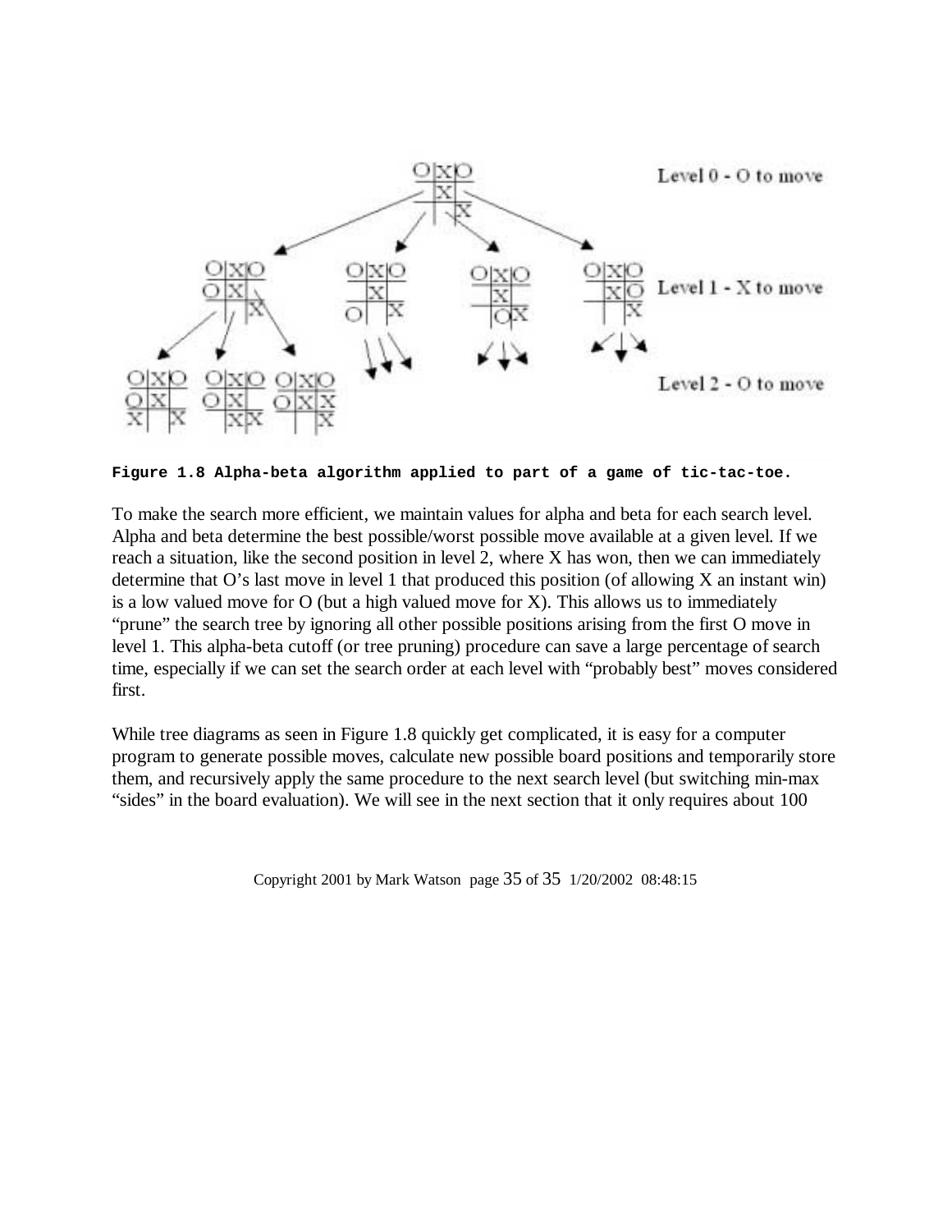Level 0 - O to move

Level 1 - X to move

Level 2 - O to move

**Figure 1.8 Alpha-beta algorithm applied to part of a game of tic-tac-toe.**

To make the search more efficient, we maintain values for alpha and beta for each search level. Alpha and beta determine the best possible/worst possible move available at a given level. If we reach a situation, like the second position in level 2, where X has won, then we can immediately determine that O's last move in level 1 that produced this position (of allowing X an instant win) is a low valued move for O (but a high valued move for X). This allows us to immediately "prune" the search tree by ignoring all other possible positions arising from the first O move in level 1. This alpha-beta cutoff (or tree pruning) procedure can save a large percentage of search time, especially if we can set the search order at each level with "probably best" moves considered first.

While tree diagrams as seen in Figure 1.8 quickly get complicated, it is easy for a computer program to generate possible moves, calculate new possible board positions and temporarily store them, and recursively apply the same procedure to the next search level (but switching min-max "sides" in the board evaluation). We will see in the next section that it only requires about 100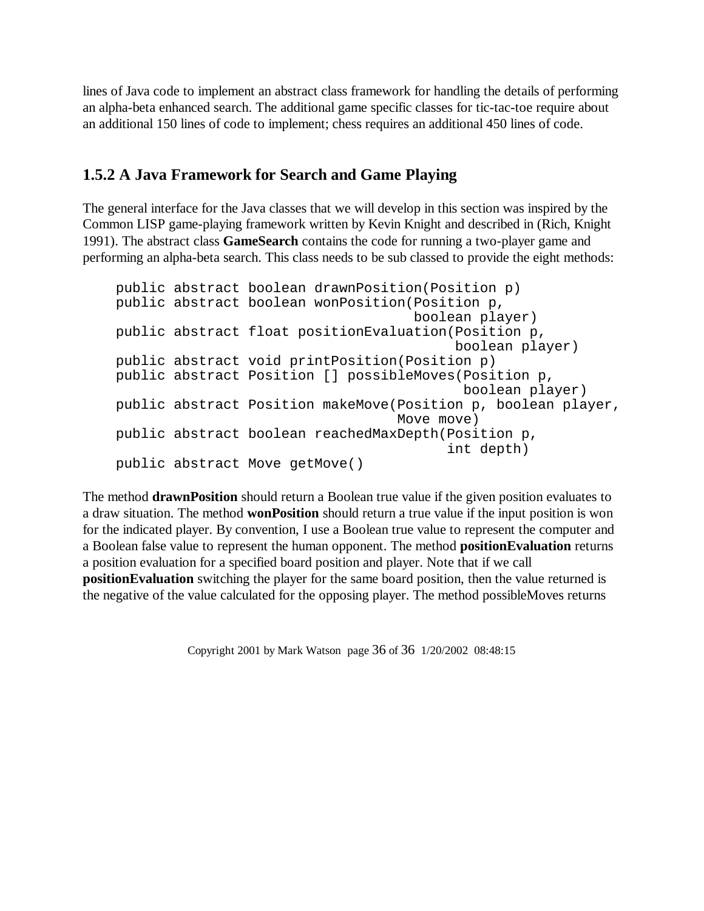lines of Java code to implement an abstract class framework for handling the details of performing an alpha-beta enhanced search. The additional game specific classes for tic-tac-toe require about an additional 150 lines of code to implement; chess requires an additional 450 lines of code.

### 1.5.2 A Java Framework for Search and Game Playing

The general interface for the Java classes that we will develop in this section was inspired by the Common LISP game-playing framework written by Kevin Knight and described in (Rich, Knight 1991). The abstract class **GameSearch** contains the code for running a two-player game and performing an alpha-beta search. This class needs to be sub classed to provide the eight methods:

```
public abstract boolean drawnPosition(Position p)
public abstract boolean wonPosition(Position p,
                                    boolean player)
public abstract float positionEvaluation(Position p,
                                         boolean player)
public abstract void printPosition(Position p)
public abstract Position [] possibleMoves(Position p,
                                          boolean player)
public abstract Position makeMove(Position p, boolean player,
                                  Move move)
public abstract boolean reachedMaxDepth(Position p,
                                        int depth)
public abstract Move getMove()
```

The method **drawnPosition** should return a Boolean true value if the given position evaluates to a draw situation. The method **wonPosition** should return a true value if the input position is won for the indicated player. By convention, I use a Boolean true value to represent the computer and a Boolean false value to represent the human opponent. The method **positionEvaluation** returns a position evaluation for a specified board position and player. Note that if we call **positionEvaluation** switching the player for the same board position, then the value returned is the negative of the value calculated for the opposing player. The method possibleMoves returns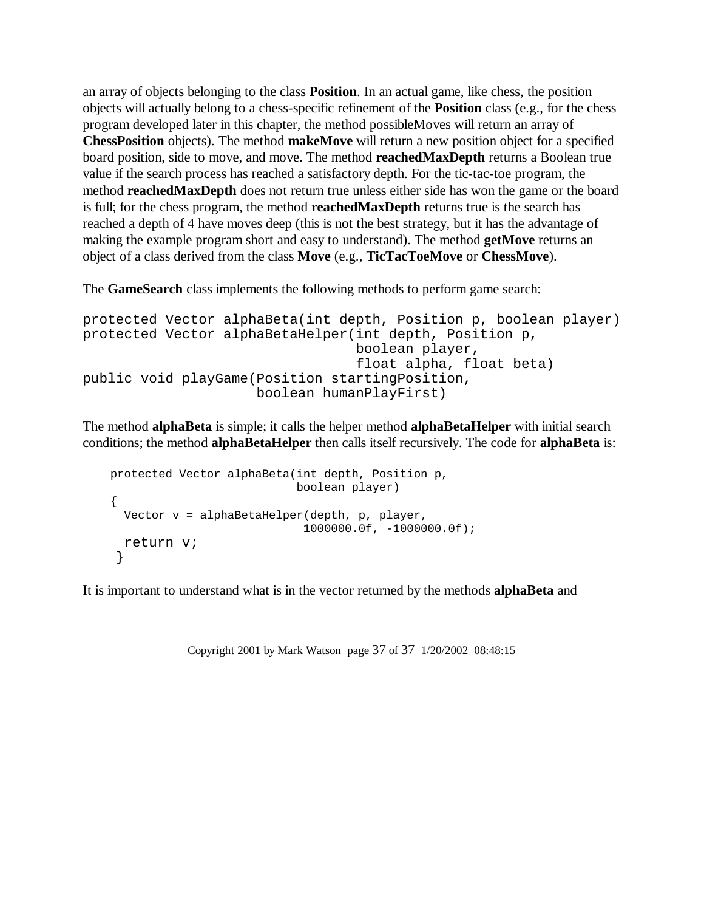an array of objects belonging to the class **Position**. In an actual game, like chess, the position objects will actually belong to a chess-specific refinement of the **Position** class (e.g., for the chess program developed later in this chapter, the method possibleMoves will return an array of **ChessPosition** objects). The method **makeMove** will return a new position object for a specified board position, side to move, and move. The method **reachedMaxDepth** returns a Boolean true value if the search process has reached a satisfactory depth. For the tic-tac-toe program, the method **reachedMaxDepth** does not return true unless either side has won the game or the board is full; for the chess program, the method **reachedMaxDepth** returns true is the search has reached a depth of 4 have moves deep (this is not the best strategy, but it has the advantage of making the example program short and easy to understand). The method **getMove** returns an object of a class derived from the class **Move** (e.g., **TicTacToeMove** or **ChessMove**).

The **GameSearch** class implements the following methods to perform game search:

```
protected Vector alphaBeta(int depth, Position p, boolean player)
protected Vector alphaBetaHelper(int depth, Position p,
                                 boolean player,
                                 float alpha, float beta)
public void playGame(Position startingPosition,
                     boolean humanPlayFirst)
```

The method **alphaBeta** is simple; it calls the helper method **alphaBetaHelper** with initial search conditions; the method **alphaBetaHelper** then calls itself recursively. The code for **alphaBeta** is:

```
    protected Vector alphaBeta(int depth, Position p,
                               boolean player)
    {
      Vector v = alphaBetaHelper(depth, p, player,
                                 1000000.0f, -1000000.0f);
      return v;
     }
```

It is important to understand what is in the vector returned by the methods **alphaBeta** and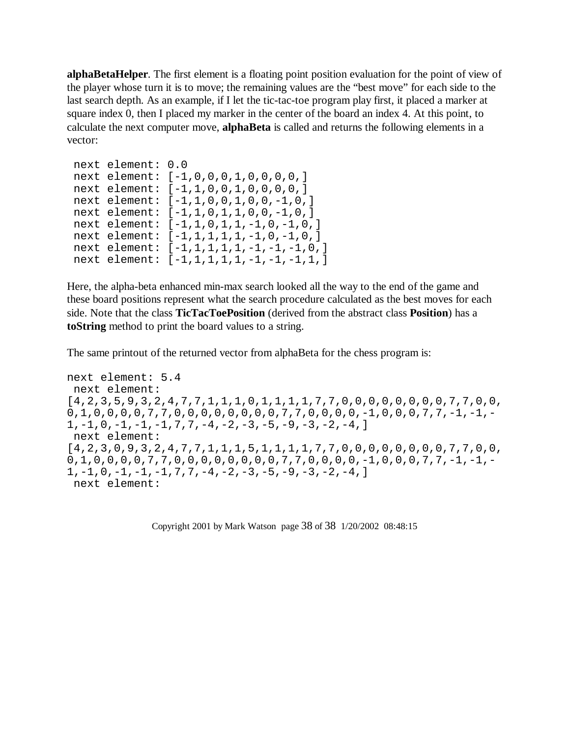**alphaBetaHelper**. The first element is a floating point position evaluation for the point of view of the player whose turn it is to move; the remaining values are the "best move" for each side to the last search depth. As an example, if I let the tic-tac-toe program play first, it placed a marker at square index 0, then I placed my marker in the center of the board an index 4. At this point, to calculate the next computer move, **alphaBeta** is called and returns the following elements in a vector:

```
 next element: 0.0
 next element: [-1,0,0,0,1,0,0,0,0,]
 next element: [-1,1,0,0,1,0,0,0,0,]
 next element: [-1,1,0,0,1,0,0,-1,0,]
 next element: [-1,1,0,1,1,0,0,-1,0,]
 next element: [-1,1,0,1,1,-1,0,-1,0,]
 next element: [-1,1,1,1,1,-1,0,-1,0,]
 next element: [-1,1,1,1,1,-1,-1,-1,0,]
 next element: [-1,1,1,1,1,-1,-1,-1,1,]
```

Here, the alpha-beta enhanced min-max search looked all the way to the end of the game and these board positions represent what the search procedure calculated as the best moves for each side. Note that the class **TicTacToePosition** (derived from the abstract class **Position**) has a **toString** method to print the board values to a string.

The same printout of the returned vector from alphaBeta for the chess program is:

```
next element: 5.4
 next element:
[4,2,3,5,9,3,2,4,7,7,1,1,1,0,1,1,1,1,7,7,0,0,0,0,0,0,0,0,7,7,0,0,
0,1,0,0,0,0,7,7,0,0,0,0,0,0,0,0,7,7,0,0,0,0,-1,0,0,0,7,7,-1,-1,-
1,-1,0,-1,-1,-1,7,7,-4,-2,-3,-5,-9,-3,-2,-4,]
 next element:
[4,2,3,0,9,3,2,4,7,7,1,1,1,5,1,1,1,1,7,7,0,0,0,0,0,0,0,0,7,7,0,0,
0,1,0,0,0,0,7,7,0,0,0,0,0,0,0,0,7,7,0,0,0,0,-1,0,0,0,7,7,-1,-1,-
1,-1,0,-1,-1,-1,7,7,-4,-2,-3,-5,-9,-3,-2,-4,]
 next element:
```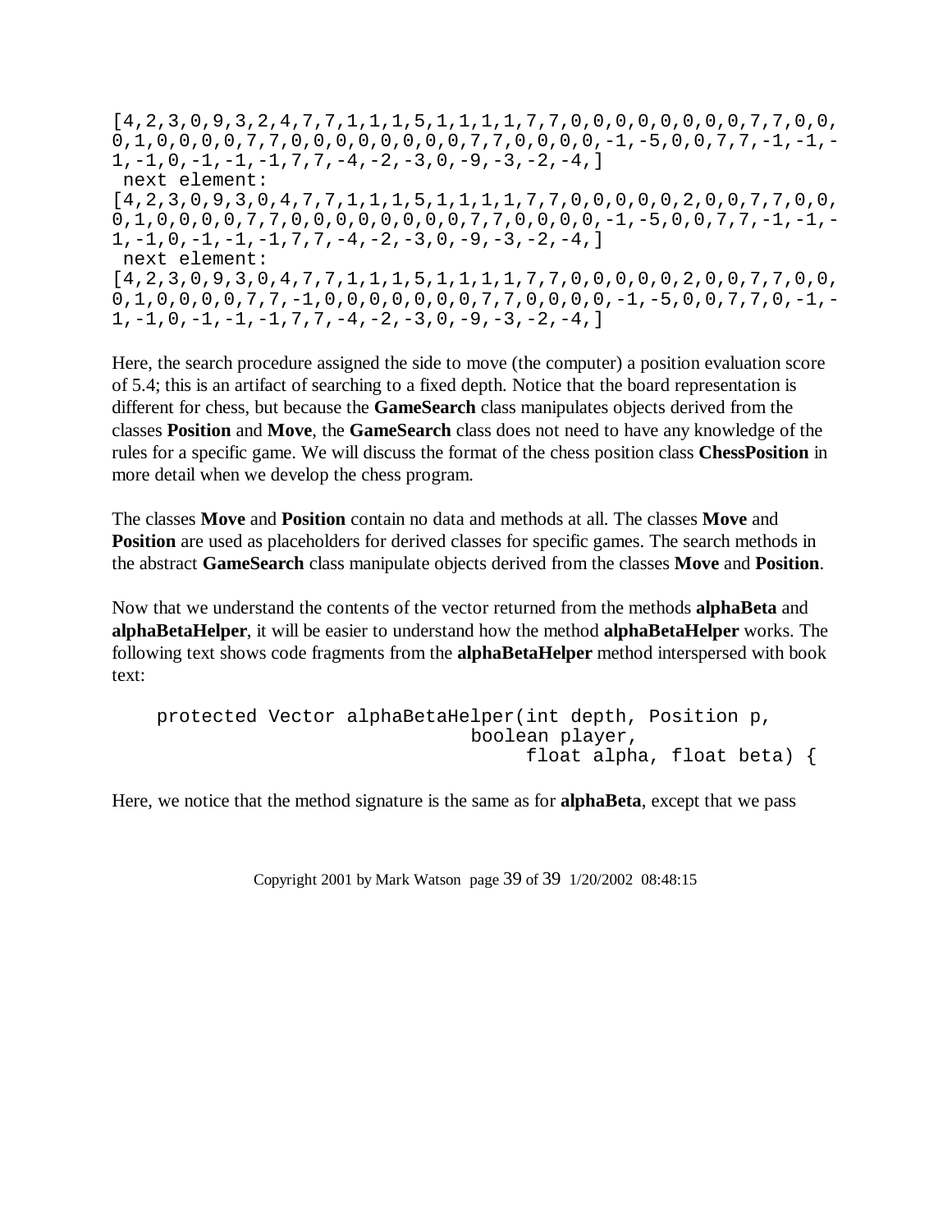```
[4,2,3,0,9,3,2,4,7,7,1,1,1,5,1,1,1,1,7,7,0,0,0,0,0,0,0,0,7,7,0,0,
0,1,0,0,0,0,7,7,0,0,0,0,0,0,0,0,7,7,0,0,0,0,-1,-5,0,0,7,7,-1,-1,-
1,-1,0,-1,-1,-1,7,7,-4,-2,-3,0,-9,-3,-2,-4,]
 next element:
[4,2,3,0,9,3,0,4,7,7,1,1,1,5,1,1,1,1,7,7,0,0,0,0,0,2,0,0,7,7,0,0,
0,1,0,0,0,0,7,7,0,0,0,0,0,0,0,0,7,7,0,0,0,0,-1,-5,0,0,7,7,-1,-1,-
1,-1,0,-1,-1,-1,7,7,-4,-2,-3,0,-9,-3,-2,-4,]
 next element:
[4,2,3,0,9,3,0,4,7,7,1,1,1,5,1,1,1,1,7,7,0,0,0,0,0,2,0,0,7,7,0,0,
0,1,0,0,0,0,7,7,-1,0,0,0,0,0,0,0,7,7,0,0,0,0,-1,-5,0,0,7,7,0,-1,-
1,-1,0,-1,-1,-1,7,7,-4,-2,-3,0,-9,-3,-2,-4,]
```

Here, the search procedure assigned the side to move (the computer) a position evaluation score of 5.4; this is an artifact of searching to a fixed depth. Notice that the board representation is different for chess, but because the **GameSearch** class manipulates objects derived from the classes **Position** and **Move**, the **GameSearch** class does not need to have any knowledge of the rules for a specific game. We will discuss the format of the chess position class **ChessPosition** in more detail when we develop the chess program.

The classes **Move** and **Position** contain no data and methods at all. The classes **Move** and **Position** are used as placeholders for derived classes for specific games. The search methods in the abstract **GameSearch** class manipulate objects derived from the classes **Move** and **Position**.

Now that we understand the contents of the vector returned from the methods **alphaBeta** and **alphaBetaHelper**, it will be easier to understand how the method **alphaBetaHelper** works. The following text shows code fragments from the **alphaBetaHelper** method interspersed with book text:

```
    protected Vector alphaBetaHelper(int depth, Position p,
                                     boolean player,
                                          float alpha, float beta) {
```

Here, we notice that the method signature is the same as for **alphaBeta**, except that we pass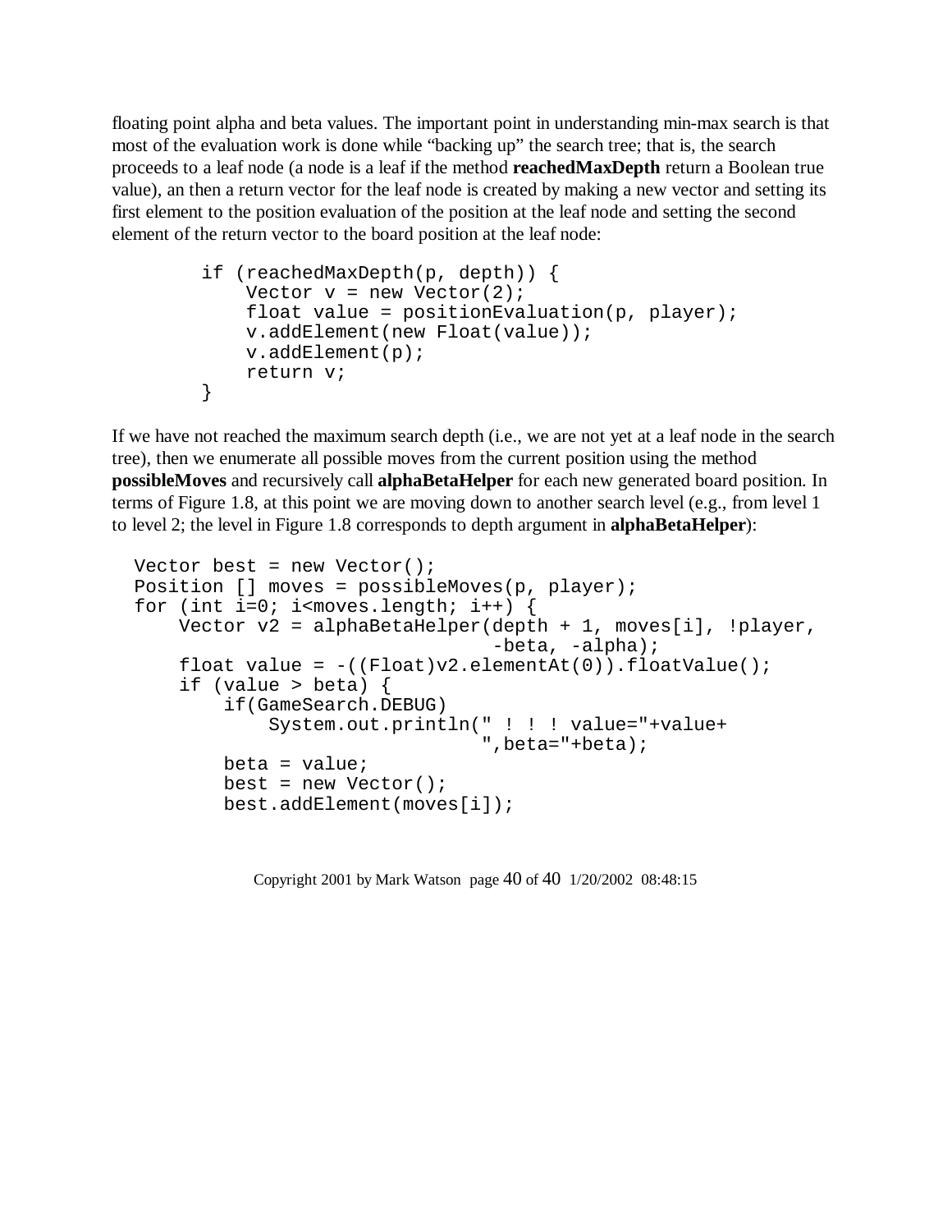floating point alpha and beta values. The important point in understanding min-max search is that most of the evaluation work is done while "backing up" the search tree; that is, the search proceeds to a leaf node (a node is a leaf if the method **reachedMaxDepth** return a Boolean true value), an then a return vector for the leaf node is created by making a new vector and setting its first element to the position evaluation of the position at the leaf node and setting the second element of the return vector to the board position at the leaf node:

```
        if (reachedMaxDepth(p, depth)) {
            Vector v = new Vector(2);
            float value = positionEvaluation(p, player);
            v.addElement(new Float(value));
            v.addElement(p);
            return v;
        }
```

If we have not reached the maximum search depth (i.e., we are not yet at a leaf node in the search tree), then we enumerate all possible moves from the current position using the method **possibleMoves** and recursively call **alphaBetaHelper** for each new generated board position. In terms of Figure 1.8, at this point we are moving down to another search level (e.g., from level 1 to level 2; the level in Figure 1.8 corresponds to depth argument in **alphaBetaHelper**):

```
  Vector best = new Vector();
  Position [] moves = possibleMoves(p, player);
  for (int i=0; i<moves.length; i++) {
      Vector v2 = alphaBetaHelper(depth + 1, moves[i], !player,
                                  -beta, -alpha);
      float value = -((Float)v2.elementAt(0)).floatValue();
      if (value > beta) {
          if(GameSearch.DEBUG)
              System.out.println(" ! ! ! value="+value+
                                 ",beta="+beta);
          beta = value;
          best = new Vector();
          best.addElement(moves[i]);
```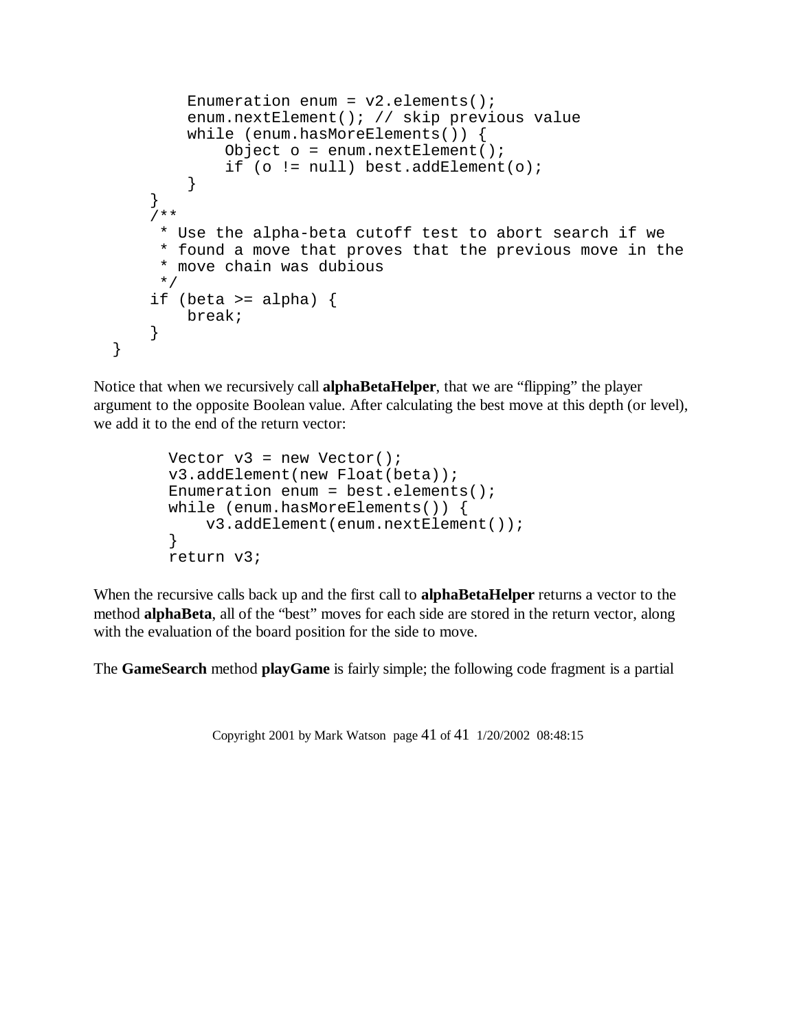```
            Enumeration enum = v2.elements();
            enum.nextElement(); // skip previous value
            while (enum.hasMoreElements()) {
                Object o = enum.nextElement();
                if (o != null) best.addElement(o);
            }
        }
        /**
         * Use the alpha-beta cutoff test to abort search if we
         * found a move that proves that the previous move in the
         * move chain was dubious
         */
        if (beta >= alpha) {
            break;
        }
    }
```

Notice that when we recursively call **alphaBetaHelper**, that we are “flipping” the player argument to the opposite Boolean value. After calculating the best move at this depth (or level), we add it to the end of the return vector:

```
        Vector v3 = new Vector();
        v3.addElement(new Float(beta));
        Enumeration enum = best.elements();
        while (enum.hasMoreElements()) {
            v3.addElement(enum.nextElement());
        }
        return v3;
```

When the recursive calls back up and the first call to **alphaBetaHelper** returns a vector to the method **alphaBeta**, all of the “best” moves for each side are stored in the return vector, along with the evaluation of the board position for the side to move.

The **GameSearch** method **playGame** is fairly simple; the following code fragment is a partial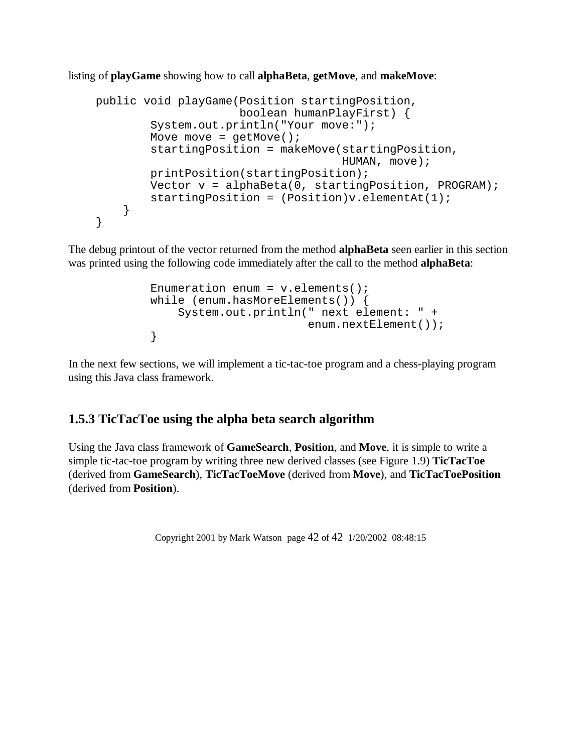listing of **playGame** showing how to call **alphaBeta**, **getMove**, and **makeMove**:

```
public void playGame(Position startingPosition,
                     boolean humanPlayFirst) {
        System.out.println("Your move:");
        Move move = getMove();
        startingPosition = makeMove(startingPosition,
                                    HUMAN, move);
        printPosition(startingPosition);
        Vector v = alphaBeta(0, startingPosition, PROGRAM);
        startingPosition = (Position)v.elementAt(1);
    }
}
```

The debug printout of the vector returned from the method **alphaBeta** seen earlier in this section was printed using the following code immediately after the call to the method **alphaBeta**:

```
        Enumeration enum = v.elements();
        while (enum.hasMoreElements()) {
            System.out.println(" next element: " +
                               enum.nextElement());
        }
```

In the next few sections, we will implement a tic-tac-toe program and a chess-playing program using this Java class framework.

### 1.5.3 TicTacToe using the alpha beta search algorithm

Using the Java class framework of **GameSearch**, **Position**, and **Move**, it is simple to write a simple tic-tac-toe program by writing three new derived classes (see Figure 1.9) **TicTacToe** (derived from **GameSearch**), **TicTacToeMove** (derived from **Move**), and **TicTacToePosition** (derived from **Position**).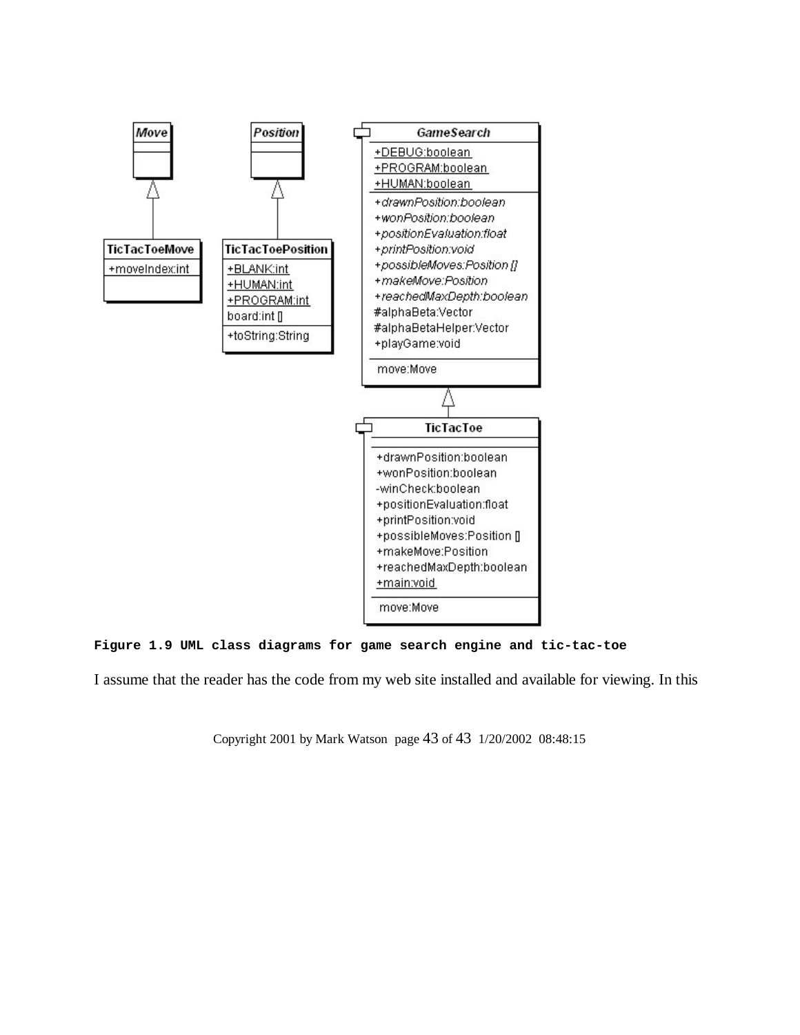**Figure 1.9 UML class diagrams for game search engine and tic-tac-toe**

I assume that the reader has the code from my web site installed and available for viewing. In this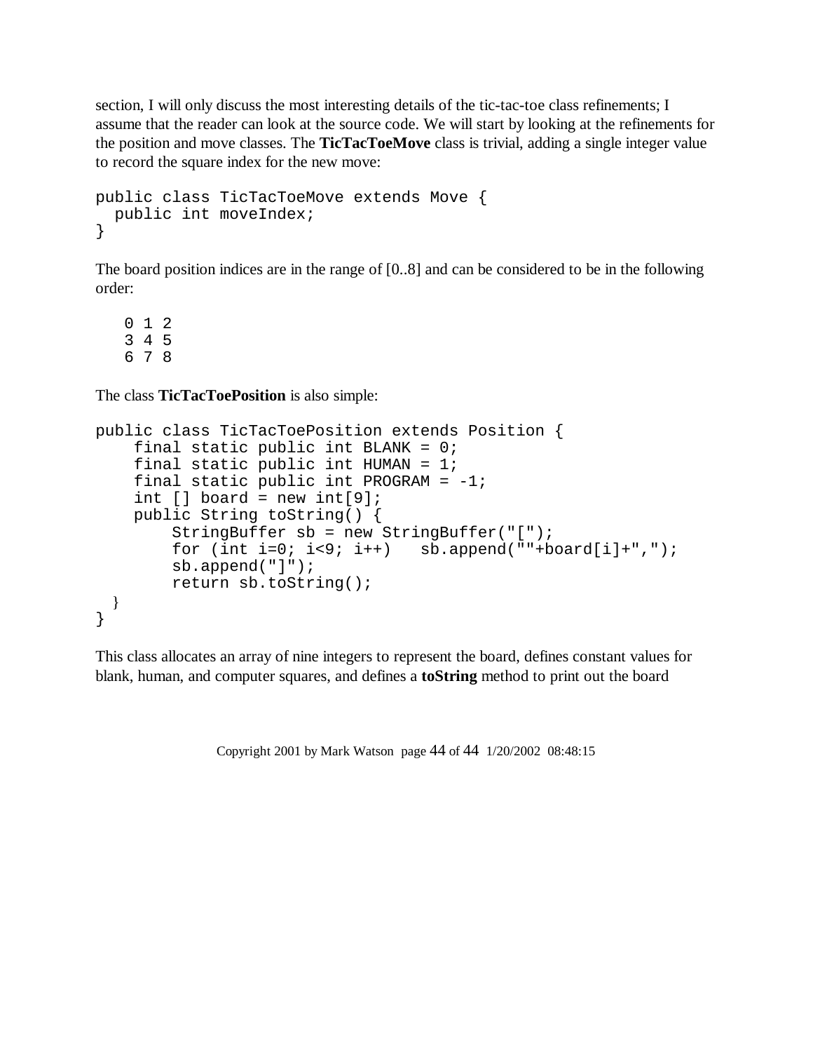section, I will only discuss the most interesting details of the tic-tac-toe class refinements; I assume that the reader can look at the source code. We will start by looking at the refinements for the position and move classes. The **TicTacToeMove** class is trivial, adding a single integer value to record the square index for the new move:

```
public class TicTacToeMove extends Move {
  public int moveIndex;
}
```

The board position indices are in the range of [0..8] and can be considered to be in the following order:

```
   0 1 2
   3 4 5
   6 7 8
```

The class **TicTacToePosition** is also simple:

```
public class TicTacToePosition extends Position {
    final static public int BLANK = 0;
    final static public int HUMAN = 1;
    final static public int PROGRAM = -1;
    int [] board = new int[9];
    public String toString() {
        StringBuffer sb = new StringBuffer("[");
        for (int i=0; i<9; i++)   sb.append(""+board[i]+",");
        sb.append("]");
        return sb.toString();
  }
}
```

This class allocates an array of nine integers to represent the board, defines constant values for blank, human, and computer squares, and defines a **toString** method to print out the board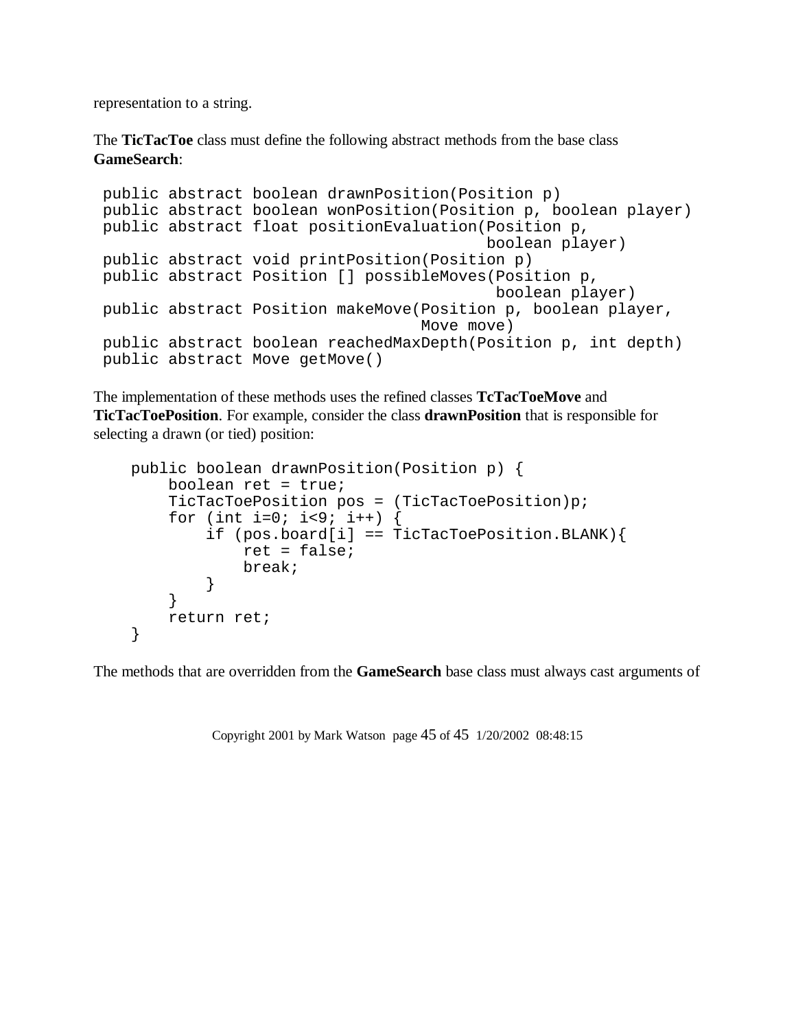representation to a string.

The **TicTacToe** class must define the following abstract methods from the base class **GameSearch**:

```
public abstract boolean drawnPosition(Position p)
public abstract boolean wonPosition(Position p, boolean player)
public abstract float positionEvaluation(Position p,
                                          boolean player)
public abstract void printPosition(Position p)
public abstract Position [] possibleMoves(Position p,
                                           boolean player)
public abstract Position makeMove(Position p, boolean player,
                                   Move move)
public abstract boolean reachedMaxDepth(Position p, int depth)
public abstract Move getMove()
```

The implementation of these methods uses the refined classes **TcTacToeMove** and **TicTacToePosition**. For example, consider the class **drawnPosition** that is responsible for selecting a drawn (or tied) position:

```
    public boolean drawnPosition(Position p) {
        boolean ret = true;
        TicTacToePosition pos = (TicTacToePosition)p;
        for (int i=0; i<9; i++) {
            if (pos.board[i] == TicTacToePosition.BLANK){
                ret = false;
                break;
            }
        }
        return ret;
    }
```

The methods that are overridden from the **GameSearch** base class must always cast arguments of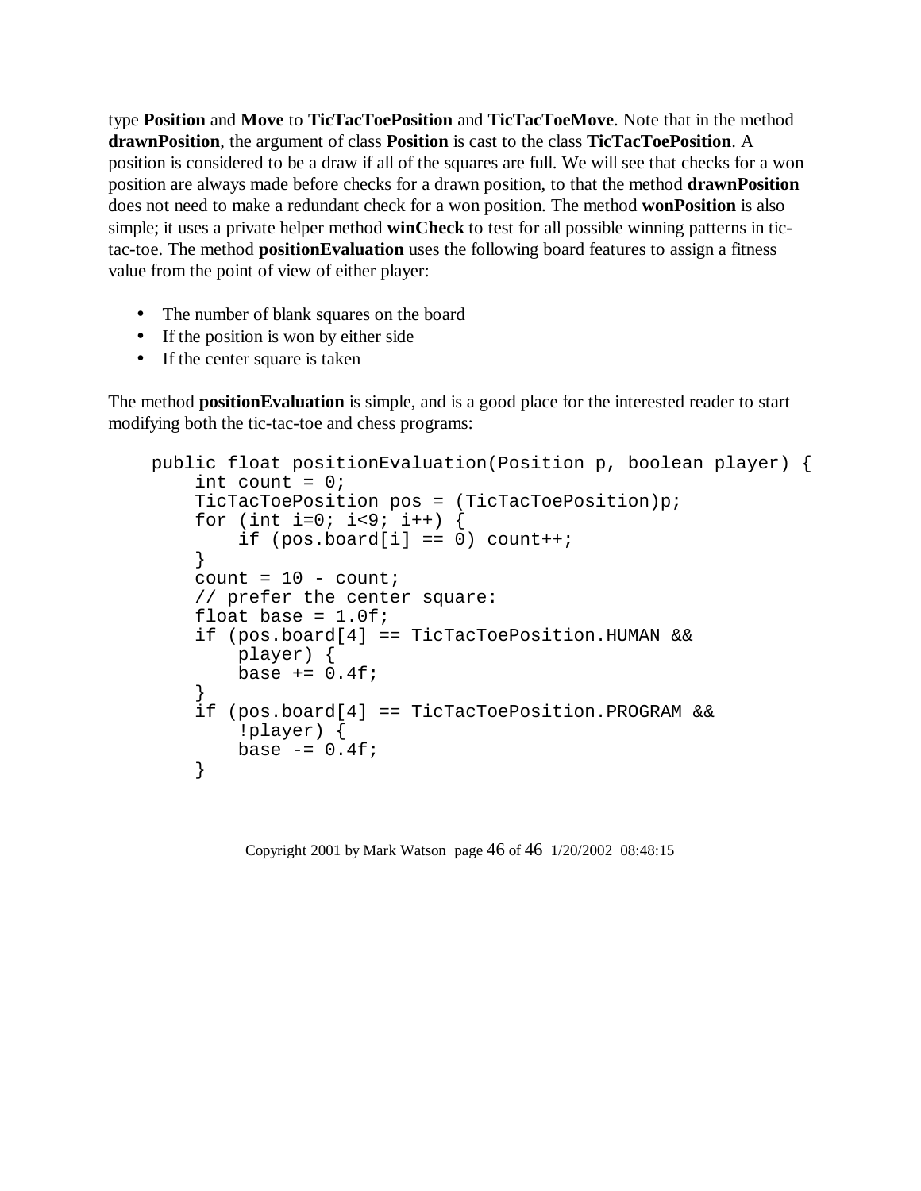type **Position** and **Move** to **TicTacToePosition** and **TicTacToeMove**. Note that in the method **drawnPosition**, the argument of class **Position** is cast to the class **TicTacToePosition**. A position is considered to be a draw if all of the squares are full. We will see that checks for a won position are always made before checks for a drawn position, to that the method **drawnPosition** does not need to make a redundant check for a won position. The method **wonPosition** is also simple; it uses a private helper method **winCheck** to test for all possible winning patterns in tic-tac-toe. The method **positionEvaluation** uses the following board features to assign a fitness value from the point of view of either player:

- The number of blank squares on the board
- If the position is won by either side
- If the center square is taken

The method **positionEvaluation** is simple, and is a good place for the interested reader to start modifying both the tic-tac-toe and chess programs:

```
public float positionEvaluation(Position p, boolean player) {
    int count = 0;
    TicTacToePosition pos = (TicTacToePosition)p;
    for (int i=0; i<9; i++) {
        if (pos.board[i] == 0) count++;
    }
    count = 10 - count;
    // prefer the center square:
    float base = 1.0f;
    if (pos.board[4] == TicTacToePosition.HUMAN &&
        player) {
        base += 0.4f;
    }
    if (pos.board[4] == TicTacToePosition.PROGRAM &&
        !player) {
        base -= 0.4f;
    }
```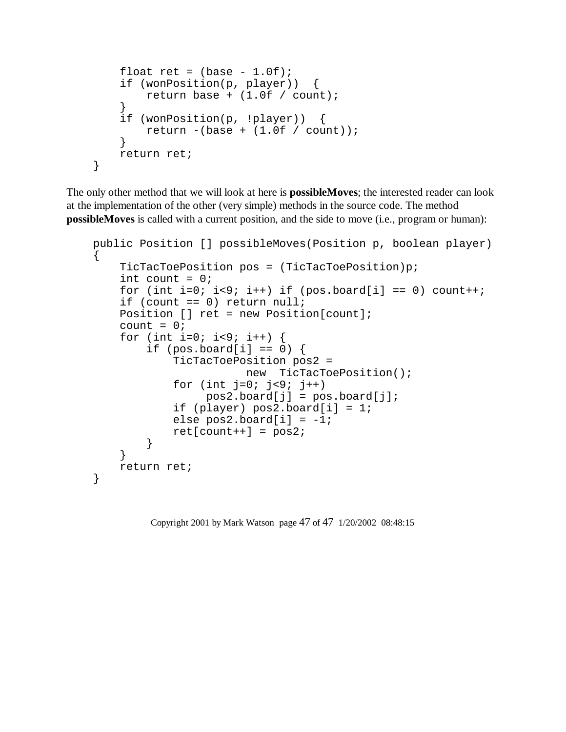```
        float ret = (base - 1.0f);
        if (wonPosition(p, player))  {
            return base + (1.0f / count);
        }
        if (wonPosition(p, !player))  {
            return -(base + (1.0f / count));
        }
        return ret;
    }
```

The only other method that we will look at here is **possibleMoves**; the interested reader can look at the implementation of the other (very simple) methods in the source code. The method **possibleMoves** is called with a current position, and the side to move (i.e., program or human):

```
    public Position [] possibleMoves(Position p, boolean player)
    {
        TicTacToePosition pos = (TicTacToePosition)p;
        int count = 0;
        for (int i=0; i<9; i++) if (pos.board[i] == 0) count++;
        if (count == 0) return null;
        Position [] ret = new Position[count];
        count = 0;
        for (int i=0; i<9; i++) {
            if (pos.board[i] == 0) {
                TicTacToePosition pos2 =
                            new  TicTacToePosition();
                for (int j=0; j<9; j++)
                     pos2.board[j] = pos.board[j];
                if (player) pos2.board[i] = 1;
                else pos2.board[i] = -1;
                ret[count++] = pos2;
            }
        }
        return ret;
    }
```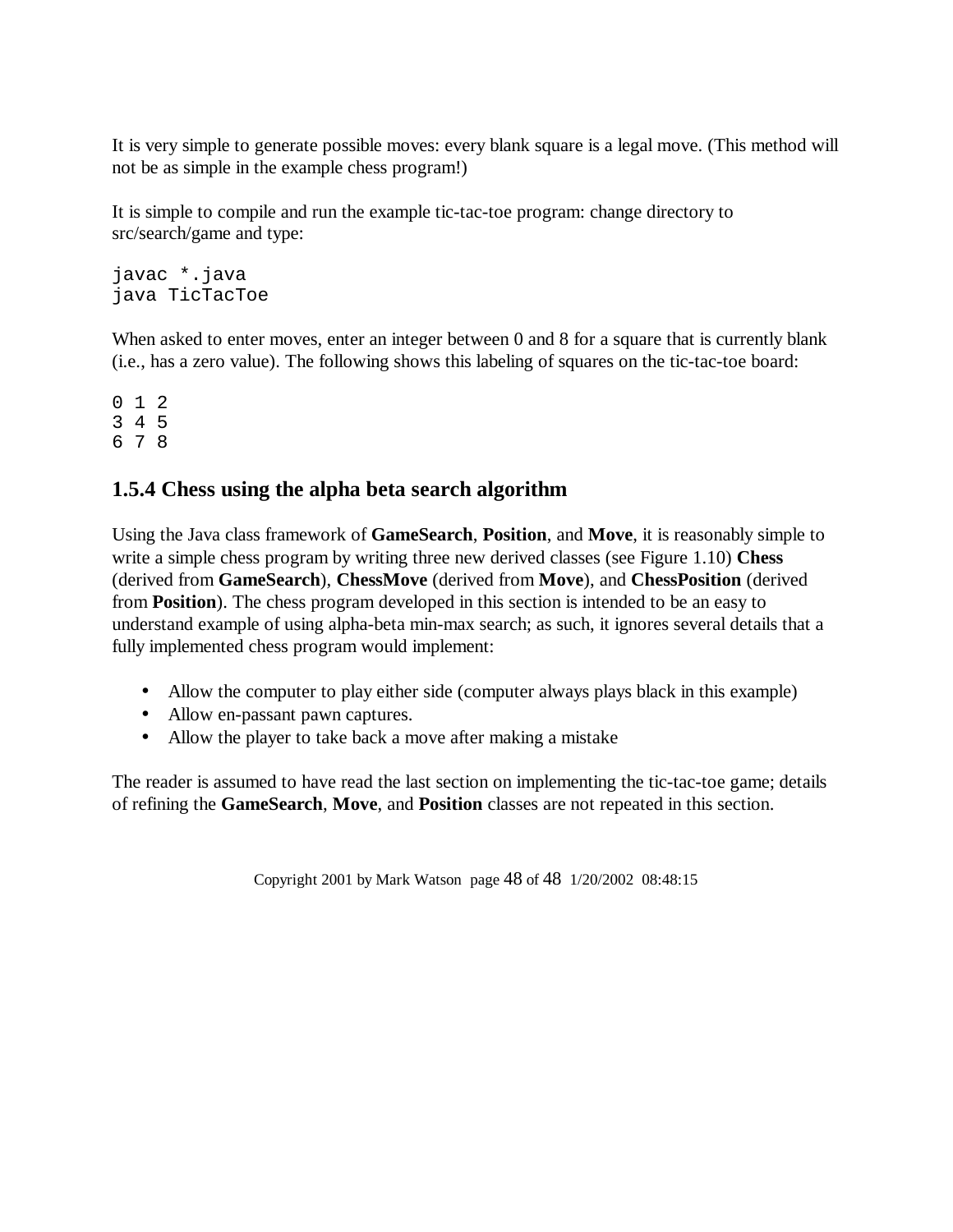It is very simple to generate possible moves: every blank square is a legal move. (This method will not be as simple in the example chess program!)

It is simple to compile and run the example tic-tac-toe program: change directory to src/search/game and type:

```
javac *.java
java TicTacToe
```

When asked to enter moves, enter an integer between 0 and 8 for a square that is currently blank (i.e., has a zero value). The following shows this labeling of squares on the tic-tac-toe board:

```
0 1 2
3 4 5
6 7 8
```

### 1.5.4 Chess using the alpha beta search algorithm

Using the Java class framework of **GameSearch**, **Position**, and **Move**, it is reasonably simple to write a simple chess program by writing three new derived classes (see Figure 1.10) **Chess** (derived from **GameSearch**), **ChessMove** (derived from **Move**), and **ChessPosition** (derived from **Position**). The chess program developed in this section is intended to be an easy to understand example of using alpha-beta min-max search; as such, it ignores several details that a fully implemented chess program would implement:

- Allow the computer to play either side (computer always plays black in this example)
- Allow en-passant pawn captures.
- Allow the player to take back a move after making a mistake

The reader is assumed to have read the last section on implementing the tic-tac-toe game; details of refining the **GameSearch**, **Move**, and **Position** classes are not repeated in this section.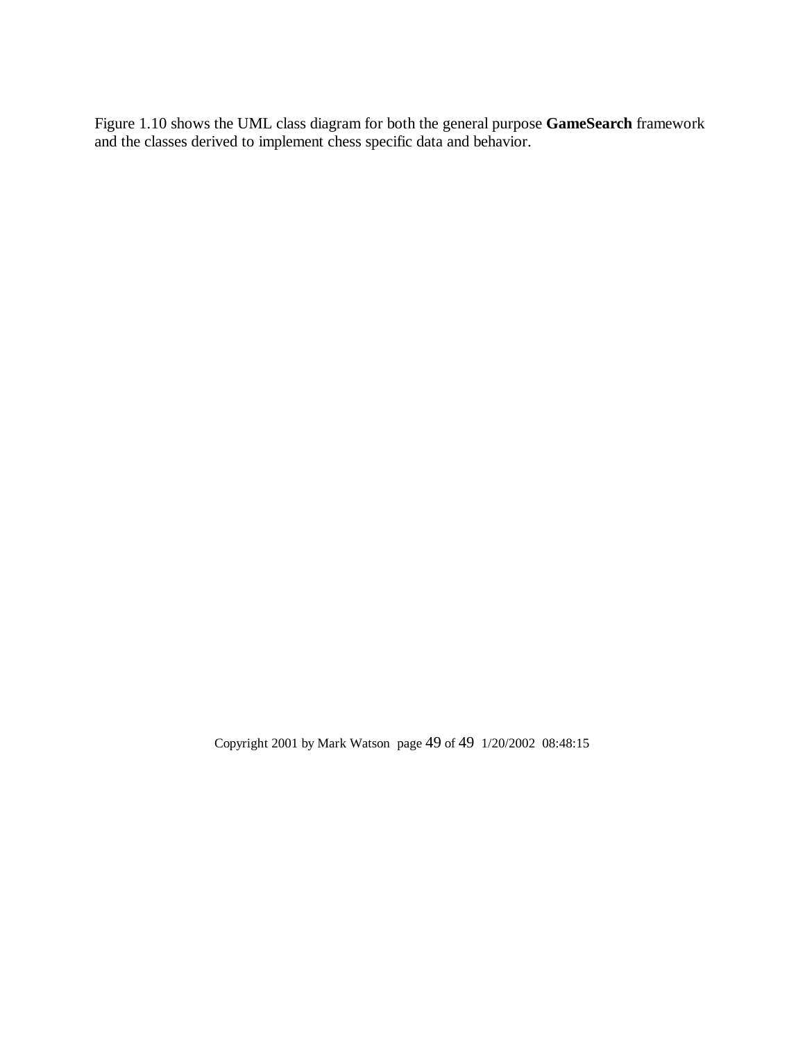Figure 1.10 shows the UML class diagram for both the general purpose **GameSearch** framework and the classes derived to implement chess specific data and behavior.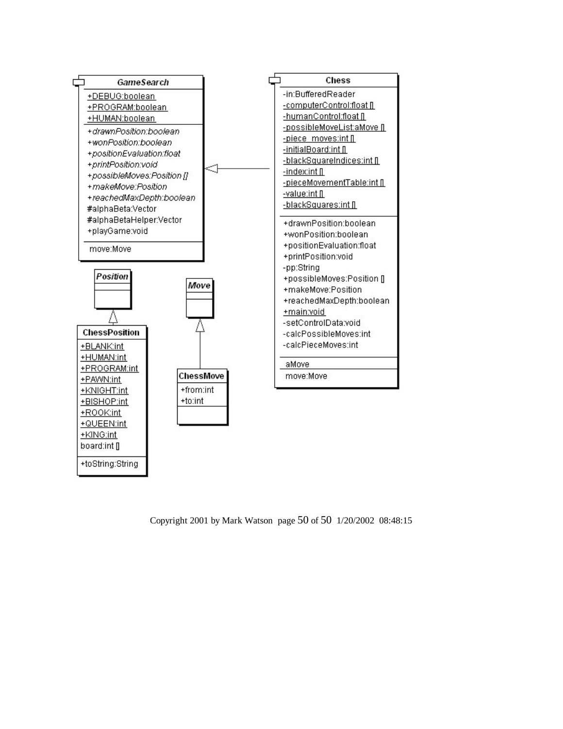**GameSearch**

+DEBUG:boolean
+PROGRAM:boolean
+HUMAN:boolean

*+drawnPosition:boolean*
*+wonPosition:boolean*
*+positionEvaluation:float*
*+printPosition:void*
*+possibleMoves:Position []*
*+makeMove:Position*
*+reachedMaxDepth:boolean*
#alphaBeta:Vector
#alphaBetaHelper:Vector
+playGame:void

move:Move

**Chess**

-in:BufferedReader
-computerControl:float []
-humanControl:float []
-possibleMoveList:aMove []
-piece_moves:int []
-initialBoard:int []
-blackSquareIndices:int []
-index:int []
-pieceMovementTable:int []
-value:int []
-blackSquares:int []

+drawnPosition:boolean
+wonPosition:boolean
+positionEvaluation:float
+printPosition:void
-pp:String
+possibleMoves:Position []
+makeMove:Position
+reachedMaxDepth:boolean
+main:void
-setControlData:void
-calcPossibleMoves:int
-calcPieceMoves:int

aMove

move:Move

***Position***

**ChessPosition**

+BLANK:int
+HUMAN:int
+PROGRAM:int
+PAWN:int
+KNIGHT:int
+BISHOP:int
+ROOK:int
+QUEEN:int
+KING:int
board:int []

+toString:String

***Move***

**ChessMove**

+from:int
+to:int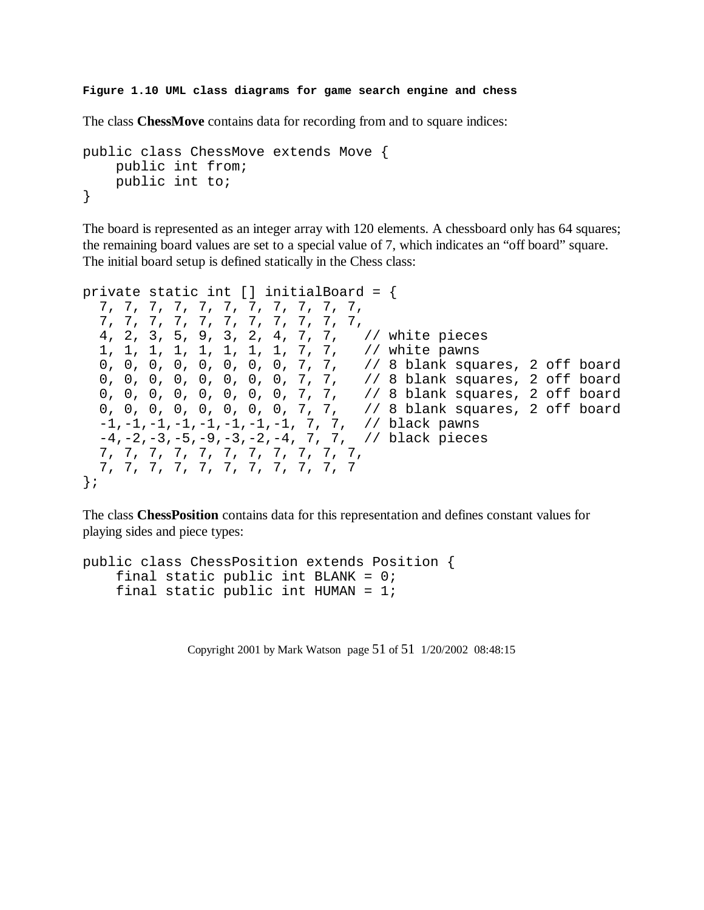**Figure 1.10 UML class diagrams for game search engine and chess**

The class **ChessMove** contains data for recording from and to square indices:

```
public class ChessMove extends Move {
    public int from;
    public int to;
}
```

The board is represented as an integer array with 120 elements. A chessboard only has 64 squares; the remaining board values are set to a special value of 7, which indicates an "off board" square. The initial board setup is defined statically in the Chess class:

```
private static int [] initialBoard = {
  7, 7, 7, 7, 7, 7, 7, 7, 7, 7, 7,
  7, 7, 7, 7, 7, 7, 7, 7, 7, 7, 7,
  4, 2, 3, 5, 9, 3, 2, 4, 7, 7,   // white pieces
  1, 1, 1, 1, 1, 1, 1, 1, 7, 7,   // white pawns
  0, 0, 0, 0, 0, 0, 0, 0, 7, 7,   // 8 blank squares, 2 off board
  0, 0, 0, 0, 0, 0, 0, 0, 7, 7,   // 8 blank squares, 2 off board
  0, 0, 0, 0, 0, 0, 0, 0, 7, 7,   // 8 blank squares, 2 off board
  0, 0, 0, 0, 0, 0, 0, 0, 7, 7,   // 8 blank squares, 2 off board
  -1,-1,-1,-1,-1,-1,-1,-1, 7, 7,  // black pawns
  -4,-2,-3,-5,-9,-3,-2,-4, 7, 7,  // black pieces
  7, 7, 7, 7, 7, 7, 7, 7, 7, 7, 7,
  7, 7, 7, 7, 7, 7, 7, 7, 7, 7, 7
};
```

The class **ChessPosition** contains data for this representation and defines constant values for playing sides and piece types:

```
public class ChessPosition extends Position {
    final static public int BLANK = 0;
    final static public int HUMAN = 1;
```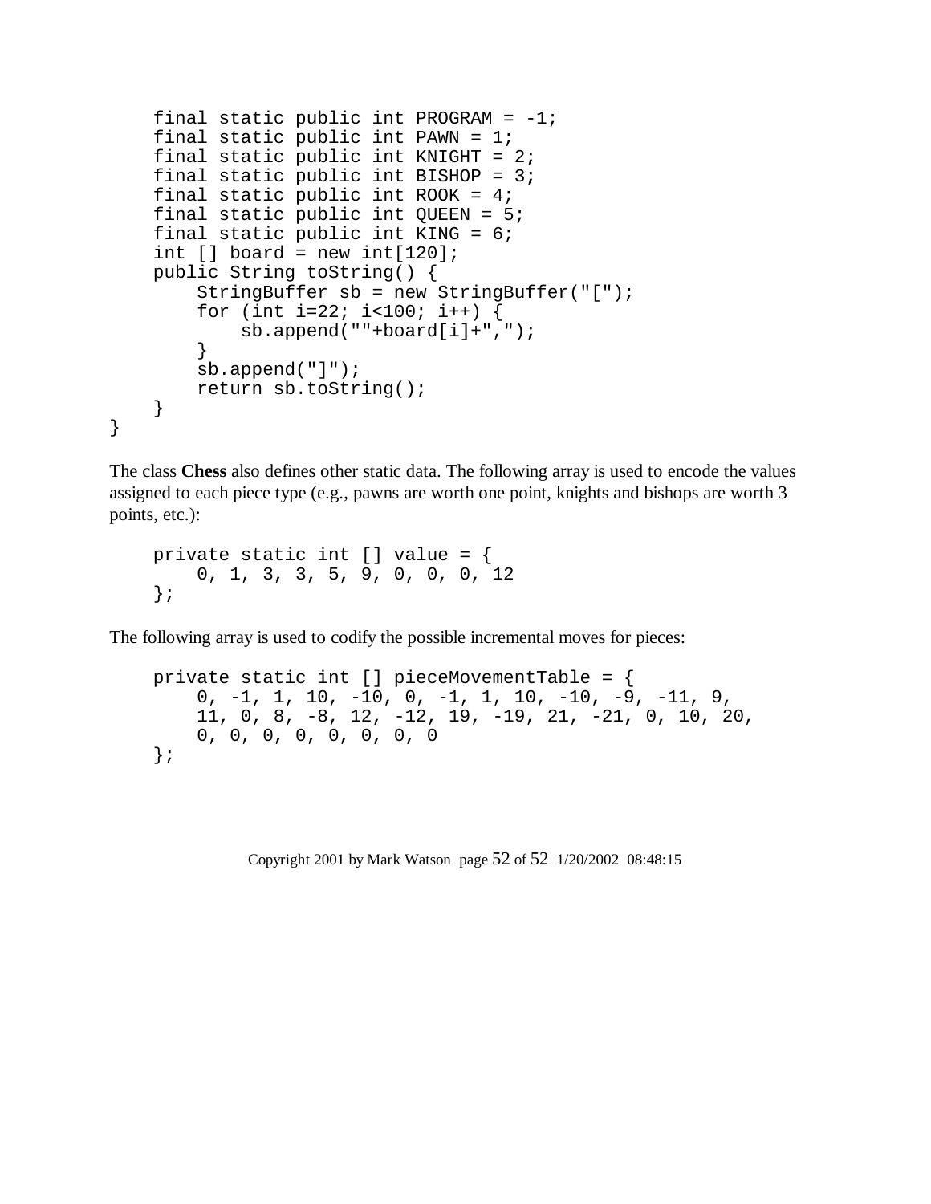```java
    final static public int PROGRAM = -1;
    final static public int PAWN = 1;
    final static public int KNIGHT = 2;
    final static public int BISHOP = 3;
    final static public int ROOK = 4;
    final static public int QUEEN = 5;
    final static public int KING = 6;
    int [] board = new int[120];
    public String toString() {
        StringBuffer sb = new StringBuffer("[");
        for (int i=22; i<100; i++) {
            sb.append(""+board[i]+",");
        }
        sb.append("]");
        return sb.toString();
    }
}
```

The class **Chess** also defines other static data. The following array is used to encode the values assigned to each piece type (e.g., pawns are worth one point, knights and bishops are worth 3 points, etc.):

```java
    private static int [] value = {
        0, 1, 3, 3, 5, 9, 0, 0, 0, 12
    };
```

The following array is used to codify the possible incremental moves for pieces:

```java
    private static int [] pieceMovementTable = {
        0, -1, 1, 10, -10, 0, -1, 1, 10, -10, -9, -11, 9,
        11, 0, 8, -8, 12, -12, 19, -19, 21, -21, 0, 10, 20,
        0, 0, 0, 0, 0, 0, 0, 0
    };
```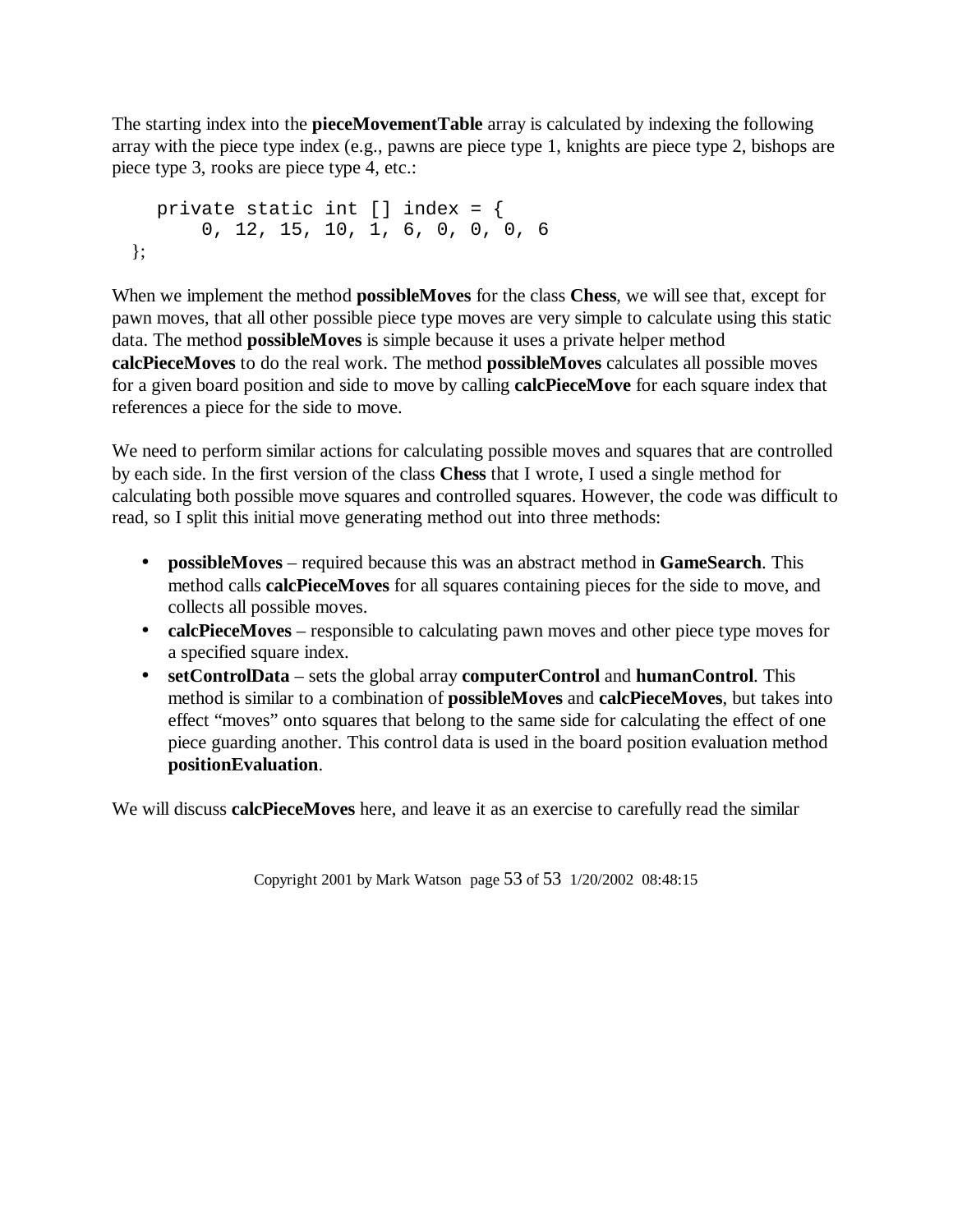The starting index into the **pieceMovementTable** array is calculated by indexing the following array with the piece type index (e.g., pawns are piece type 1, knights are piece type 2, bishops are piece type 3, rooks are piece type 4, etc.:

```
    private static int [] index = {
        0, 12, 15, 10, 1, 6, 0, 0, 0, 6
  };
```

When we implement the method **possibleMoves** for the class **Chess**, we will see that, except for pawn moves, that all other possible piece type moves are very simple to calculate using this static data. The method **possibleMoves** is simple because it uses a private helper method **calcPieceMoves** to do the real work. The method **possibleMoves** calculates all possible moves for a given board position and side to move by calling **calcPieceMove** for each square index that references a piece for the side to move.

We need to perform similar actions for calculating possible moves and squares that are controlled by each side. In the first version of the class **Chess** that I wrote, I used a single method for calculating both possible move squares and controlled squares. However, the code was difficult to read, so I split this initial move generating method out into three methods:

- **possibleMoves** – required because this was an abstract method in **GameSearch**. This method calls **calcPieceMoves** for all squares containing pieces for the side to move, and collects all possible moves.
- **calcPieceMoves** – responsible to calculating pawn moves and other piece type moves for a specified square index.
- **setControlData** – sets the global array **computerControl** and **humanControl**. This method is similar to a combination of **possibleMoves** and **calcPieceMoves**, but takes into effect "moves" onto squares that belong to the same side for calculating the effect of one piece guarding another. This control data is used in the board position evaluation method **positionEvaluation**.

We will discuss **calcPieceMoves** here, and leave it as an exercise to carefully read the similar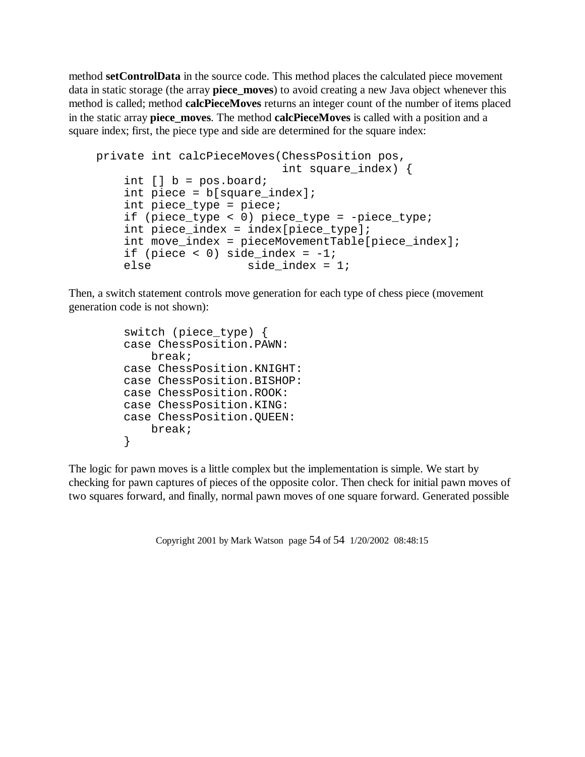method **setControlData** in the source code. This method places the calculated piece movement data in static storage (the array **piece_moves**) to avoid creating a new Java object whenever this method is called; method **calcPieceMoves** returns an integer count of the number of items placed in the static array **piece_moves**. The method **calcPieceMoves** is called with a position and a square index; first, the piece type and side are determined for the square index:

```
    private int calcPieceMoves(ChessPosition pos,
                               int square_index) {
        int [] b = pos.board;
        int piece = b[square_index];
        int piece_type = piece;
        if (piece_type < 0) piece_type = -piece_type;
        int piece_index = index[piece_type];
        int move_index = pieceMovementTable[piece_index];
        if (piece < 0) side_index = -1;
        else              side_index = 1;
```

Then, a switch statement controls move generation for each type of chess piece (movement generation code is not shown):

```
        switch (piece_type) {
        case ChessPosition.PAWN:
            break;
        case ChessPosition.KNIGHT:
        case ChessPosition.BISHOP:
        case ChessPosition.ROOK:
        case ChessPosition.KING:
        case ChessPosition.QUEEN:
            break;
        }
```

The logic for pawn moves is a little complex but the implementation is simple. We start by checking for pawn captures of pieces of the opposite color. Then check for initial pawn moves of two squares forward, and finally, normal pawn moves of one square forward. Generated possible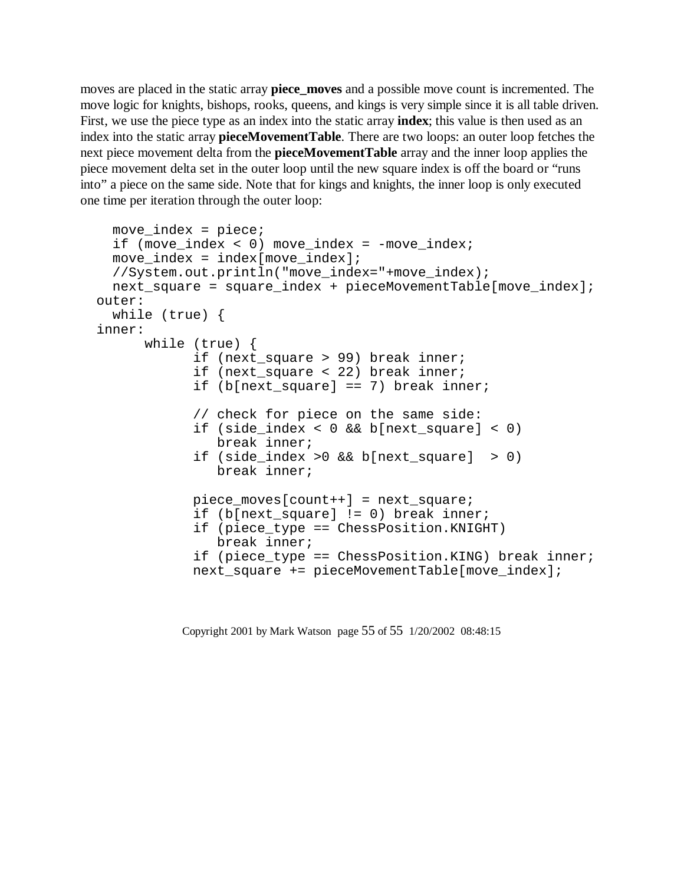moves are placed in the static array **piece_moves** and a possible move count is incremented. The move logic for knights, bishops, rooks, queens, and kings is very simple since it is all table driven. First, we use the piece type as an index into the static array **index**; this value is then used as an index into the static array **pieceMovementTable**. There are two loops: an outer loop fetches the next piece movement delta from the **pieceMovementTable** array and the inner loop applies the piece movement delta set in the outer loop until the new square index is off the board or "runs into" a piece on the same side. Note that for kings and knights, the inner loop is only executed one time per iteration through the outer loop:

```
    move_index = piece;
    if (move_index < 0) move_index = -move_index;
    move_index = index[move_index];
    //System.out.println("move_index="+move_index);
    next_square = square_index + pieceMovementTable[move_index];
  outer:
    while (true) {
  inner:
        while (true) {
              if (next_square > 99) break inner;
              if (next_square < 22) break inner;
              if (b[next_square] == 7) break inner;

              // check for piece on the same side:
              if (side_index < 0 && b[next_square] < 0)
                 break inner;
              if (side_index >0 && b[next_square]  > 0)
                 break inner;

              piece_moves[count++] = next_square;
              if (b[next_square] != 0) break inner;
              if (piece_type == ChessPosition.KNIGHT)
                 break inner;
              if (piece_type == ChessPosition.KING) break inner;
              next_square += pieceMovementTable[move_index];
```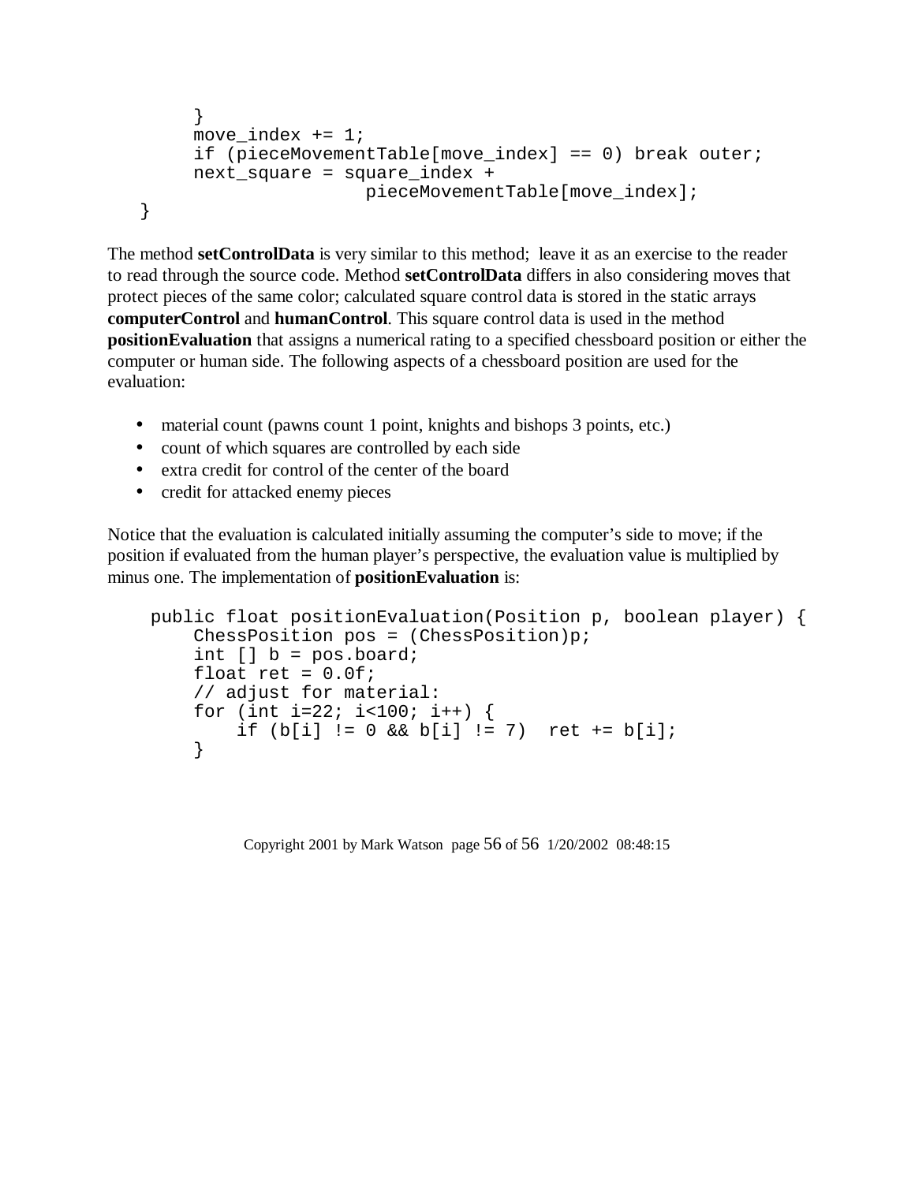```
        }
        move_index += 1;
        if (pieceMovementTable[move_index] == 0) break outer;
        next_square = square_index +
                        pieceMovementTable[move_index];
    }
```

The method **setControlData** is very similar to this method; leave it as an exercise to the reader to read through the source code. Method **setControlData** differs in also considering moves that protect pieces of the same color; calculated square control data is stored in the static arrays **computerControl** and **humanControl**. This square control data is used in the method **positionEvaluation** that assigns a numerical rating to a specified chessboard position or either the computer or human side. The following aspects of a chessboard position are used for the evaluation:

- material count (pawns count 1 point, knights and bishops 3 points, etc.)
- count of which squares are controlled by each side
- extra credit for control of the center of the board
- credit for attacked enemy pieces

Notice that the evaluation is calculated initially assuming the computer's side to move; if the position if evaluated from the human player's perspective, the evaluation value is multiplied by minus one. The implementation of **positionEvaluation** is:

```
    public float positionEvaluation(Position p, boolean player) {
        ChessPosition pos = (ChessPosition)p;
        int [] b = pos.board;
        float ret = 0.0f;
        // adjust for material:
        for (int i=22; i<100; i++) {
            if (b[i] != 0 && b[i] != 7)  ret += b[i];
        }
```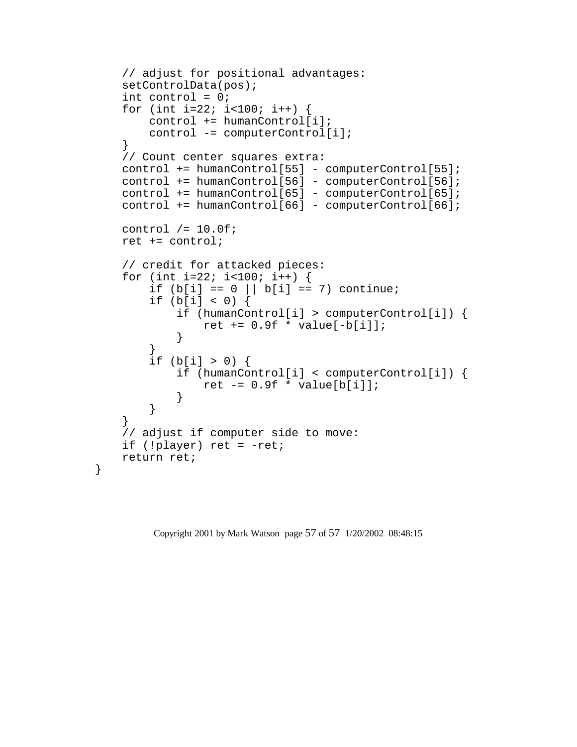```
    // adjust for positional advantages:
    setControlData(pos);
    int control = 0;
    for (int i=22; i<100; i++) {
        control += humanControl[i];
        control -= computerControl[i];
    }
    // Count center squares extra:
    control += humanControl[55] - computerControl[55];
    control += humanControl[56] - computerControl[56];
    control += humanControl[65] - computerControl[65];
    control += humanControl[66] - computerControl[66];

    control /= 10.0f;
    ret += control;

    // credit for attacked pieces:
    for (int i=22; i<100; i++) {
        if (b[i] == 0 || b[i] == 7) continue;
        if (b[i] < 0) {
            if (humanControl[i] > computerControl[i]) {
                ret += 0.9f * value[-b[i]];
            }
        }
        if (b[i] > 0) {
            if (humanControl[i] < computerControl[i]) {
                ret -= 0.9f * value[b[i]];
            }
        }
    }
    // adjust if computer side to move:
    if (!player) ret = -ret;
    return ret;
}
```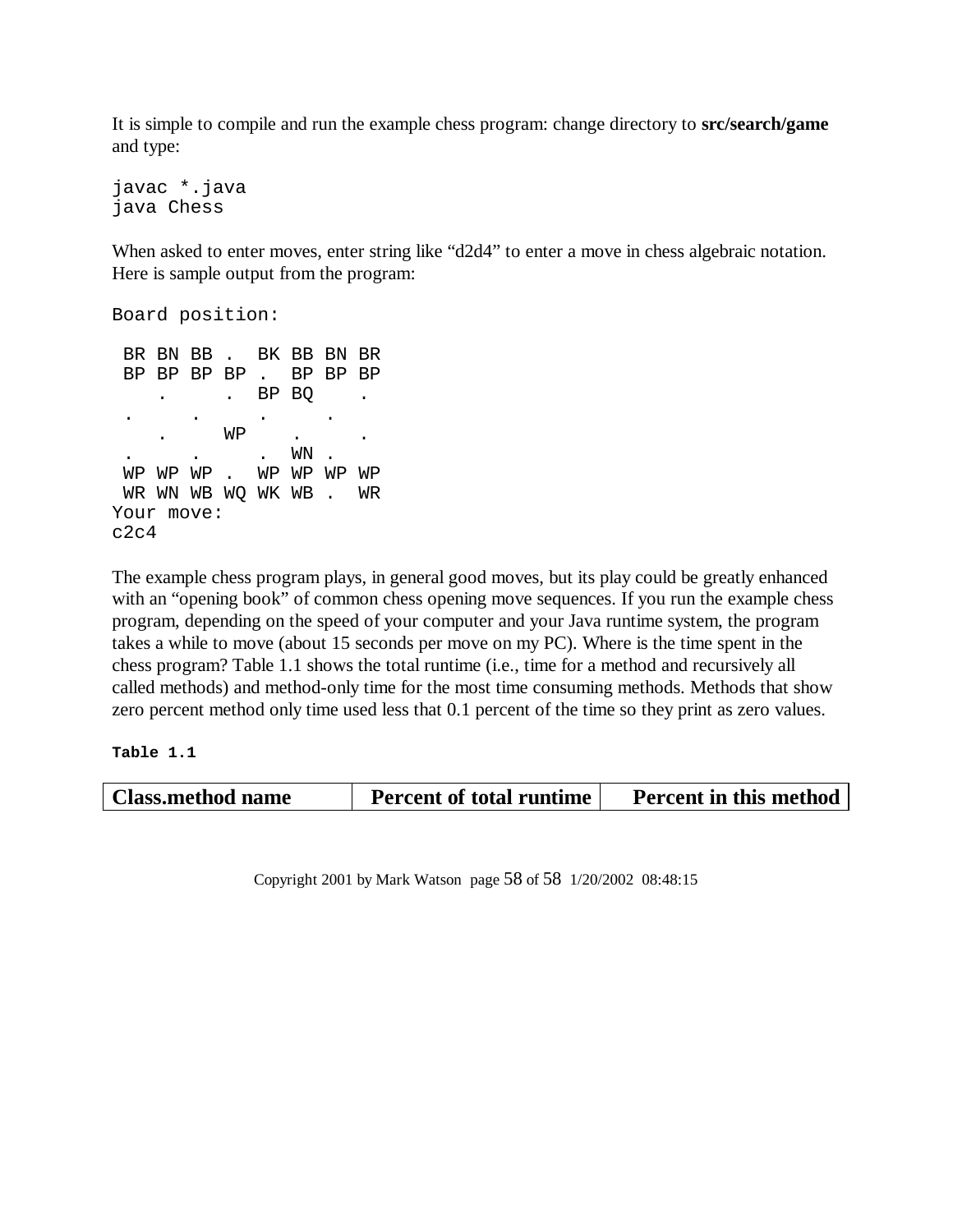It is simple to compile and run the example chess program: change directory to **src/search/game** and type:

```
javac *.java
java Chess
```

When asked to enter moves, enter string like “d2d4” to enter a move in chess algebraic notation. Here is sample output from the program:

```
Board position:

 BR BN BB .  BK BB BN BR
 BP BP BP BP .  BP BP BP
    .     .  BP BQ    .
 .     .     .     .
    .     WP    .     .
 .     .     .  WN .
 WP WP WP .  WP WP WP WP
 WR WN WB WQ WK WB .  WR
Your move:
c2c4
```

The example chess program plays, in general good moves, but its play could be greatly enhanced with an “opening book” of common chess opening move sequences. If you run the example chess program, depending on the speed of your computer and your Java runtime system, the program takes a while to move (about 15 seconds per move on my PC). Where is the time spent in the chess program? Table 1.1 shows the total runtime (i.e., time for a method and recursively all called methods) and method-only time for the most time consuming methods. Methods that show zero percent method only time used less that 0.1 percent of the time so they print as zero values.

**Table 1.1**

| Class.method name | Percent of total runtime | Percent in this method |
|---|---|---|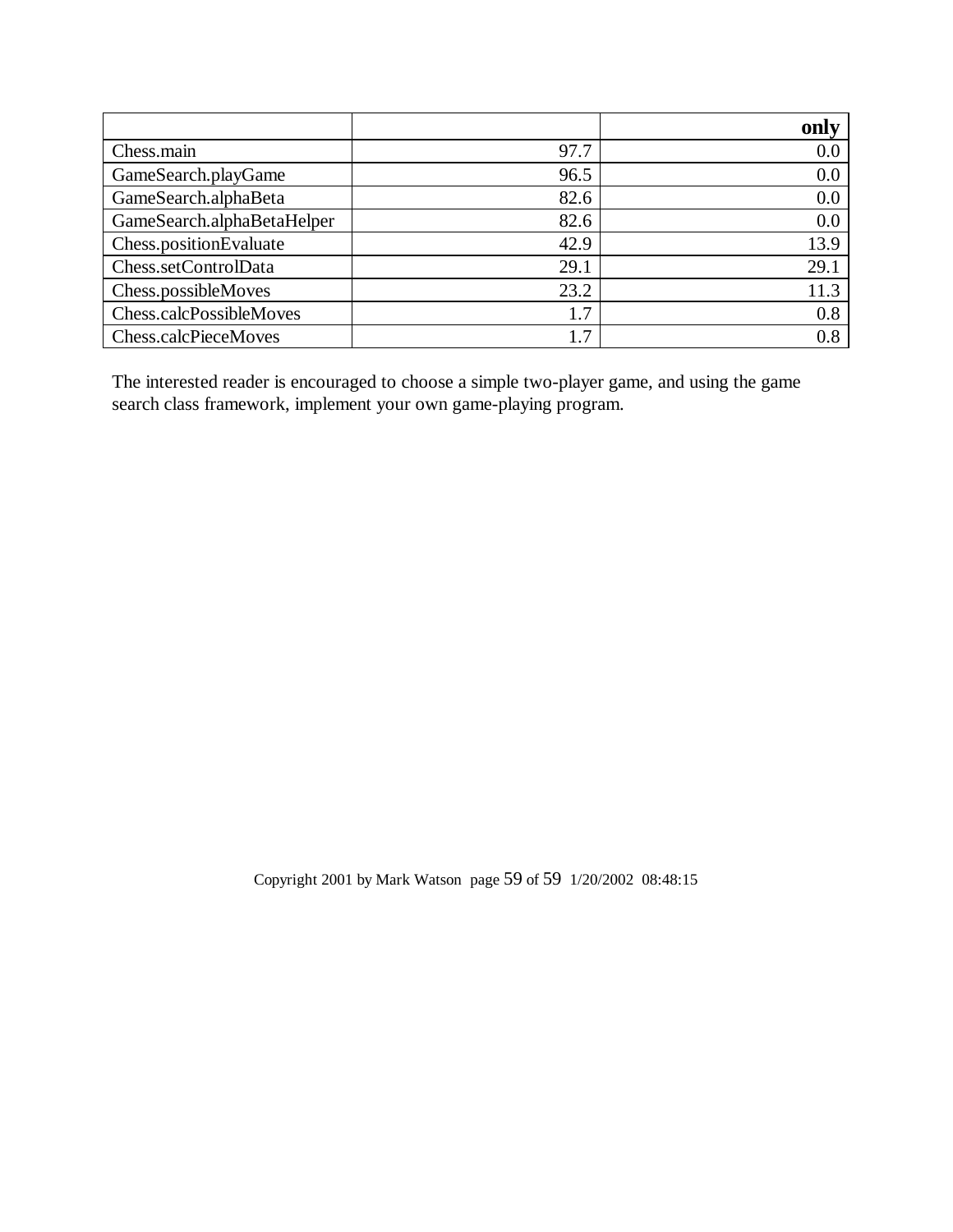| | | only |
|---|---|---|
| Chess.main | 97.7 | 0.0 |
| GameSearch.playGame | 96.5 | 0.0 |
| GameSearch.alphaBeta | 82.6 | 0.0 |
| GameSearch.alphaBetaHelper | 82.6 | 0.0 |
| Chess.positionEvaluate | 42.9 | 13.9 |
| Chess.setControlData | 29.1 | 29.1 |
| Chess.possibleMoves | 23.2 | 11.3 |
| Chess.calcPossibleMoves | 1.7 | 0.8 |
| Chess.calcPieceMoves | 1.7 | 0.8 |

The interested reader is encouraged to choose a simple two-player game, and using the game search class framework, implement your own game-playing program.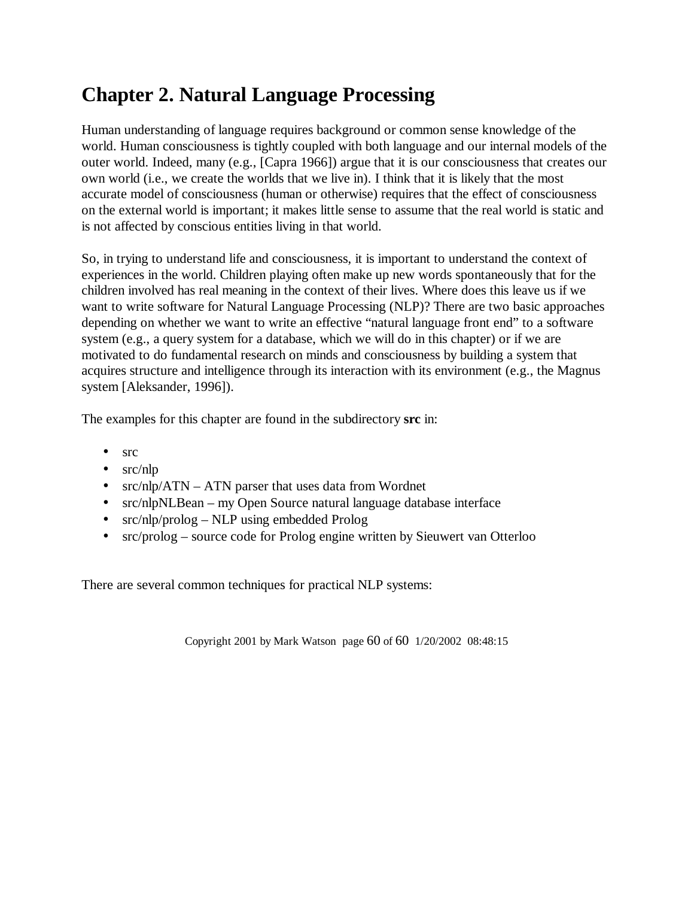# Chapter 2. Natural Language Processing

Human understanding of language requires background or common sense knowledge of the world. Human consciousness is tightly coupled with both language and our internal models of the outer world. Indeed, many (e.g., [Capra 1966]) argue that it is our consciousness that creates our own world (i.e., we create the worlds that we live in). I think that it is likely that the most accurate model of consciousness (human or otherwise) requires that the effect of consciousness on the external world is important; it makes little sense to assume that the real world is static and is not affected by conscious entities living in that world.

So, in trying to understand life and consciousness, it is important to understand the context of experiences in the world. Children playing often make up new words spontaneously that for the children involved has real meaning in the context of their lives. Where does this leave us if we want to write software for Natural Language Processing (NLP)? There are two basic approaches depending on whether we want to write an effective "natural language front end" to a software system (e.g., a query system for a database, which we will do in this chapter) or if we are motivated to do fundamental research on minds and consciousness by building a system that acquires structure and intelligence through its interaction with its environment (e.g., the Magnus system [Aleksander, 1996]).

The examples for this chapter are found in the subdirectory **src** in:

- src
- src/nlp
- src/nlp/ATN – ATN parser that uses data from Wordnet
- src/nlpNLBean – my Open Source natural language database interface
- src/nlp/prolog – NLP using embedded Prolog
- src/prolog – source code for Prolog engine written by Sieuwert van Otterloo

There are several common techniques for practical NLP systems: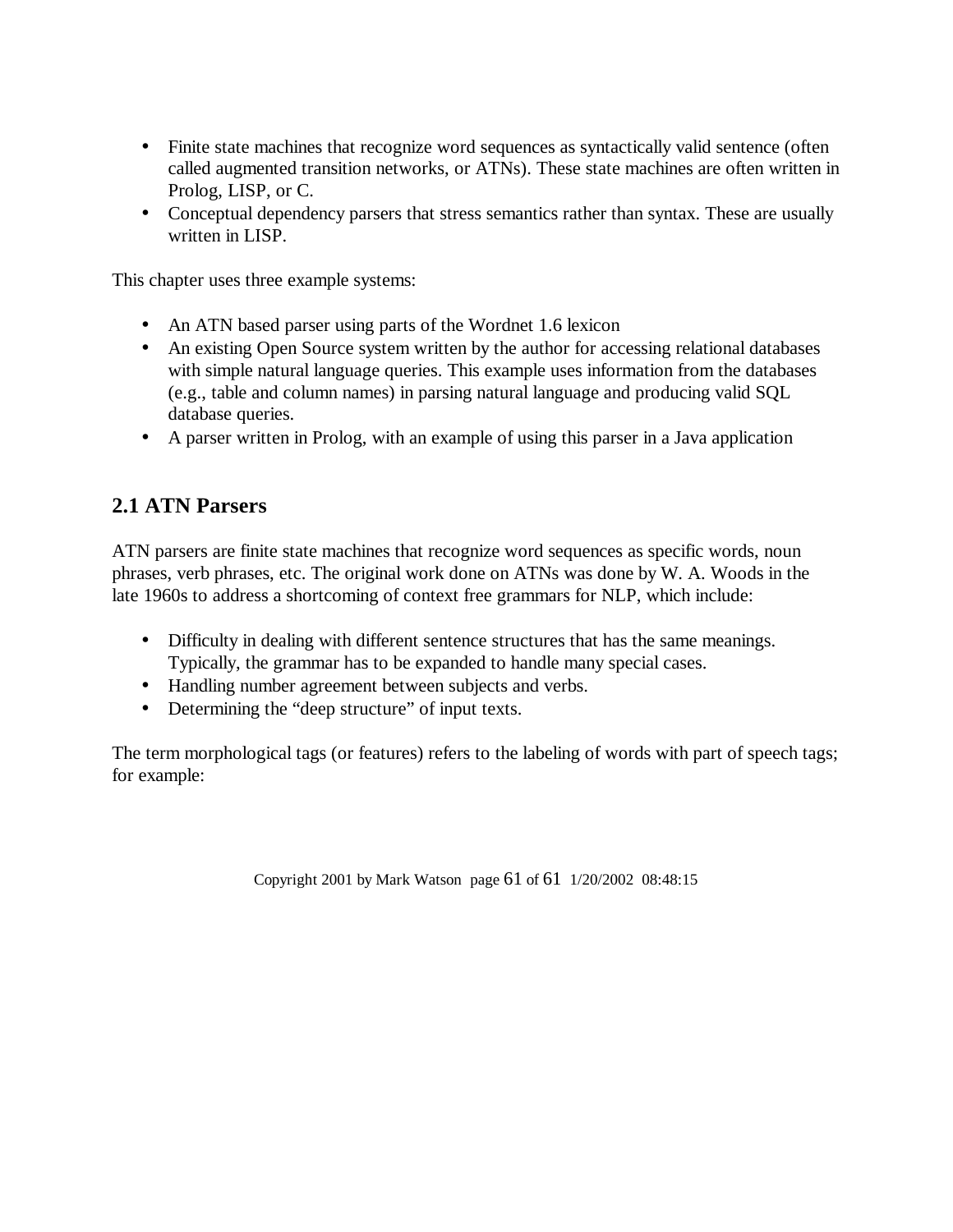- Finite state machines that recognize word sequences as syntactically valid sentence (often called augmented transition networks, or ATNs). These state machines are often written in Prolog, LISP, or C.
- Conceptual dependency parsers that stress semantics rather than syntax. These are usually written in LISP.

This chapter uses three example systems:

- An ATN based parser using parts of the Wordnet 1.6 lexicon
- An existing Open Source system written by the author for accessing relational databases with simple natural language queries. This example uses information from the databases (e.g., table and column names) in parsing natural language and producing valid SQL database queries.
- A parser written in Prolog, with an example of using this parser in a Java application

## 2.1 ATN Parsers

ATN parsers are finite state machines that recognize word sequences as specific words, noun phrases, verb phrases, etc. The original work done on ATNs was done by W. A. Woods in the late 1960s to address a shortcoming of context free grammars for NLP, which include:

- Difficulty in dealing with different sentence structures that has the same meanings. Typically, the grammar has to be expanded to handle many special cases.
- Handling number agreement between subjects and verbs.
- Determining the "deep structure" of input texts.

The term morphological tags (or features) refers to the labeling of words with part of speech tags; for example: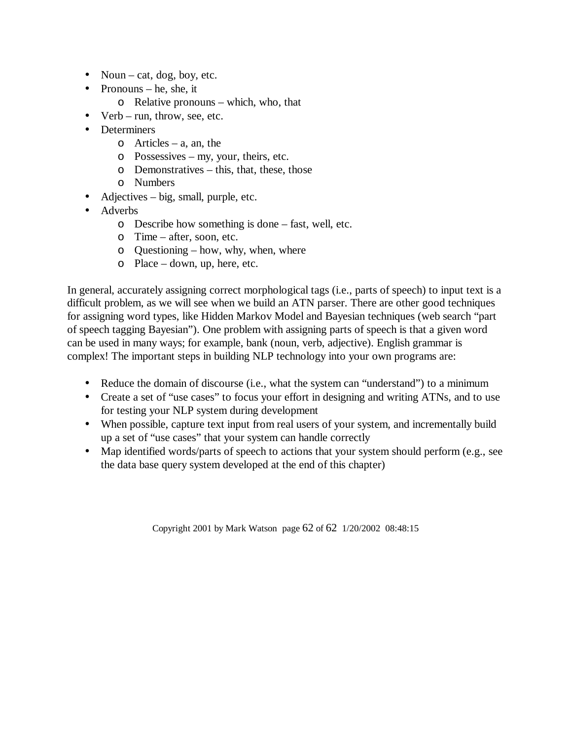- Noun – cat, dog, boy, etc.
- Pronouns – he, she, it
  - Relative pronouns – which, who, that
- Verb – run, throw, see, etc.
- Determiners
  - Articles – a, an, the
  - Possessives – my, your, theirs, etc.
  - Demonstratives – this, that, these, those
  - Numbers
- Adjectives – big, small, purple, etc.
- Adverbs
  - Describe how something is done – fast, well, etc.
  - Time – after, soon, etc.
  - Questioning – how, why, when, where
  - Place – down, up, here, etc.

In general, accurately assigning correct morphological tags (i.e., parts of speech) to input text is a difficult problem, as we will see when we build an ATN parser. There are other good techniques for assigning word types, like Hidden Markov Model and Bayesian techniques (web search "part of speech tagging Bayesian"). One problem with assigning parts of speech is that a given word can be used in many ways; for example, bank (noun, verb, adjective). English grammar is complex! The important steps in building NLP technology into your own programs are:

- Reduce the domain of discourse (i.e., what the system can "understand") to a minimum
- Create a set of "use cases" to focus your effort in designing and writing ATNs, and to use for testing your NLP system during development
- When possible, capture text input from real users of your system, and incrementally build up a set of "use cases" that your system can handle correctly
- Map identified words/parts of speech to actions that your system should perform (e.g., see the data base query system developed at the end of this chapter)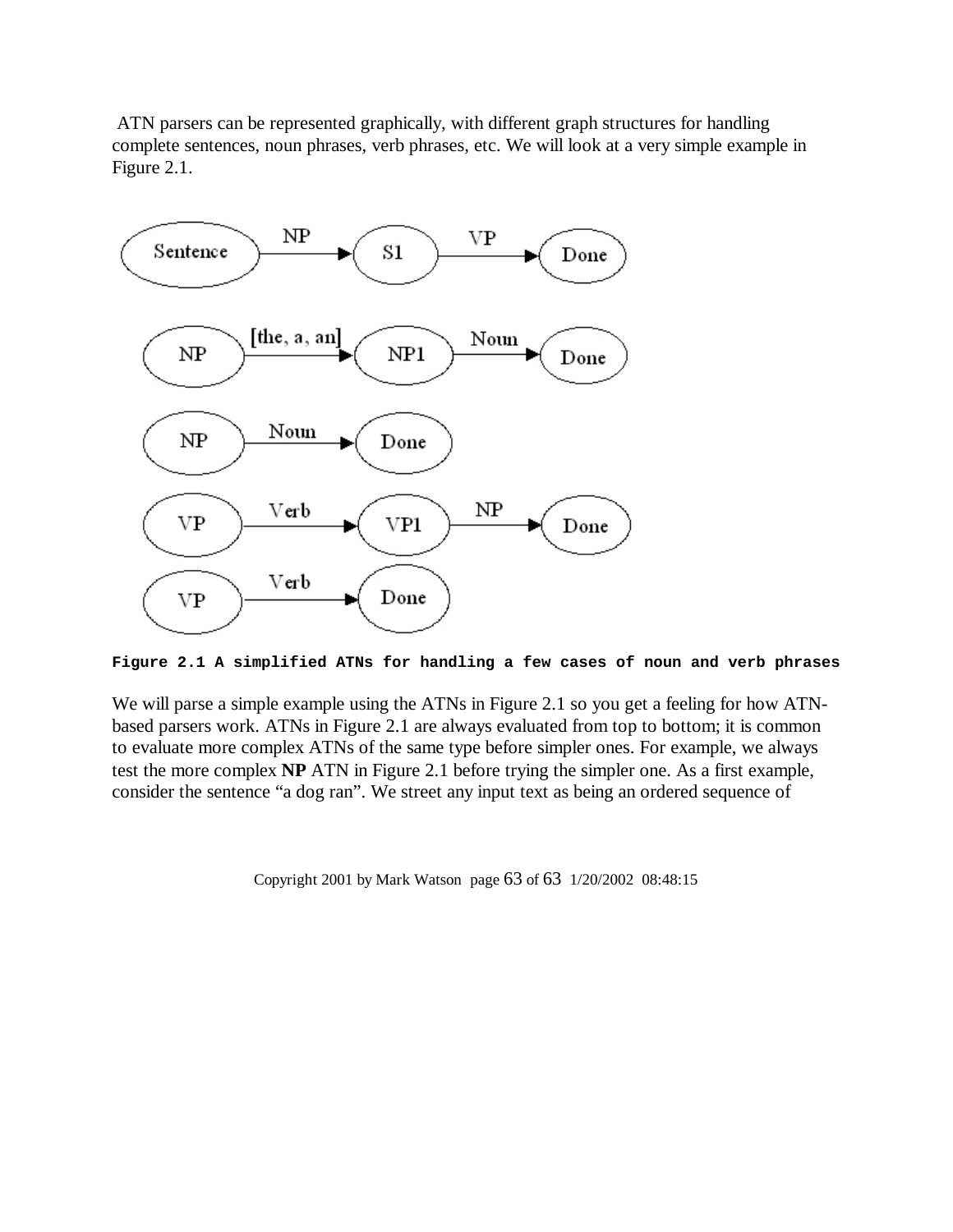ATN parsers can be represented graphically, with different graph structures for handling complete sentences, noun phrases, verb phrases, etc. We will look at a very simple example in Figure 2.1.

**Figure 2.1 A simplified ATNs for handling a few cases of noun and verb phrases**

We will parse a simple example using the ATNs in Figure 2.1 so you get a feeling for how ATN-based parsers work. ATNs in Figure 2.1 are always evaluated from top to bottom; it is common to evaluate more complex ATNs of the same type before simpler ones. For example, we always test the more complex **NP** ATN in Figure 2.1 before trying the simpler one. As a first example, consider the sentence "a dog ran". We street any input text as being an ordered sequence of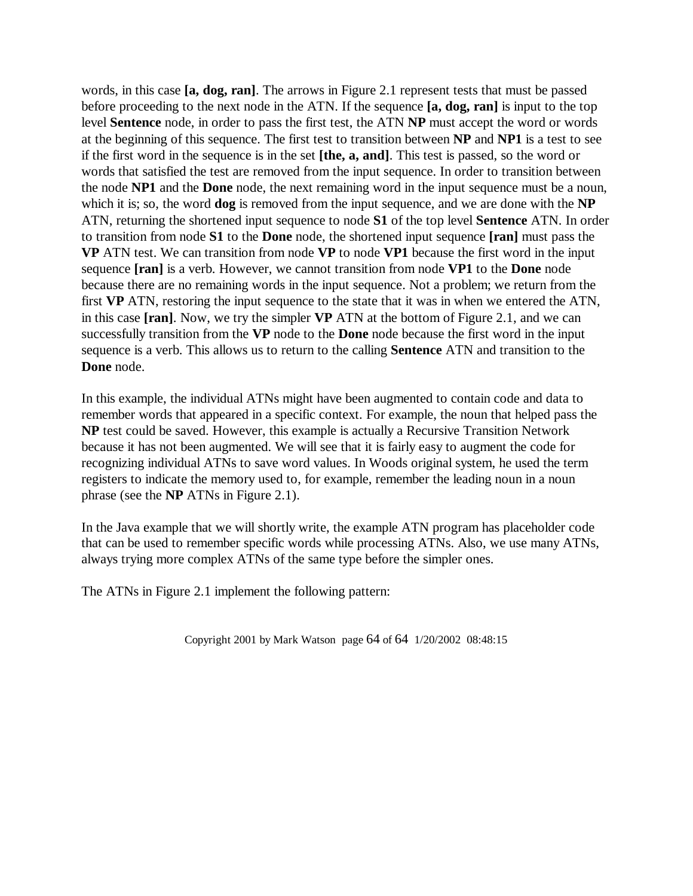words, in this case **[a, dog, ran]**. The arrows in Figure 2.1 represent tests that must be passed before proceeding to the next node in the ATN. If the sequence **[a, dog, ran]** is input to the top level **Sentence** node, in order to pass the first test, the ATN **NP** must accept the word or words at the beginning of this sequence. The first test to transition between **NP** and **NP1** is a test to see if the first word in the sequence is in the set **[the, a, and]**. This test is passed, so the word or words that satisfied the test are removed from the input sequence. In order to transition between the node **NP1** and the **Done** node, the next remaining word in the input sequence must be a noun, which it is; so, the word **dog** is removed from the input sequence, and we are done with the **NP** ATN, returning the shortened input sequence to node **S1** of the top level **Sentence** ATN. In order to transition from node **S1** to the **Done** node, the shortened input sequence **[ran]** must pass the **VP** ATN test. We can transition from node **VP** to node **VP1** because the first word in the input sequence **[ran]** is a verb. However, we cannot transition from node **VP1** to the **Done** node because there are no remaining words in the input sequence. Not a problem; we return from the first **VP** ATN, restoring the input sequence to the state that it was in when we entered the ATN, in this case **[ran]**. Now, we try the simpler **VP** ATN at the bottom of Figure 2.1, and we can successfully transition from the **VP** node to the **Done** node because the first word in the input sequence is a verb. This allows us to return to the calling **Sentence** ATN and transition to the **Done** node.

In this example, the individual ATNs might have been augmented to contain code and data to remember words that appeared in a specific context. For example, the noun that helped pass the **NP** test could be saved. However, this example is actually a Recursive Transition Network because it has not been augmented. We will see that it is fairly easy to augment the code for recognizing individual ATNs to save word values. In Woods original system, he used the term registers to indicate the memory used to, for example, remember the leading noun in a noun phrase (see the **NP** ATNs in Figure 2.1).

In the Java example that we will shortly write, the example ATN program has placeholder code that can be used to remember specific words while processing ATNs. Also, we use many ATNs, always trying more complex ATNs of the same type before the simpler ones.

The ATNs in Figure 2.1 implement the following pattern: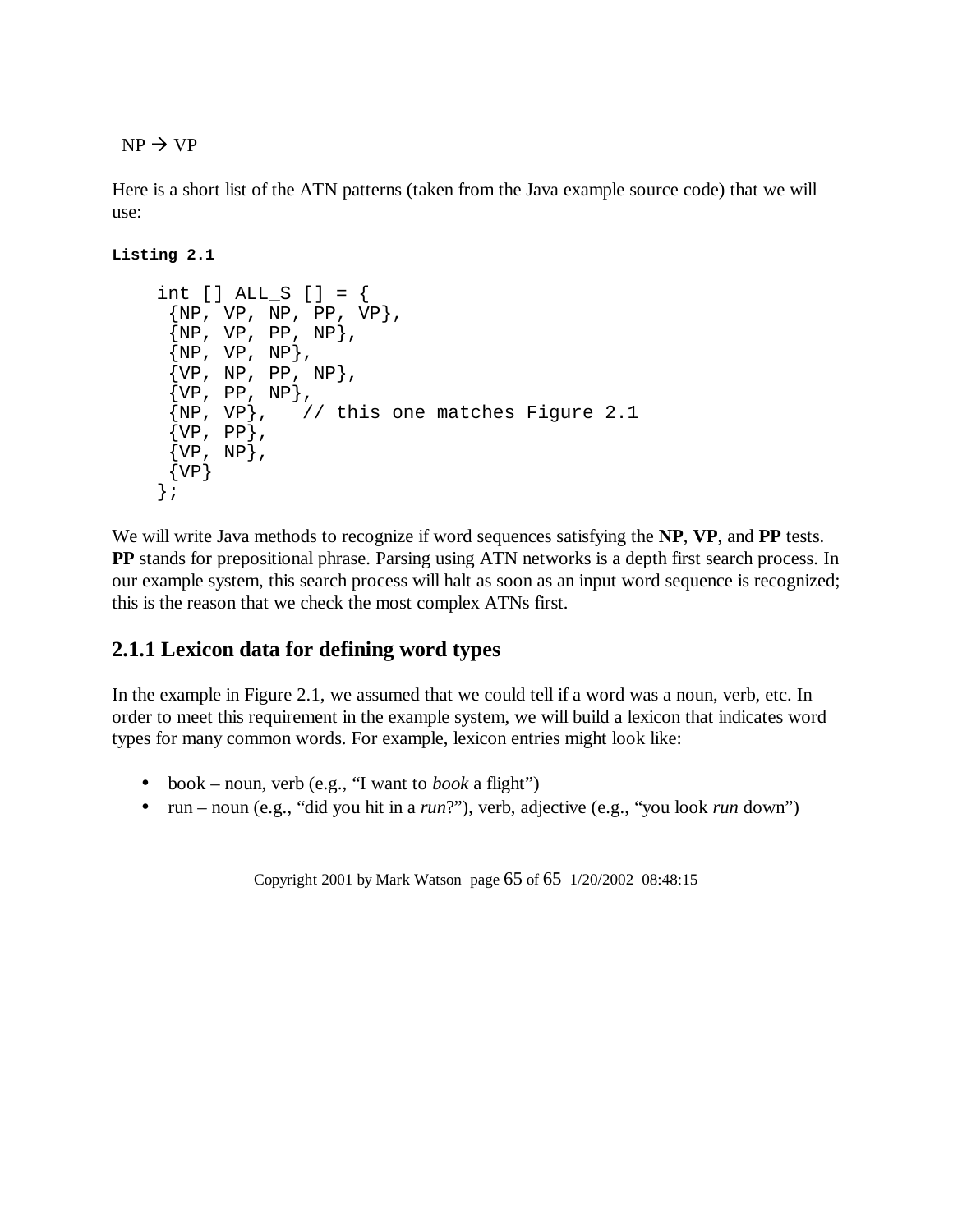NP → VP

Here is a short list of the ATN patterns (taken from the Java example source code) that we will use:

**Listing 2.1**

```
int [] ALL_S [] = {
 {NP, VP, NP, PP, VP},
 {NP, VP, PP, NP},
 {NP, VP, NP},
 {VP, NP, PP, NP},
 {VP, PP, NP},
 {NP, VP},   // this one matches Figure 2.1
 {VP, PP},
 {VP, NP},
 {VP}
};
```

We will write Java methods to recognize if word sequences satisfying the **NP**, **VP**, and **PP** tests. **PP** stands for prepositional phrase. Parsing using ATN networks is a depth first search process. In our example system, this search process will halt as soon as an input word sequence is recognized; this is the reason that we check the most complex ATNs first.

### 2.1.1 Lexicon data for defining word types

In the example in Figure 2.1, we assumed that we could tell if a word was a noun, verb, etc. In order to meet this requirement in the example system, we will build a lexicon that indicates word types for many common words. For example, lexicon entries might look like:

- book – noun, verb (e.g., "I want to *book* a flight")
- run – noun (e.g., "did you hit in a *run*?"), verb, adjective (e.g., "you look *run* down")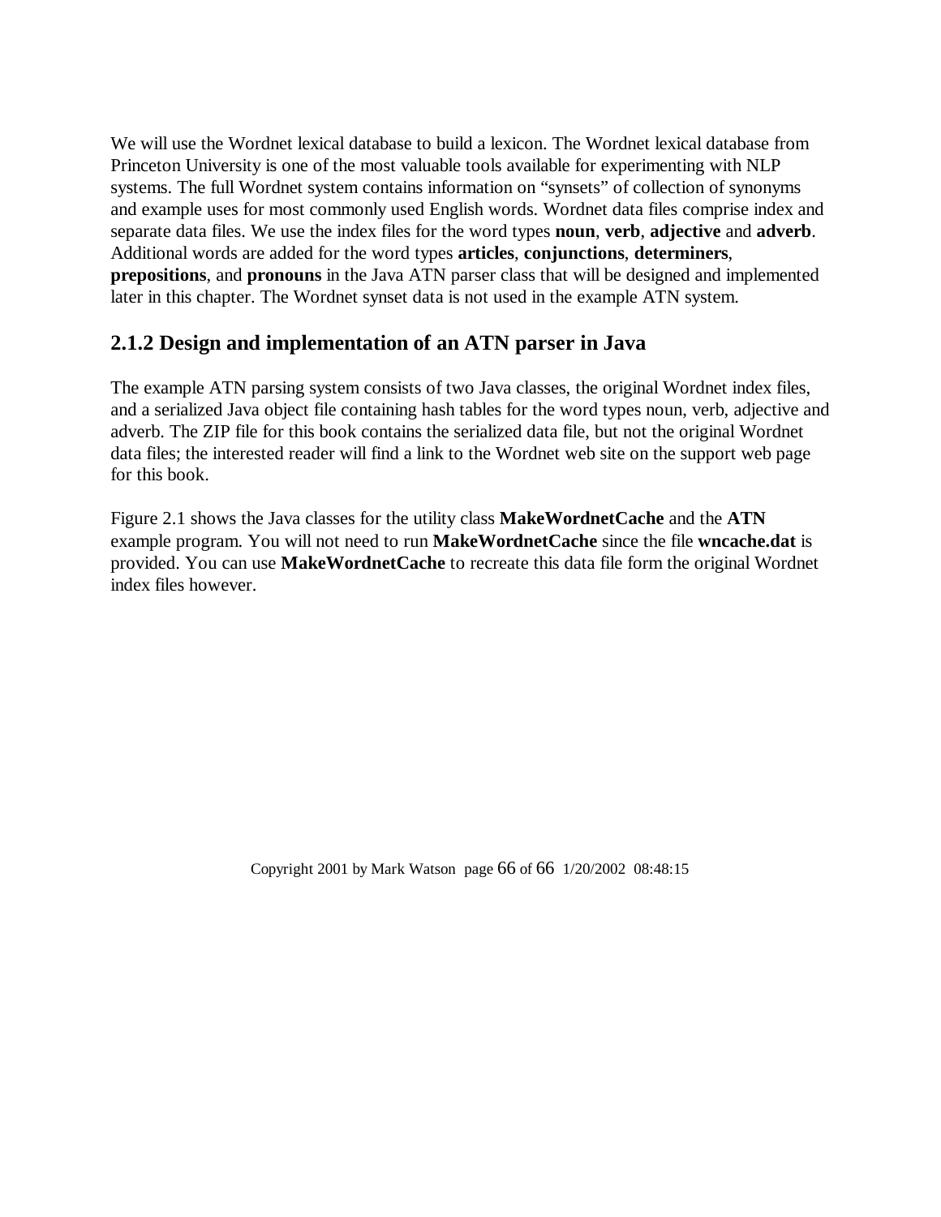We will use the Wordnet lexical database to build a lexicon. The Wordnet lexical database from Princeton University is one of the most valuable tools available for experimenting with NLP systems. The full Wordnet system contains information on “synsets” of collection of synonyms and example uses for most commonly used English words. Wordnet data files comprise index and separate data files. We use the index files for the word types **noun**, **verb**, **adjective** and **adverb**. Additional words are added for the word types **articles**, **conjunctions**, **determiners**, **prepositions**, and **pronouns** in the Java ATN parser class that will be designed and implemented later in this chapter. The Wordnet synset data is not used in the example ATN system.

## 2.1.2 Design and implementation of an ATN parser in Java

The example ATN parsing system consists of two Java classes, the original Wordnet index files, and a serialized Java object file containing hash tables for the word types noun, verb, adjective and adverb. The ZIP file for this book contains the serialized data file, but not the original Wordnet data files; the interested reader will find a link to the Wordnet web site on the support web page for this book.

Figure 2.1 shows the Java classes for the utility class **MakeWordnetCache** and the **ATN** example program. You will not need to run **MakeWordnetCache** since the file **wncache.dat** is provided. You can use **MakeWordnetCache** to recreate this data file form the original Wordnet index files however.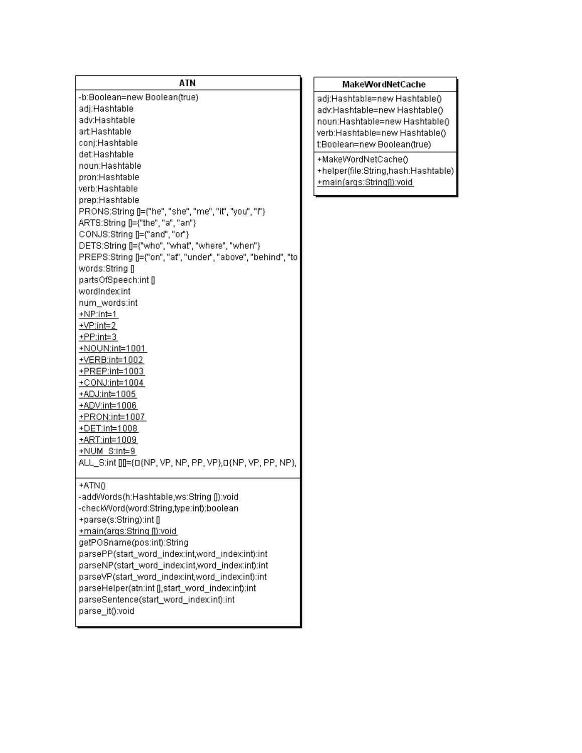**ATN**

```
-b:Boolean=new Boolean(true)
adj:Hashtable
adv:Hashtable
art:Hashtable
conj:Hashtable
det:Hashtable
noun:Hashtable
pron:Hashtable
verb:Hashtable
prep:Hashtable
PRONS:String []={"he", "she", "me", "it", "you", "I"}
ARTS:String []={"the", "a", "an"}
CONJS:String []={"and", "or"}
DETS:String []={"who", "what", "where", "when"}
PREPS:String []={"on", "at", "under", "above", "behind", "to
words:String []
partsOfSpeech:int []
wordIndex:int
num_words:int
+NP:int=1
+VP:int=2
+PP:int=3
+NOUN:int=1001
+VERB:int=1002
+PREP:int=1003
+CONJ:int=1004
+ADJ:int=1005
+ADV:int=1006
+PRON:int=1007
+DET:int=1008
+ART:int=1009
+NUM_S:int=9
ALL_S:int [][]={□{NP, VP, NP, PP, VP},□{NP, VP, PP, NP},
```

```
+ATN()
-addWords(h:Hashtable,ws:String []):void
-checkWord(word:String,type:int):boolean
+parse(s:String):int []
+main(args:String []):void
getPOSname(pos:int):String
parsePP(start_word_index:int,word_index:int):int
parseNP(start_word_index:int,word_index:int):int
parseVP(start_word_index:int,word_index:int):int
parseHelper(atn:int [],start_word_index:int):int
parseSentence(start_word_index:int):int
parse_it():void
```

**MakeWordNetCache**

```
adj:Hashtable=new Hashtable()
adv:Hashtable=new Hashtable()
noun:Hashtable=new Hashtable()
verb:Hashtable=new Hashtable()
t:Boolean=new Boolean(true)
```

```
+MakeWordNetCache()
+helper(file:String,hash:Hashtable)
+main(args:String[]):void
```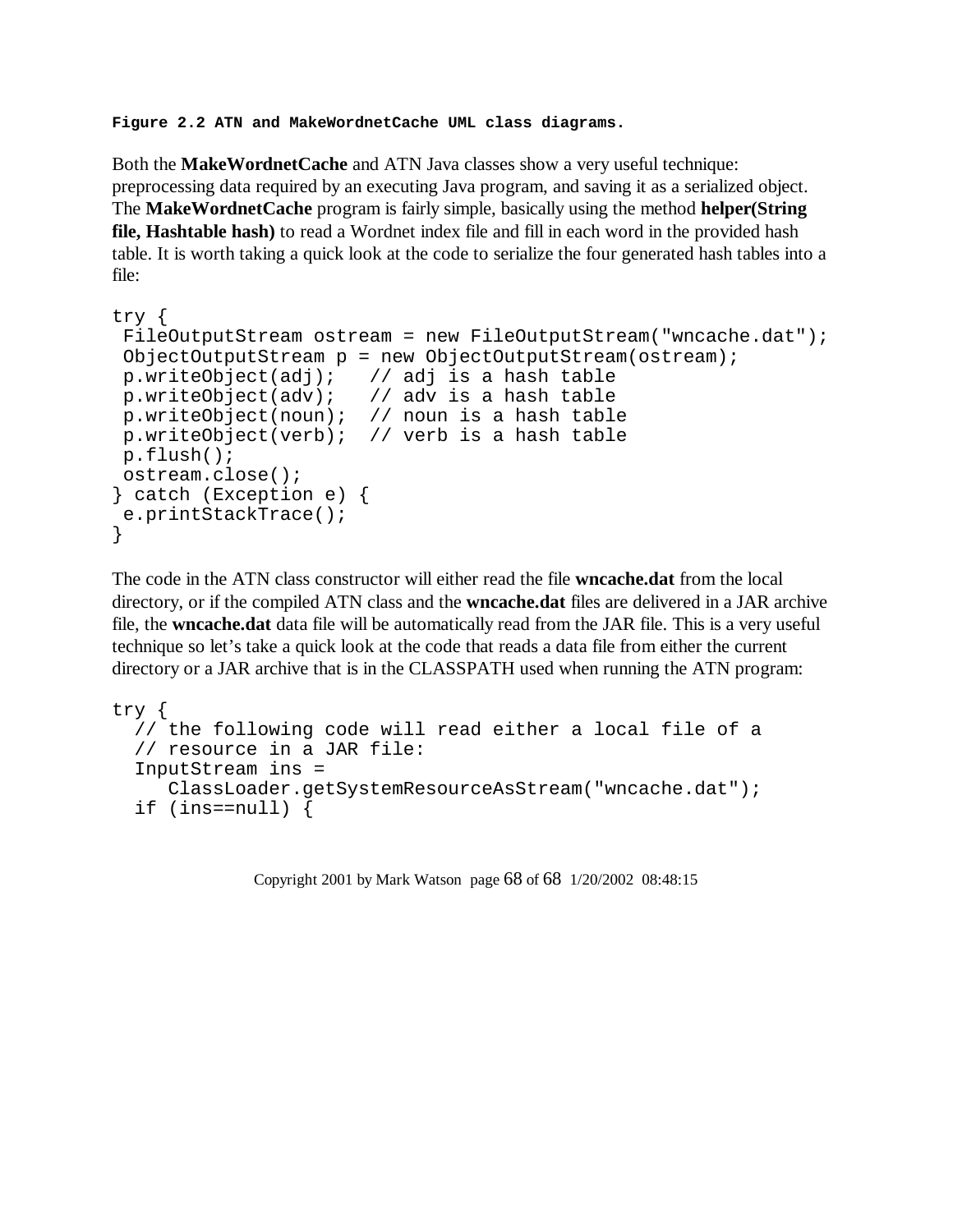**Figure 2.2 ATN and MakeWordnetCache UML class diagrams.**

Both the **MakeWordnetCache** and ATN Java classes show a very useful technique: preprocessing data required by an executing Java program, and saving it as a serialized object. The **MakeWordnetCache** program is fairly simple, basically using the method **helper(String file, Hashtable hash)** to read a Wordnet index file and fill in each word in the provided hash table. It is worth taking a quick look at the code to serialize the four generated hash tables into a file:

```
try {
 FileOutputStream ostream = new FileOutputStream("wncache.dat");
 ObjectOutputStream p = new ObjectOutputStream(ostream);
 p.writeObject(adj);   // adj is a hash table
 p.writeObject(adv);   // adv is a hash table
 p.writeObject(noun);  // noun is a hash table
 p.writeObject(verb);  // verb is a hash table
 p.flush();
 ostream.close();
} catch (Exception e) {
 e.printStackTrace();
}
```

The code in the ATN class constructor will either read the file **wncache.dat** from the local directory, or if the compiled ATN class and the **wncache.dat** files are delivered in a JAR archive file, the **wncache.dat** data file will be automatically read from the JAR file. This is a very useful technique so let's take a quick look at the code that reads a data file from either the current directory or a JAR archive that is in the CLASSPATH used when running the ATN program:

```
try {
  // the following code will read either a local file of a
  // resource in a JAR file:
  InputStream ins =
     ClassLoader.getSystemResourceAsStream("wncache.dat");
  if (ins==null) {
```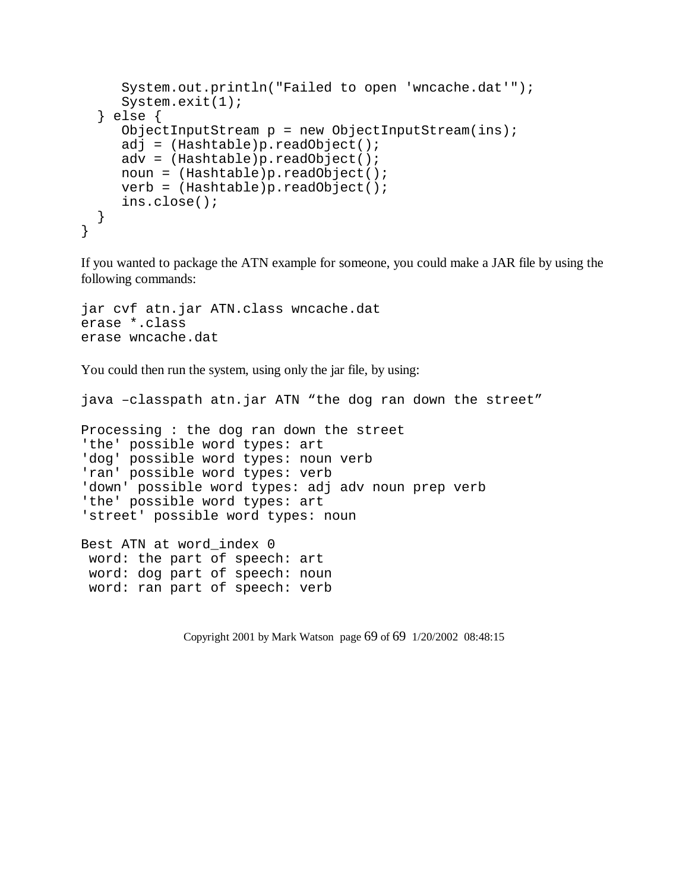```
      System.out.println("Failed to open 'wncache.dat'");
      System.exit(1);
   } else {
      ObjectInputStream p = new ObjectInputStream(ins);
      adj = (Hashtable)p.readObject();
      adv = (Hashtable)p.readObject();
      noun = (Hashtable)p.readObject();
      verb = (Hashtable)p.readObject();
      ins.close();
   }
}
```

If you wanted to package the ATN example for someone, you could make a JAR file by using the following commands:

```
jar cvf atn.jar ATN.class wncache.dat
erase *.class
erase wncache.dat
```

You could then run the system, using only the jar file, by using:

```
java –classpath atn.jar ATN “the dog ran down the street”

Processing : the dog ran down the street
'the' possible word types: art
'dog' possible word types: noun verb
'ran' possible word types: verb
'down' possible word types: adj adv noun prep verb
'the' possible word types: art
'street' possible word types: noun

Best ATN at word_index 0
 word: the part of speech: art
 word: dog part of speech: noun
 word: ran part of speech: verb
```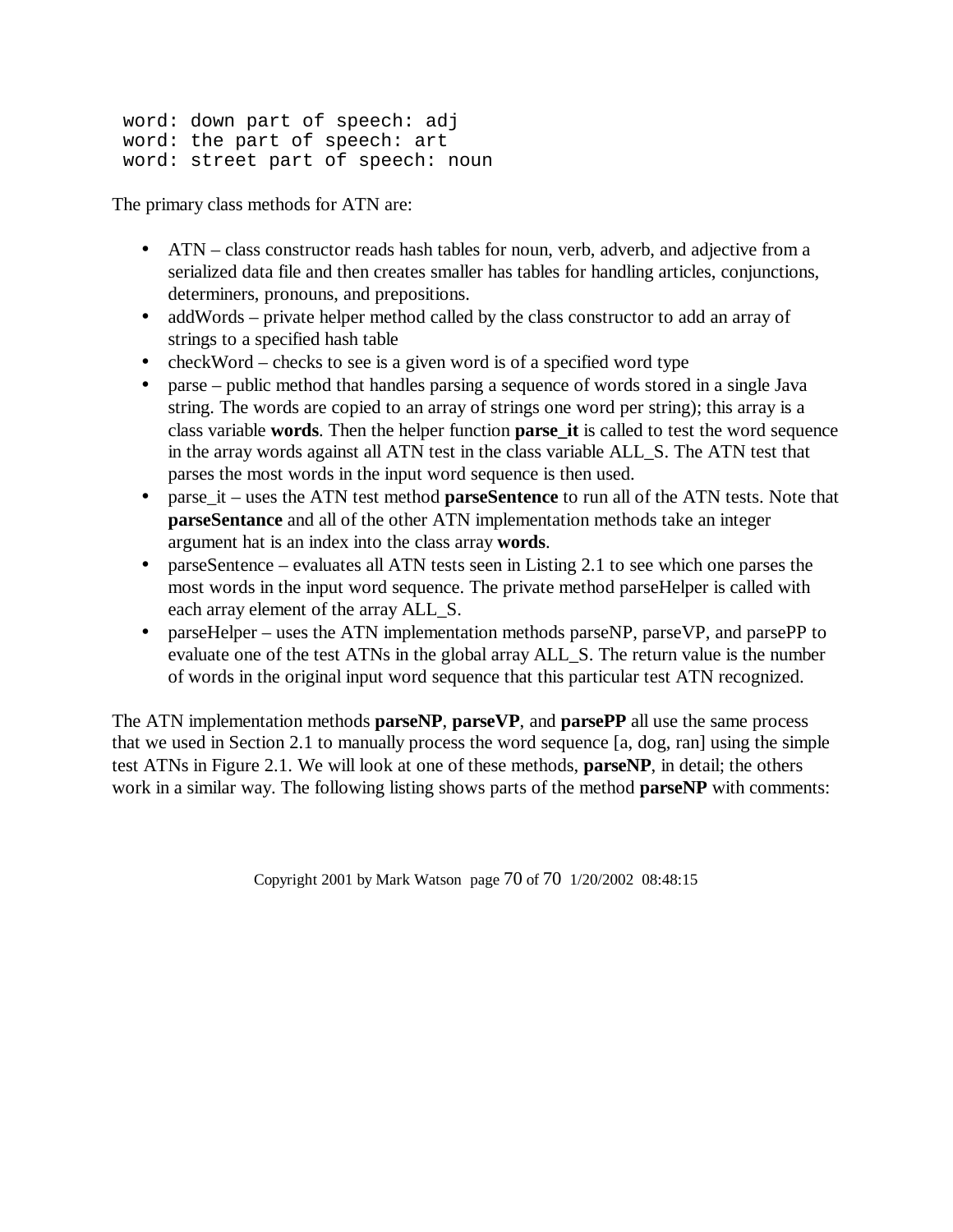```
word: down part of speech: adj
word: the part of speech: art
word: street part of speech: noun
```

The primary class methods for ATN are:

- ATN – class constructor reads hash tables for noun, verb, adverb, and adjective from a serialized data file and then creates smaller has tables for handling articles, conjunctions, determiners, pronouns, and prepositions.
- addWords – private helper method called by the class constructor to add an array of strings to a specified hash table
- checkWord – checks to see is a given word is of a specified word type
- parse – public method that handles parsing a sequence of words stored in a single Java string. The words are copied to an array of strings one word per string); this array is a class variable **words**. Then the helper function **parse_it** is called to test the word sequence in the array words against all ATN test in the class variable ALL_S. The ATN test that parses the most words in the input word sequence is then used.
- parse_it – uses the ATN test method **parseSentence** to run all of the ATN tests. Note that **parseSentance** and all of the other ATN implementation methods take an integer argument hat is an index into the class array **words**.
- parseSentence – evaluates all ATN tests seen in Listing 2.1 to see which one parses the most words in the input word sequence. The private method parseHelper is called with each array element of the array ALL_S.
- parseHelper – uses the ATN implementation methods parseNP, parseVP, and parsePP to evaluate one of the test ATNs in the global array ALL_S. The return value is the number of words in the original input word sequence that this particular test ATN recognized.

The ATN implementation methods **parseNP**, **parseVP**, and **parsePP** all use the same process that we used in Section 2.1 to manually process the word sequence [a, dog, ran] using the simple test ATNs in Figure 2.1. We will look at one of these methods, **parseNP**, in detail; the others work in a similar way. The following listing shows parts of the method **parseNP** with comments: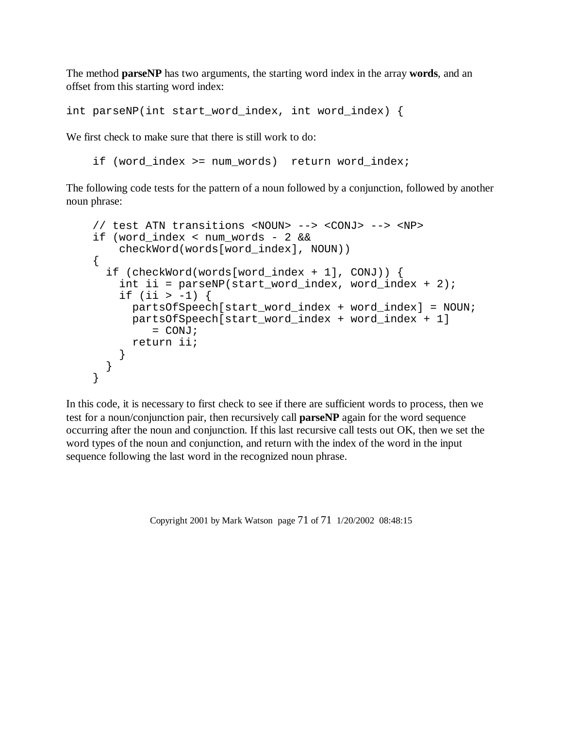The method **parseNP** has two arguments, the starting word index in the array **words**, and an offset from this starting word index:

```
int parseNP(int start_word_index, int word_index) {
```

We first check to make sure that there is still work to do:

```
    if (word_index >= num_words)  return word_index;
```

The following code tests for the pattern of a noun followed by a conjunction, followed by another noun phrase:

```
    // test ATN transitions <NOUN> --> <CONJ> --> <NP>
    if (word_index < num_words - 2 &&
        checkWord(words[word_index], NOUN))
    {
      if (checkWord(words[word_index + 1], CONJ)) {
        int ii = parseNP(start_word_index, word_index + 2);
        if (ii > -1) {
          partsOfSpeech[start_word_index + word_index] = NOUN;
          partsOfSpeech[start_word_index + word_index + 1]
             = CONJ;
          return ii;
        }
      }
    }
```

In this code, it is necessary to first check to see if there are sufficient words to process, then we test for a noun/conjunction pair, then recursively call **parseNP** again for the word sequence occurring after the noun and conjunction. If this last recursive call tests out OK, then we set the word types of the noun and conjunction, and return with the index of the word in the input sequence following the last word in the recognized noun phrase.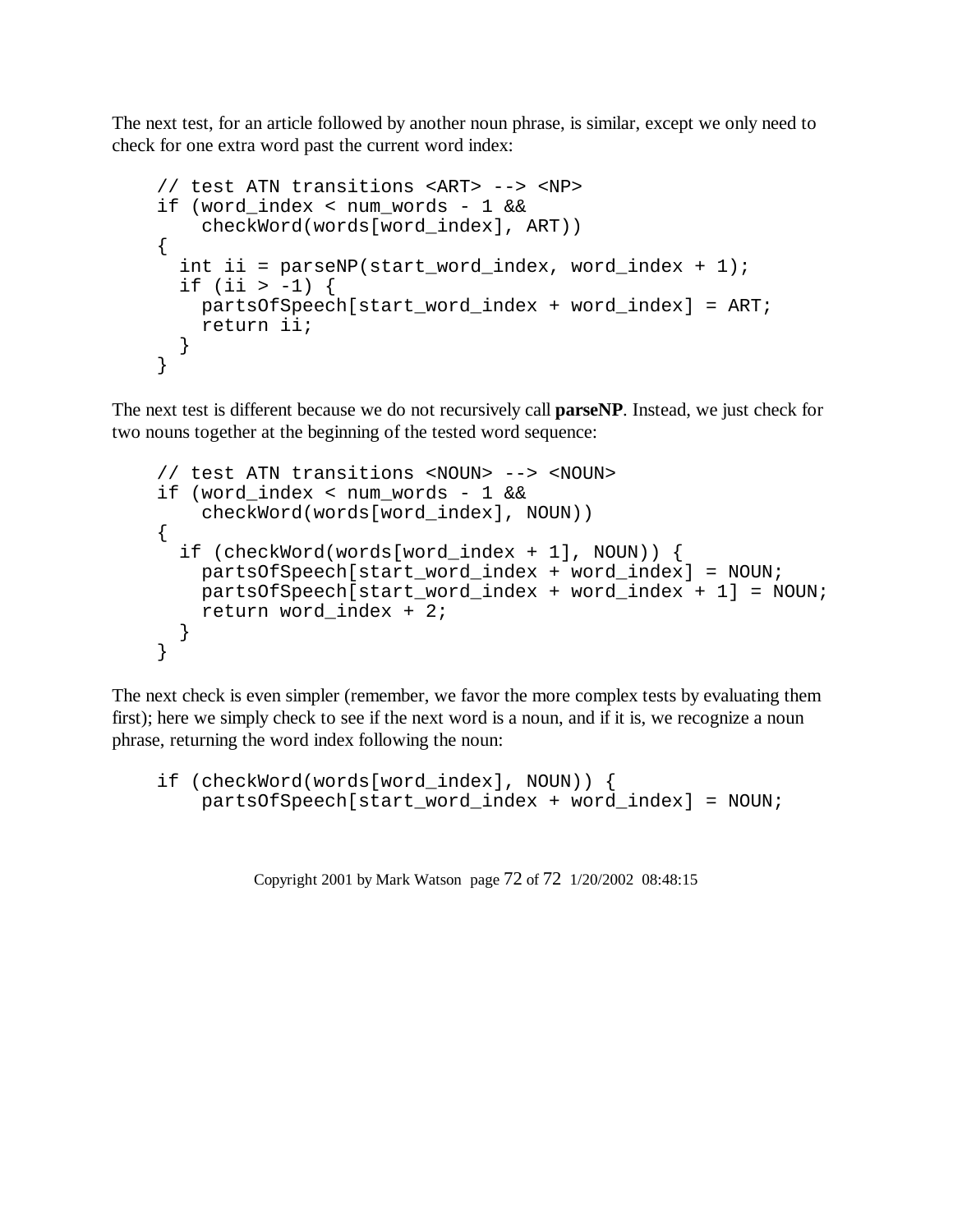The next test, for an article followed by another noun phrase, is similar, except we only need to check for one extra word past the current word index:

```
// test ATN transitions <ART> --> <NP>
if (word_index < num_words - 1 &&
    checkWord(words[word_index], ART))
{
  int ii = parseNP(start_word_index, word_index + 1);
  if (ii > -1) {
    partsOfSpeech[start_word_index + word_index] = ART;
    return ii;
  }
}
```

The next test is different because we do not recursively call **parseNP**. Instead, we just check for two nouns together at the beginning of the tested word sequence:

```
// test ATN transitions <NOUN> --> <NOUN>
if (word_index < num_words - 1 &&
    checkWord(words[word_index], NOUN))
{
  if (checkWord(words[word_index + 1], NOUN)) {
    partsOfSpeech[start_word_index + word_index] = NOUN;
    partsOfSpeech[start_word_index + word_index + 1] = NOUN;
    return word_index + 2;
  }
}
```

The next check is even simpler (remember, we favor the more complex tests by evaluating them first); here we simply check to see if the next word is a noun, and if it is, we recognize a noun phrase, returning the word index following the noun:

```
if (checkWord(words[word_index], NOUN)) {
    partsOfSpeech[start_word_index + word_index] = NOUN;
```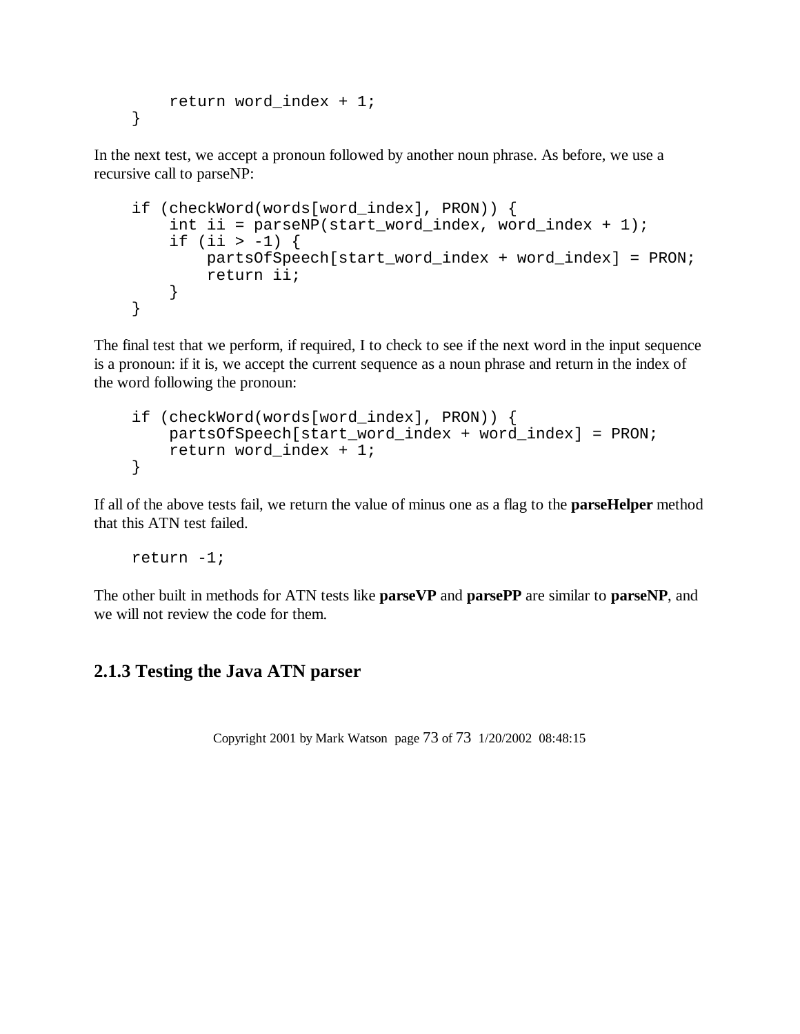```
        return word_index + 1;
    }
```

In the next test, we accept a pronoun followed by another noun phrase. As before, we use a recursive call to parseNP:

```
    if (checkWord(words[word_index], PRON)) {
        int ii = parseNP(start_word_index, word_index + 1);
        if (ii > -1) {
            partsOfSpeech[start_word_index + word_index] = PRON;
            return ii;
        }
    }
```

The final test that we perform, if required, I to check to see if the next word in the input sequence is a pronoun: if it is, we accept the current sequence as a noun phrase and return in the index of the word following the pronoun:

```
    if (checkWord(words[word_index], PRON)) {
        partsOfSpeech[start_word_index + word_index] = PRON;
        return word_index + 1;
    }
```

If all of the above tests fail, we return the value of minus one as a flag to the **parseHelper** method that this ATN test failed.

```
    return -1;
```

The other built in methods for ATN tests like **parseVP** and **parsePP** are similar to **parseNP**, and we will not review the code for them.

### 2.1.3 Testing the Java ATN parser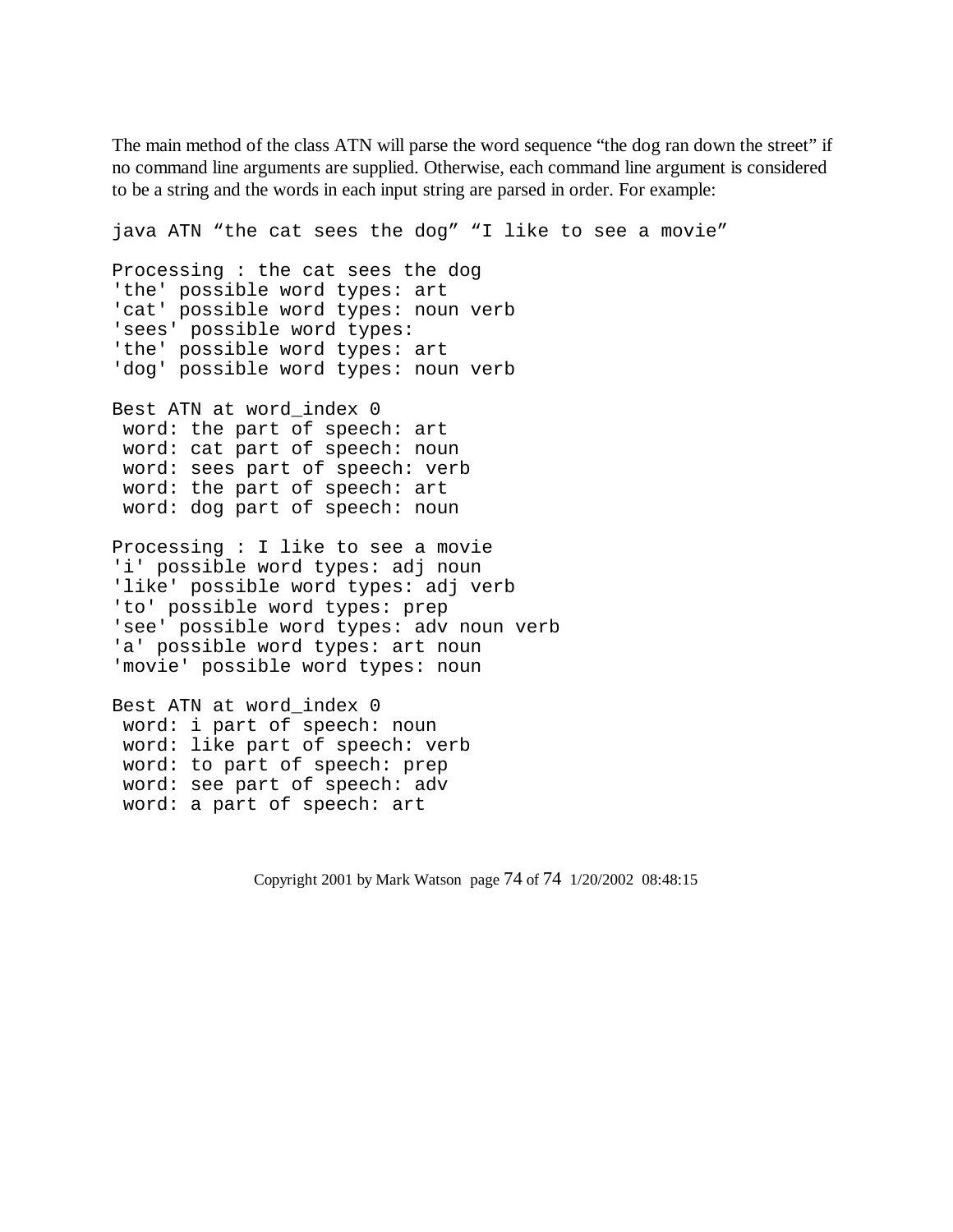The main method of the class ATN will parse the word sequence "the dog ran down the street" if no command line arguments are supplied. Otherwise, each command line argument is considered to be a string and the words in each input string are parsed in order. For example:

```
java ATN "the cat sees the dog" "I like to see a movie"

Processing : the cat sees the dog
'the' possible word types: art
'cat' possible word types: noun verb
'sees' possible word types:
'the' possible word types: art
'dog' possible word types: noun verb

Best ATN at word_index 0
 word: the part of speech: art
 word: cat part of speech: noun
 word: sees part of speech: verb
 word: the part of speech: art
 word: dog part of speech: noun

Processing : I like to see a movie
'i' possible word types: adj noun
'like' possible word types: adj verb
'to' possible word types: prep
'see' possible word types: adv noun verb
'a' possible word types: art noun
'movie' possible word types: noun

Best ATN at word_index 0
 word: i part of speech: noun
 word: like part of speech: verb
 word: to part of speech: prep
 word: see part of speech: adv
 word: a part of speech: art
```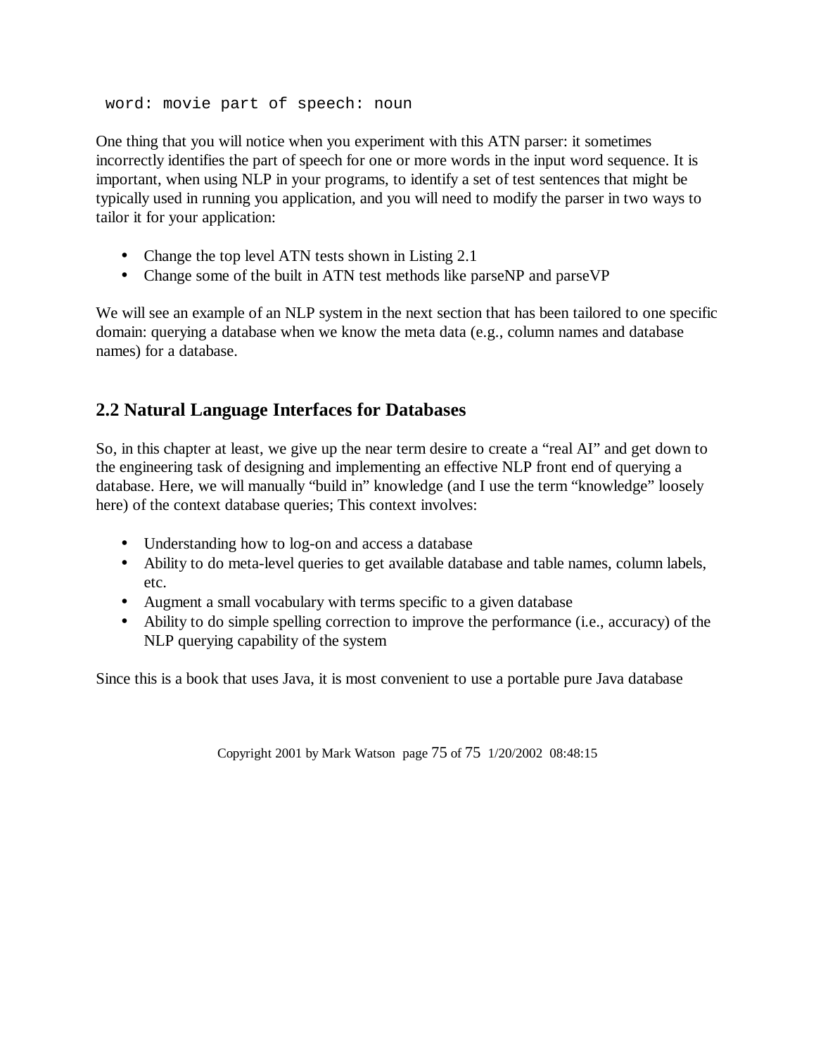```
word: movie part of speech: noun
```

One thing that you will notice when you experiment with this ATN parser: it sometimes incorrectly identifies the part of speech for one or more words in the input word sequence. It is important, when using NLP in your programs, to identify a set of test sentences that might be typically used in running you application, and you will need to modify the parser in two ways to tailor it for your application:

- Change the top level ATN tests shown in Listing 2.1
- Change some of the built in ATN test methods like parseNP and parseVP

We will see an example of an NLP system in the next section that has been tailored to one specific domain: querying a database when we know the meta data (e.g., column names and database names) for a database.

## 2.2 Natural Language Interfaces for Databases

So, in this chapter at least, we give up the near term desire to create a "real AI" and get down to the engineering task of designing and implementing an effective NLP front end of querying a database. Here, we will manually "build in" knowledge (and I use the term "knowledge" loosely here) of the context database queries; This context involves:

- Understanding how to log-on and access a database
- Ability to do meta-level queries to get available database and table names, column labels, etc.
- Augment a small vocabulary with terms specific to a given database
- Ability to do simple spelling correction to improve the performance (i.e., accuracy) of the NLP querying capability of the system

Since this is a book that uses Java, it is most convenient to use a portable pure Java database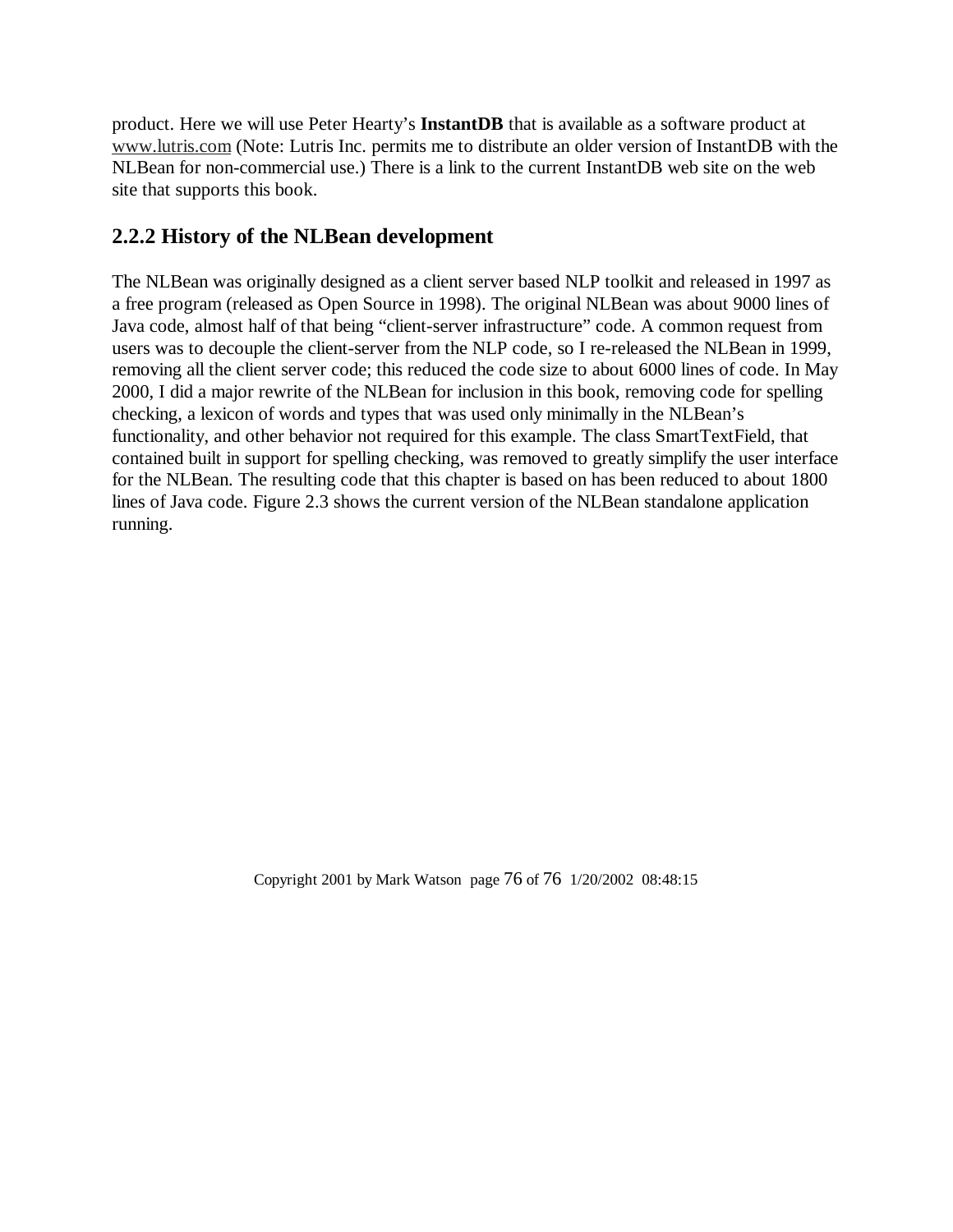product. Here we will use Peter Hearty's **InstantDB** that is available as a software product at www.lutris.com (Note: Lutris Inc. permits me to distribute an older version of InstantDB with the NLBean for non-commercial use.) There is a link to the current InstantDB web site on the web site that supports this book.

## 2.2.2 History of the NLBean development

The NLBean was originally designed as a client server based NLP toolkit and released in 1997 as a free program (released as Open Source in 1998). The original NLBean was about 9000 lines of Java code, almost half of that being "client-server infrastructure" code. A common request from users was to decouple the client-server from the NLP code, so I re-released the NLBean in 1999, removing all the client server code; this reduced the code size to about 6000 lines of code. In May 2000, I did a major rewrite of the NLBean for inclusion in this book, removing code for spelling checking, a lexicon of words and types that was used only minimally in the NLBean's functionality, and other behavior not required for this example. The class SmartTextField, that contained built in support for spelling checking, was removed to greatly simplify the user interface for the NLBean. The resulting code that this chapter is based on has been reduced to about 1800 lines of Java code. Figure 2.3 shows the current version of the NLBean standalone application running.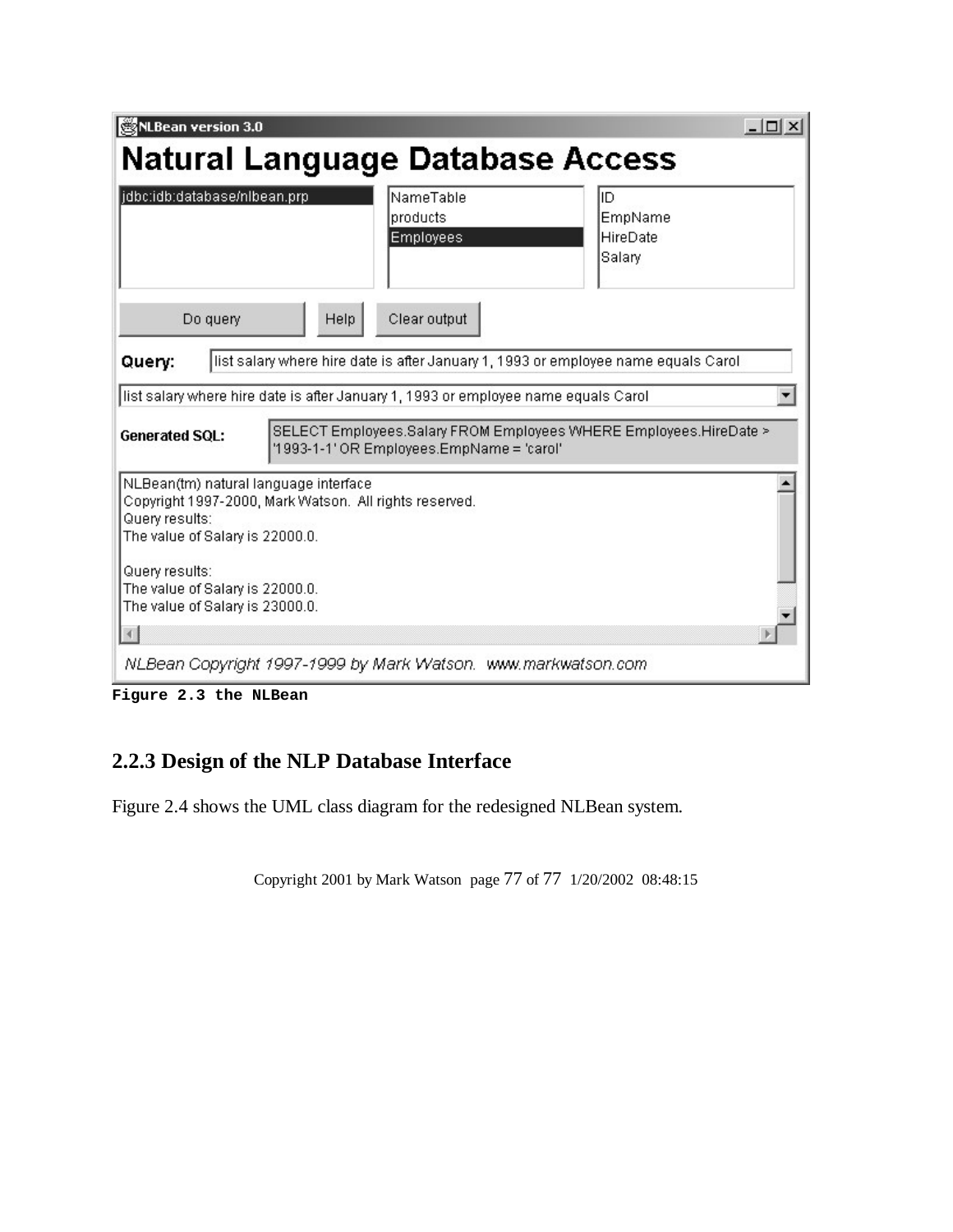Figure 2.3 the NLBean

### 2.2.3 Design of the NLP Database Interface

Figure 2.4 shows the UML class diagram for the redesigned NLBean system.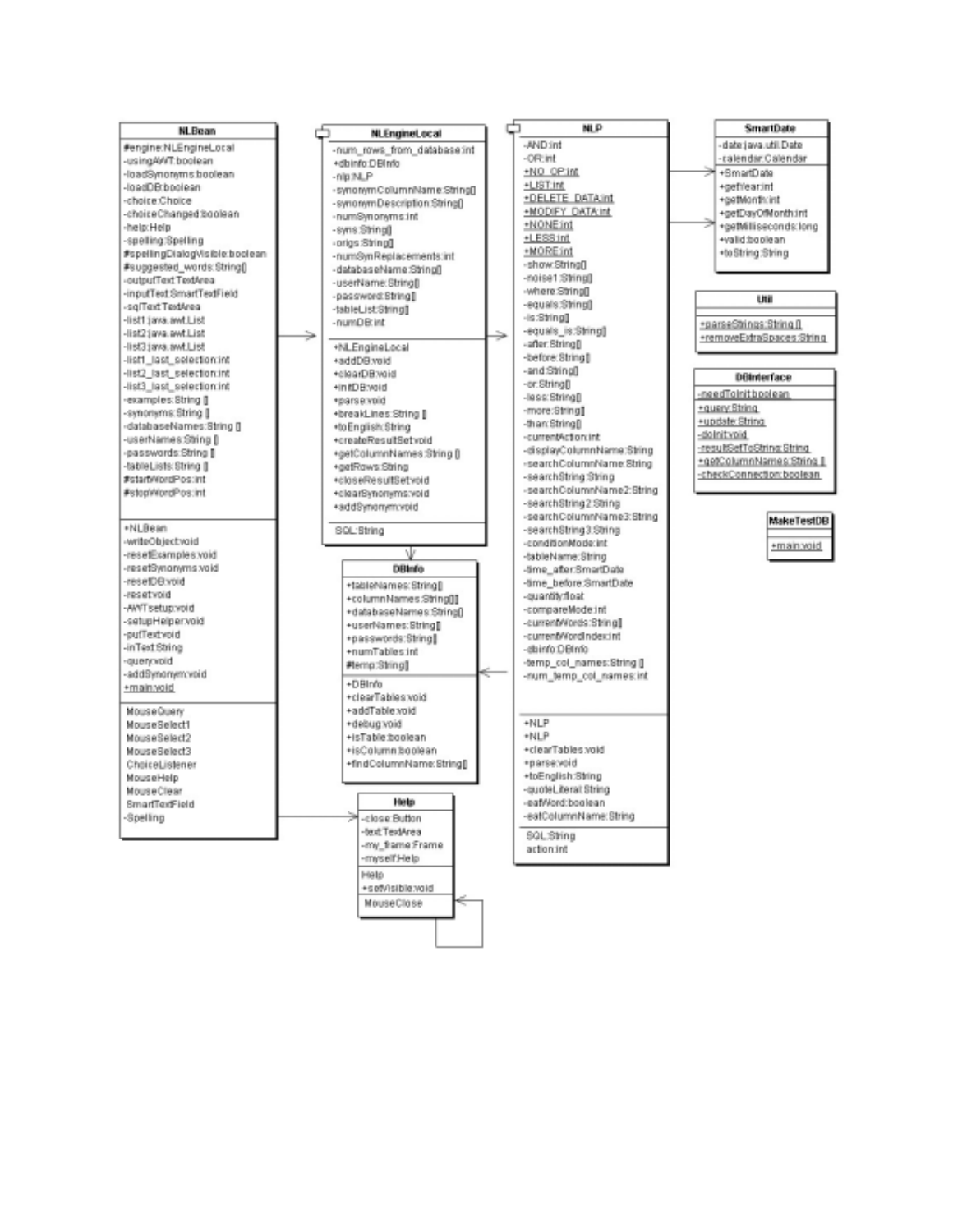**NLBean**

#engine:NLEngineLocal
-usingAWT:boolean
-loadSynonyms:boolean
-loadDB:boolean
-choice:Choice
-choiceChanged:boolean
-help:Help
-spelling:Spelling
#spellingDialogVisible:boolean
#suggested_words:String[]
-outputText:TextArea
-inputText:SmartTextField
-sqlText:TextArea
-list1:java.awt.List
-list2:java.awt.List
-list3:java.awt.List
-list1_last_selection:int
-list2_last_selection:int
-list3_last_selection:int
-examples:String []
-synonyms:String []
-databaseNames:String []
-userNames:String []
-passwords:String []
-tableLists:String []
#startWordPos:int
#stopWordPos:int

+NLBean
-writeObject:void
-resetExamples:void
-resetSynonyms:void
-resetDB:void
-reset:void
-AWTsetup:void
-setupHelper:void
-putText:void
-inText:String
-query:void
-addSynonym:void
+main:void

MouseQuery
MouseSelect1
MouseSelect2
MouseSelect3
ChoiceListener
MouseHelp
MouseClear
SmartTextField
-Spelling

**NLEngineLocal**

-num_rows_from_database:int
+dbinfo:DBInfo
-nlp:NLP
-synonymColumnName:String[]
-synonymDescription:String[]
-numSynonyms:int
-syns:String[]
-origs:String[]
-numSynReplacements:int
-databaseName:String[]
-userName:String[]
-password:String[]
-tableList:String[]
-numDB:int

+NLEngineLocal
+addDB:void
+clearDB:void
+initDB:void
+parse:void
+breakLines:String []
+toEnglish:String
+createResultSet:void
+getColumnNames:String []
+getRows:String
+closeResultSet:void
+clearSynonyms:void
+addSynonym:void

SQL:String

**DBInfo**

+tableNames:String[]
+columnNames:String[][]
+databaseNames:String[]
+userNames:String[]
+passwords:String[]
+numTables:int
#temp:String[]

+DBInfo
+clearTables:void
+addTable:void
+debug:void
+isTable:boolean
+isColumn:boolean
+findColumnName:String[]

**Help**

-close:Button
-text:TextArea
-my_frame:Frame
-myself:Help

Help
+setVisible:void

MouseClose

**NLP**

-AND:int
-OR:int
+NO_OP:int
+LIST:int
+DELETE_DATA:int
+MODIFY_DATA:int
+NONE:int
+LESS:int
+MORE:int
-show:String[]
-noise1:String[]
-where:String[]
-equals:String[]
-is:String[]
-equals_is:String[]
-after:String[]
-before:String[]
-and:String[]
-or:String[]
-less:String[]
-more:String[]
-than:String[]
-currentAction:int
-displayColumnName:String
-searchColumnName:String
-searchString:String
-searchColumnName2:String
-searchString2:String
-searchColumnName3:String
-searchString3:String
-conditionMode:int
-tableName:String
-time_after:SmartDate
-time_before:SmartDate
-quantity:float
-compareMode:int
-currentWords:String[]
-currentWordIndex:int
-dbinfo:DBInfo
-temp_col_names:String []
-num_temp_col_names:int

+NLP
+NLP
+clearTables:void
+parse:void
+toEnglish:String
-quoteLiteral:String
-eatWord:boolean
-eatColumnName:String

SQL:String
action:int

**SmartDate**

-date:java.util.Date
-calendar:Calendar

+SmartDate
+getYear:int
+getMonth:int
+getDayOfMonth:int
+getMilliseconds:long
+valid:boolean
+toString:String

**Util**

+parseStrings:String []
+removeExtraSpaces:String

**DBInterface**

-needToInit:boolean

+query:String
+update:String
-doInit:void
-resultSetToString:String
+getColumnNames:String []
-checkConnection:boolean

**MakeTestDB**

+main:void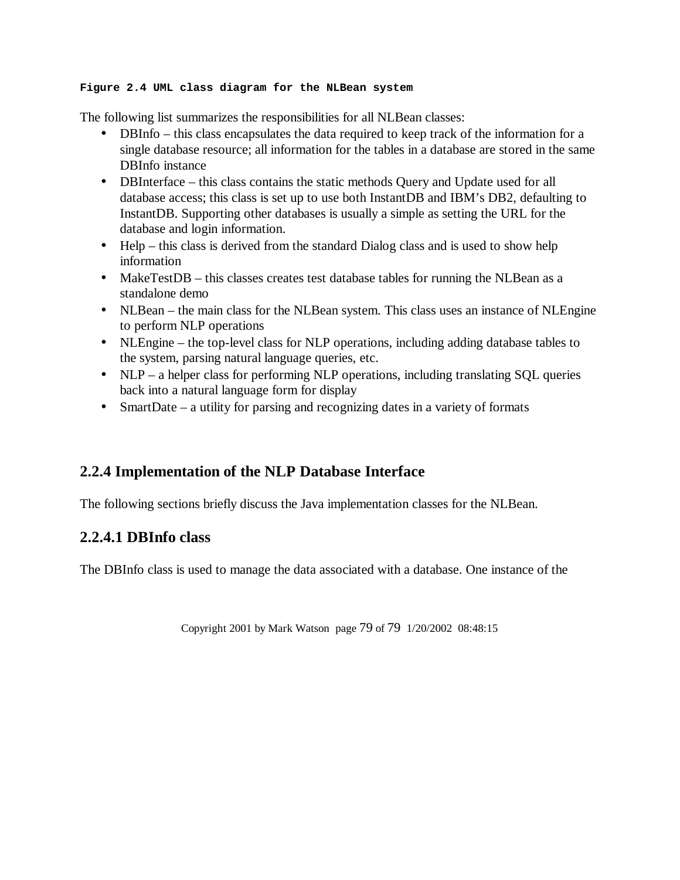**Figure 2.4 UML class diagram for the NLBean system**

The following list summarizes the responsibilities for all NLBean classes:

- DBInfo – this class encapsulates the data required to keep track of the information for a single database resource; all information for the tables in a database are stored in the same DBInfo instance
- DBInterface – this class contains the static methods Query and Update used for all database access; this class is set up to use both InstantDB and IBM's DB2, defaulting to InstantDB. Supporting other databases is usually a simple as setting the URL for the database and login information.
- Help – this class is derived from the standard Dialog class and is used to show help information
- MakeTestDB – this classes creates test database tables for running the NLBean as a standalone demo
- NLBean – the main class for the NLBean system. This class uses an instance of NLEngine to perform NLP operations
- NLEngine – the top-level class for NLP operations, including adding database tables to the system, parsing natural language queries, etc.
- NLP – a helper class for performing NLP operations, including translating SQL queries back into a natural language form for display
- SmartDate – a utility for parsing and recognizing dates in a variety of formats

## 2.2.4 Implementation of the NLP Database Interface

The following sections briefly discuss the Java implementation classes for the NLBean.

### 2.2.4.1 DBInfo class

The DBInfo class is used to manage the data associated with a database. One instance of the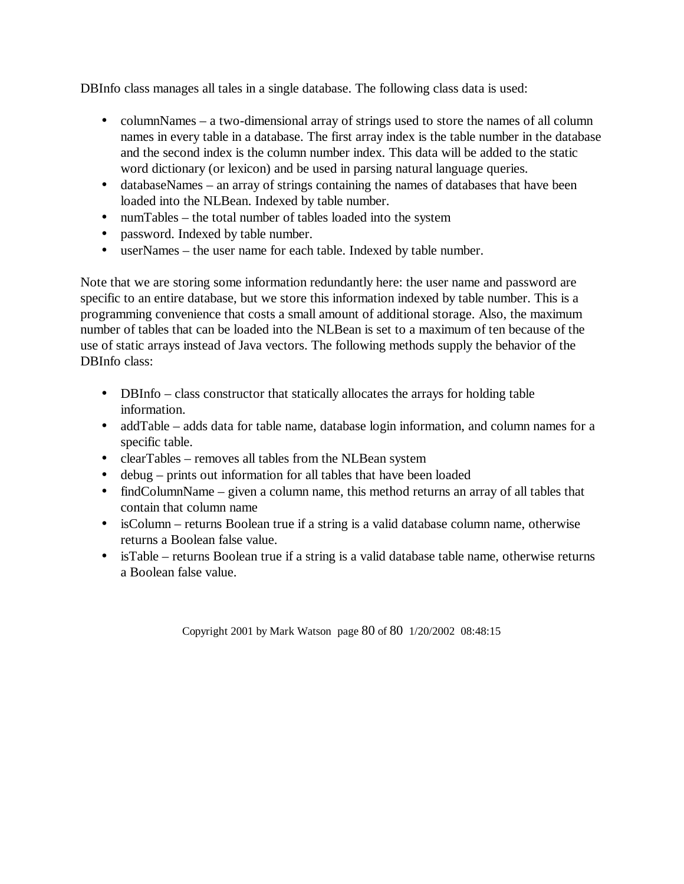DBInfo class manages all tales in a single database. The following class data is used:

- columnNames – a two-dimensional array of strings used to store the names of all column names in every table in a database. The first array index is the table number in the database and the second index is the column number index. This data will be added to the static word dictionary (or lexicon) and be used in parsing natural language queries.
- databaseNames – an array of strings containing the names of databases that have been loaded into the NLBean. Indexed by table number.
- numTables – the total number of tables loaded into the system
- password. Indexed by table number.
- userNames – the user name for each table. Indexed by table number.

Note that we are storing some information redundantly here: the user name and password are specific to an entire database, but we store this information indexed by table number. This is a programming convenience that costs a small amount of additional storage. Also, the maximum number of tables that can be loaded into the NLBean is set to a maximum of ten because of the use of static arrays instead of Java vectors. The following methods supply the behavior of the DBInfo class:

- DBInfo – class constructor that statically allocates the arrays for holding table information.
- addTable – adds data for table name, database login information, and column names for a specific table.
- clearTables – removes all tables from the NLBean system
- debug – prints out information for all tables that have been loaded
- findColumnName – given a column name, this method returns an array of all tables that contain that column name
- isColumn – returns Boolean true if a string is a valid database column name, otherwise returns a Boolean false value.
- isTable – returns Boolean true if a string is a valid database table name, otherwise returns a Boolean false value.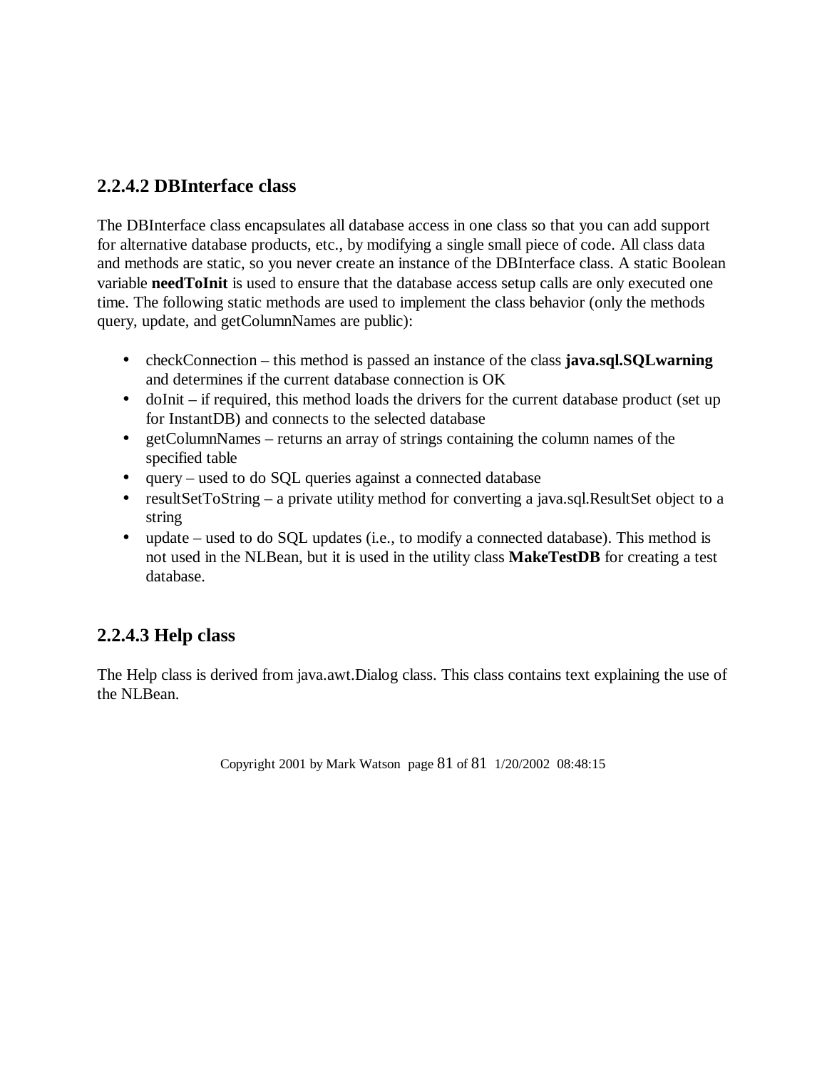### 2.2.4.2 DBInterface class

The DBInterface class encapsulates all database access in one class so that you can add support for alternative database products, etc., by modifying a single small piece of code. All class data and methods are static, so you never create an instance of the DBInterface class. A static Boolean variable **needToInit** is used to ensure that the database access setup calls are only executed one time. The following static methods are used to implement the class behavior (only the methods query, update, and getColumnNames are public):

- checkConnection – this method is passed an instance of the class **java.sql.SQLwarning** and determines if the current database connection is OK
- doInit – if required, this method loads the drivers for the current database product (set up for InstantDB) and connects to the selected database
- getColumnNames – returns an array of strings containing the column names of the specified table
- query – used to do SQL queries against a connected database
- resultSetToString – a private utility method for converting a java.sql.ResultSet object to a string
- update – used to do SQL updates (i.e., to modify a connected database). This method is not used in the NLBean, but it is used in the utility class **MakeTestDB** for creating a test database.

### 2.2.4.3 Help class

The Help class is derived from java.awt.Dialog class. This class contains text explaining the use of the NLBean.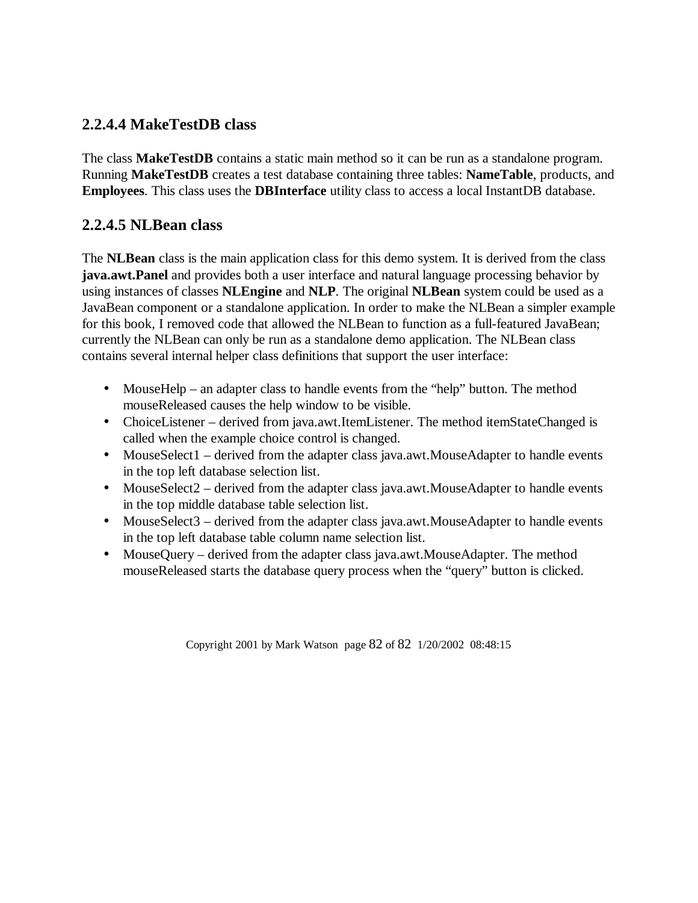### 2.2.4.4 MakeTestDB class

The class **MakeTestDB** contains a static main method so it can be run as a standalone program. Running **MakeTestDB** creates a test database containing three tables: **NameTable**, products, and **Employees**. This class uses the **DBInterface** utility class to access a local InstantDB database.

### 2.2.4.5 NLBean class

The **NLBean** class is the main application class for this demo system. It is derived from the class **java.awt.Panel** and provides both a user interface and natural language processing behavior by using instances of classes **NLEngine** and **NLP**. The original **NLBean** system could be used as a JavaBean component or a standalone application. In order to make the NLBean a simpler example for this book, I removed code that allowed the NLBean to function as a full-featured JavaBean; currently the NLBean can only be run as a standalone demo application. The NLBean class contains several internal helper class definitions that support the user interface:

- MouseHelp – an adapter class to handle events from the "help" button. The method mouseReleased causes the help window to be visible.
- ChoiceListener – derived from java.awt.ItemListener. The method itemStateChanged is called when the example choice control is changed.
- MouseSelect1 – derived from the adapter class java.awt.MouseAdapter to handle events in the top left database selection list.
- MouseSelect2 – derived from the adapter class java.awt.MouseAdapter to handle events in the top middle database table selection list.
- MouseSelect3 – derived from the adapter class java.awt.MouseAdapter to handle events in the top left database table column name selection list.
- MouseQuery – derived from the adapter class java.awt.MouseAdapter. The method mouseReleased starts the database query process when the "query" button is clicked.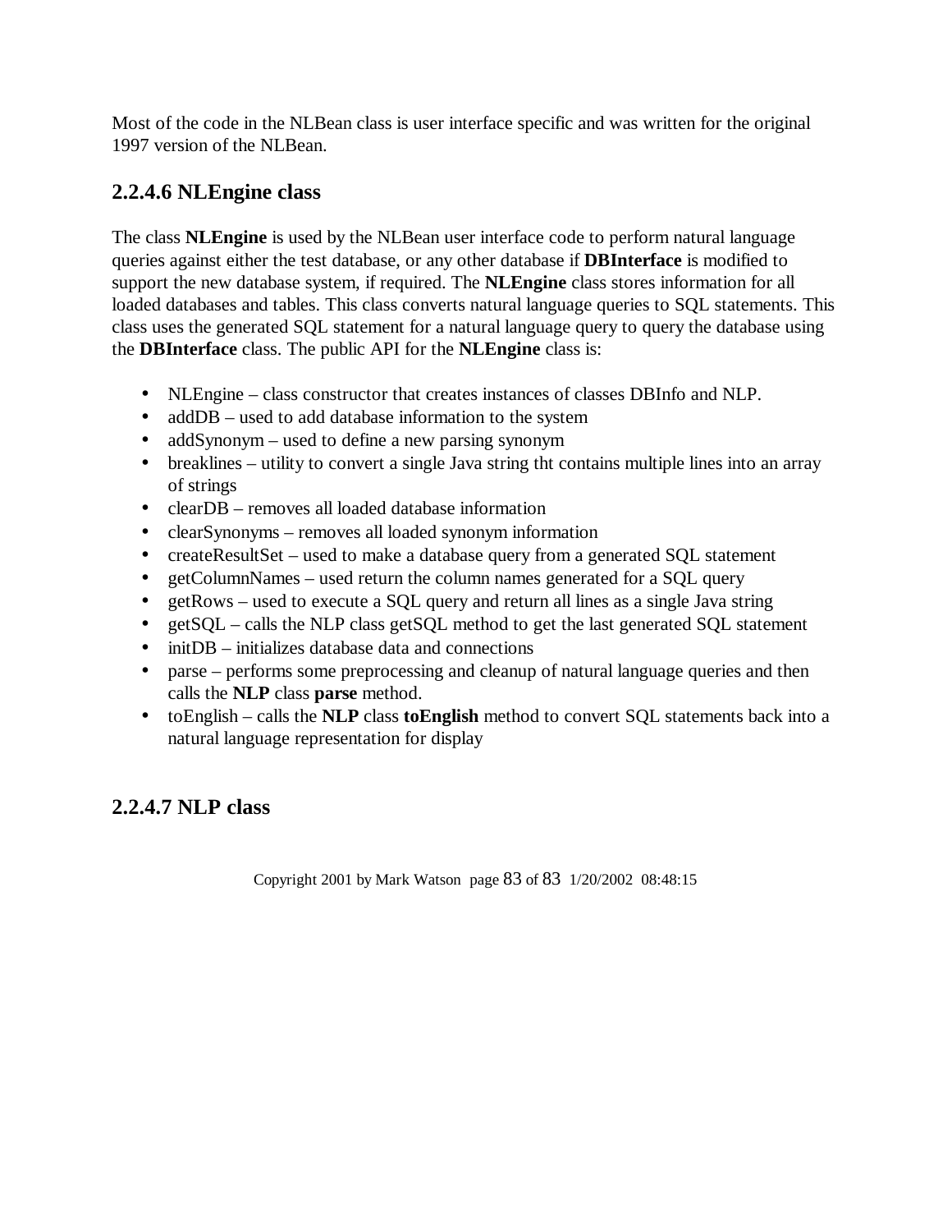Most of the code in the NLBean class is user interface specific and was written for the original 1997 version of the NLBean.

### 2.2.4.6 NLEngine class

The class **NLEngine** is used by the NLBean user interface code to perform natural language queries against either the test database, or any other database if **DBInterface** is modified to support the new database system, if required. The **NLEngine** class stores information for all loaded databases and tables. This class converts natural language queries to SQL statements. This class uses the generated SQL statement for a natural language query to query the database using the **DBInterface** class. The public API for the **NLEngine** class is:

- NLEngine – class constructor that creates instances of classes DBInfo and NLP.
- addDB – used to add database information to the system
- addSynonym – used to define a new parsing synonym
- breaklines – utility to convert a single Java string tht contains multiple lines into an array of strings
- clearDB – removes all loaded database information
- clearSynonyms – removes all loaded synonym information
- createResultSet – used to make a database query from a generated SQL statement
- getColumnNames – used return the column names generated for a SQL query
- getRows – used to execute a SQL query and return all lines as a single Java string
- getSQL – calls the NLP class getSQL method to get the last generated SQL statement
- initDB – initializes database data and connections
- parse – performs some preprocessing and cleanup of natural language queries and then calls the **NLP** class **parse** method.
- toEnglish – calls the **NLP** class **toEnglish** method to convert SQL statements back into a natural language representation for display

### 2.2.4.7 NLP class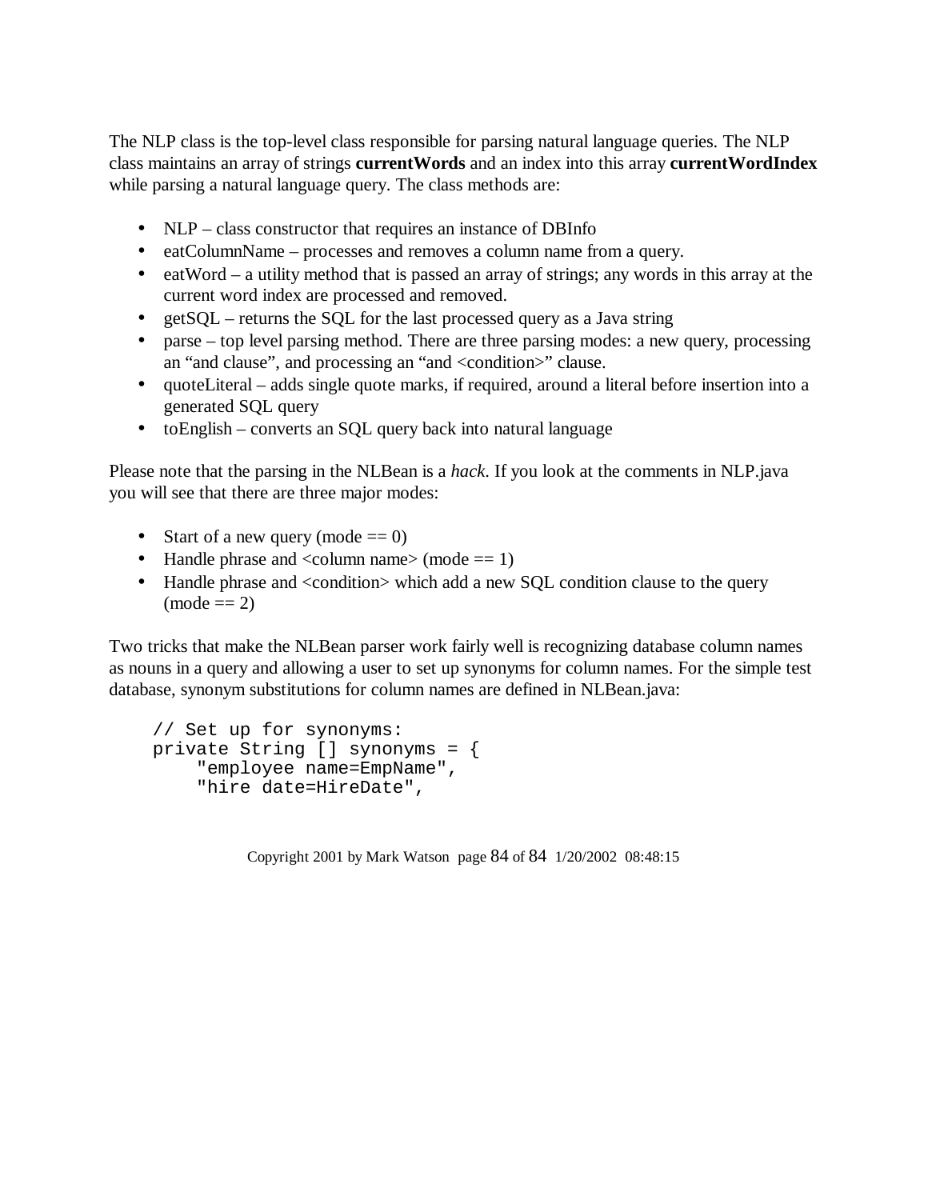The NLP class is the top-level class responsible for parsing natural language queries. The NLP class maintains an array of strings **currentWords** and an index into this array **currentWordIndex** while parsing a natural language query. The class methods are:

- NLP – class constructor that requires an instance of DBInfo
- eatColumnName – processes and removes a column name from a query.
- eatWord – a utility method that is passed an array of strings; any words in this array at the current word index are processed and removed.
- getSQL – returns the SQL for the last processed query as a Java string
- parse – top level parsing method. There are three parsing modes: a new query, processing an "and clause", and processing an "and <condition>" clause.
- quoteLiteral – adds single quote marks, if required, around a literal before insertion into a generated SQL query
- toEnglish – converts an SQL query back into natural language

Please note that the parsing in the NLBean is a *hack*. If you look at the comments in NLP.java you will see that there are three major modes:

- Start of a new query (mode == 0)
- Handle phrase and <column name> (mode == 1)
- Handle phrase and <condition> which add a new SQL condition clause to the query (mode == 2)

Two tricks that make the NLBean parser work fairly well is recognizing database column names as nouns in a query and allowing a user to set up synonyms for column names. For the simple test database, synonym substitutions for column names are defined in NLBean.java:

```
// Set up for synonyms:
private String [] synonyms = {
    "employee name=EmpName",
    "hire date=HireDate",
```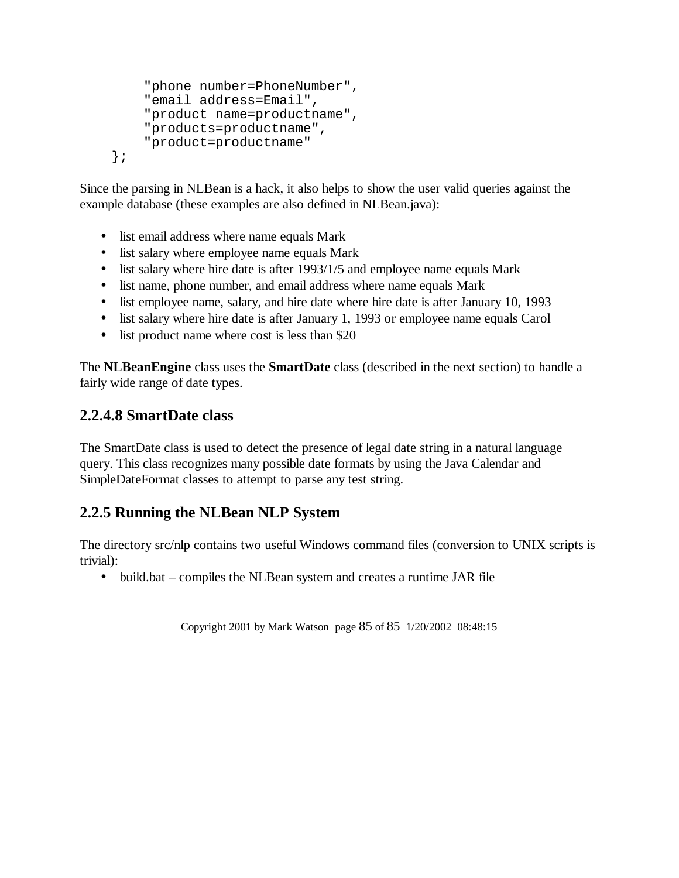```
        "phone number=PhoneNumber",
        "email address=Email",
        "product name=productname",
        "products=productname",
        "product=productname"
    };
```

Since the parsing in NLBean is a hack, it also helps to show the user valid queries against the example database (these examples are also defined in NLBean.java):

- list email address where name equals Mark
- list salary where employee name equals Mark
- list salary where hire date is after 1993/1/5 and employee name equals Mark
- list name, phone number, and email address where name equals Mark
- list employee name, salary, and hire date where hire date is after January 10, 1993
- list salary where hire date is after January 1, 1993 or employee name equals Carol
- list product name where cost is less than $20

The **NLBeanEngine** class uses the **SmartDate** class (described in the next section) to handle a fairly wide range of date types.

### 2.2.4.8 SmartDate class

The SmartDate class is used to detect the presence of legal date string in a natural language query. This class recognizes many possible date formats by using the Java Calendar and SimpleDateFormat classes to attempt to parse any test string.

## 2.2.5 Running the NLBean NLP System

The directory src/nlp contains two useful Windows command files (conversion to UNIX scripts is trivial):

- build.bat – compiles the NLBean system and creates a runtime JAR file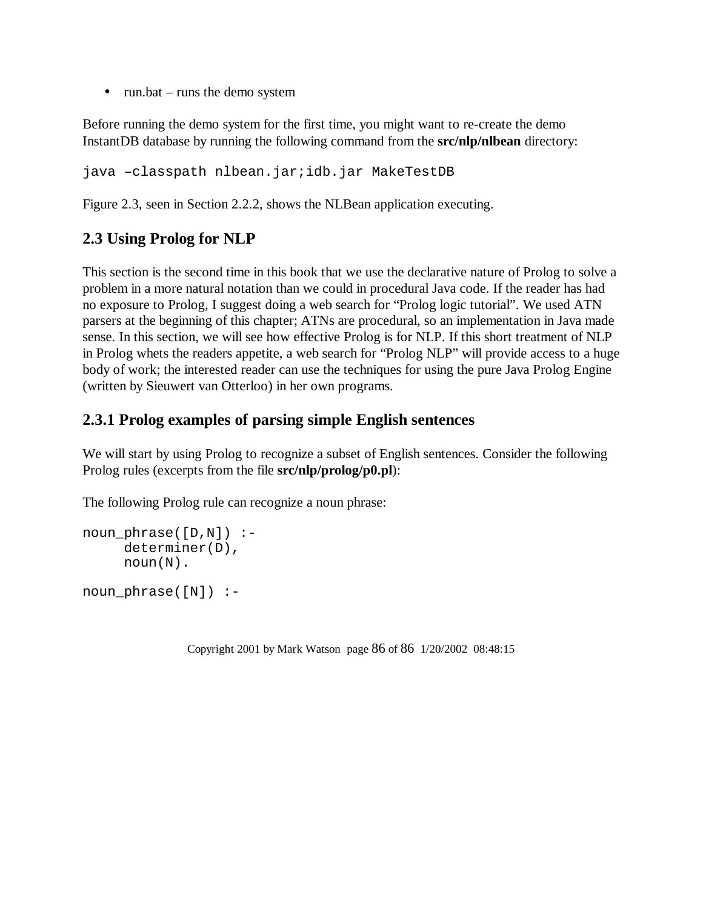- run.bat – runs the demo system

Before running the demo system for the first time, you might want to re-create the demo InstantDB database by running the following command from the **src/nlp/nlbean** directory:

```
java –classpath nlbean.jar;idb.jar MakeTestDB
```

Figure 2.3, seen in Section 2.2.2, shows the NLBean application executing.

## 2.3 Using Prolog for NLP

This section is the second time in this book that we use the declarative nature of Prolog to solve a problem in a more natural notation than we could in procedural Java code. If the reader has had no exposure to Prolog, I suggest doing a web search for "Prolog logic tutorial". We used ATN parsers at the beginning of this chapter; ATNs are procedural, so an implementation in Java made sense. In this section, we will see how effective Prolog is for NLP. If this short treatment of NLP in Prolog whets the readers appetite, a web search for "Prolog NLP" will provide access to a huge body of work; the interested reader can use the techniques for using the pure Java Prolog Engine (written by Sieuwert van Otterloo) in her own programs.

### 2.3.1 Prolog examples of parsing simple English sentences

We will start by using Prolog to recognize a subset of English sentences. Consider the following Prolog rules (excerpts from the file **src/nlp/prolog/p0.pl**):

The following Prolog rule can recognize a noun phrase:

```
noun_phrase([D,N]) :-
     determiner(D),
     noun(N).

noun_phrase([N]) :-
```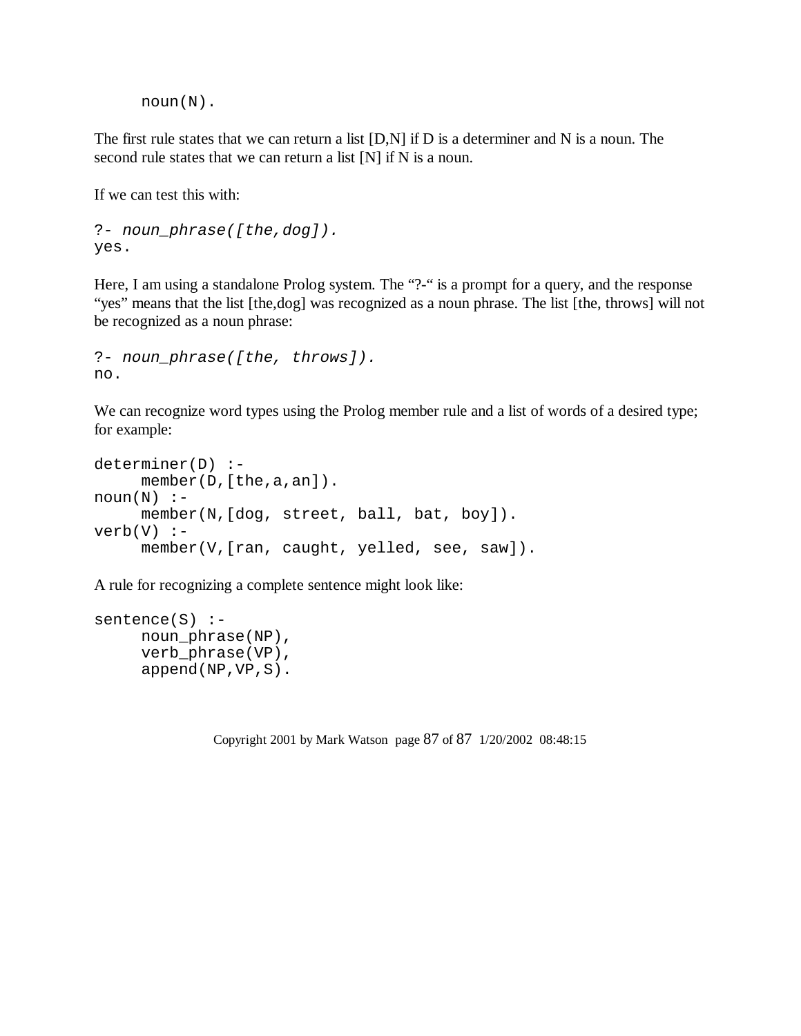```
     noun(N).
```

The first rule states that we can return a list [D,N] if D is a determiner and N is a noun. The second rule states that we can return a list [N] if N is a noun.

If we can test this with:

```
?- noun_phrase([the,dog]).
yes.
```

Here, I am using a standalone Prolog system. The "?-" is a prompt for a query, and the response "yes" means that the list [the,dog] was recognized as a noun phrase. The list [the, throws] will not be recognized as a noun phrase:

```
?- noun_phrase([the, throws]).
no.
```

We can recognize word types using the Prolog member rule and a list of words of a desired type; for example:

```
determiner(D) :-
     member(D,[the,a,an]).
noun(N) :-
     member(N,[dog, street, ball, bat, boy]).
verb(V) :-
     member(V,[ran, caught, yelled, see, saw]).
```

A rule for recognizing a complete sentence might look like:

```
sentence(S) :-
     noun_phrase(NP),
     verb_phrase(VP),
     append(NP,VP,S).
```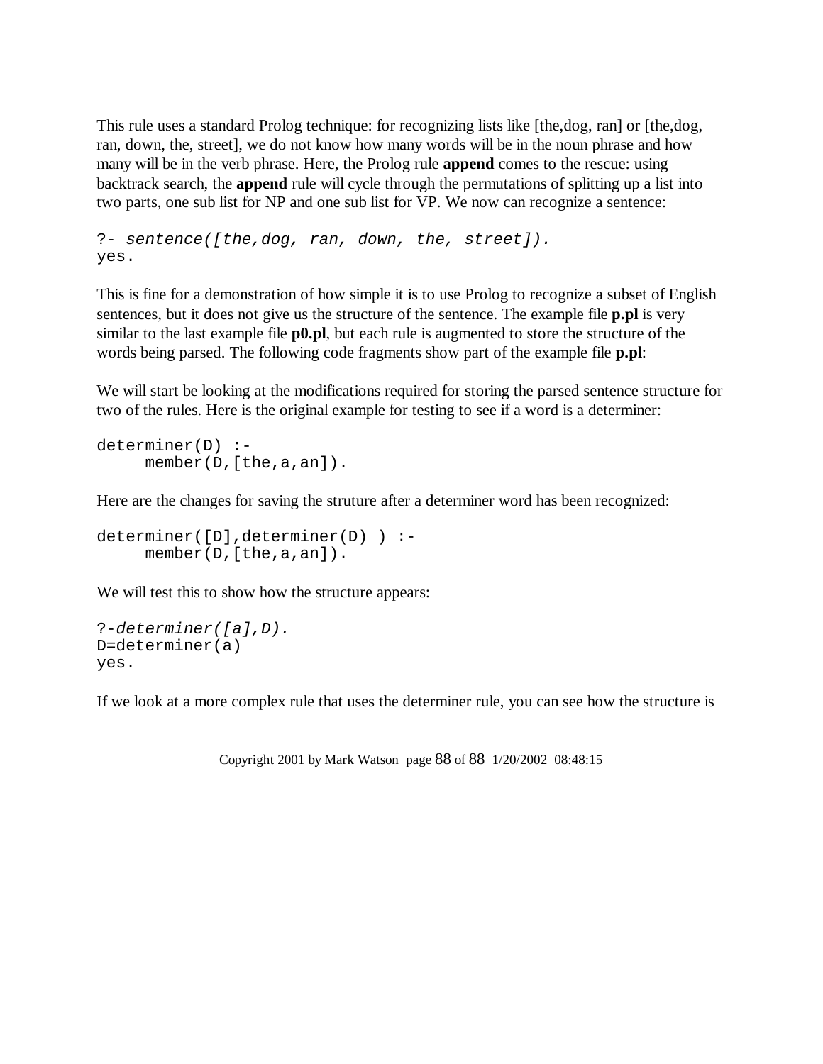This rule uses a standard Prolog technique: for recognizing lists like [the,dog, ran] or [the,dog, ran, down, the, street], we do not know how many words will be in the noun phrase and how many will be in the verb phrase. Here, the Prolog rule **append** comes to the rescue: using backtrack search, the **append** rule will cycle through the permutations of splitting up a list into two parts, one sub list for NP and one sub list for VP. We now can recognize a sentence:

```
?- sentence([the,dog, ran, down, the, street]).
yes.
```

This is fine for a demonstration of how simple it is to use Prolog to recognize a subset of English sentences, but it does not give us the structure of the sentence. The example file **p.pl** is very similar to the last example file **p0.pl**, but each rule is augmented to store the structure of the words being parsed. The following code fragments show part of the example file **p.pl**:

We will start be looking at the modifications required for storing the parsed sentence structure for two of the rules. Here is the original example for testing to see if a word is a determiner:

```
determiner(D) :-
     member(D,[the,a,an]).
```

Here are the changes for saving the struture after a determiner word has been recognized:

```
determiner([D],determiner(D) ) :-
     member(D,[the,a,an]).
```

We will test this to show how the structure appears:

```
?-determiner([a],D).
D=determiner(a)
yes.
```

If we look at a more complex rule that uses the determiner rule, you can see how the structure is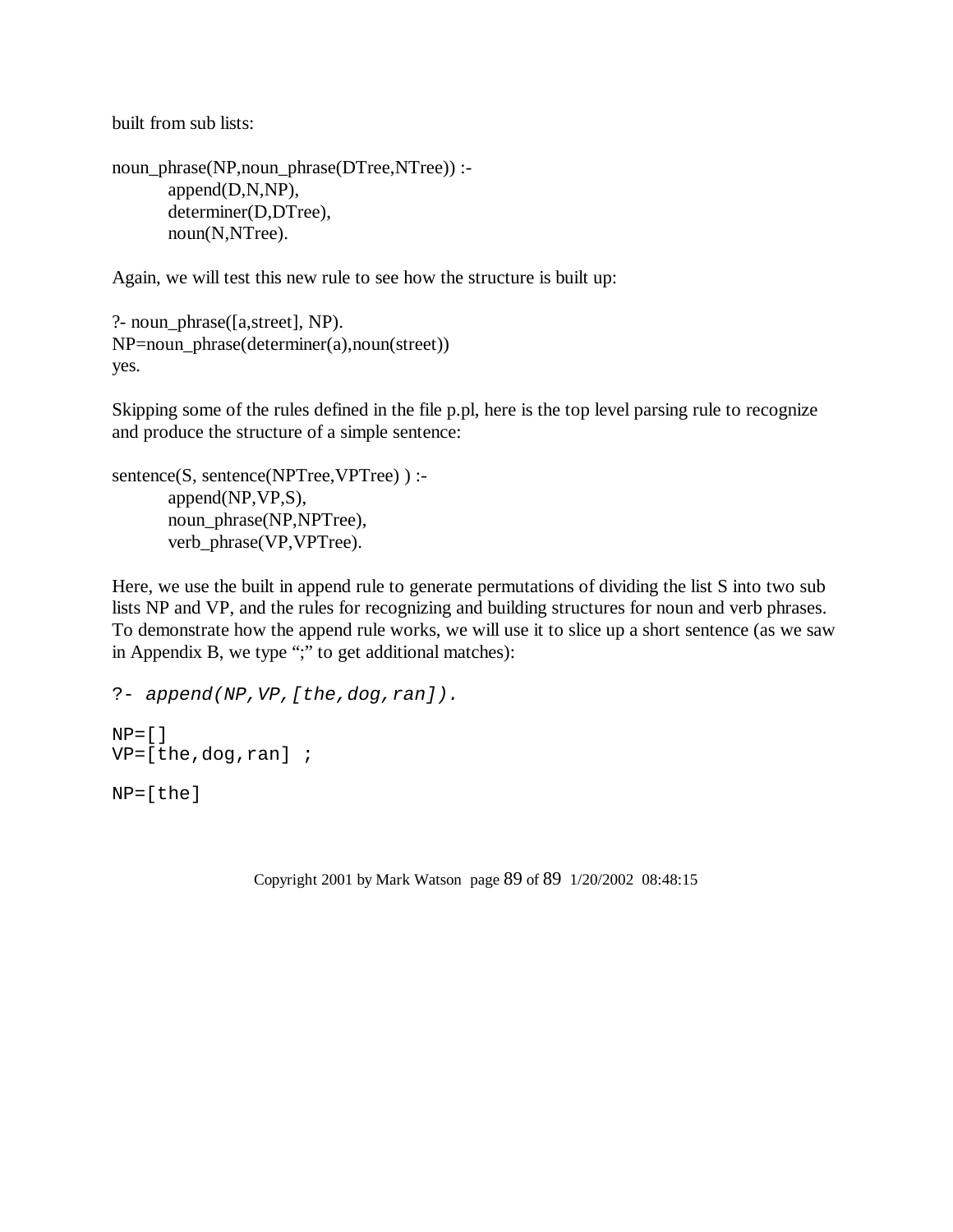built from sub lists:

```
noun_phrase(NP,noun_phrase(DTree,NTree)) :-
        append(D,N,NP),
        determiner(D,DTree),
        noun(N,NTree).
```

Again, we will test this new rule to see how the structure is built up:

```
?- noun_phrase([a,street], NP).
NP=noun_phrase(determiner(a),noun(street))
yes.
```

Skipping some of the rules defined in the file p.pl, here is the top level parsing rule to recognize and produce the structure of a simple sentence:

```
sentence(S, sentence(NPTree,VPTree) ) :-
        append(NP,VP,S),
        noun_phrase(NP,NPTree),
        verb_phrase(VP,VPTree).
```

Here, we use the built in append rule to generate permutations of dividing the list S into two sub lists NP and VP, and the rules for recognizing and building structures for noun and verb phrases. To demonstrate how the append rule works, we will use it to slice up a short sentence (as we saw in Appendix B, we type ";" to get additional matches):

```
?- append(NP,VP,[the,dog,ran]).

NP=[]
VP=[the,dog,ran] ;

NP=[the]
```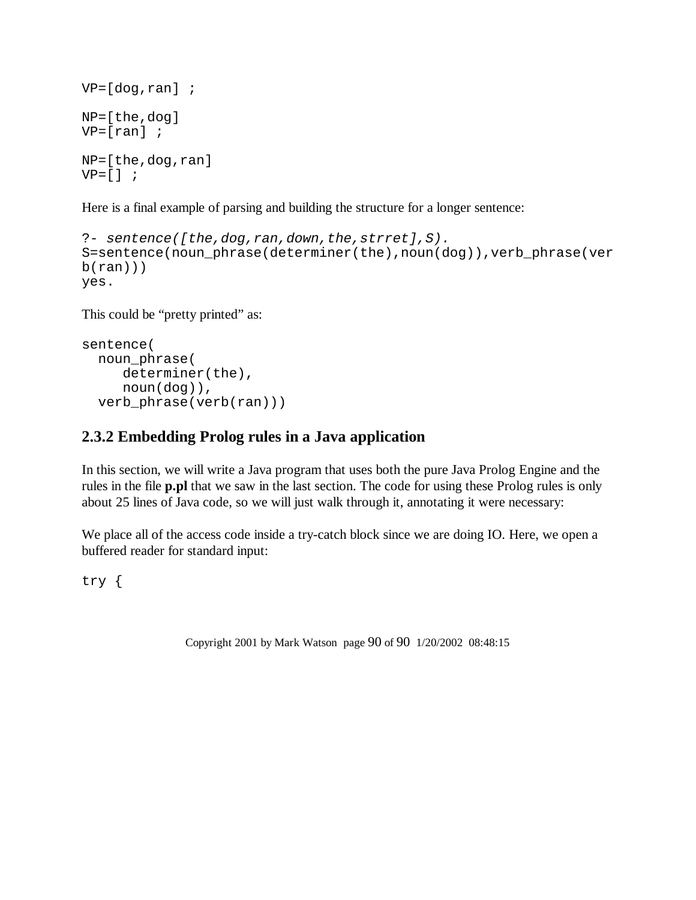```
VP=[dog,ran] ;

NP=[the,dog]
VP=[ran] ;

NP=[the,dog,ran]
VP=[] ;
```

Here is a final example of parsing and building the structure for a longer sentence:

```
?- sentence([the,dog,ran,down,the,strret],S).
S=sentence(noun_phrase(determiner(the),noun(dog)),verb_phrase(ver
b(ran)))
yes.
```

This could be "pretty printed" as:

```
sentence(
  noun_phrase(
     determiner(the),
     noun(dog)),
  verb_phrase(verb(ran)))
```

## 2.3.2 Embedding Prolog rules in a Java application

In this section, we will write a Java program that uses both the pure Java Prolog Engine and the rules in the file **p.pl** that we saw in the last section. The code for using these Prolog rules is only about 25 lines of Java code, so we will just walk through it, annotating it were necessary:

We place all of the access code inside a try-catch block since we are doing IO. Here, we open a buffered reader for standard input:

```
try {
```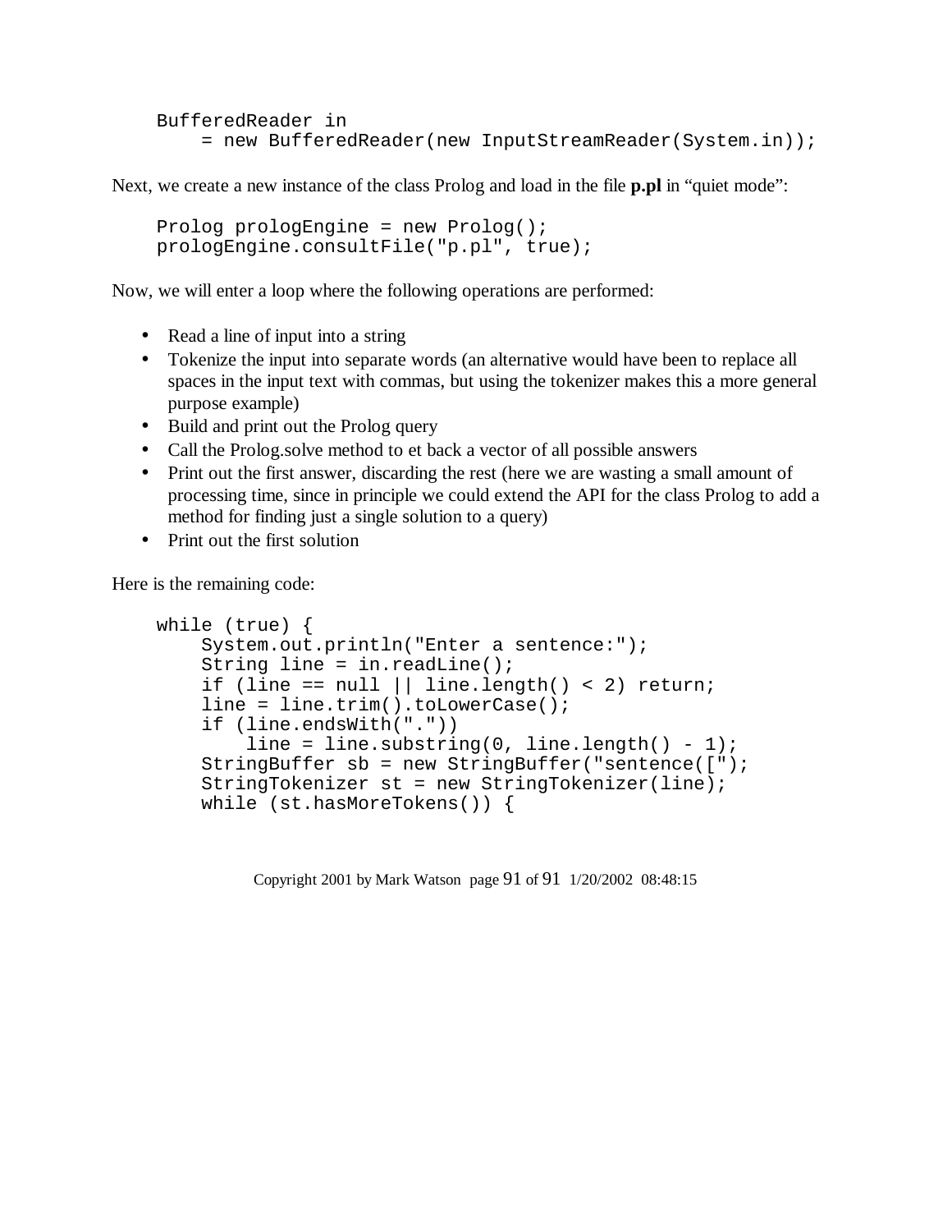```
BufferedReader in
    = new BufferedReader(new InputStreamReader(System.in));
```

Next, we create a new instance of the class Prolog and load in the file **p.pl** in "quiet mode":

```
Prolog prologEngine = new Prolog();
prologEngine.consultFile("p.pl", true);
```

Now, we will enter a loop where the following operations are performed:

- Read a line of input into a string
- Tokenize the input into separate words (an alternative would have been to replace all spaces in the input text with commas, but using the tokenizer makes this a more general purpose example)
- Build and print out the Prolog query
- Call the Prolog.solve method to et back a vector of all possible answers
- Print out the first answer, discarding the rest (here we are wasting a small amount of processing time, since in principle we could extend the API for the class Prolog to add a method for finding just a single solution to a query)
- Print out the first solution

Here is the remaining code:

```
while (true) {
    System.out.println("Enter a sentence:");
    String line = in.readLine();
    if (line == null || line.length() < 2) return;
    line = line.trim().toLowerCase();
    if (line.endsWith("."))
        line = line.substring(0, line.length() - 1);
    StringBuffer sb = new StringBuffer("sentence([");
    StringTokenizer st = new StringTokenizer(line);
    while (st.hasMoreTokens()) {
```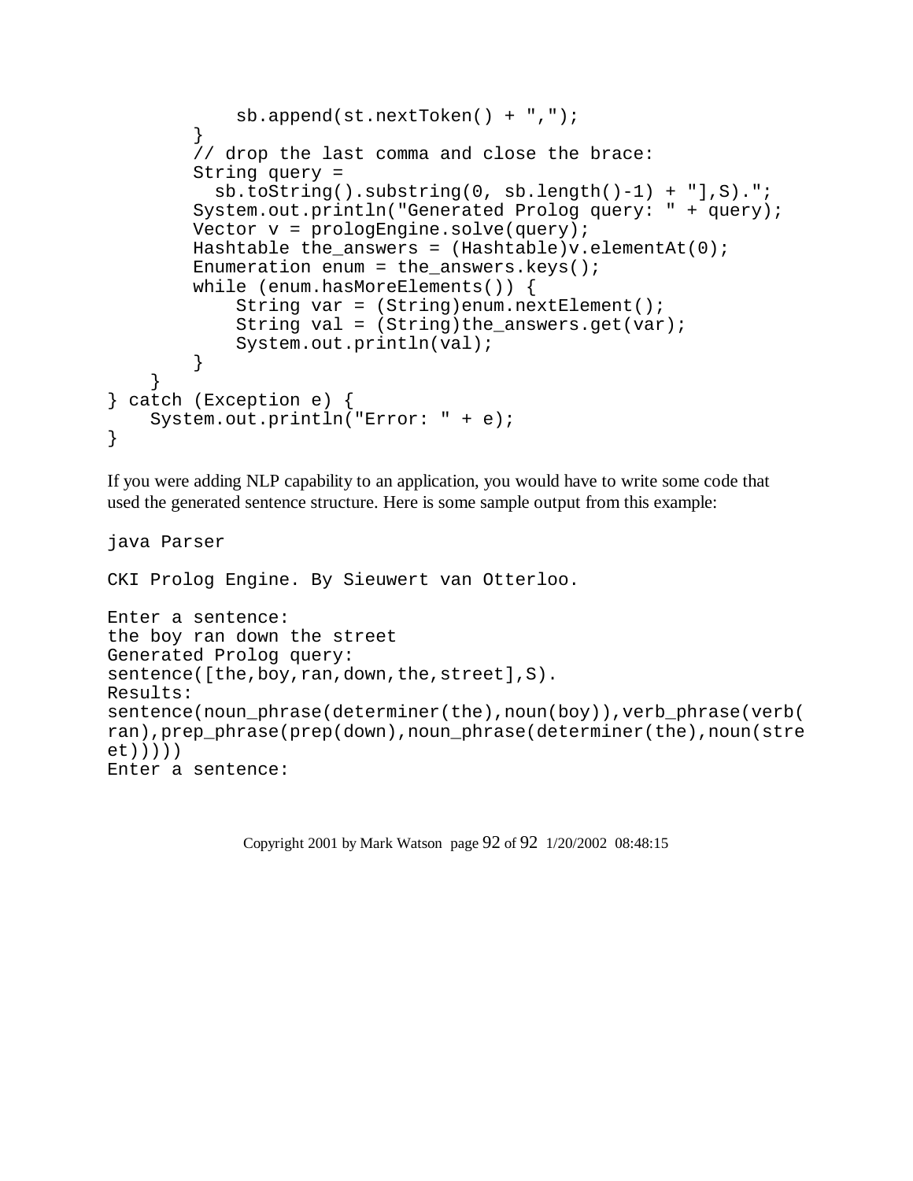```
            sb.append(st.nextToken() + ",");
        }
        // drop the last comma and close the brace:
        String query =
          sb.toString().substring(0, sb.length()-1) + "],S).";
        System.out.println("Generated Prolog query: " + query);
        Vector v = prologEngine.solve(query);
        Hashtable the_answers = (Hashtable)v.elementAt(0);
        Enumeration enum = the_answers.keys();
        while (enum.hasMoreElements()) {
            String var = (String)enum.nextElement();
            String val = (String)the_answers.get(var);
            System.out.println(val);
        }
    }
} catch (Exception e) {
    System.out.println("Error: " + e);
}
```

If you were adding NLP capability to an application, you would have to write some code that used the generated sentence structure. Here is some sample output from this example:

```
java Parser

CKI Prolog Engine. By Sieuwert van Otterloo.

Enter a sentence:
the boy ran down the street
Generated Prolog query:
sentence([the,boy,ran,down,the,street],S).
Results:
sentence(noun_phrase(determiner(the),noun(boy)),verb_phrase(verb(
ran),prep_phrase(prep(down),noun_phrase(determiner(the),noun(stre
et)))))
Enter a sentence:
```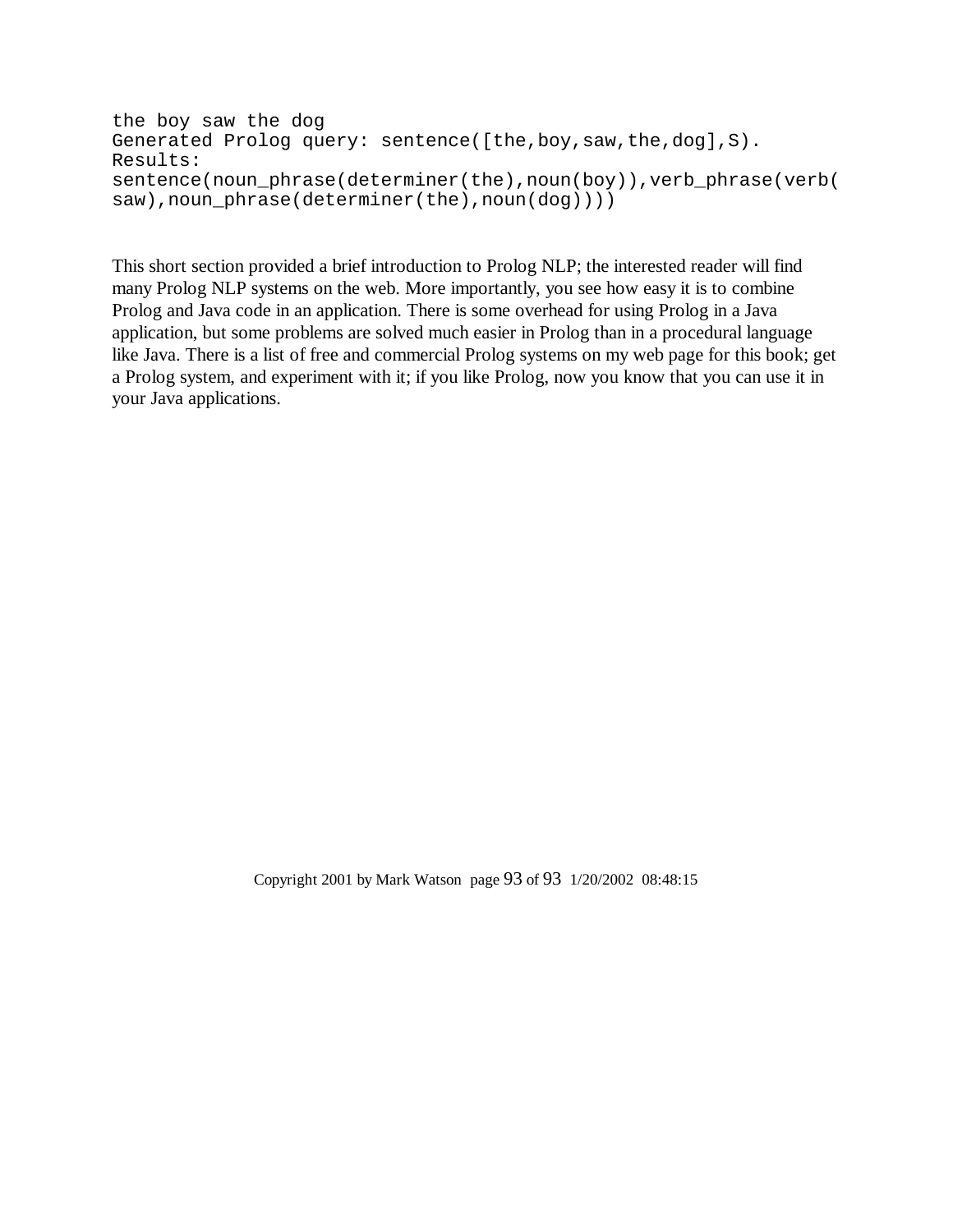```
the boy saw the dog
Generated Prolog query: sentence([the,boy,saw,the,dog],S).
Results:
sentence(noun_phrase(determiner(the),noun(boy)),verb_phrase(verb(
saw),noun_phrase(determiner(the),noun(dog))))
```

This short section provided a brief introduction to Prolog NLP; the interested reader will find many Prolog NLP systems on the web. More importantly, you see how easy it is to combine Prolog and Java code in an application. There is some overhead for using Prolog in a Java application, but some problems are solved much easier in Prolog than in a procedural language like Java. There is a list of free and commercial Prolog systems on my web page for this book; get a Prolog system, and experiment with it; if you like Prolog, now you know that you can use it in your Java applications.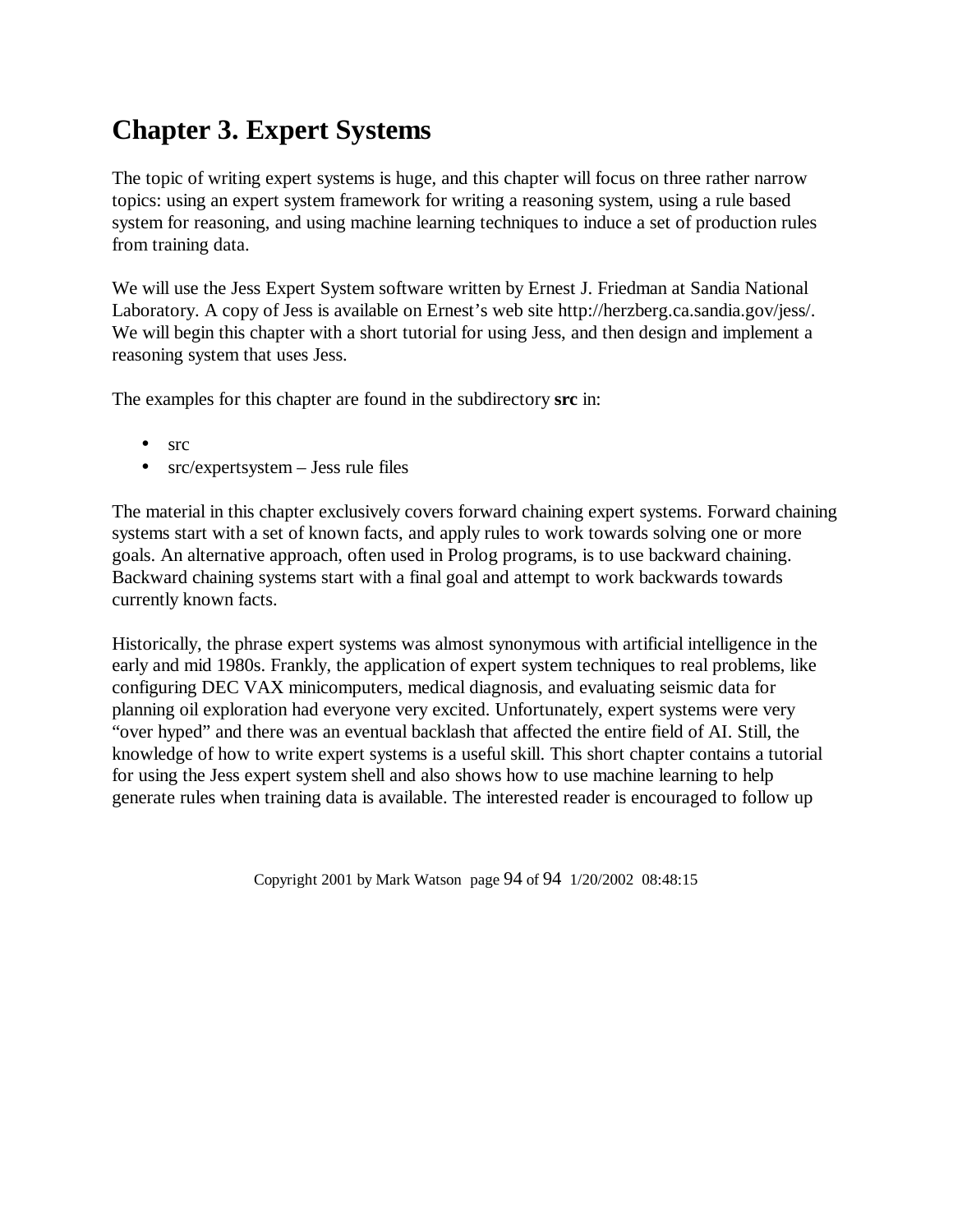# Chapter 3. Expert Systems

The topic of writing expert systems is huge, and this chapter will focus on three rather narrow topics: using an expert system framework for writing a reasoning system, using a rule based system for reasoning, and using machine learning techniques to induce a set of production rules from training data.

We will use the Jess Expert System software written by Ernest J. Friedman at Sandia National Laboratory. A copy of Jess is available on Ernest's web site http://herzberg.ca.sandia.gov/jess/. We will begin this chapter with a short tutorial for using Jess, and then design and implement a reasoning system that uses Jess.

The examples for this chapter are found in the subdirectory **src** in:

- src
- src/expertsystem – Jess rule files

The material in this chapter exclusively covers forward chaining expert systems. Forward chaining systems start with a set of known facts, and apply rules to work towards solving one or more goals. An alternative approach, often used in Prolog programs, is to use backward chaining. Backward chaining systems start with a final goal and attempt to work backwards towards currently known facts.

Historically, the phrase expert systems was almost synonymous with artificial intelligence in the early and mid 1980s. Frankly, the application of expert system techniques to real problems, like configuring DEC VAX minicomputers, medical diagnosis, and evaluating seismic data for planning oil exploration had everyone very excited. Unfortunately, expert systems were very "over hyped" and there was an eventual backlash that affected the entire field of AI. Still, the knowledge of how to write expert systems is a useful skill. This short chapter contains a tutorial for using the Jess expert system shell and also shows how to use machine learning to help generate rules when training data is available. The interested reader is encouraged to follow up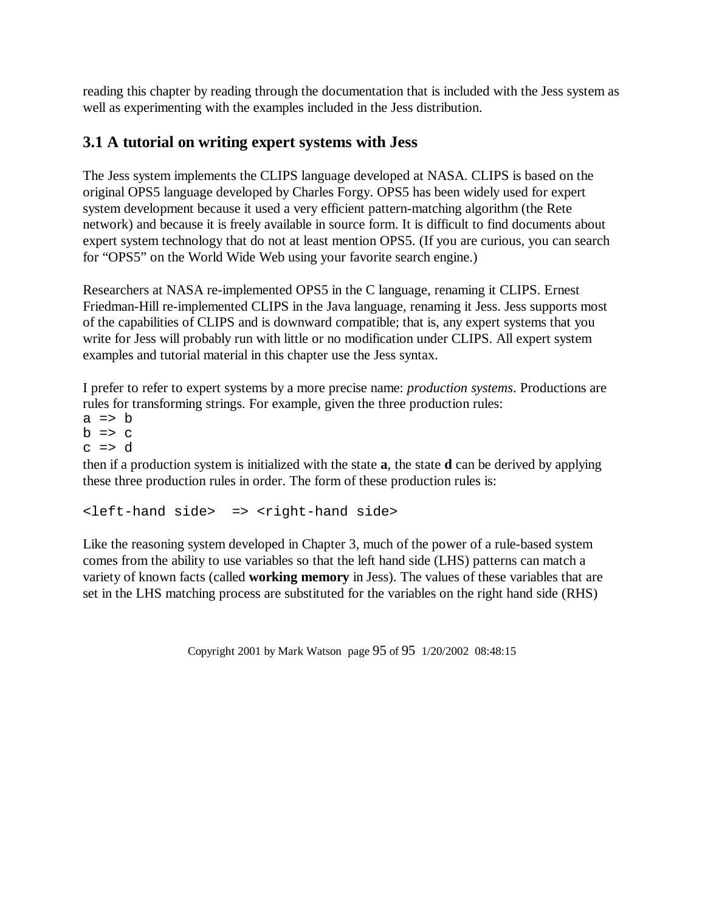reading this chapter by reading through the documentation that is included with the Jess system as well as experimenting with the examples included in the Jess distribution.

## 3.1 A tutorial on writing expert systems with Jess

The Jess system implements the CLIPS language developed at NASA. CLIPS is based on the original OPS5 language developed by Charles Forgy. OPS5 has been widely used for expert system development because it used a very efficient pattern-matching algorithm (the Rete network) and because it is freely available in source form. It is difficult to find documents about expert system technology that do not at least mention OPS5. (If you are curious, you can search for "OPS5" on the World Wide Web using your favorite search engine.)

Researchers at NASA re-implemented OPS5 in the C language, renaming it CLIPS. Ernest Friedman-Hill re-implemented CLIPS in the Java language, renaming it Jess. Jess supports most of the capabilities of CLIPS and is downward compatible; that is, any expert systems that you write for Jess will probably run with little or no modification under CLIPS. All expert system examples and tutorial material in this chapter use the Jess syntax.

I prefer to refer to expert systems by a more precise name: *production systems*. Productions are rules for transforming strings. For example, given the three production rules:

```
a => b
b => c
c => d
```

then if a production system is initialized with the state **a**, the state **d** can be derived by applying these three production rules in order. The form of these production rules is:

```
<left-hand side>  => <right-hand side>
```

Like the reasoning system developed in Chapter 3, much of the power of a rule-based system comes from the ability to use variables so that the left hand side (LHS) patterns can match a variety of known facts (called **working memory** in Jess). The values of these variables that are set in the LHS matching process are substituted for the variables on the right hand side (RHS)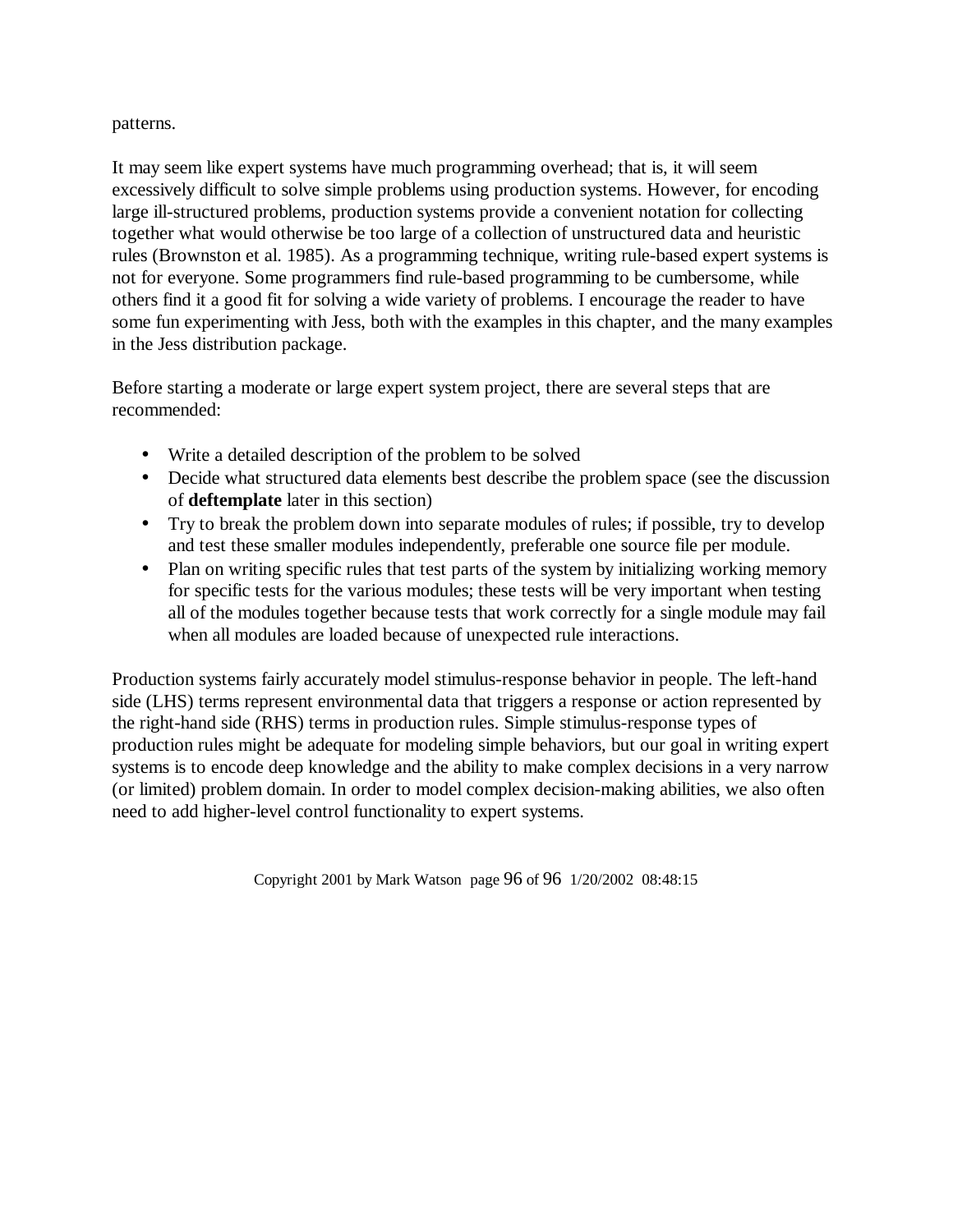patterns.

It may seem like expert systems have much programming overhead; that is, it will seem excessively difficult to solve simple problems using production systems. However, for encoding large ill-structured problems, production systems provide a convenient notation for collecting together what would otherwise be too large of a collection of unstructured data and heuristic rules (Brownston et al. 1985). As a programming technique, writing rule-based expert systems is not for everyone. Some programmers find rule-based programming to be cumbersome, while others find it a good fit for solving a wide variety of problems. I encourage the reader to have some fun experimenting with Jess, both with the examples in this chapter, and the many examples in the Jess distribution package.

Before starting a moderate or large expert system project, there are several steps that are recommended:

- Write a detailed description of the problem to be solved
- Decide what structured data elements best describe the problem space (see the discussion of **deftemplate** later in this section)
- Try to break the problem down into separate modules of rules; if possible, try to develop and test these smaller modules independently, preferable one source file per module.
- Plan on writing specific rules that test parts of the system by initializing working memory for specific tests for the various modules; these tests will be very important when testing all of the modules together because tests that work correctly for a single module may fail when all modules are loaded because of unexpected rule interactions.

Production systems fairly accurately model stimulus-response behavior in people. The left-hand side (LHS) terms represent environmental data that triggers a response or action represented by the right-hand side (RHS) terms in production rules. Simple stimulus-response types of production rules might be adequate for modeling simple behaviors, but our goal in writing expert systems is to encode deep knowledge and the ability to make complex decisions in a very narrow (or limited) problem domain. In order to model complex decision-making abilities, we also often need to add higher-level control functionality to expert systems.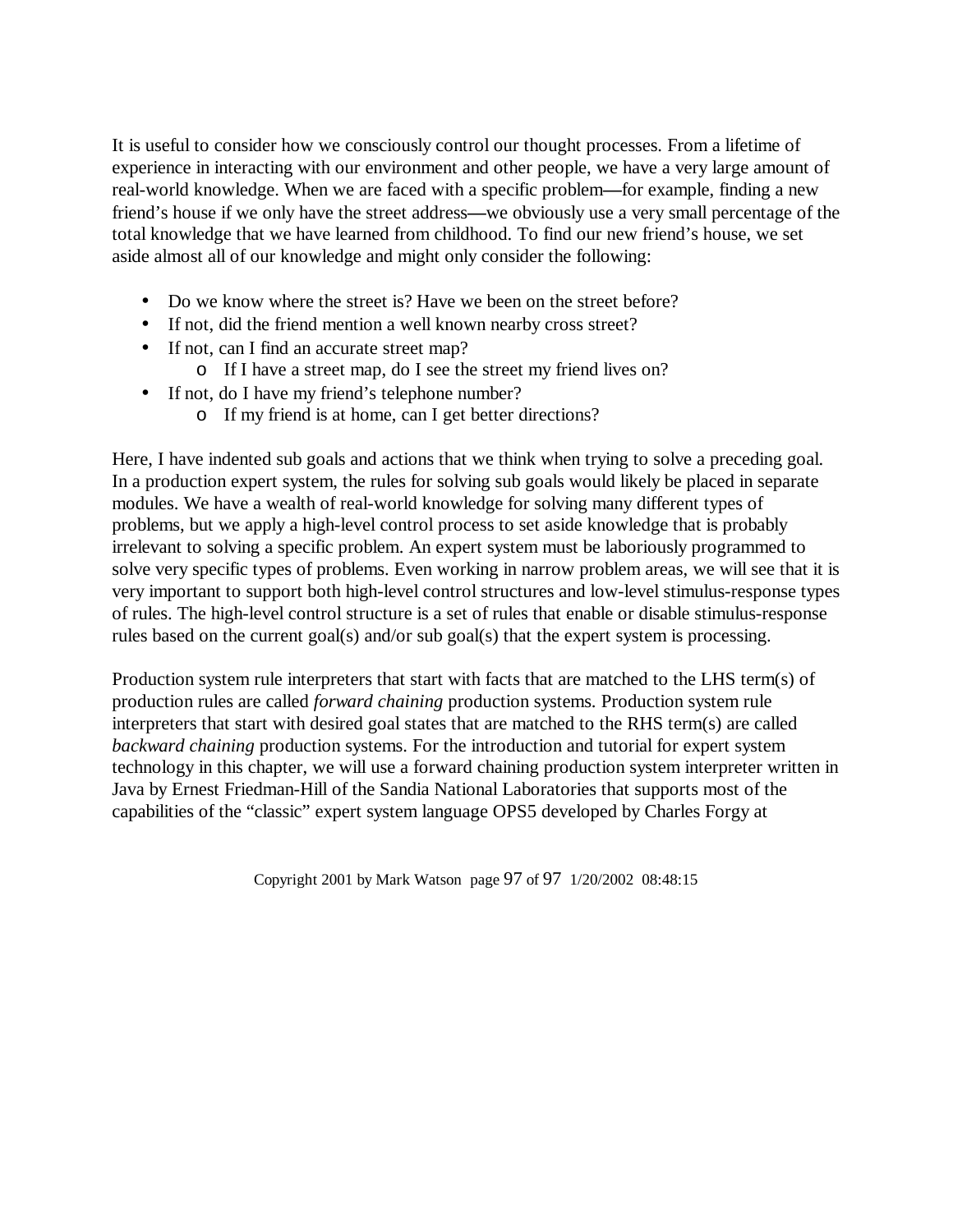It is useful to consider how we consciously control our thought processes. From a lifetime of experience in interacting with our environment and other people, we have a very large amount of real-world knowledge. When we are faced with a specific problem—for example, finding a new friend's house if we only have the street address—we obviously use a very small percentage of the total knowledge that we have learned from childhood. To find our new friend's house, we set aside almost all of our knowledge and might only consider the following:

- Do we know where the street is? Have we been on the street before?
- If not, did the friend mention a well known nearby cross street?
- If not, can I find an accurate street map?
  - If I have a street map, do I see the street my friend lives on?
- If not, do I have my friend's telephone number?
  - If my friend is at home, can I get better directions?

Here, I have indented sub goals and actions that we think when trying to solve a preceding goal. In a production expert system, the rules for solving sub goals would likely be placed in separate modules. We have a wealth of real-world knowledge for solving many different types of problems, but we apply a high-level control process to set aside knowledge that is probably irrelevant to solving a specific problem. An expert system must be laboriously programmed to solve very specific types of problems. Even working in narrow problem areas, we will see that it is very important to support both high-level control structures and low-level stimulus-response types of rules. The high-level control structure is a set of rules that enable or disable stimulus-response rules based on the current goal(s) and/or sub goal(s) that the expert system is processing.

Production system rule interpreters that start with facts that are matched to the LHS term(s) of production rules are called *forward chaining* production systems. Production system rule interpreters that start with desired goal states that are matched to the RHS term(s) are called *backward chaining* production systems. For the introduction and tutorial for expert system technology in this chapter, we will use a forward chaining production system interpreter written in Java by Ernest Friedman-Hill of the Sandia National Laboratories that supports most of the capabilities of the "classic" expert system language OPS5 developed by Charles Forgy at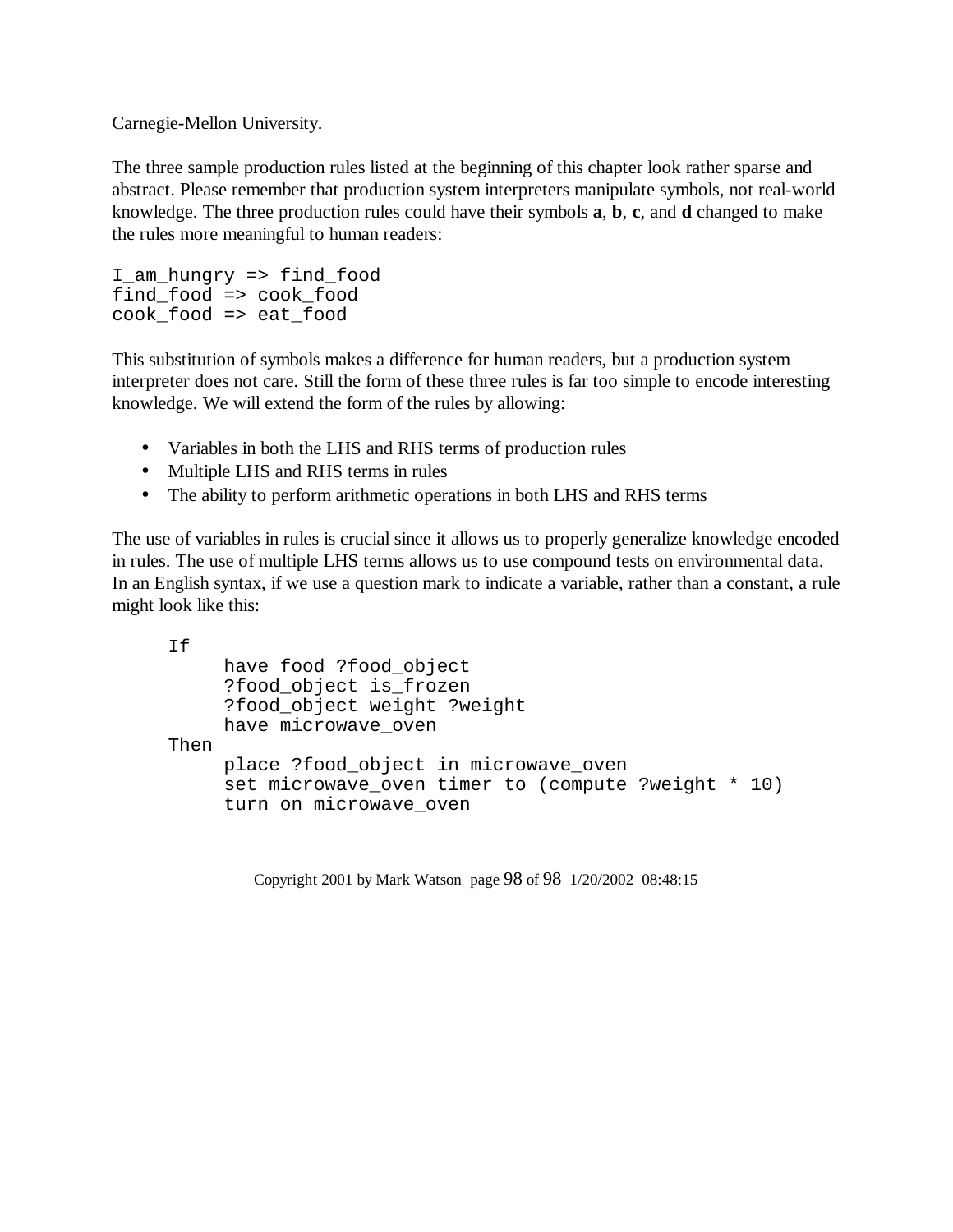Carnegie-Mellon University.

The three sample production rules listed at the beginning of this chapter look rather sparse and abstract. Please remember that production system interpreters manipulate symbols, not real-world knowledge. The three production rules could have their symbols **a**, **b**, **c**, and **d** changed to make the rules more meaningful to human readers:

```
I_am_hungry => find_food
find_food => cook_food
cook_food => eat_food
```

This substitution of symbols makes a difference for human readers, but a production system interpreter does not care. Still the form of these three rules is far too simple to encode interesting knowledge. We will extend the form of the rules by allowing:

- Variables in both the LHS and RHS terms of production rules
- Multiple LHS and RHS terms in rules
- The ability to perform arithmetic operations in both LHS and RHS terms

The use of variables in rules is crucial since it allows us to properly generalize knowledge encoded in rules. The use of multiple LHS terms allows us to use compound tests on environmental data. In an English syntax, if we use a question mark to indicate a variable, rather than a constant, a rule might look like this:

```
If
     have food ?food_object
     ?food_object is_frozen
     ?food_object weight ?weight
     have microwave_oven
Then
     place ?food_object in microwave_oven
     set microwave_oven timer to (compute ?weight * 10)
     turn on microwave_oven
```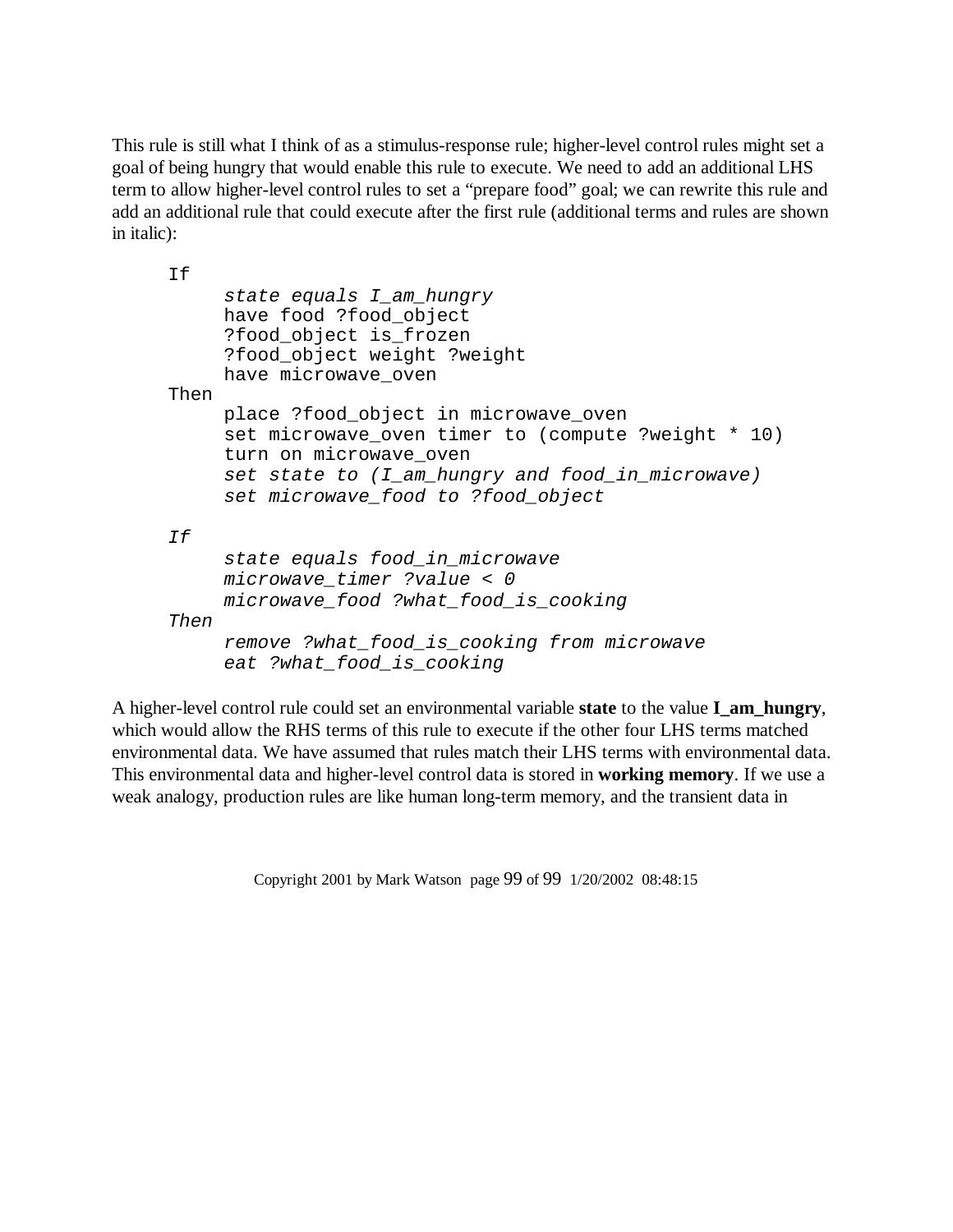This rule is still what I think of as a stimulus-response rule; higher-level control rules might set a goal of being hungry that would enable this rule to execute. We need to add an additional LHS term to allow higher-level control rules to set a “prepare food” goal; we can rewrite this rule and add an additional rule that could execute after the first rule (additional terms and rules are shown in italic):

```
If
     state equals I_am_hungry
     have food ?food_object
     ?food_object is_frozen
     ?food_object weight ?weight
     have microwave_oven
Then
     place ?food_object in microwave_oven
     set microwave_oven timer to (compute ?weight * 10)
     turn on microwave_oven
     set state to (I_am_hungry and food_in_microwave)
     set microwave_food to ?food_object

If
     state equals food_in_microwave
     microwave_timer ?value < 0
     microwave_food ?what_food_is_cooking
Then
     remove ?what_food_is_cooking from microwave
     eat ?what_food_is_cooking
```

A higher-level control rule could set an environmental variable **state** to the value **I_am_hungry**, which would allow the RHS terms of this rule to execute if the other four LHS terms matched environmental data. We have assumed that rules match their LHS terms with environmental data. This environmental data and higher-level control data is stored in **working memory**. If we use a weak analogy, production rules are like human long-term memory, and the transient data in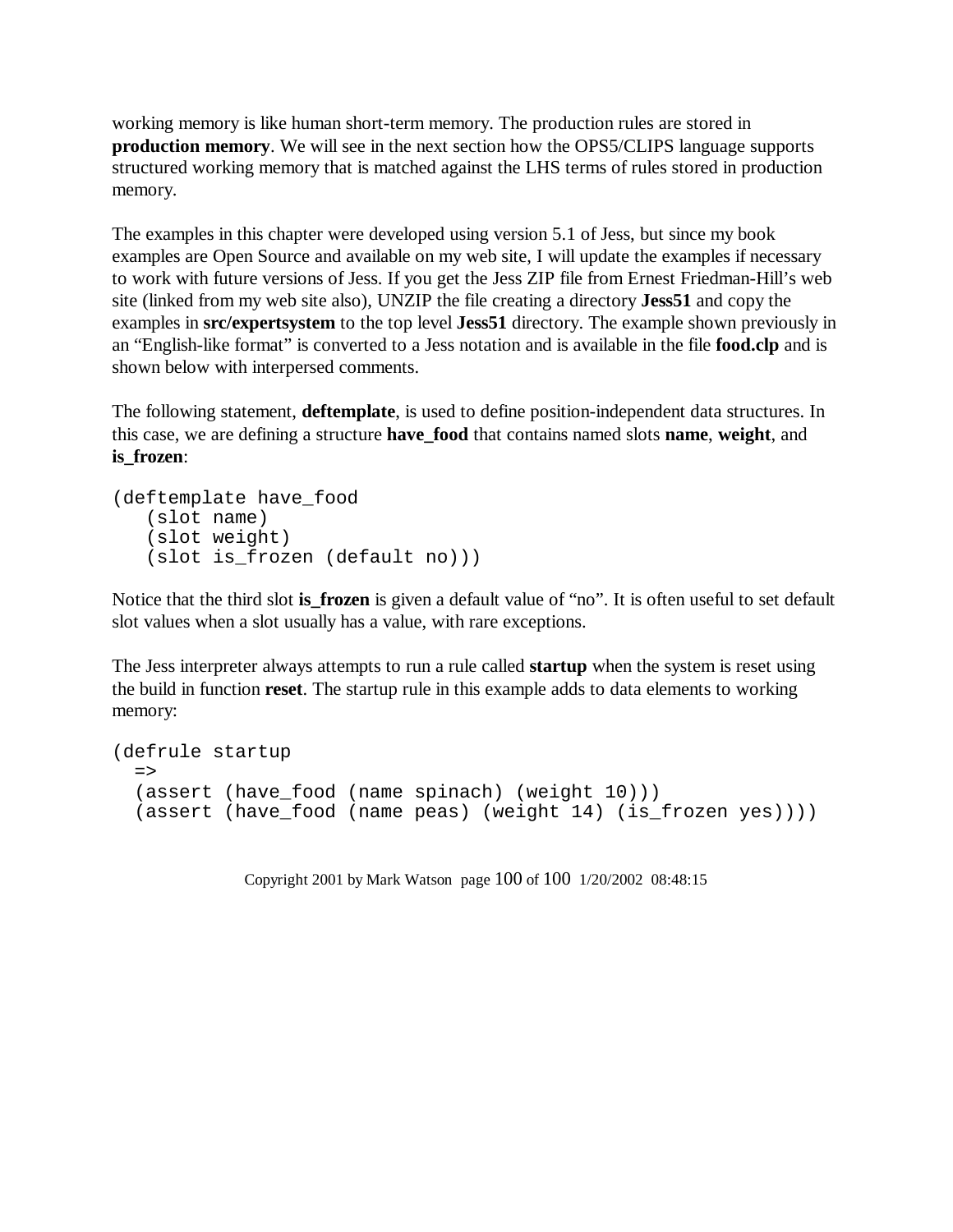working memory is like human short-term memory. The production rules are stored in **production memory**. We will see in the next section how the OPS5/CLIPS language supports structured working memory that is matched against the LHS terms of rules stored in production memory.

The examples in this chapter were developed using version 5.1 of Jess, but since my book examples are Open Source and available on my web site, I will update the examples if necessary to work with future versions of Jess. If you get the Jess ZIP file from Ernest Friedman-Hill's web site (linked from my web site also), UNZIP the file creating a directory **Jess51** and copy the examples in **src/expertsystem** to the top level **Jess51** directory. The example shown previously in an "English-like format" is converted to a Jess notation and is available in the file **food.clp** and is shown below with interpersed comments.

The following statement, **deftemplate**, is used to define position-independent data structures. In this case, we are defining a structure **have_food** that contains named slots **name**, **weight**, and **is_frozen**:

```
(deftemplate have_food
   (slot name)
   (slot weight)
   (slot is_frozen (default no)))
```

Notice that the third slot **is_frozen** is given a default value of "no". It is often useful to set default slot values when a slot usually has a value, with rare exceptions.

The Jess interpreter always attempts to run a rule called **startup** when the system is reset using the build in function **reset**. The startup rule in this example adds to data elements to working memory:

```
(defrule startup
  =>
  (assert (have_food (name spinach) (weight 10)))
  (assert (have_food (name peas) (weight 14) (is_frozen yes))))
```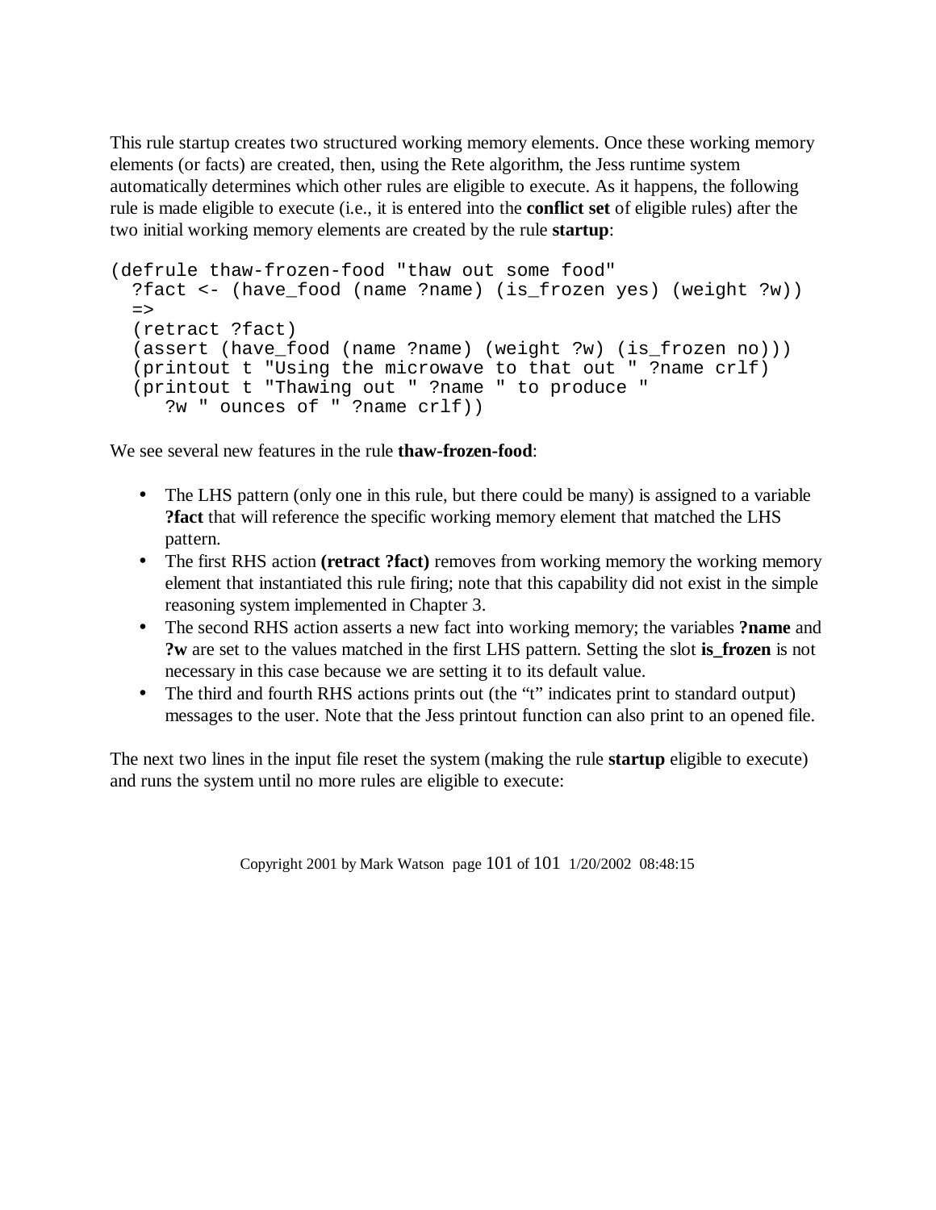This rule startup creates two structured working memory elements. Once these working memory elements (or facts) are created, then, using the Rete algorithm, the Jess runtime system automatically determines which other rules are eligible to execute. As it happens, the following rule is made eligible to execute (i.e., it is entered into the **conflict set** of eligible rules) after the two initial working memory elements are created by the rule **startup**:

```
(defrule thaw-frozen-food "thaw out some food"
  ?fact <- (have_food (name ?name) (is_frozen yes) (weight ?w))
  =>
  (retract ?fact)
  (assert (have_food (name ?name) (weight ?w) (is_frozen no)))
  (printout t "Using the microwave to that out " ?name crlf)
  (printout t "Thawing out " ?name " to produce "
     ?w " ounces of " ?name crlf))
```

We see several new features in the rule **thaw-frozen-food**:

- The LHS pattern (only one in this rule, but there could be many) is assigned to a variable **?fact** that will reference the specific working memory element that matched the LHS pattern.
- The first RHS action **(retract ?fact)** removes from working memory the working memory element that instantiated this rule firing; note that this capability did not exist in the simple reasoning system implemented in Chapter 3.
- The second RHS action asserts a new fact into working memory; the variables **?name** and **?w** are set to the values matched in the first LHS pattern. Setting the slot **is_frozen** is not necessary in this case because we are setting it to its default value.
- The third and fourth RHS actions prints out (the "t" indicates print to standard output) messages to the user. Note that the Jess printout function can also print to an opened file.

The next two lines in the input file reset the system (making the rule **startup** eligible to execute) and runs the system until no more rules are eligible to execute: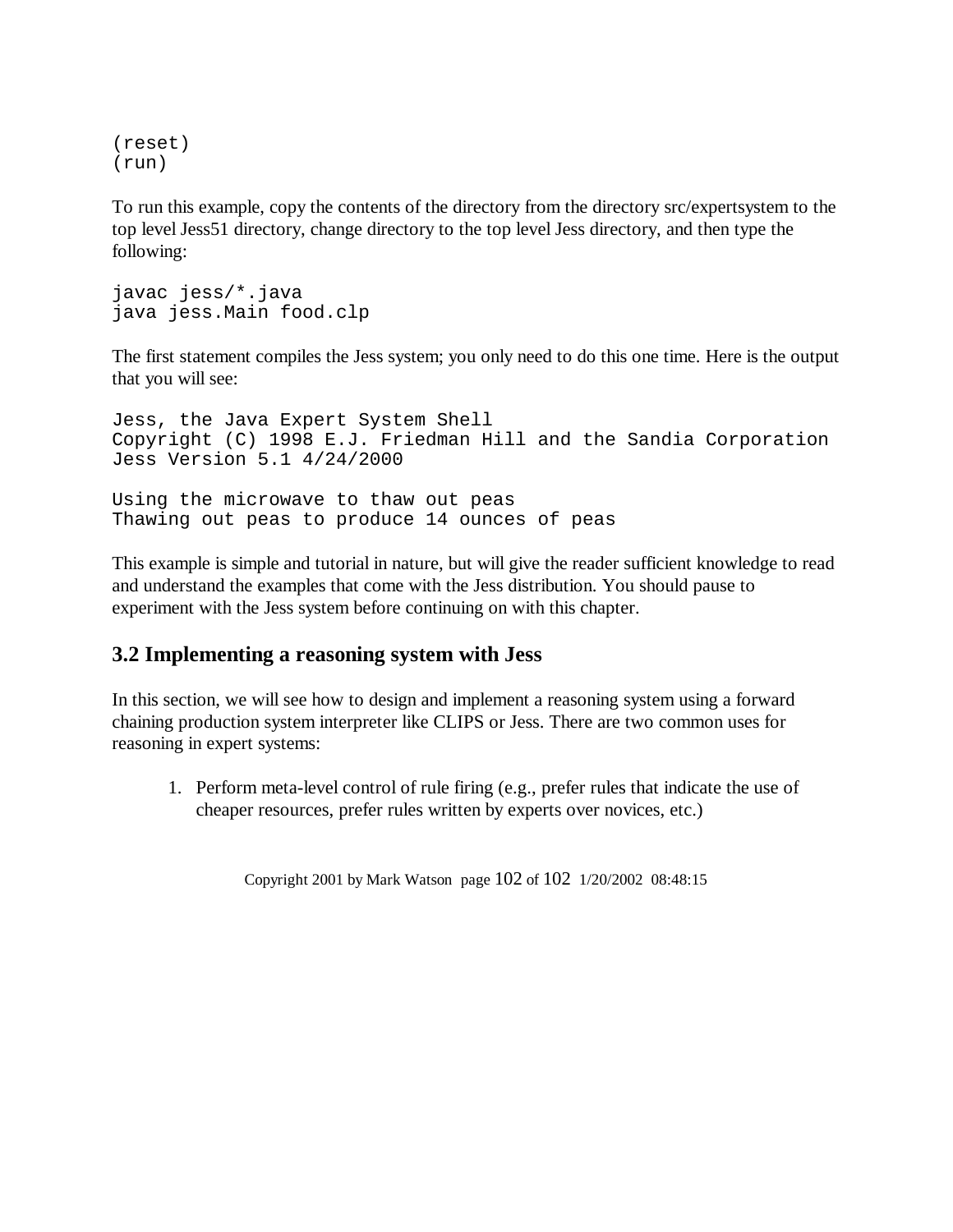```
(reset)
(run)
```

To run this example, copy the contents of the directory from the directory src/expertsystem to the top level Jess51 directory, change directory to the top level Jess directory, and then type the following:

```
javac jess/*.java
java jess.Main food.clp
```

The first statement compiles the Jess system; you only need to do this one time. Here is the output that you will see:

```
Jess, the Java Expert System Shell
Copyright (C) 1998 E.J. Friedman Hill and the Sandia Corporation
Jess Version 5.1 4/24/2000

Using the microwave to thaw out peas
Thawing out peas to produce 14 ounces of peas
```

This example is simple and tutorial in nature, but will give the reader sufficient knowledge to read and understand the examples that come with the Jess distribution. You should pause to experiment with the Jess system before continuing on with this chapter.

## 3.2 Implementing a reasoning system with Jess

In this section, we will see how to design and implement a reasoning system using a forward chaining production system interpreter like CLIPS or Jess. There are two common uses for reasoning in expert systems:

1. Perform meta-level control of rule firing (e.g., prefer rules that indicate the use of cheaper resources, prefer rules written by experts over novices, etc.)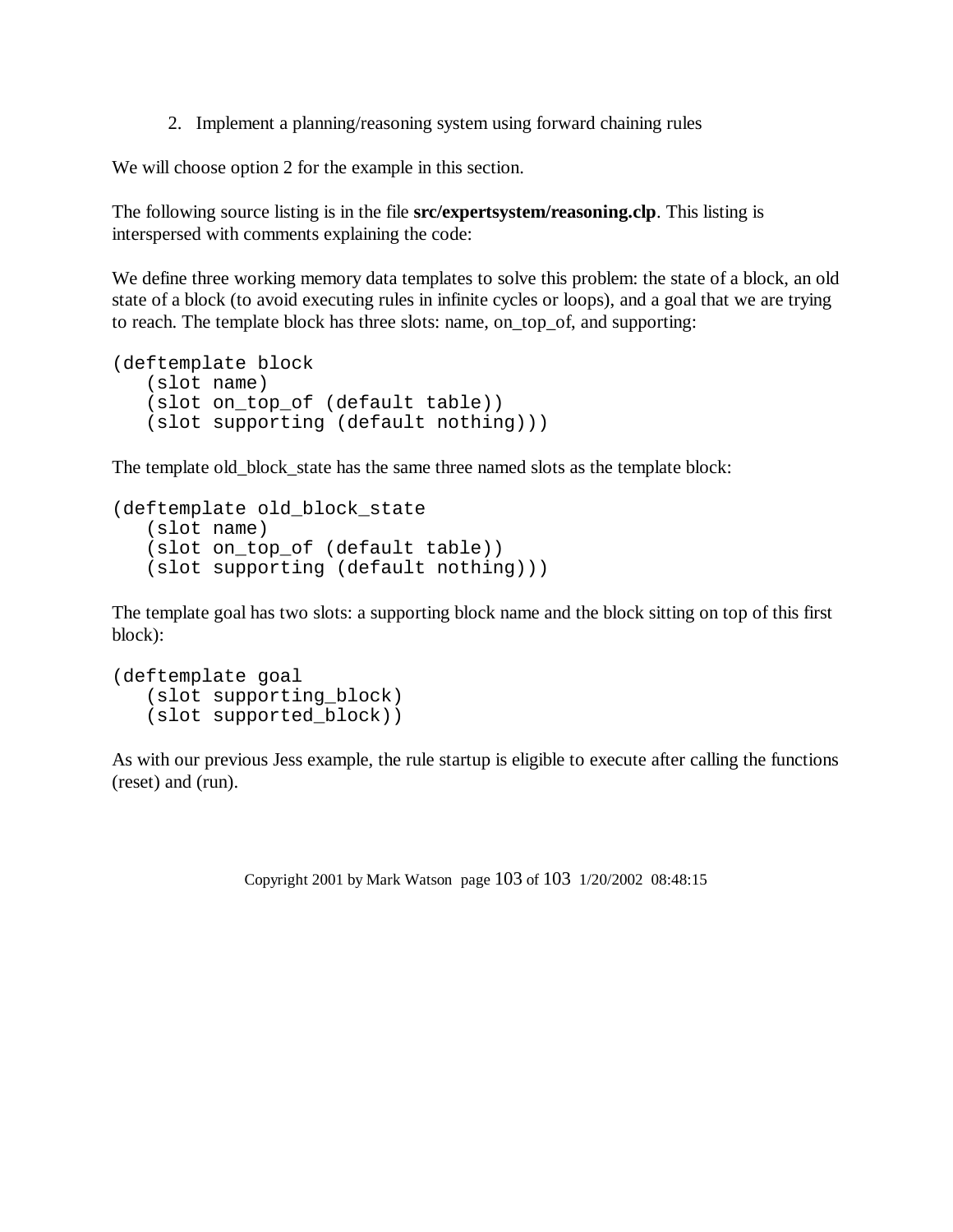2. Implement a planning/reasoning system using forward chaining rules

We will choose option 2 for the example in this section.

The following source listing is in the file **src/expertsystem/reasoning.clp**. This listing is interspersed with comments explaining the code:

We define three working memory data templates to solve this problem: the state of a block, an old state of a block (to avoid executing rules in infinite cycles or loops), and a goal that we are trying to reach. The template block has three slots: name, on_top_of, and supporting:

```
(deftemplate block
   (slot name)
   (slot on_top_of (default table))
   (slot supporting (default nothing)))
```

The template old_block_state has the same three named slots as the template block:

```
(deftemplate old_block_state
   (slot name)
   (slot on_top_of (default table))
   (slot supporting (default nothing)))
```

The template goal has two slots: a supporting block name and the block sitting on top of this first block):

```
(deftemplate goal
   (slot supporting_block)
   (slot supported_block))
```

As with our previous Jess example, the rule startup is eligible to execute after calling the functions (reset) and (run).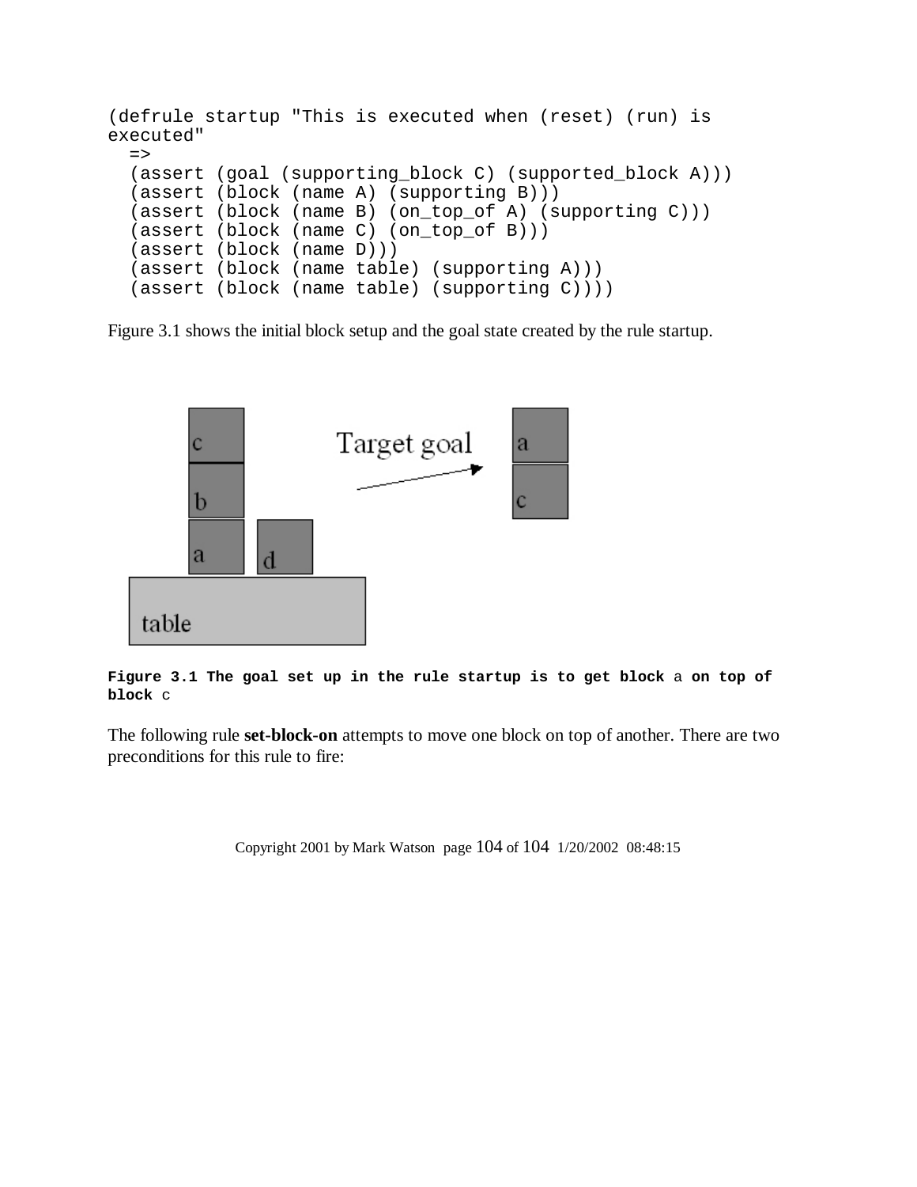```
(defrule startup "This is executed when (reset) (run) is
executed"
  =>
  (assert (goal (supporting_block C) (supported_block A)))
  (assert (block (name A) (supporting B)))
  (assert (block (name B) (on_top_of A) (supporting C)))
  (assert (block (name C) (on_top_of B)))
  (assert (block (name D)))
  (assert (block (name table) (supporting A)))
  (assert (block (name table) (supporting C))))
```

Figure 3.1 shows the initial block setup and the goal state created by the rule startup.

**Figure 3.1 The goal set up in the rule startup is to get block** `a` **on top of block** `c`

The following rule **set-block-on** attempts to move one block on top of another. There are two preconditions for this rule to fire: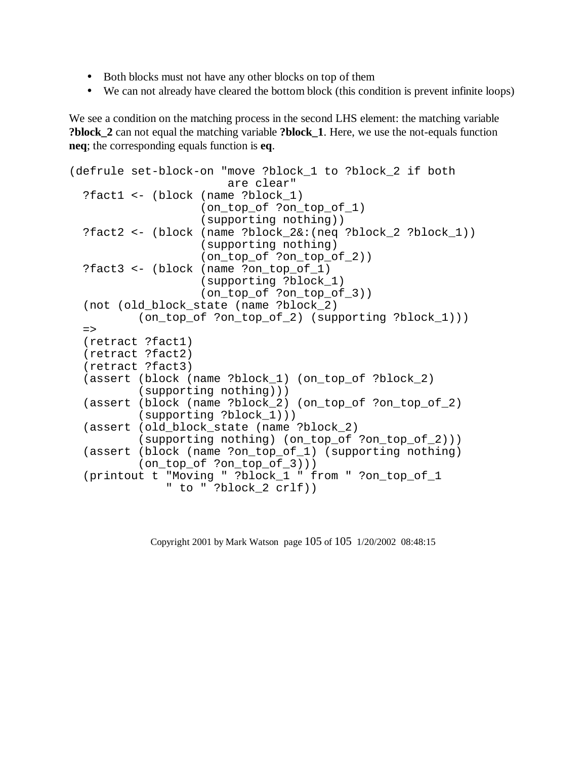- Both blocks must not have any other blocks on top of them
- We can not already have cleared the bottom block (this condition is prevent infinite loops)

We see a condition on the matching process in the second LHS element: the matching variable **?block_2** can not equal the matching variable **?block_1**. Here, we use the not-equals function **neq**; the corresponding equals function is **eq**.

```
(defrule set-block-on "move ?block_1 to ?block_2 if both
                       are clear"
  ?fact1 <- (block (name ?block_1)
                   (on_top_of ?on_top_of_1)
                   (supporting nothing))
  ?fact2 <- (block (name ?block_2&:(neq ?block_2 ?block_1))
                   (supporting nothing)
                   (on_top_of ?on_top_of_2))
  ?fact3 <- (block (name ?on_top_of_1)
                   (supporting ?block_1)
                   (on_top_of ?on_top_of_3))
  (not (old_block_state (name ?block_2)
          (on_top_of ?on_top_of_2) (supporting ?block_1)))
  =>
  (retract ?fact1)
  (retract ?fact2)
  (retract ?fact3)
  (assert (block (name ?block_1) (on_top_of ?block_2)
          (supporting nothing)))
  (assert (block (name ?block_2) (on_top_of ?on_top_of_2)
          (supporting ?block_1)))
  (assert (old_block_state (name ?block_2)
          (supporting nothing) (on_top_of ?on_top_of_2)))
  (assert (block (name ?on_top_of_1) (supporting nothing)
          (on_top_of ?on_top_of_3)))
  (printout t "Moving " ?block_1 " from " ?on_top_of_1
              " to " ?block_2 crlf))
```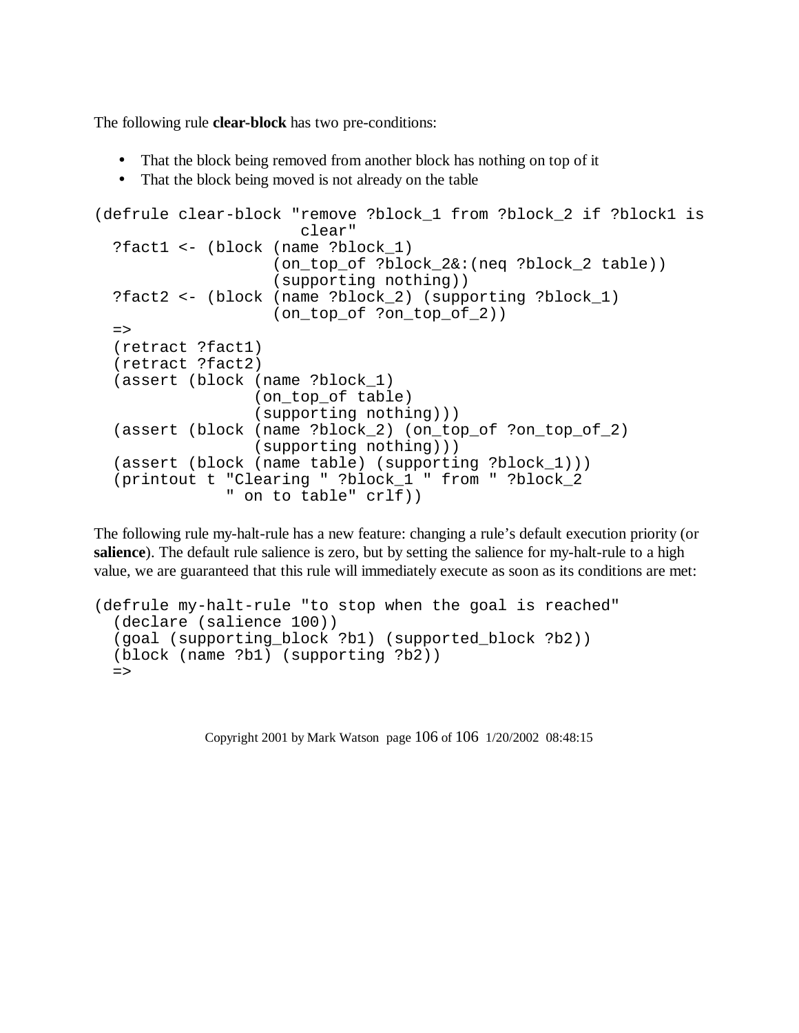The following rule **clear-block** has two pre-conditions:

- That the block being removed from another block has nothing on top of it
- That the block being moved is not already on the table

```
(defrule clear-block "remove ?block_1 from ?block_2 if ?block1 is
                      clear"
  ?fact1 <- (block (name ?block_1)
                   (on_top_of ?block_2&:(neq ?block_2 table))
                   (supporting nothing))
  ?fact2 <- (block (name ?block_2) (supporting ?block_1)
                   (on_top_of ?on_top_of_2))
  =>
  (retract ?fact1)
  (retract ?fact2)
  (assert (block (name ?block_1)
                 (on_top_of table)
                 (supporting nothing)))
  (assert (block (name ?block_2) (on_top_of ?on_top_of_2)
                 (supporting nothing)))
  (assert (block (name table) (supporting ?block_1)))
  (printout t "Clearing " ?block_1 " from " ?block_2
              " on to table" crlf))
```

The following rule my-halt-rule has a new feature: changing a rule's default execution priority (or **salience**). The default rule salience is zero, but by setting the salience for my-halt-rule to a high value, we are guaranteed that this rule will immediately execute as soon as its conditions are met:

```
(defrule my-halt-rule "to stop when the goal is reached"
  (declare (salience 100))
  (goal (supporting_block ?b1) (supported_block ?b2))
  (block (name ?b1) (supporting ?b2))
  =>
```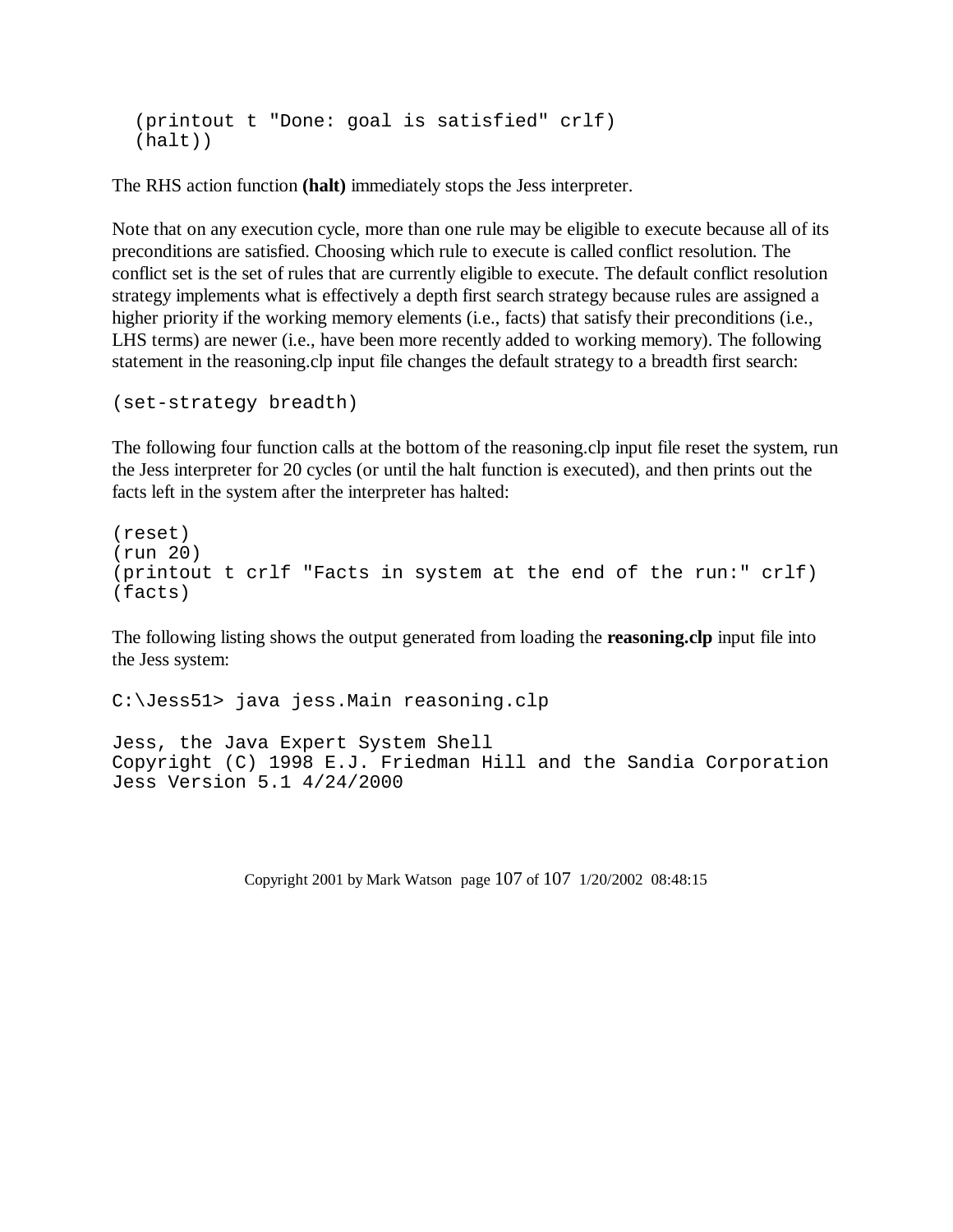```
  (printout t "Done: goal is satisfied" crlf)
  (halt))
```

The RHS action function **(halt)** immediately stops the Jess interpreter.

Note that on any execution cycle, more than one rule may be eligible to execute because all of its preconditions are satisfied. Choosing which rule to execute is called conflict resolution. The conflict set is the set of rules that are currently eligible to execute. The default conflict resolution strategy implements what is effectively a depth first search strategy because rules are assigned a higher priority if the working memory elements (i.e., facts) that satisfy their preconditions (i.e., LHS terms) are newer (i.e., have been more recently added to working memory). The following statement in the reasoning.clp input file changes the default strategy to a breadth first search:

```
(set-strategy breadth)
```

The following four function calls at the bottom of the reasoning.clp input file reset the system, run the Jess interpreter for 20 cycles (or until the halt function is executed), and then prints out the facts left in the system after the interpreter has halted:

```
(reset)
(run 20)
(printout t crlf "Facts in system at the end of the run:" crlf)
(facts)
```

The following listing shows the output generated from loading the **reasoning.clp** input file into the Jess system:

```
C:\Jess51> java jess.Main reasoning.clp

Jess, the Java Expert System Shell
Copyright (C) 1998 E.J. Friedman Hill and the Sandia Corporation
Jess Version 5.1 4/24/2000
```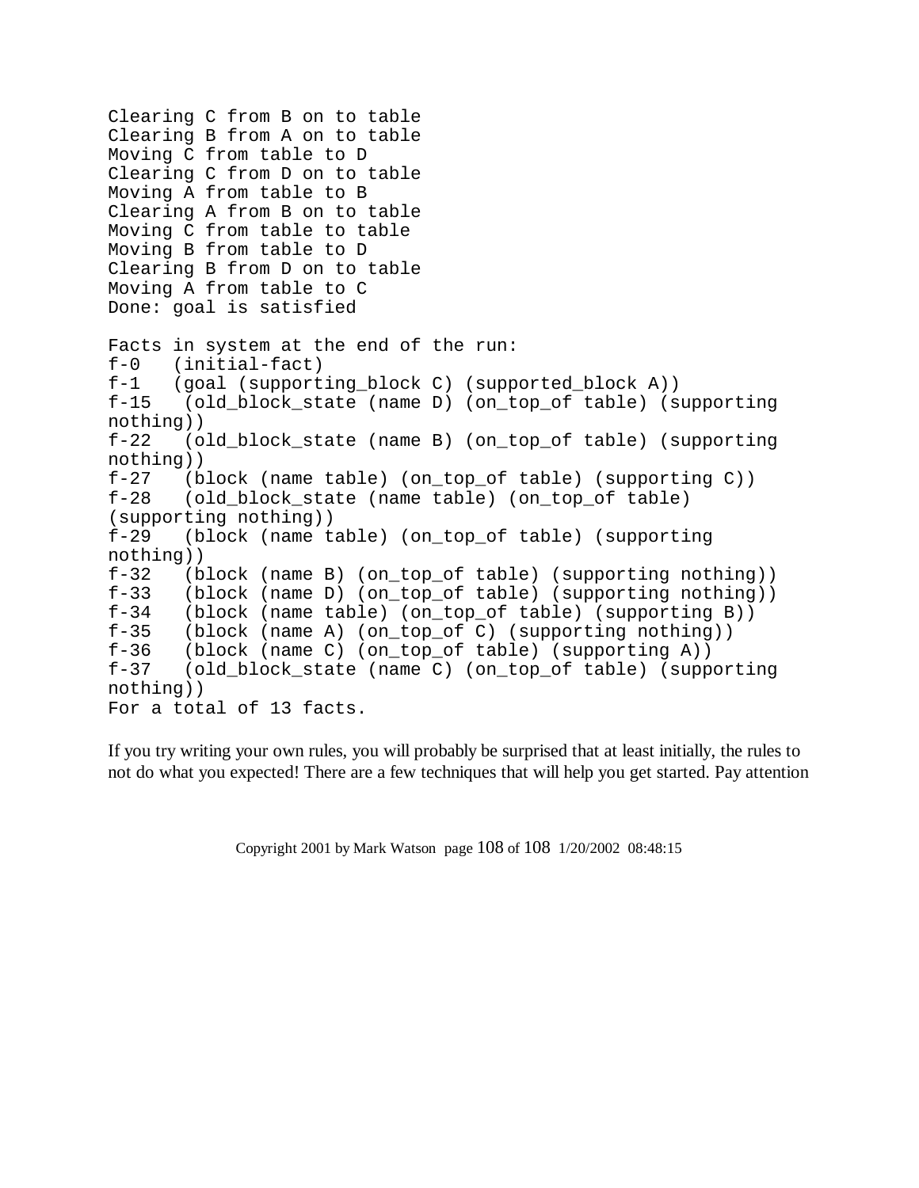```
Clearing C from B on to table
Clearing B from A on to table
Moving C from table to D
Clearing C from D on to table
Moving A from table to B
Clearing A from B on to table
Moving C from table to table
Moving B from table to D
Clearing B from D on to table
Moving A from table to C
Done: goal is satisfied

Facts in system at the end of the run:
f-0   (initial-fact)
f-1   (goal (supporting_block C) (supported_block A))
f-15   (old_block_state (name D) (on_top_of table) (supporting
nothing))
f-22   (old_block_state (name B) (on_top_of table) (supporting
nothing))
f-27   (block (name table) (on_top_of table) (supporting C))
f-28   (old_block_state (name table) (on_top_of table)
(supporting nothing))
f-29   (block (name table) (on_top_of table) (supporting
nothing))
f-32   (block (name B) (on_top_of table) (supporting nothing))
f-33   (block (name D) (on_top_of table) (supporting nothing))
f-34   (block (name table) (on_top_of table) (supporting B))
f-35   (block (name A) (on_top_of C) (supporting nothing))
f-36   (block (name C) (on_top_of table) (supporting A))
f-37   (old_block_state (name C) (on_top_of table) (supporting
nothing))
For a total of 13 facts.
```

If you try writing your own rules, you will probably be surprised that at least initially, the rules to not do what you expected! There are a few techniques that will help you get started. Pay attention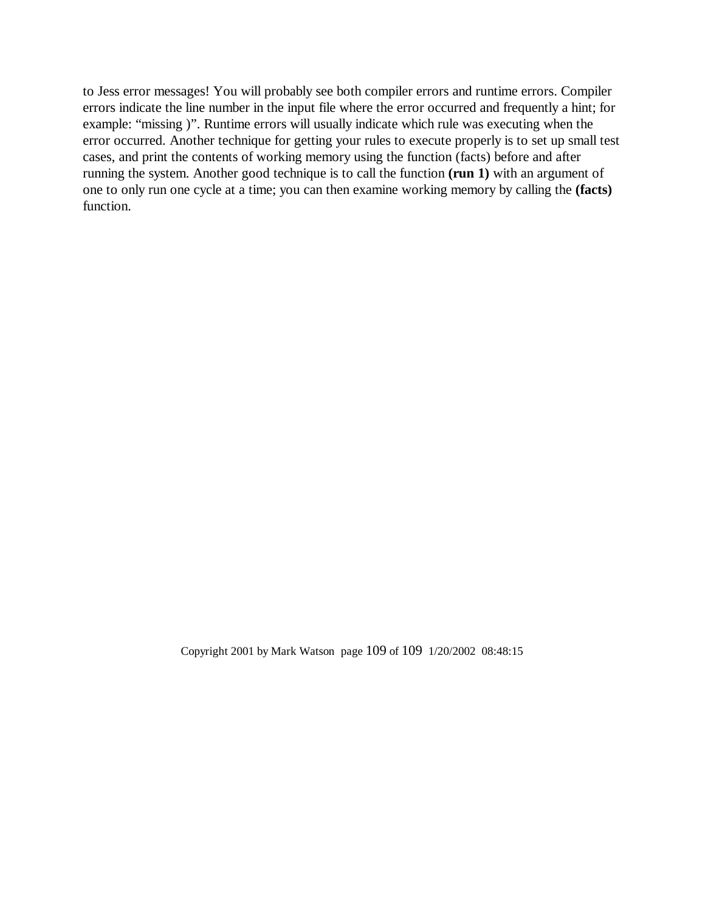to Jess error messages! You will probably see both compiler errors and runtime errors. Compiler errors indicate the line number in the input file where the error occurred and frequently a hint; for example: “missing )”. Runtime errors will usually indicate which rule was executing when the error occurred. Another technique for getting your rules to execute properly is to set up small test cases, and print the contents of working memory using the function (facts) before and after running the system. Another good technique is to call the function **(run 1)** with an argument of one to only run one cycle at a time; you can then examine working memory by calling the **(facts)** function.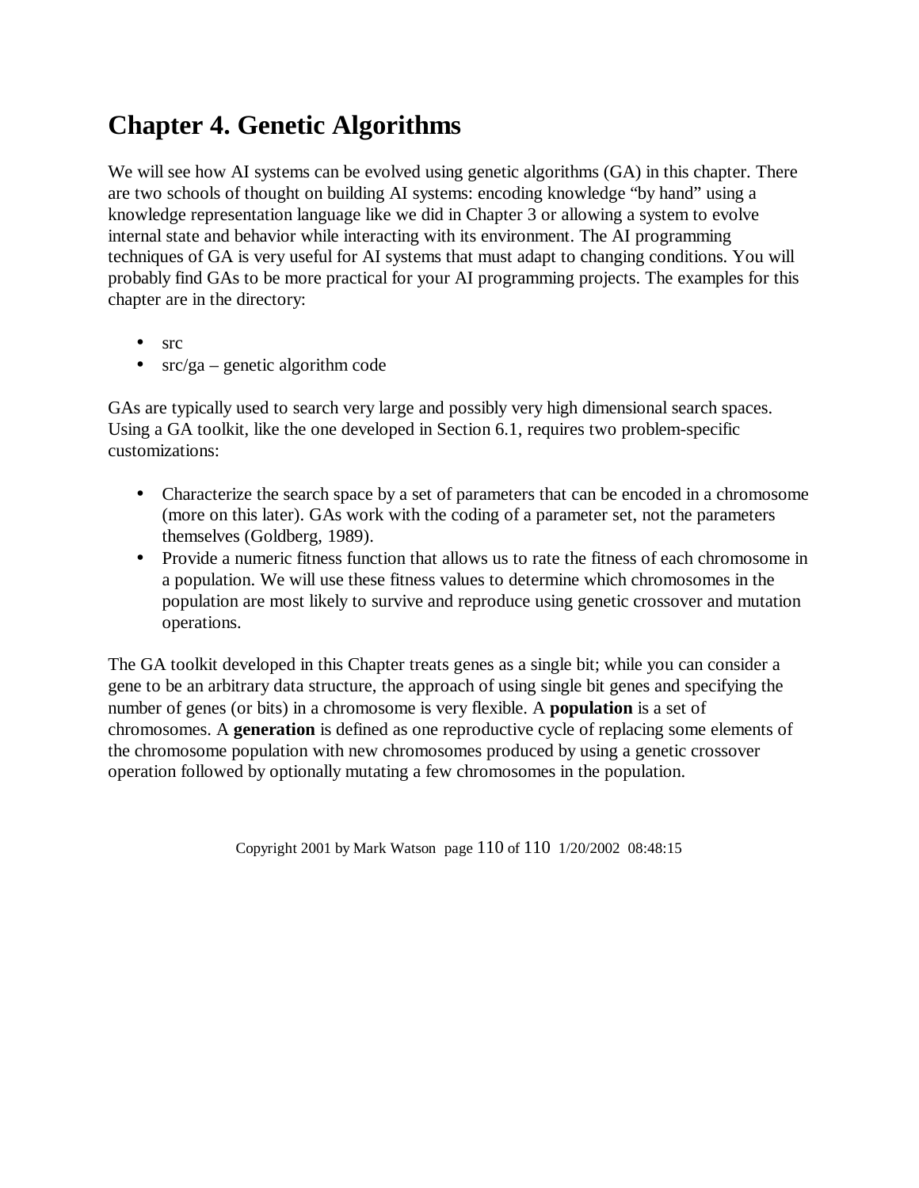# Chapter 4. Genetic Algorithms

We will see how AI systems can be evolved using genetic algorithms (GA) in this chapter. There are two schools of thought on building AI systems: encoding knowledge "by hand" using a knowledge representation language like we did in Chapter 3 or allowing a system to evolve internal state and behavior while interacting with its environment. The AI programming techniques of GA is very useful for AI systems that must adapt to changing conditions. You will probably find GAs to be more practical for your AI programming projects. The examples for this chapter are in the directory:

- src
- src/ga – genetic algorithm code

GAs are typically used to search very large and possibly very high dimensional search spaces. Using a GA toolkit, like the one developed in Section 6.1, requires two problem-specific customizations:

- Characterize the search space by a set of parameters that can be encoded in a chromosome (more on this later). GAs work with the coding of a parameter set, not the parameters themselves (Goldberg, 1989).
- Provide a numeric fitness function that allows us to rate the fitness of each chromosome in a population. We will use these fitness values to determine which chromosomes in the population are most likely to survive and reproduce using genetic crossover and mutation operations.

The GA toolkit developed in this Chapter treats genes as a single bit; while you can consider a gene to be an arbitrary data structure, the approach of using single bit genes and specifying the number of genes (or bits) in a chromosome is very flexible. A **population** is a set of chromosomes. A **generation** is defined as one reproductive cycle of replacing some elements of the chromosome population with new chromosomes produced by using a genetic crossover operation followed by optionally mutating a few chromosomes in the population.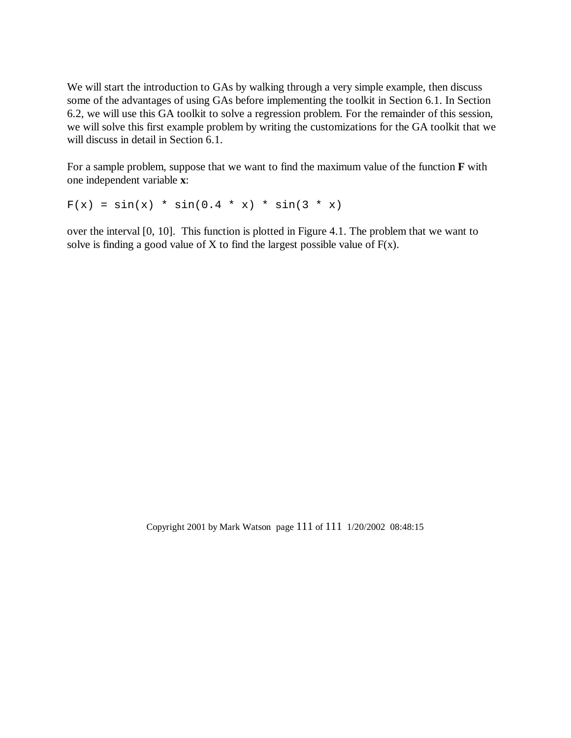We will start the introduction to GAs by walking through a very simple example, then discuss some of the advantages of using GAs before implementing the toolkit in Section 6.1. In Section 6.2, we will use this GA toolkit to solve a regression problem. For the remainder of this session, we will solve this first example problem by writing the customizations for the GA toolkit that we will discuss in detail in Section 6.1.

For a sample problem, suppose that we want to find the maximum value of the function **F** with one independent variable **x**:

```
F(x) = sin(x) * sin(0.4 * x) * sin(3 * x)
```

over the interval [0, 10]. This function is plotted in Figure 4.1. The problem that we want to solve is finding a good value of X to find the largest possible value of F(x).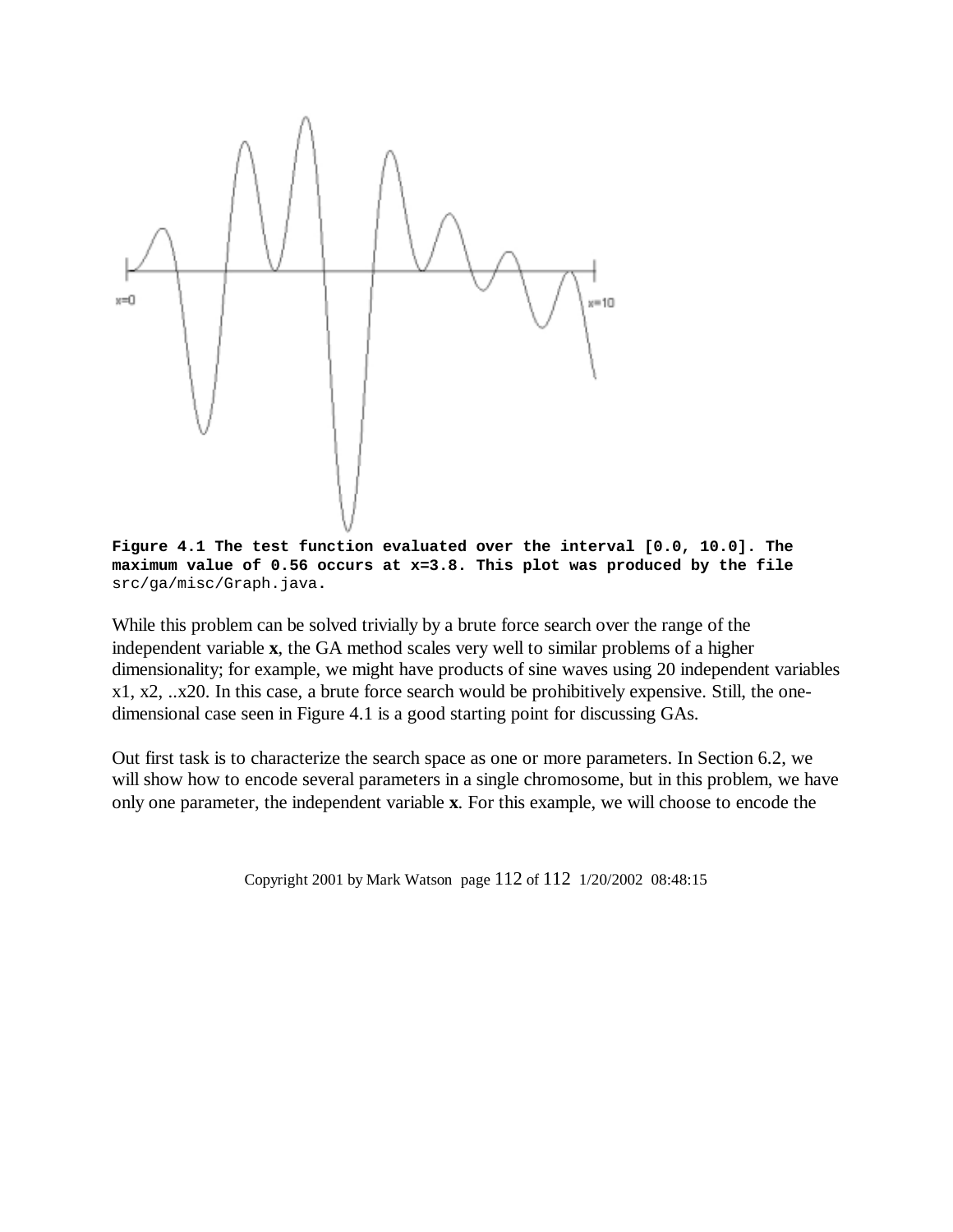**Figure 4.1 The test function evaluated over the interval [0.0, 10.0]. The maximum value of 0.56 occurs at x=3.8. This plot was produced by the file** src/ga/misc/Graph.java**.**

While this problem can be solved trivially by a brute force search over the range of the independent variable **x**, the GA method scales very well to similar problems of a higher dimensionality; for example, we might have products of sine waves using 20 independent variables x1, x2, ..x20. In this case, a brute force search would be prohibitively expensive. Still, the one-dimensional case seen in Figure 4.1 is a good starting point for discussing GAs.

Out first task is to characterize the search space as one or more parameters. In Section 6.2, we will show how to encode several parameters in a single chromosome, but in this problem, we have only one parameter, the independent variable **x**. For this example, we will choose to encode the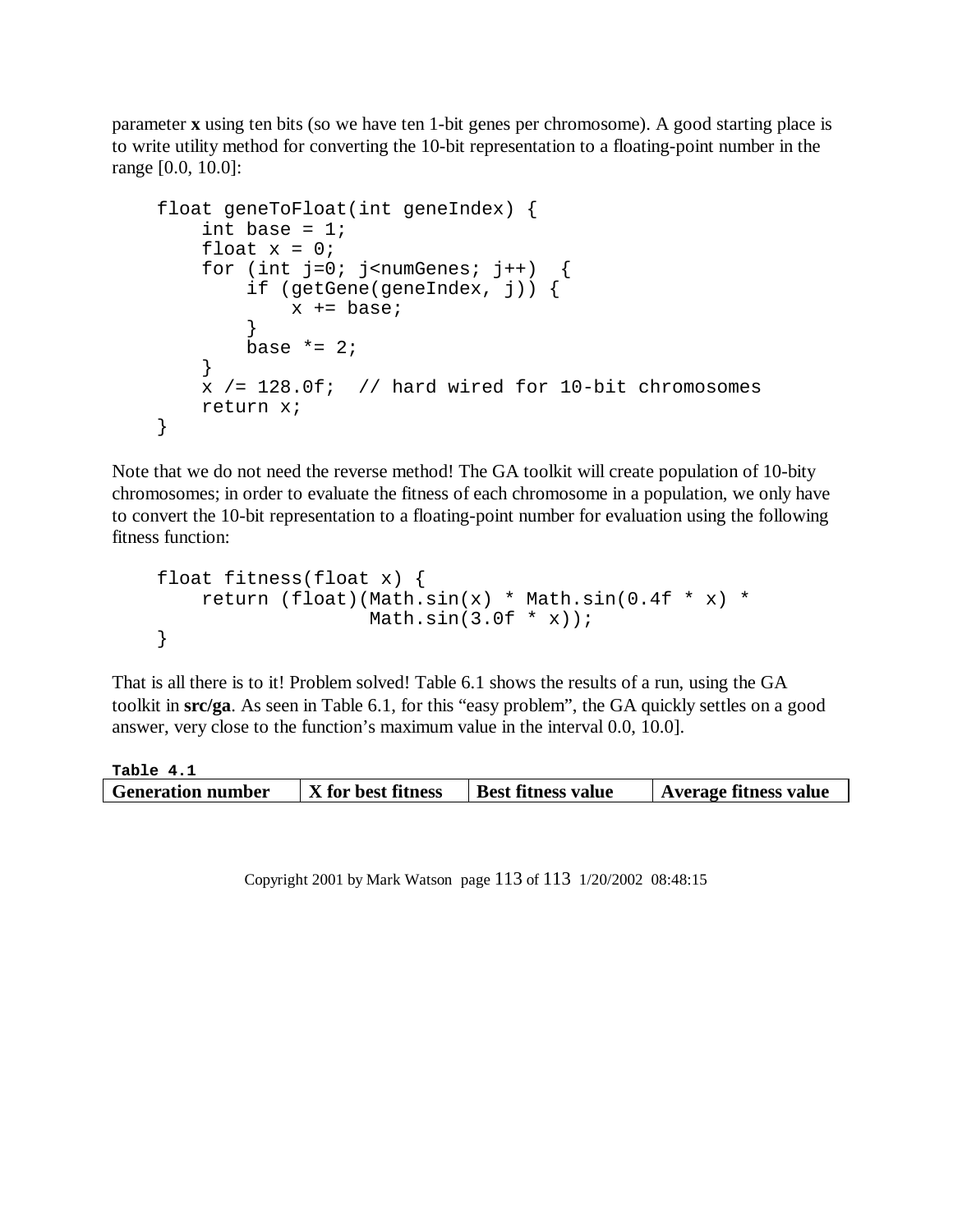parameter **x** using ten bits (so we have ten 1-bit genes per chromosome). A good starting place is to write utility method for converting the 10-bit representation to a floating-point number in the range [0.0, 10.0]:

```
float geneToFloat(int geneIndex) {
    int base = 1;
    float x = 0;
    for (int j=0; j<numGenes; j++)  {
        if (getGene(geneIndex, j)) {
            x += base;
        }
        base *= 2;
    }
    x /= 128.0f;  // hard wired for 10-bit chromosomes
    return x;
}
```

Note that we do not need the reverse method! The GA toolkit will create population of 10-bity chromosomes; in order to evaluate the fitness of each chromosome in a population, we only have to convert the 10-bit representation to a floating-point number for evaluation using the following fitness function:

```
float fitness(float x) {
    return (float)(Math.sin(x) * Math.sin(0.4f * x) *
                   Math.sin(3.0f * x));
}
```

That is all there is to it! Problem solved! Table 6.1 shows the results of a run, using the GA toolkit in **src/ga**. As seen in Table 6.1, for this "easy problem", the GA quickly settles on a good answer, very close to the function's maximum value in the interval 0.0, 10.0].

**Table 4.1**

| Generation number | X for best fitness | Best fitness value | Average fitness value |
| --- | --- | --- | --- |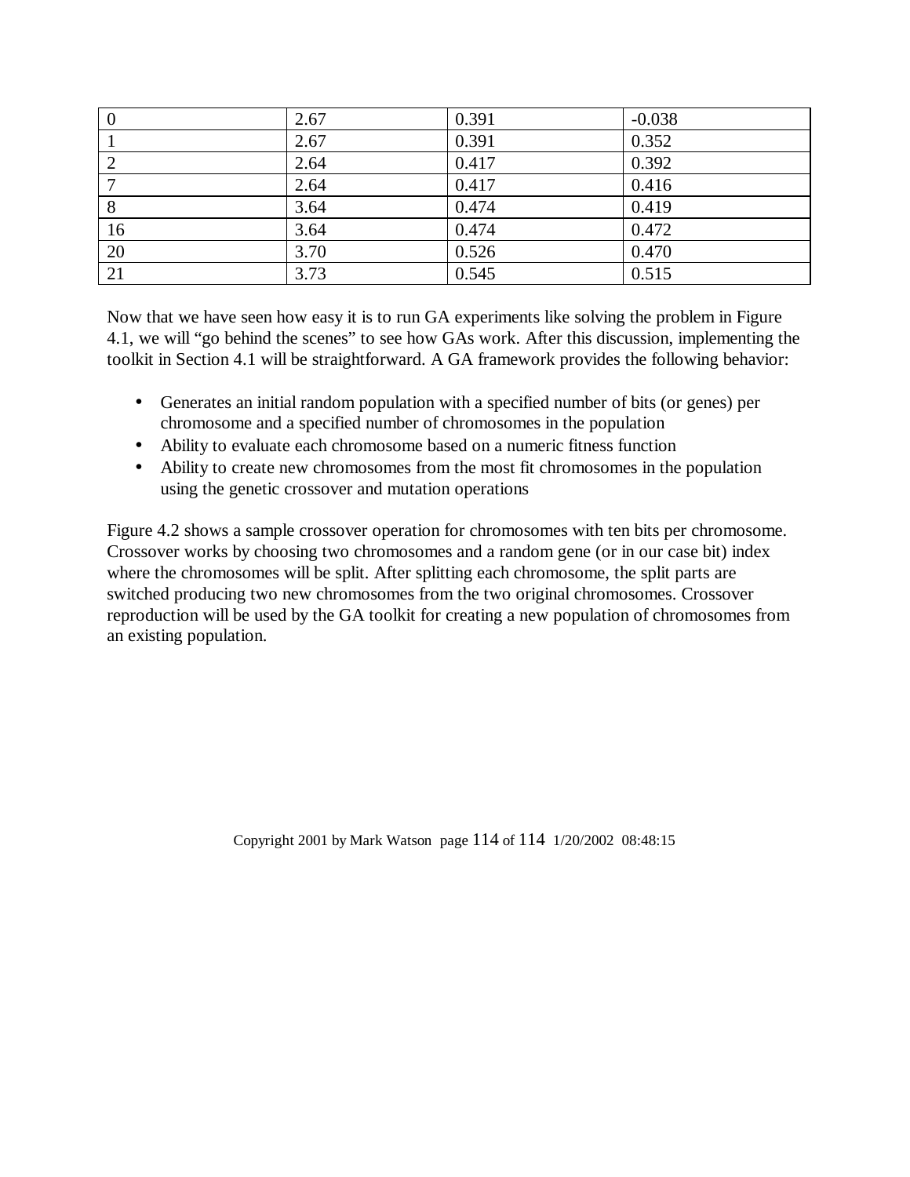| 0 | 2.67 | 0.391 | -0.038 |
|---|---|---|---|
| 1 | 2.67 | 0.391 | 0.352 |
| 2 | 2.64 | 0.417 | 0.392 |
| 7 | 2.64 | 0.417 | 0.416 |
| 8 | 3.64 | 0.474 | 0.419 |
| 16 | 3.64 | 0.474 | 0.472 |
| 20 | 3.70 | 0.526 | 0.470 |
| 21 | 3.73 | 0.545 | 0.515 |

Now that we have seen how easy it is to run GA experiments like solving the problem in Figure 4.1, we will "go behind the scenes" to see how GAs work. After this discussion, implementing the toolkit in Section 4.1 will be straightforward. A GA framework provides the following behavior:

- Generates an initial random population with a specified number of bits (or genes) per chromosome and a specified number of chromosomes in the population
- Ability to evaluate each chromosome based on a numeric fitness function
- Ability to create new chromosomes from the most fit chromosomes in the population using the genetic crossover and mutation operations

Figure 4.2 shows a sample crossover operation for chromosomes with ten bits per chromosome. Crossover works by choosing two chromosomes and a random gene (or in our case bit) index where the chromosomes will be split. After splitting each chromosome, the split parts are switched producing two new chromosomes from the two original chromosomes. Crossover reproduction will be used by the GA toolkit for creating a new population of chromosomes from an existing population.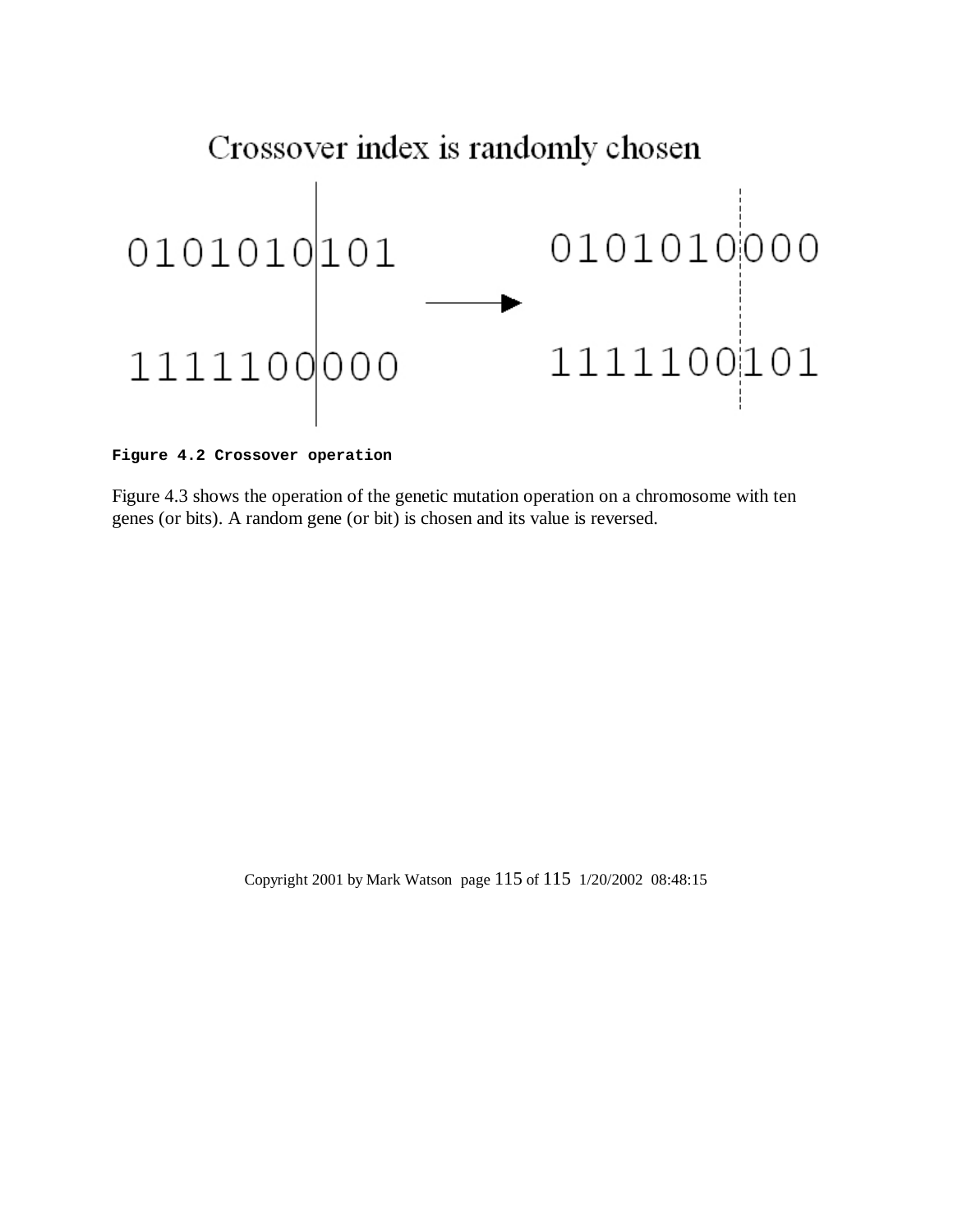Crossover index is randomly chosen

```
0101010|101          0101010|000
             ──────►
1111100|000          1111100|101
```

**Figure 4.2 Crossover operation**

Figure 4.3 shows the operation of the genetic mutation operation on a chromosome with ten genes (or bits). A random gene (or bit) is chosen and its value is reversed.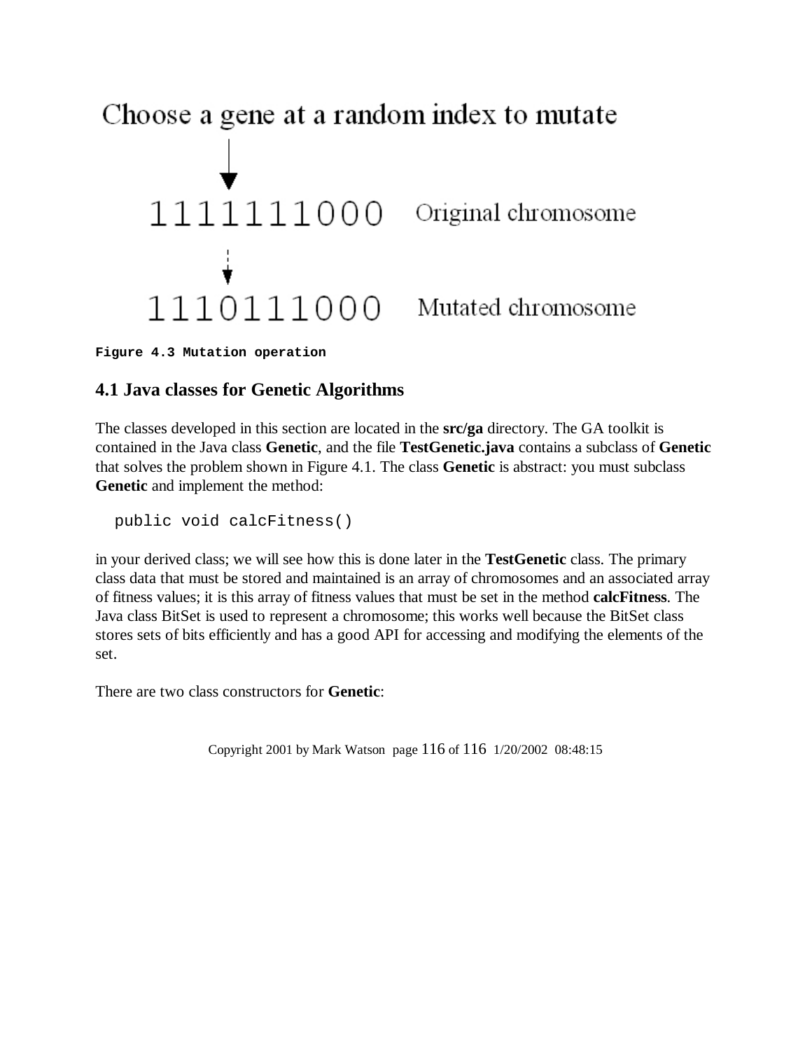Choose a gene at a random index to mutate

```
1111111000   Original chromosome

1110111000   Mutated chromosome
```

**Figure 4.3 Mutation operation**

## 4.1 Java classes for Genetic Algorithms

The classes developed in this section are located in the **src/ga** directory. The GA toolkit is contained in the Java class **Genetic**, and the file **TestGenetic.java** contains a subclass of **Genetic** that solves the problem shown in Figure 4.1. The class **Genetic** is abstract: you must subclass **Genetic** and implement the method:

```
public void calcFitness()
```

in your derived class; we will see how this is done later in the **TestGenetic** class. The primary class data that must be stored and maintained is an array of chromosomes and an associated array of fitness values; it is this array of fitness values that must be set in the method **calcFitness**. The Java class BitSet is used to represent a chromosome; this works well because the BitSet class stores sets of bits efficiently and has a good API for accessing and modifying the elements of the set.

There are two class constructors for **Genetic**: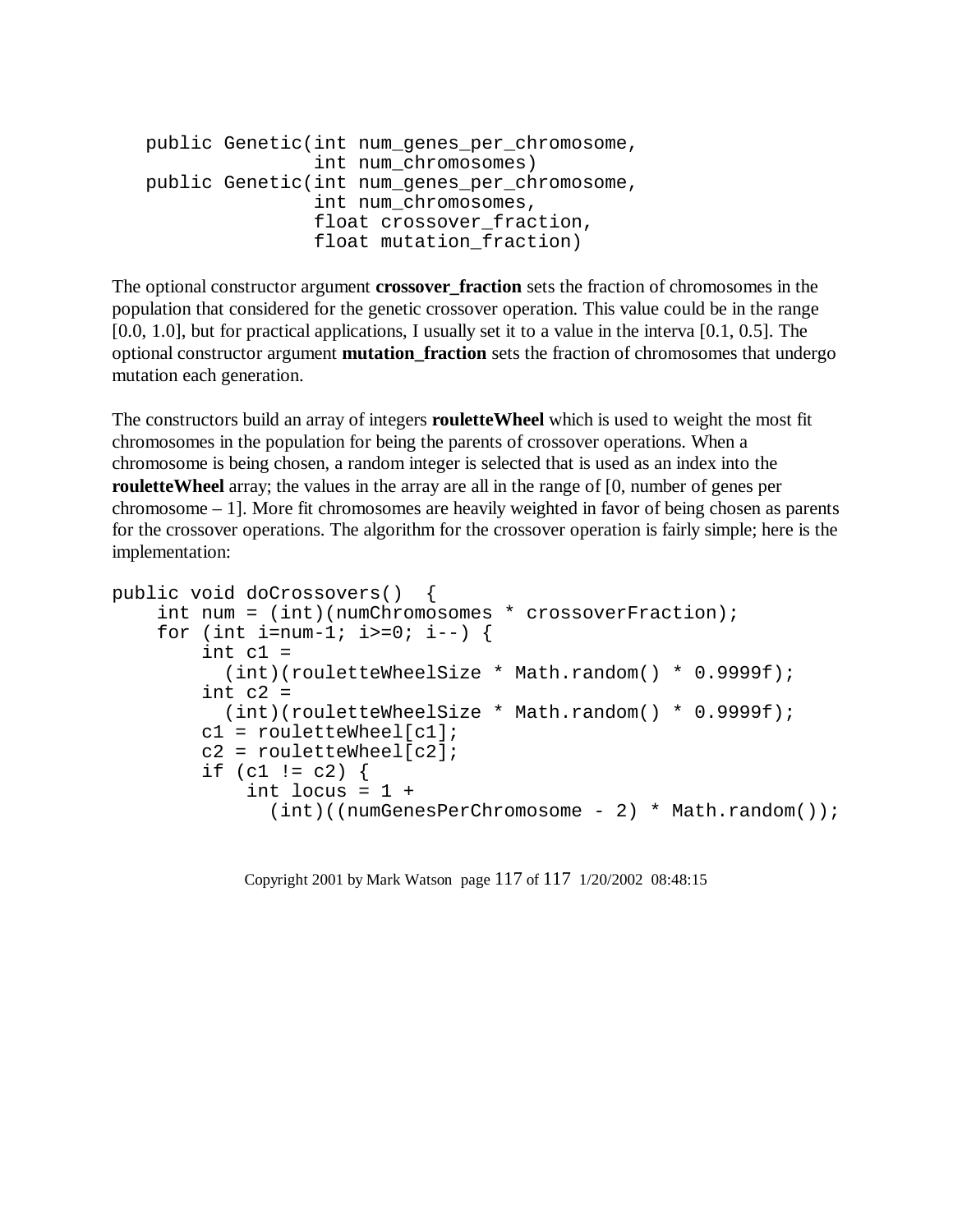```
public Genetic(int num_genes_per_chromosome,
               int num_chromosomes)
public Genetic(int num_genes_per_chromosome,
               int num_chromosomes,
               float crossover_fraction,
               float mutation_fraction)
```

The optional constructor argument **crossover_fraction** sets the fraction of chromosomes in the population that considered for the genetic crossover operation. This value could be in the range [0.0, 1.0], but for practical applications, I usually set it to a value in the interva [0.1, 0.5]. The optional constructor argument **mutation_fraction** sets the fraction of chromosomes that undergo mutation each generation.

The constructors build an array of integers **rouletteWheel** which is used to weight the most fit chromosomes in the population for being the parents of crossover operations. When a chromosome is being chosen, a random integer is selected that is used as an index into the **rouletteWheel** array; the values in the array are all in the range of [0, number of genes per chromosome – 1]. More fit chromosomes are heavily weighted in favor of being chosen as parents for the crossover operations. The algorithm for the crossover operation is fairly simple; here is the implementation:

```
public void doCrossovers()  {
    int num = (int)(numChromosomes * crossoverFraction);
    for (int i=num-1; i>=0; i--) {
        int c1 =
          (int)(rouletteWheelSize * Math.random() * 0.9999f);
        int c2 =
          (int)(rouletteWheelSize * Math.random() * 0.9999f);
        c1 = rouletteWheel[c1];
        c2 = rouletteWheel[c2];
        if (c1 != c2) {
            int locus = 1 +
              (int)((numGenesPerChromosome - 2) * Math.random());
```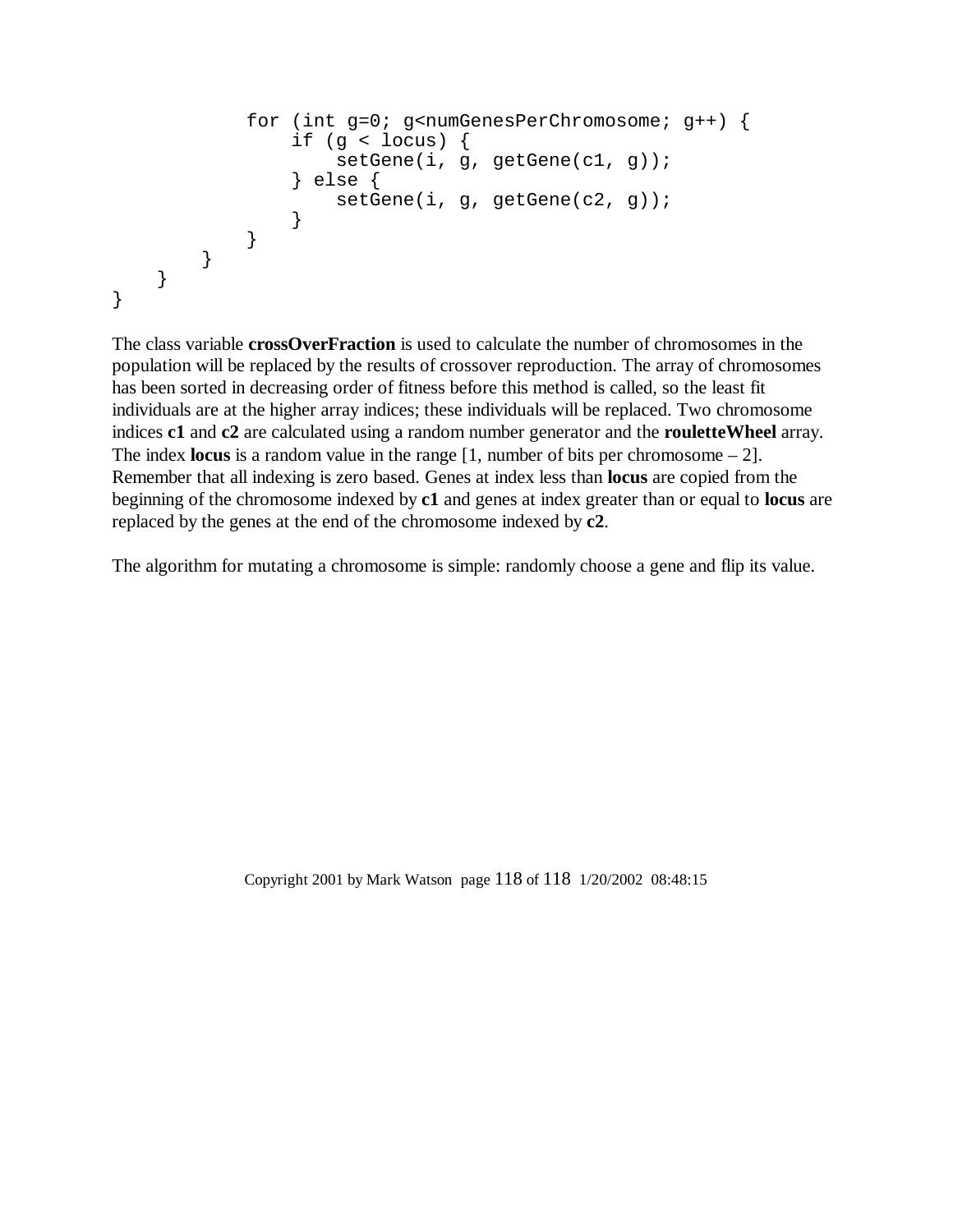```
            for (int g=0; g<numGenesPerChromosome; g++) {
                if (g < locus) {
                    setGene(i, g, getGene(c1, g));
                } else {
                    setGene(i, g, getGene(c2, g));
                }
            }
        }
    }
}
```

The class variable **crossOverFraction** is used to calculate the number of chromosomes in the population will be replaced by the results of crossover reproduction. The array of chromosomes has been sorted in decreasing order of fitness before this method is called, so the least fit individuals are at the higher array indices; these individuals will be replaced. Two chromosome indices **c1** and **c2** are calculated using a random number generator and the **rouletteWheel** array. The index **locus** is a random value in the range [1, number of bits per chromosome – 2]. Remember that all indexing is zero based. Genes at index less than **locus** are copied from the beginning of the chromosome indexed by **c1** and genes at index greater than or equal to **locus** are replaced by the genes at the end of the chromosome indexed by **c2**.

The algorithm for mutating a chromosome is simple: randomly choose a gene and flip its value.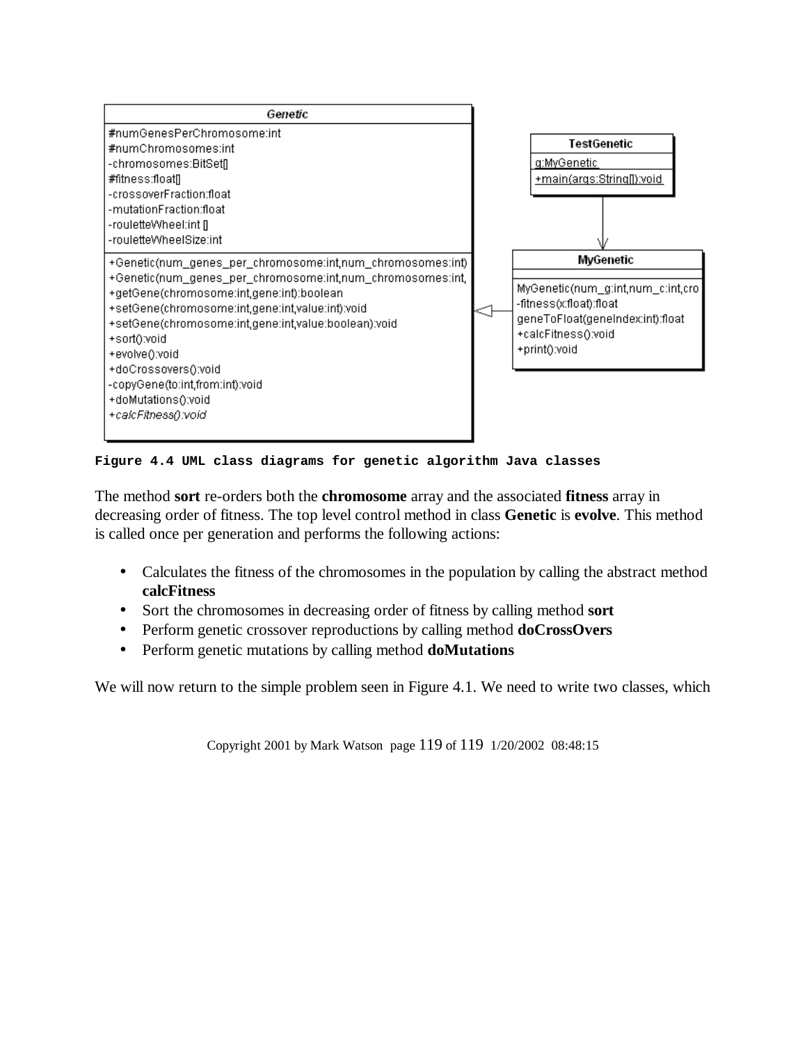Figure 4.4 UML class diagrams for genetic algorithm Java classes

The method **sort** re-orders both the **chromosome** array and the associated **fitness** array in decreasing order of fitness. The top level control method in class **Genetic** is **evolve**. This method is called once per generation and performs the following actions:

- Calculates the fitness of the chromosomes in the population by calling the abstract method **calcFitness**
- Sort the chromosomes in decreasing order of fitness by calling method **sort**
- Perform genetic crossover reproductions by calling method **doCrossOvers**
- Perform genetic mutations by calling method **doMutations**

We will now return to the simple problem seen in Figure 4.1. We need to write two classes, which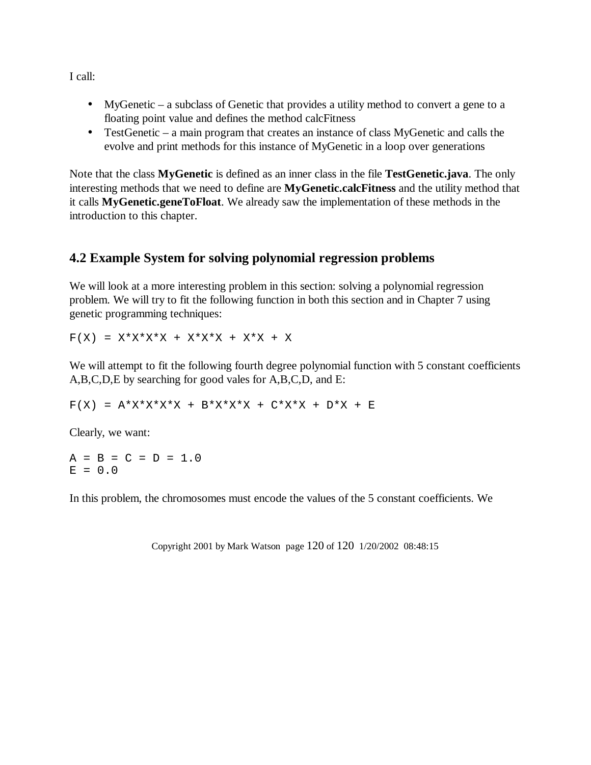I call:

- MyGenetic – a subclass of Genetic that provides a utility method to convert a gene to a floating point value and defines the method calcFitness
- TestGenetic – a main program that creates an instance of class MyGenetic and calls the evolve and print methods for this instance of MyGenetic in a loop over generations

Note that the class **MyGenetic** is defined as an inner class in the file **TestGenetic.java**. The only interesting methods that we need to define are **MyGenetic.calcFitness** and the utility method that it calls **MyGenetic.geneToFloat**. We already saw the implementation of these methods in the introduction to this chapter.

## 4.2 Example System for solving polynomial regression problems

We will look at a more interesting problem in this section: solving a polynomial regression problem. We will try to fit the following function in both this section and in Chapter 7 using genetic programming techniques:

```
F(X) = X*X*X*X + X*X*X + X*X + X
```

We will attempt to fit the following fourth degree polynomial function with 5 constant coefficients A,B,C,D,E by searching for good vales for A,B,C,D, and E:

```
F(X) = A*X*X*X*X + B*X*X*X + C*X*X + D*X + E
```

Clearly, we want:

```
A = B = C = D = 1.0
E = 0.0
```

In this problem, the chromosomes must encode the values of the 5 constant coefficients. We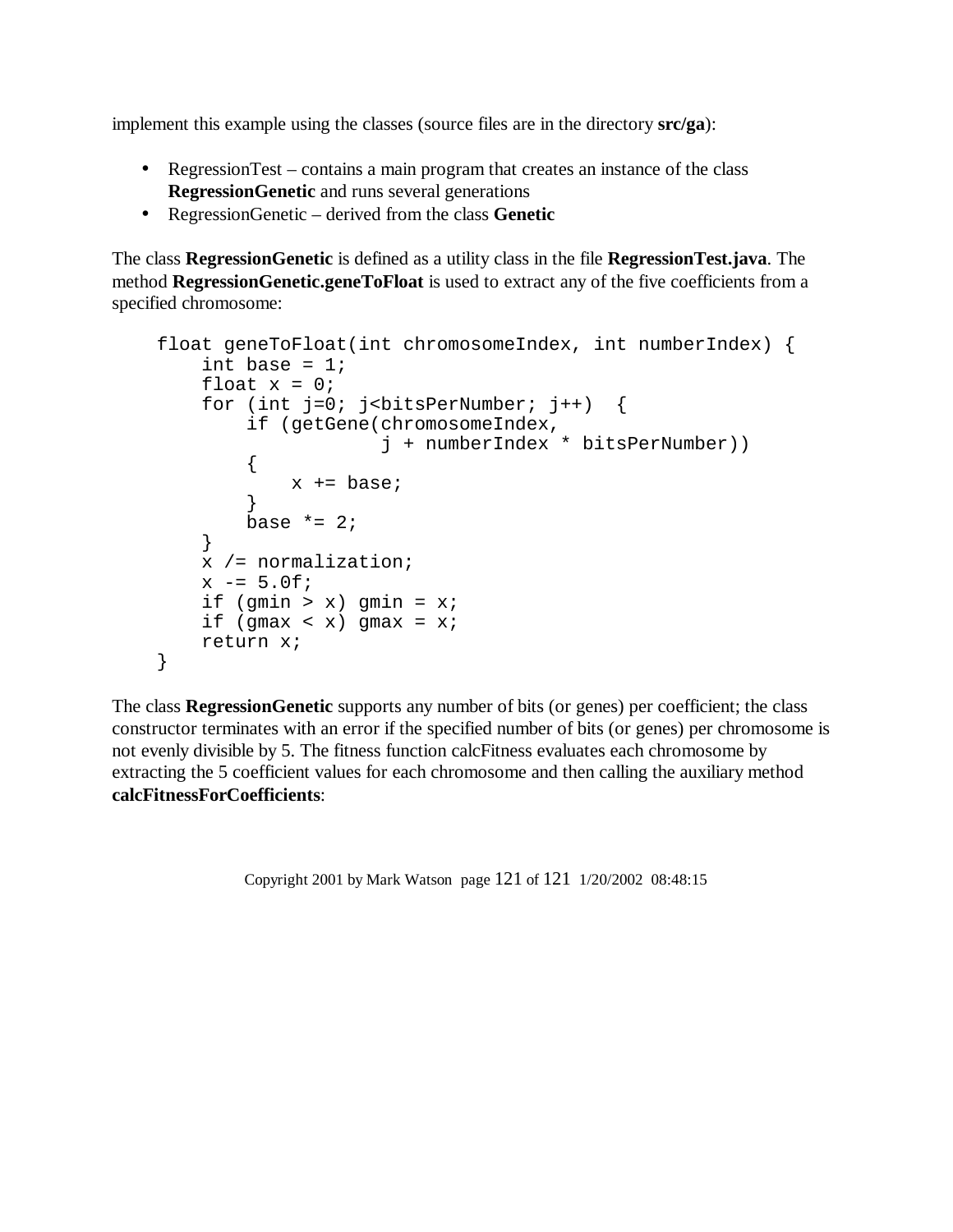implement this example using the classes (source files are in the directory **src/ga**):

- RegressionTest – contains a main program that creates an instance of the class **RegressionGenetic** and runs several generations
- RegressionGenetic – derived from the class **Genetic**

The class **RegressionGenetic** is defined as a utility class in the file **RegressionTest.java**. The method **RegressionGenetic.geneToFloat** is used to extract any of the five coefficients from a specified chromosome:

```
float geneToFloat(int chromosomeIndex, int numberIndex) {
    int base = 1;
    float x = 0;
    for (int j=0; j<bitsPerNumber; j++)  {
        if (getGene(chromosomeIndex,
                    j + numberIndex * bitsPerNumber))
        {
            x += base;
        }
        base *= 2;
    }
    x /= normalization;
    x -= 5.0f;
    if (gmin > x) gmin = x;
    if (gmax < x) gmax = x;
    return x;
}
```

The class **RegressionGenetic** supports any number of bits (or genes) per coefficient; the class constructor terminates with an error if the specified number of bits (or genes) per chromosome is not evenly divisible by 5. The fitness function calcFitness evaluates each chromosome by extracting the 5 coefficient values for each chromosome and then calling the auxiliary method **calcFitnessForCoefficients**: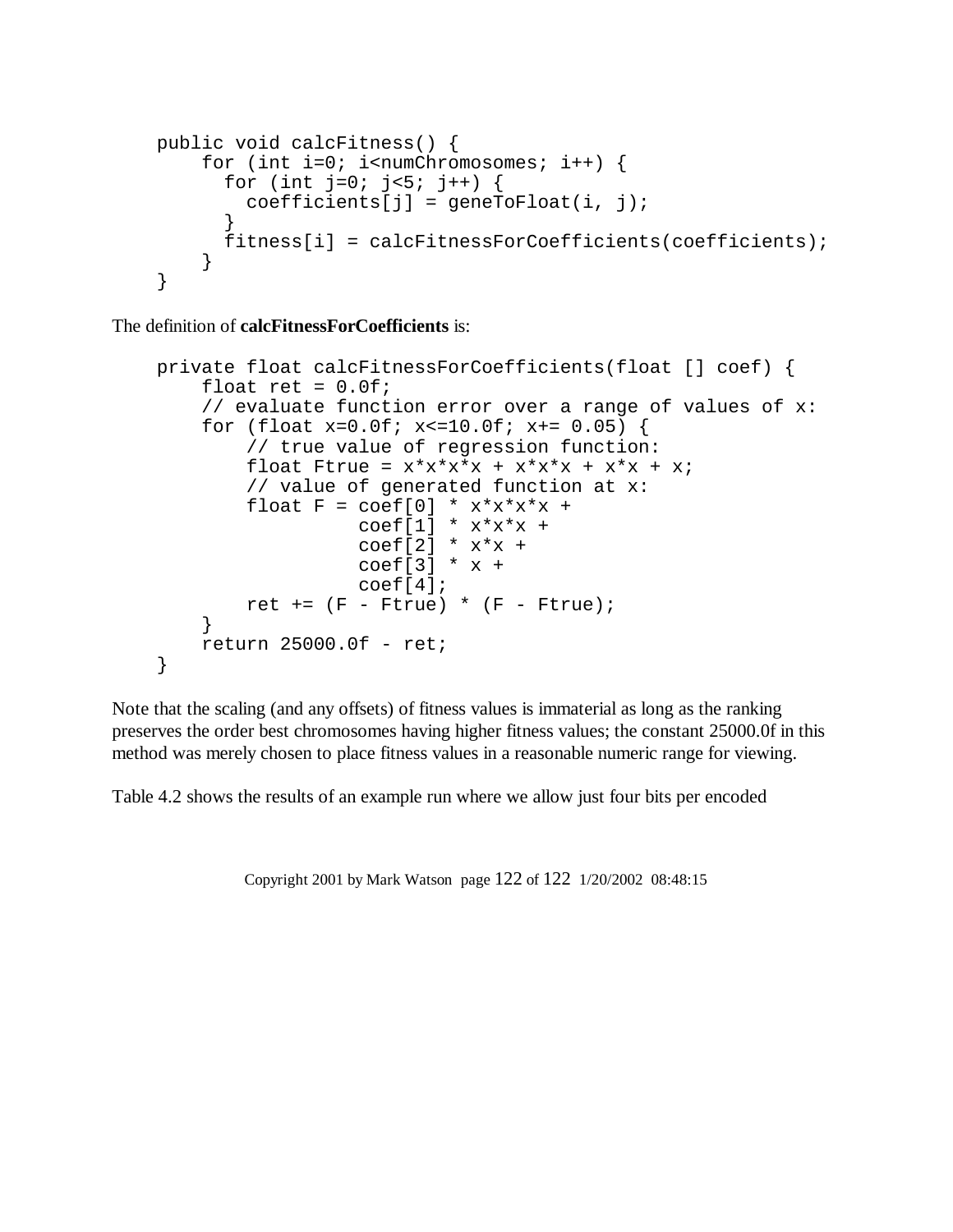```
public void calcFitness() {
    for (int i=0; i<numChromosomes; i++) {
      for (int j=0; j<5; j++) {
        coefficients[j] = geneToFloat(i, j);
      }
      fitness[i] = calcFitnessForCoefficients(coefficients);
    }
}
```

The definition of **calcFitnessForCoefficients** is:

```
private float calcFitnessForCoefficients(float [] coef) {
    float ret = 0.0f;
    // evaluate function error over a range of values of x:
    for (float x=0.0f; x<=10.0f; x+= 0.05) {
        // true value of regression function:
        float Ftrue = x*x*x*x + x*x*x + x*x + x;
        // value of generated function at x:
        float F = coef[0] * x*x*x*x +
                  coef[1] * x*x*x +
                  coef[2] * x*x +
                  coef[3] * x +
                  coef[4];
        ret += (F - Ftrue) * (F - Ftrue);
    }
    return 25000.0f - ret;
}
```

Note that the scaling (and any offsets) of fitness values is immaterial as long as the ranking preserves the order best chromosomes having higher fitness values; the constant 25000.0f in this method was merely chosen to place fitness values in a reasonable numeric range for viewing.

Table 4.2 shows the results of an example run where we allow just four bits per encoded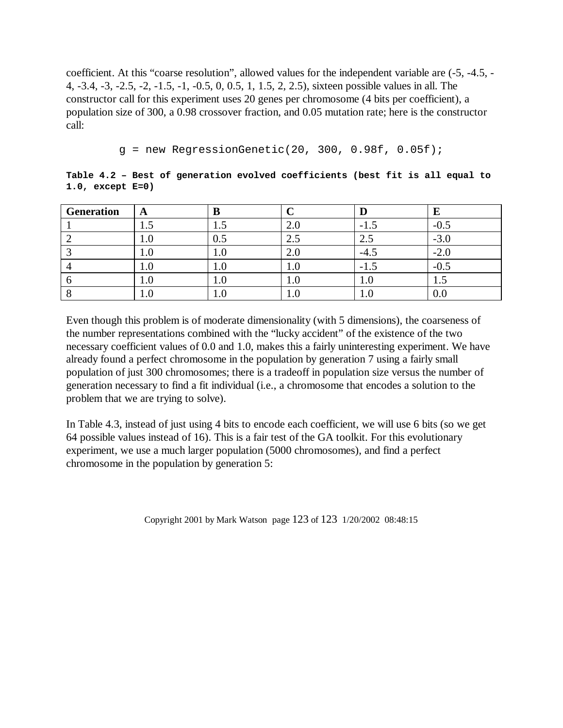coefficient. At this "coarse resolution", allowed values for the independent variable are (-5, -4.5, -4, -3.4, -3, -2.5, -2, -1.5, -1, -0.5, 0, 0.5, 1, 1.5, 2, 2.5), sixteen possible values in all. The constructor call for this experiment uses 20 genes per chromosome (4 bits per coefficient), a population size of 300, a 0.98 crossover fraction, and 0.05 mutation rate; here is the constructor call:

```
g = new RegressionGenetic(20, 300, 0.98f, 0.05f);
```

**Table 4.2 – Best of generation evolved coefficients (best fit is all equal to 1.0, except E=0)**

| Generation | A | B | C | D | E |
|---|---|---|---|---|---|
| 1 | 1.5 | 1.5 | 2.0 | -1.5 | -0.5 |
| 2 | 1.0 | 0.5 | 2.5 | 2.5 | -3.0 |
| 3 | 1.0 | 1.0 | 2.0 | -4.5 | -2.0 |
| 4 | 1.0 | 1.0 | 1.0 | -1.5 | -0.5 |
| 6 | 1.0 | 1.0 | 1.0 | 1.0 | 1.5 |
| 8 | 1.0 | 1.0 | 1.0 | 1.0 | 0.0 |

Even though this problem is of moderate dimensionality (with 5 dimensions), the coarseness of the number representations combined with the "lucky accident" of the existence of the two necessary coefficient values of 0.0 and 1.0, makes this a fairly uninteresting experiment. We have already found a perfect chromosome in the population by generation 7 using a fairly small population of just 300 chromosomes; there is a tradeoff in population size versus the number of generation necessary to find a fit individual (i.e., a chromosome that encodes a solution to the problem that we are trying to solve).

In Table 4.3, instead of just using 4 bits to encode each coefficient, we will use 6 bits (so we get 64 possible values instead of 16). This is a fair test of the GA toolkit. For this evolutionary experiment, we use a much larger population (5000 chromosomes), and find a perfect chromosome in the population by generation 5: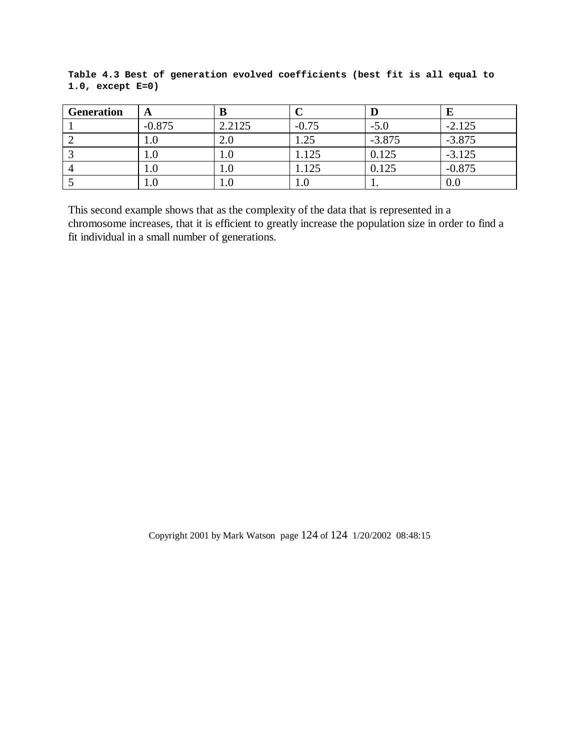**Table 4.3 Best of generation evolved coefficients (best fit is all equal to 1.0, except E=0)**

| Generation | A | B | C | D | E |
|---|---|---|---|---|---|
| 1 | -0.875 | 2.2125 | -0.75 | -5.0 | -2.125 |
| 2 | 1.0 | 2.0 | 1.25 | -3.875 | -3.875 |
| 3 | 1.0 | 1.0 | 1.125 | 0.125 | -3.125 |
| 4 | 1.0 | 1.0 | 1.125 | 0.125 | -0.875 |
| 5 | 1.0 | 1.0 | 1.0 | 1. | 0.0 |

This second example shows that as the complexity of the data that is represented in a chromosome increases, that it is efficient to greatly increase the population size in order to find a fit individual in a small number of generations.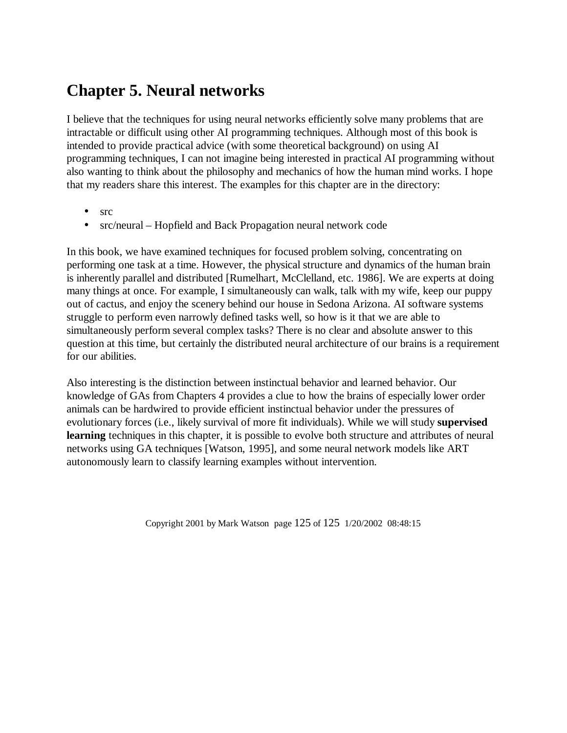# Chapter 5. Neural networks

I believe that the techniques for using neural networks efficiently solve many problems that are intractable or difficult using other AI programming techniques. Although most of this book is intended to provide practical advice (with some theoretical background) on using AI programming techniques, I can not imagine being interested in practical AI programming without also wanting to think about the philosophy and mechanics of how the human mind works. I hope that my readers share this interest. The examples for this chapter are in the directory:

- src
- src/neural – Hopfield and Back Propagation neural network code

In this book, we have examined techniques for focused problem solving, concentrating on performing one task at a time. However, the physical structure and dynamics of the human brain is inherently parallel and distributed [Rumelhart, McClelland, etc. 1986]. We are experts at doing many things at once. For example, I simultaneously can walk, talk with my wife, keep our puppy out of cactus, and enjoy the scenery behind our house in Sedona Arizona. AI software systems struggle to perform even narrowly defined tasks well, so how is it that we are able to simultaneously perform several complex tasks? There is no clear and absolute answer to this question at this time, but certainly the distributed neural architecture of our brains is a requirement for our abilities.

Also interesting is the distinction between instinctual behavior and learned behavior. Our knowledge of GAs from Chapters 4 provides a clue to how the brains of especially lower order animals can be hardwired to provide efficient instinctual behavior under the pressures of evolutionary forces (i.e., likely survival of more fit individuals). While we will study **supervised learning** techniques in this chapter, it is possible to evolve both structure and attributes of neural networks using GA techniques [Watson, 1995], and some neural network models like ART autonomously learn to classify learning examples without intervention.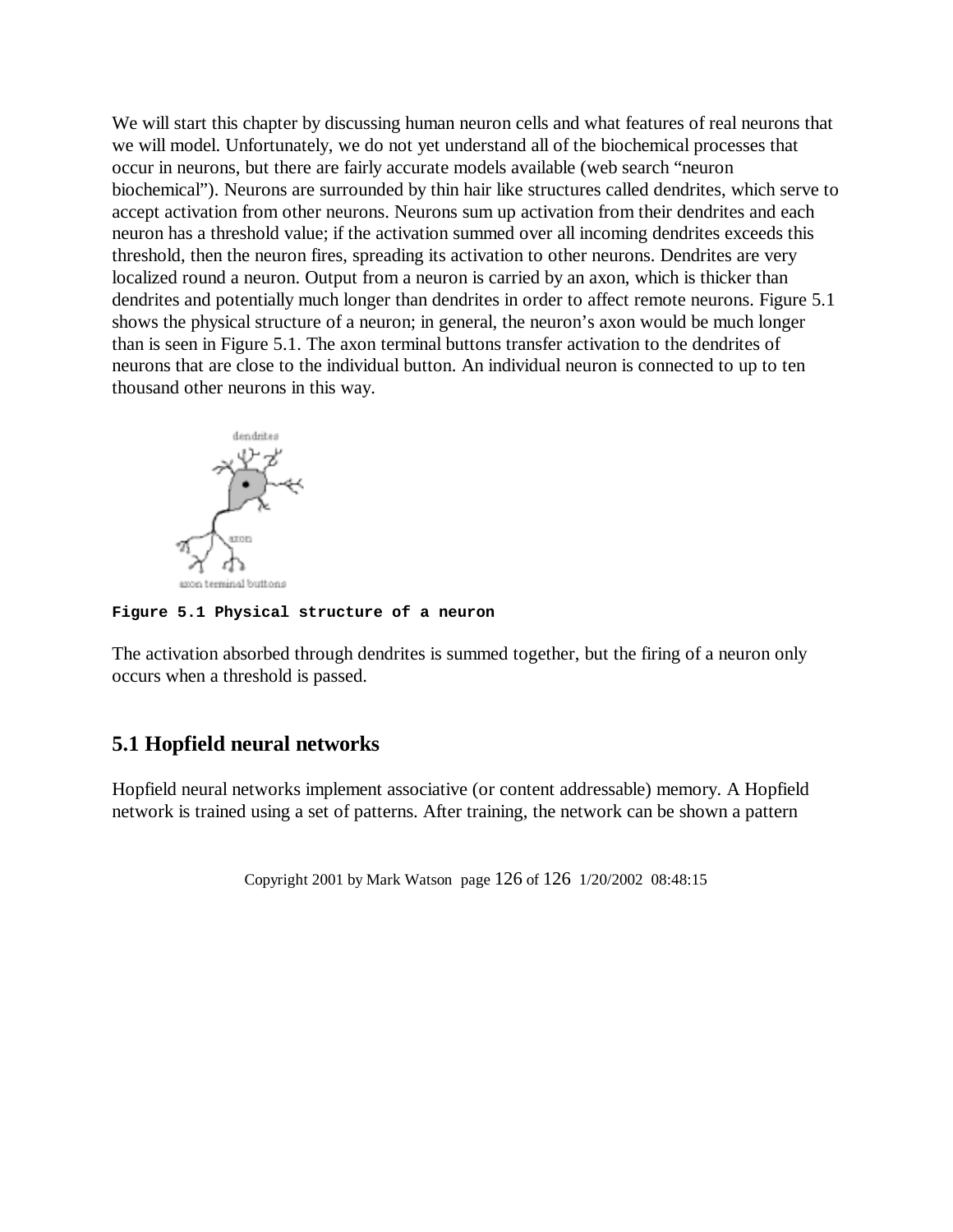We will start this chapter by discussing human neuron cells and what features of real neurons that we will model. Unfortunately, we do not yet understand all of the biochemical processes that occur in neurons, but there are fairly accurate models available (web search "neuron biochemical"). Neurons are surrounded by thin hair like structures called dendrites, which serve to accept activation from other neurons. Neurons sum up activation from their dendrites and each neuron has a threshold value; if the activation summed over all incoming dendrites exceeds this threshold, then the neuron fires, spreading its activation to other neurons. Dendrites are very localized round a neuron. Output from a neuron is carried by an axon, which is thicker than dendrites and potentially much longer than dendrites in order to affect remote neurons. Figure 5.1 shows the physical structure of a neuron; in general, the neuron's axon would be much longer than is seen in Figure 5.1. The axon terminal buttons transfer activation to the dendrites of neurons that are close to the individual button. An individual neuron is connected to up to ten thousand other neurons in this way.

**Figure 5.1 Physical structure of a neuron**

The activation absorbed through dendrites is summed together, but the firing of a neuron only occurs when a threshold is passed.

## 5.1 Hopfield neural networks

Hopfield neural networks implement associative (or content addressable) memory. A Hopfield network is trained using a set of patterns. After training, the network can be shown a pattern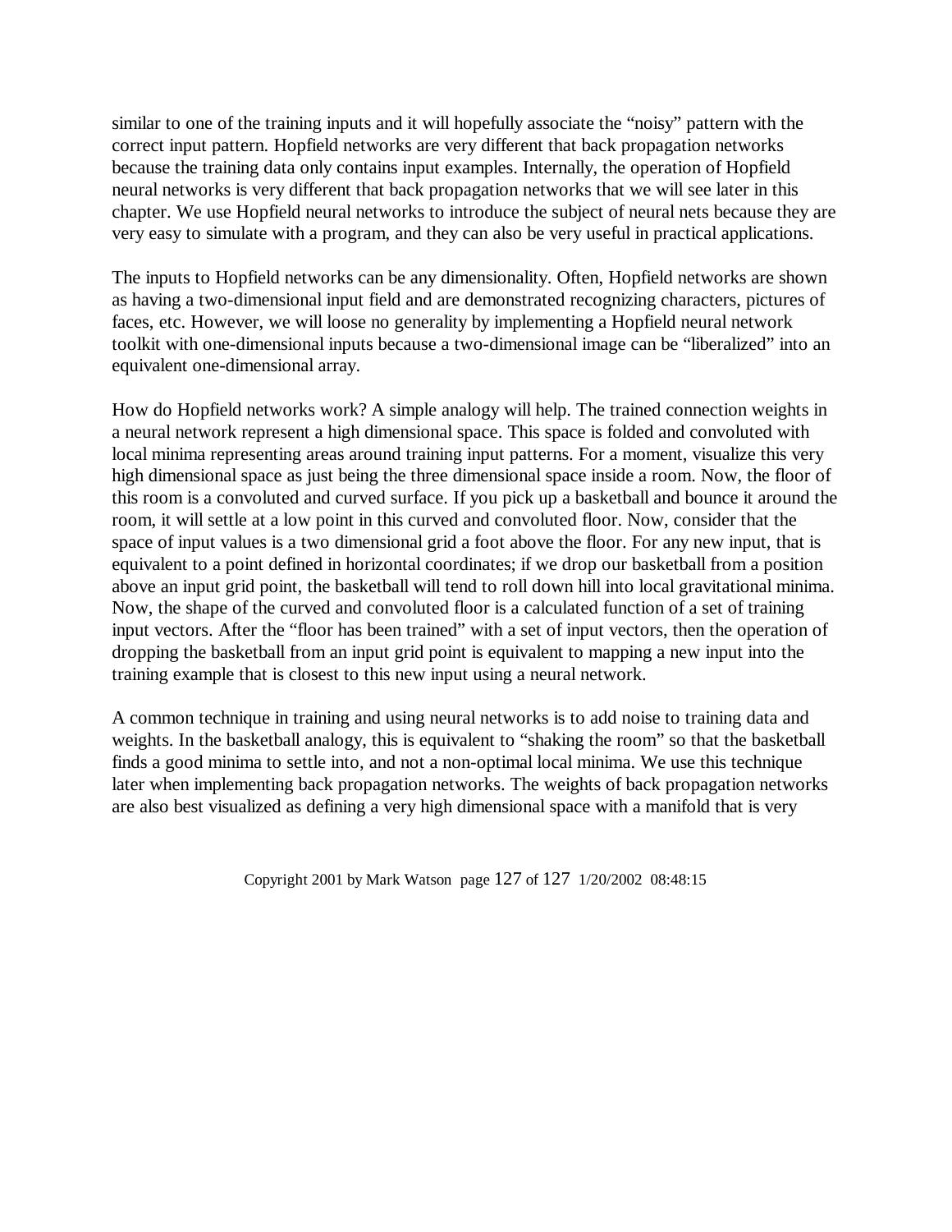similar to one of the training inputs and it will hopefully associate the "noisy" pattern with the correct input pattern. Hopfield networks are very different that back propagation networks because the training data only contains input examples. Internally, the operation of Hopfield neural networks is very different that back propagation networks that we will see later in this chapter. We use Hopfield neural networks to introduce the subject of neural nets because they are very easy to simulate with a program, and they can also be very useful in practical applications.

The inputs to Hopfield networks can be any dimensionality. Often, Hopfield networks are shown as having a two-dimensional input field and are demonstrated recognizing characters, pictures of faces, etc. However, we will loose no generality by implementing a Hopfield neural network toolkit with one-dimensional inputs because a two-dimensional image can be "liberalized" into an equivalent one-dimensional array.

How do Hopfield networks work? A simple analogy will help. The trained connection weights in a neural network represent a high dimensional space. This space is folded and convoluted with local minima representing areas around training input patterns. For a moment, visualize this very high dimensional space as just being the three dimensional space inside a room. Now, the floor of this room is a convoluted and curved surface. If you pick up a basketball and bounce it around the room, it will settle at a low point in this curved and convoluted floor. Now, consider that the space of input values is a two dimensional grid a foot above the floor. For any new input, that is equivalent to a point defined in horizontal coordinates; if we drop our basketball from a position above an input grid point, the basketball will tend to roll down hill into local gravitational minima. Now, the shape of the curved and convoluted floor is a calculated function of a set of training input vectors. After the "floor has been trained" with a set of input vectors, then the operation of dropping the basketball from an input grid point is equivalent to mapping a new input into the training example that is closest to this new input using a neural network.

A common technique in training and using neural networks is to add noise to training data and weights. In the basketball analogy, this is equivalent to "shaking the room" so that the basketball finds a good minima to settle into, and not a non-optimal local minima. We use this technique later when implementing back propagation networks. The weights of back propagation networks are also best visualized as defining a very high dimensional space with a manifold that is very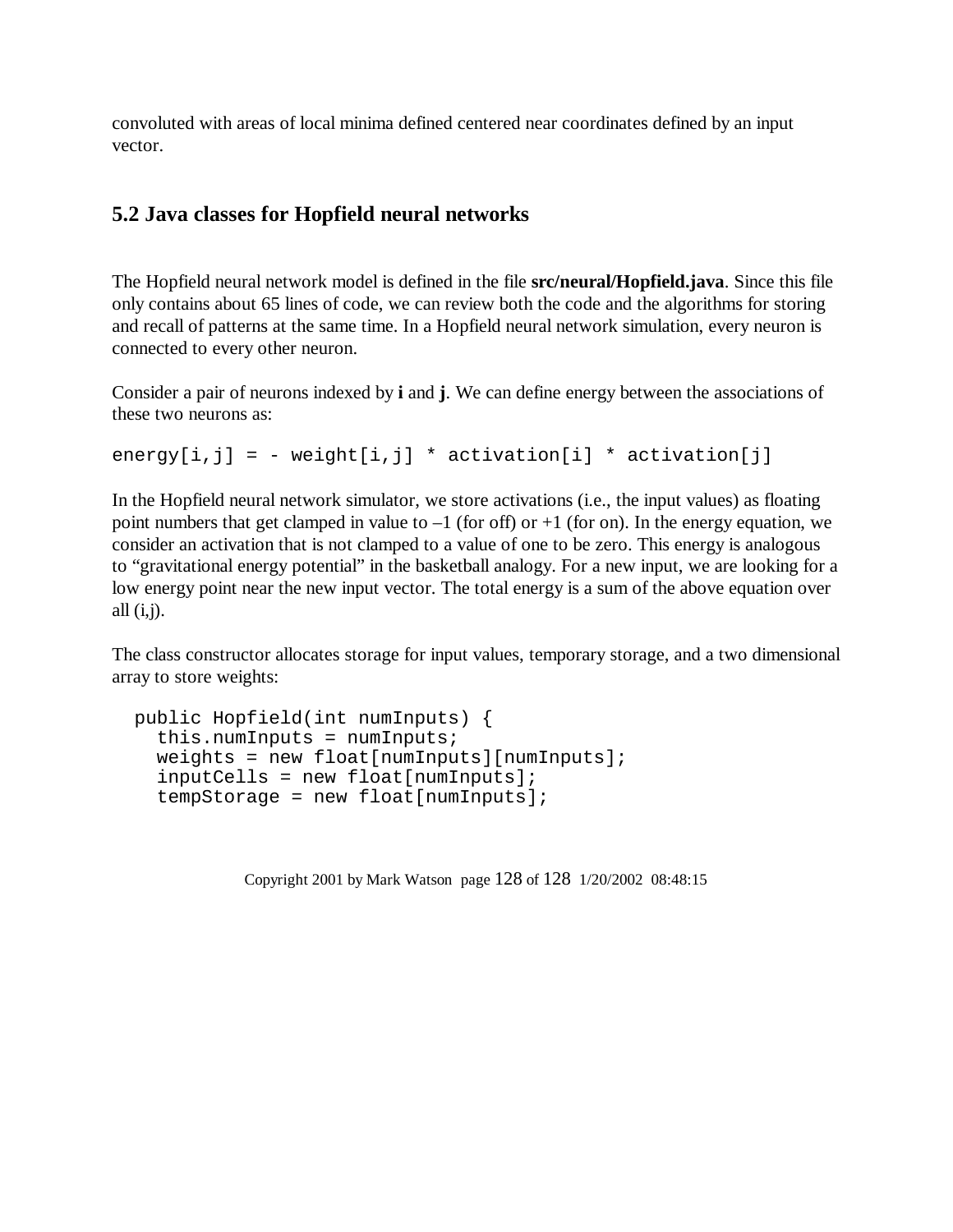convoluted with areas of local minima defined centered near coordinates defined by an input vector.

## 5.2 Java classes for Hopfield neural networks

The Hopfield neural network model is defined in the file **src/neural/Hopfield.java**. Since this file only contains about 65 lines of code, we can review both the code and the algorithms for storing and recall of patterns at the same time. In a Hopfield neural network simulation, every neuron is connected to every other neuron.

Consider a pair of neurons indexed by **i** and **j**. We can define energy between the associations of these two neurons as:

```
energy[i,j] = - weight[i,j] * activation[i] * activation[j]
```

In the Hopfield neural network simulator, we store activations (i.e., the input values) as floating point numbers that get clamped in value to –1 (for off) or +1 (for on). In the energy equation, we consider an activation that is not clamped to a value of one to be zero. This energy is analogous to "gravitational energy potential" in the basketball analogy. For a new input, we are looking for a low energy point near the new input vector. The total energy is a sum of the above equation over all (i,j).

The class constructor allocates storage for input values, temporary storage, and a two dimensional array to store weights:

```
  public Hopfield(int numInputs) {
    this.numInputs = numInputs;
    weights = new float[numInputs][numInputs];
    inputCells = new float[numInputs];
    tempStorage = new float[numInputs];
```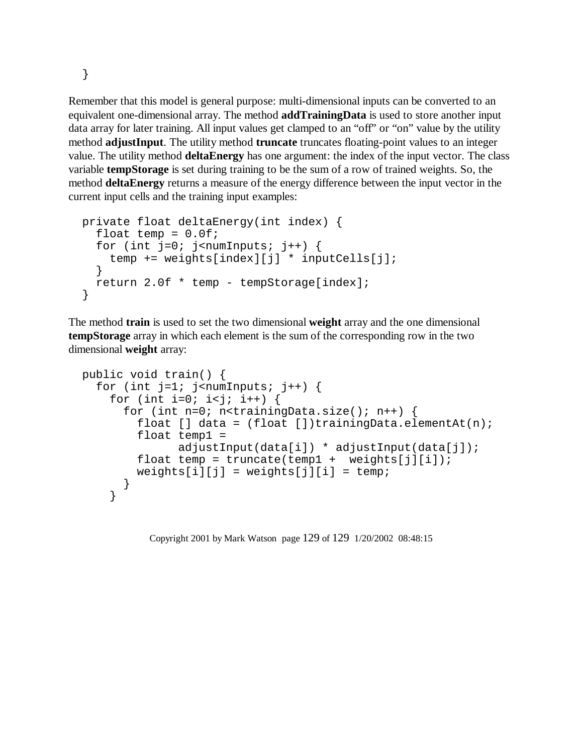```
  }
```

Remember that this model is general purpose: multi-dimensional inputs can be converted to an equivalent one-dimensional array. The method **addTrainingData** is used to store another input data array for later training. All input values get clamped to an “off” or “on” value by the utility method **adjustInput**. The utility method **truncate** truncates floating-point values to an integer value. The utility method **deltaEnergy** has one argument: the index of the input vector. The class variable **tempStorage** is set during training to be the sum of a row of trained weights. So, the method **deltaEnergy** returns a measure of the energy difference between the input vector in the current input cells and the training input examples:

```
private float deltaEnergy(int index) {
  float temp = 0.0f;
  for (int j=0; j<numInputs; j++) {
    temp += weights[index][j] * inputCells[j];
  }
  return 2.0f * temp - tempStorage[index];
}
```

The method **train** is used to set the two dimensional **weight** array and the one dimensional **tempStorage** array in which each element is the sum of the corresponding row in the two dimensional **weight** array:

```
public void train() {
  for (int j=1; j<numInputs; j++) {
    for (int i=0; i<j; i++) {
      for (int n=0; n<trainingData.size(); n++) {
        float [] data = (float [])trainingData.elementAt(n);
        float temp1 =
              adjustInput(data[i]) * adjustInput(data[j]);
        float temp = truncate(temp1 +  weights[j][i]);
        weights[i][j] = weights[j][i] = temp;
      }
    }
```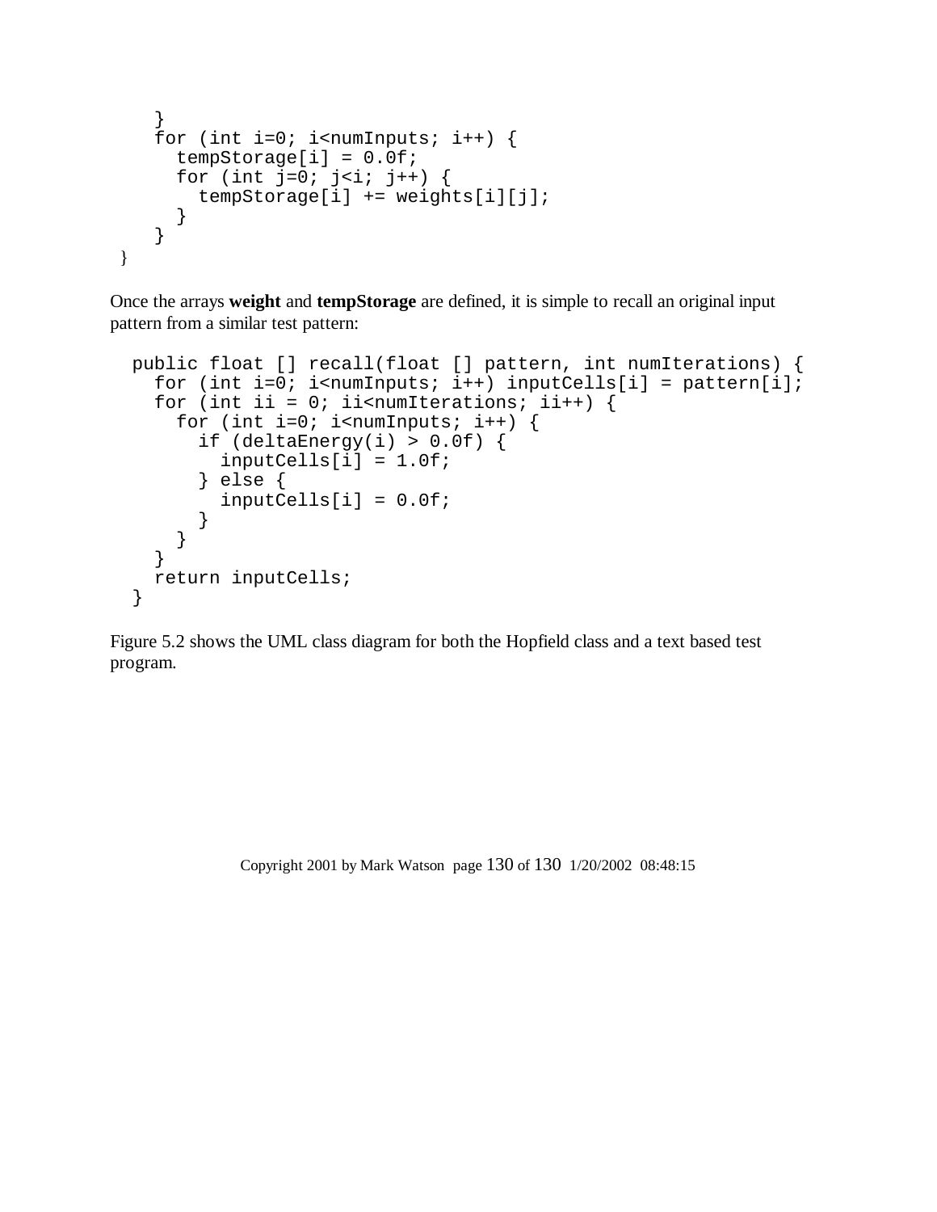```
    }
    for (int i=0; i<numInputs; i++) {
      tempStorage[i] = 0.0f;
      for (int j=0; j<i; j++) {
        tempStorage[i] += weights[i][j];
      }
    }
}
```

Once the arrays **weight** and **tempStorage** are defined, it is simple to recall an original input pattern from a similar test pattern:

```
  public float [] recall(float [] pattern, int numIterations) {
    for (int i=0; i<numInputs; i++) inputCells[i] = pattern[i];
    for (int ii = 0; ii<numIterations; ii++) {
      for (int i=0; i<numInputs; i++) {
        if (deltaEnergy(i) > 0.0f) {
          inputCells[i] = 1.0f;
        } else {
          inputCells[i] = 0.0f;
        }
      }
    }
    return inputCells;
  }
```

Figure 5.2 shows the UML class diagram for both the Hopfield class and a text based test program.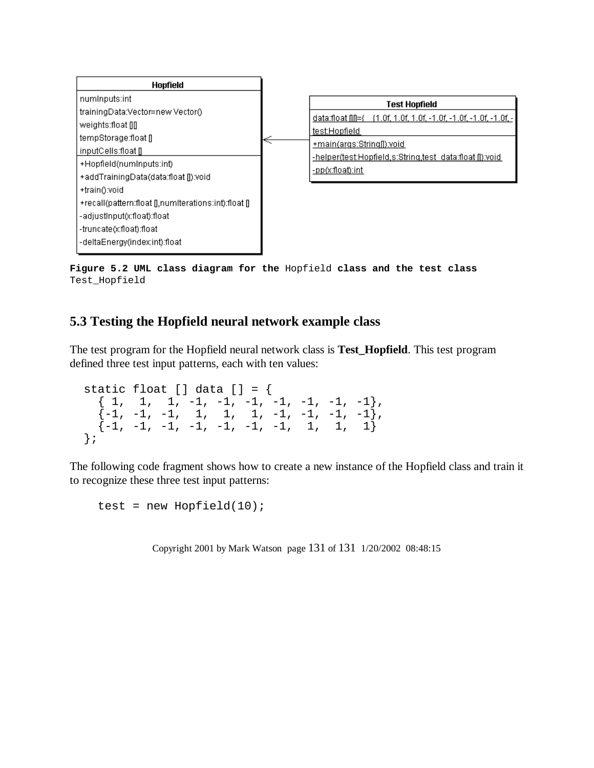**Hopfield**

numInputs:int
trainingData:Vector=new Vector()
weights:float [][]
tempStorage:float []
inputCells:float []

+Hopfield(numInputs:int)
+addTrainingData(data:float []):void
+train():void
+recall(pattern:float [],numIterations:int):float []
-adjustInput(x:float):float
-truncate(x:float):float
-deltaEnergy(index:int):float

**Test Hopfield**

data:float [][]={ {1.0f, 1.0f, 1.0f, -1.0f, -1.0f, -1.0f, -1.0f, -
test:Hopfield

+main(args:String[]):void
-helper(test:Hopfield,s:String,test_data:float []):void
-pp(x:float):int

**Figure 5.2 UML class diagram for the** Hopfield **class and the test class** Test_Hopfield

## 5.3 Testing the Hopfield neural network example class

The test program for the Hopfield neural network class is **Test_Hopfield**. This test program defined three test input patterns, each with ten values:

```
static float [] data [] = {
  { 1,  1,  1, -1, -1, -1, -1, -1, -1, -1},
  {-1, -1, -1,  1,  1,  1, -1, -1, -1, -1},
  {-1, -1, -1, -1, -1, -1, -1,  1,  1,  1}
};
```

The following code fragment shows how to create a new instance of the Hopfield class and train it to recognize these three test input patterns:

```
test = new Hopfield(10);
```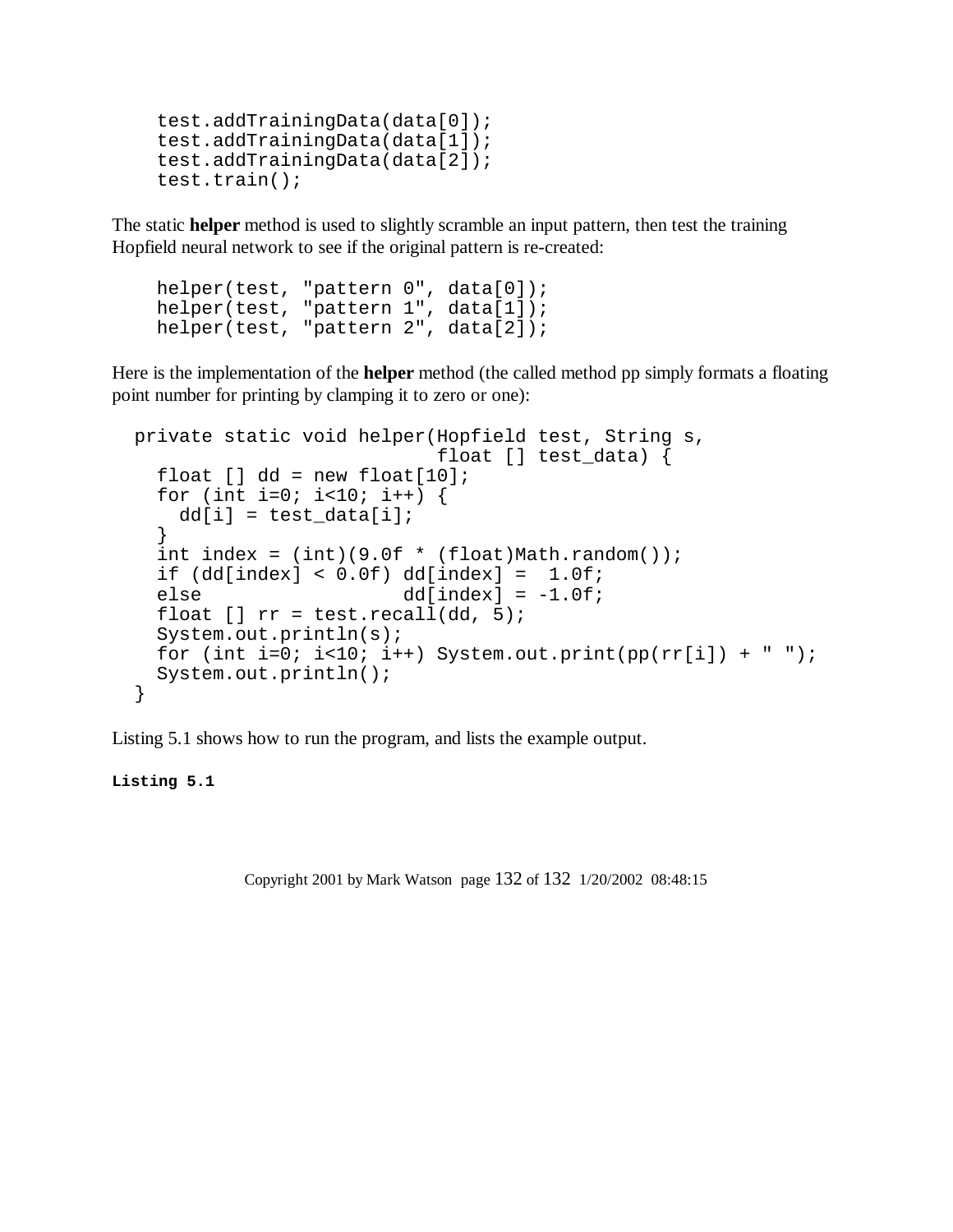```
    test.addTrainingData(data[0]);
    test.addTrainingData(data[1]);
    test.addTrainingData(data[2]);
    test.train();
```

The static **helper** method is used to slightly scramble an input pattern, then test the training Hopfield neural network to see if the original pattern is re-created:

```
    helper(test, "pattern 0", data[0]);
    helper(test, "pattern 1", data[1]);
    helper(test, "pattern 2", data[2]);
```

Here is the implementation of the **helper** method (the called method pp simply formats a floating point number for printing by clamping it to zero or one):

```
  private static void helper(Hopfield test, String s,
                             float [] test_data) {
    float [] dd = new float[10];
    for (int i=0; i<10; i++) {
      dd[i] = test_data[i];
    }
    int index = (int)(9.0f * (float)Math.random());
    if (dd[index] < 0.0f) dd[index] =  1.0f;
    else                  dd[index] = -1.0f;
    float [] rr = test.recall(dd, 5);
    System.out.println(s);
    for (int i=0; i<10; i++) System.out.print(pp(rr[i]) + " ");
    System.out.println();
  }
```

Listing 5.1 shows how to run the program, and lists the example output.

**Listing 5.1**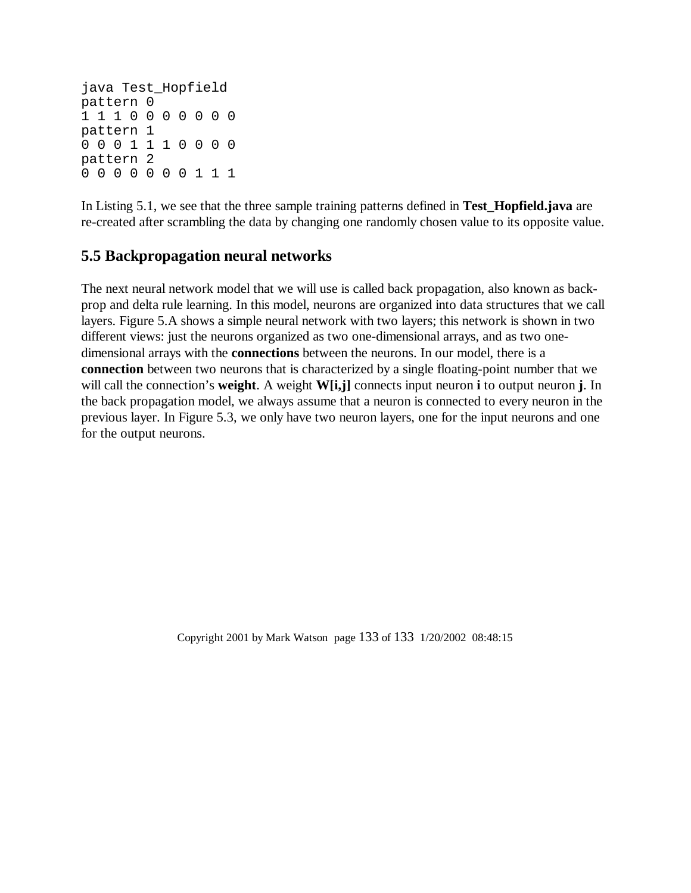```
java Test_Hopfield
pattern 0
1 1 1 0 0 0 0 0 0 0
pattern 1
0 0 0 1 1 1 0 0 0 0
pattern 2
0 0 0 0 0 0 0 1 1 1
```

In Listing 5.1, we see that the three sample training patterns defined in **Test_Hopfield.java** are re-created after scrambling the data by changing one randomly chosen value to its opposite value.

## 5.5 Backpropagation neural networks

The next neural network model that we will use is called back propagation, also known as back-prop and delta rule learning. In this model, neurons are organized into data structures that we call layers. Figure 5.A shows a simple neural network with two layers; this network is shown in two different views: just the neurons organized as two one-dimensional arrays, and as two one-dimensional arrays with the **connections** between the neurons. In our model, there is a **connection** between two neurons that is characterized by a single floating-point number that we will call the connection's **weight**. A weight **W[i,j]** connects input neuron **i** to output neuron **j**. In the back propagation model, we always assume that a neuron is connected to every neuron in the previous layer. In Figure 5.3, we only have two neuron layers, one for the input neurons and one for the output neurons.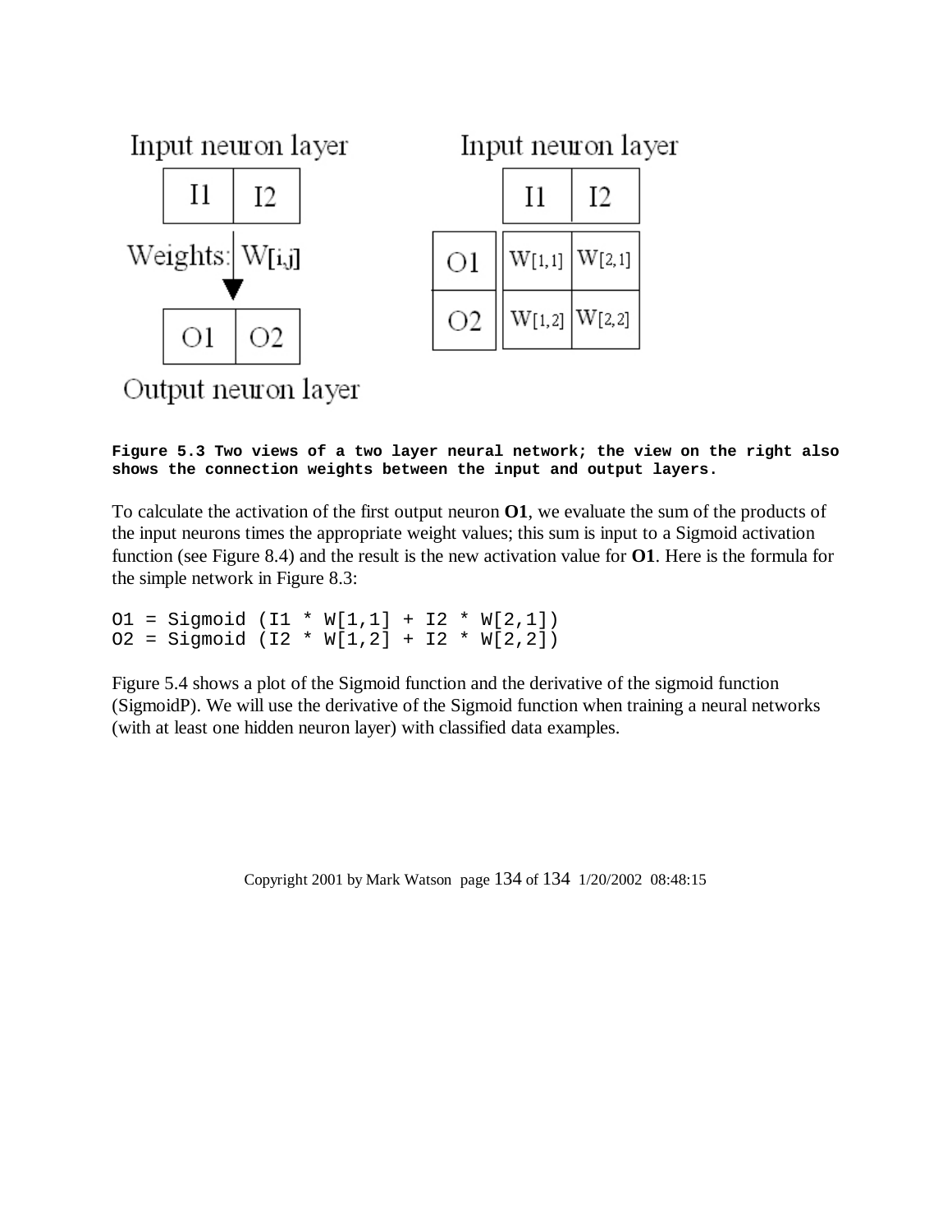Input neuron layer

| I1 | I2 |
|---|---|

Weights: W[i,j]

| O1 | O2 |
|---|---|

Output neuron layer

Input neuron layer

| | I1 | I2 |
|---|---|---|
| O1 | W[1,1] | W[2,1] |
| O2 | W[1,2] | W[2,2] |

**Figure 5.3 Two views of a two layer neural network; the view on the right also shows the connection weights between the input and output layers.**

To calculate the activation of the first output neuron **O1**, we evaluate the sum of the products of the input neurons times the appropriate weight values; this sum is input to a Sigmoid activation function (see Figure 8.4) and the result is the new activation value for **O1**. Here is the formula for the simple network in Figure 8.3:

```
O1 = Sigmoid (I1 * W[1,1] + I2 * W[2,1])
O2 = Sigmoid (I2 * W[1,2] + I2 * W[2,2])
```

Figure 5.4 shows a plot of the Sigmoid function and the derivative of the sigmoid function (SigmoidP). We will use the derivative of the Sigmoid function when training a neural networks (with at least one hidden neuron layer) with classified data examples.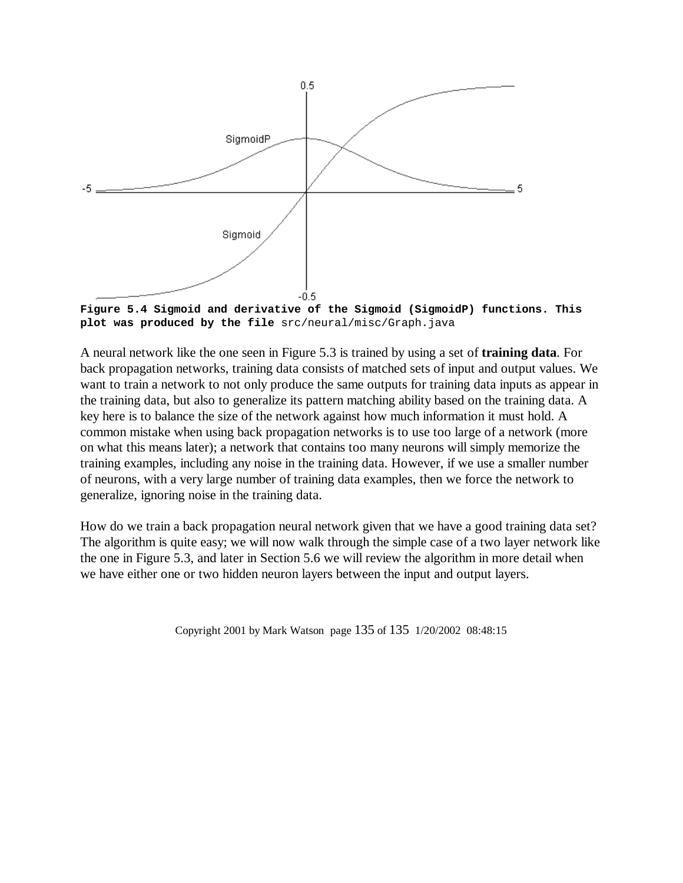**Figure 5.4 Sigmoid and derivative of the Sigmoid (SigmoidP) functions. This plot was produced by the file** src/neural/misc/Graph.java

A neural network like the one seen in Figure 5.3 is trained by using a set of **training data**. For back propagation networks, training data consists of matched sets of input and output values. We want to train a network to not only produce the same outputs for training data inputs as appear in the training data, but also to generalize its pattern matching ability based on the training data. A key here is to balance the size of the network against how much information it must hold. A common mistake when using back propagation networks is to use too large of a network (more on what this means later); a network that contains too many neurons will simply memorize the training examples, including any noise in the training data. However, if we use a smaller number of neurons, with a very large number of training data examples, then we force the network to generalize, ignoring noise in the training data.

How do we train a back propagation neural network given that we have a good training data set? The algorithm is quite easy; we will now walk through the simple case of a two layer network like the one in Figure 5.3, and later in Section 5.6 we will review the algorithm in more detail when we have either one or two hidden neuron layers between the input and output layers.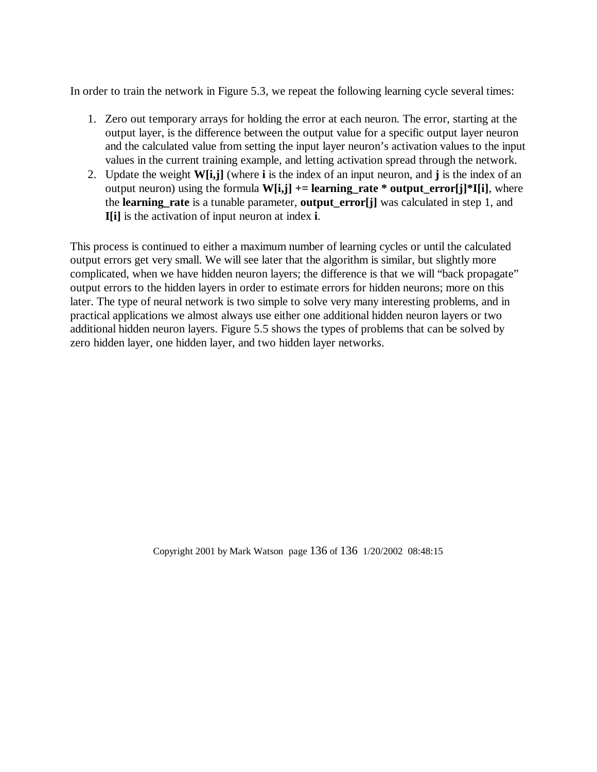In order to train the network in Figure 5.3, we repeat the following learning cycle several times:

1. Zero out temporary arrays for holding the error at each neuron. The error, starting at the output layer, is the difference between the output value for a specific output layer neuron and the calculated value from setting the input layer neuron's activation values to the input values in the current training example, and letting activation spread through the network.
2. Update the weight **W[i,j]** (where **i** is the index of an input neuron, and **j** is the index of an output neuron) using the formula **W[i,j] += learning_rate * output_error[j]*I[i]**, where the **learning_rate** is a tunable parameter, **output_error[j]** was calculated in step 1, and **I[i]** is the activation of input neuron at index **i**.

This process is continued to either a maximum number of learning cycles or until the calculated output errors get very small. We will see later that the algorithm is similar, but slightly more complicated, when we have hidden neuron layers; the difference is that we will "back propagate" output errors to the hidden layers in order to estimate errors for hidden neurons; more on this later. The type of neural network is two simple to solve very many interesting problems, and in practical applications we almost always use either one additional hidden neuron layers or two additional hidden neuron layers. Figure 5.5 shows the types of problems that can be solved by zero hidden layer, one hidden layer, and two hidden layer networks.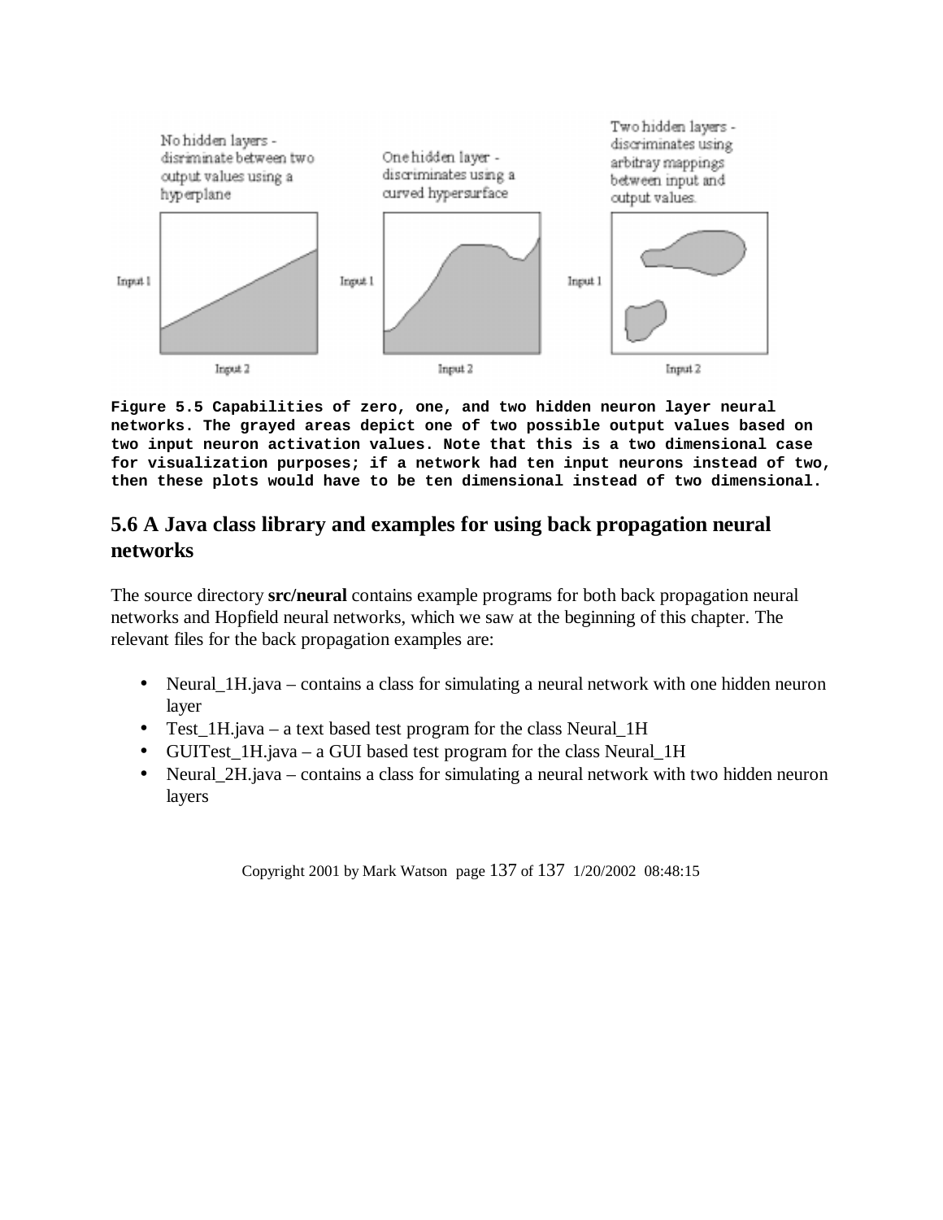**Figure 5.5 Capabilities of zero, one, and two hidden neuron layer neural networks. The grayed areas depict one of two possible output values based on two input neuron activation values. Note that this is a two dimensional case for visualization purposes; if a network had ten input neurons instead of two, then these plots would have to be ten dimensional instead of two dimensional.**

## 5.6 A Java class library and examples for using back propagation neural networks

The source directory **src/neural** contains example programs for both back propagation neural networks and Hopfield neural networks, which we saw at the beginning of this chapter. The relevant files for the back propagation examples are:

- Neural_1H.java – contains a class for simulating a neural network with one hidden neuron layer
- Test_1H.java – a text based test program for the class Neural_1H
- GUITest_1H.java – a GUI based test program for the class Neural_1H
- Neural_2H.java – contains a class for simulating a neural network with two hidden neuron layers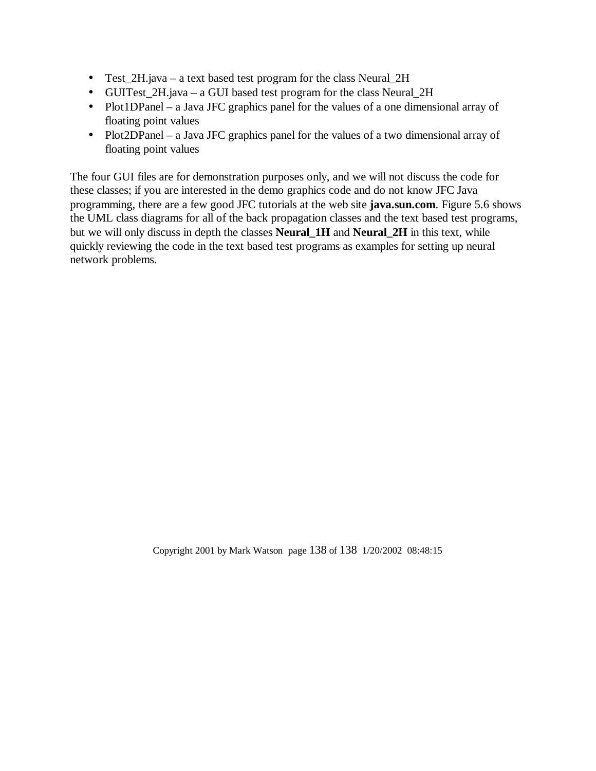- Test_2H.java – a text based test program for the class Neural_2H
- GUITest_2H.java – a GUI based test program for the class Neural_2H
- Plot1DPanel – a Java JFC graphics panel for the values of a one dimensional array of floating point values
- Plot2DPanel – a Java JFC graphics panel for the values of a two dimensional array of floating point values

The four GUI files are for demonstration purposes only, and we will not discuss the code for these classes; if you are interested in the demo graphics code and do not know JFC Java programming, there are a few good JFC tutorials at the web site **java.sun.com**. Figure 5.6 shows the UML class diagrams for all of the back propagation classes and the text based test programs, but we will only discuss in depth the classes **Neural_1H** and **Neural_2H** in this text, while quickly reviewing the code in the text based test programs as examples for setting up neural network problems.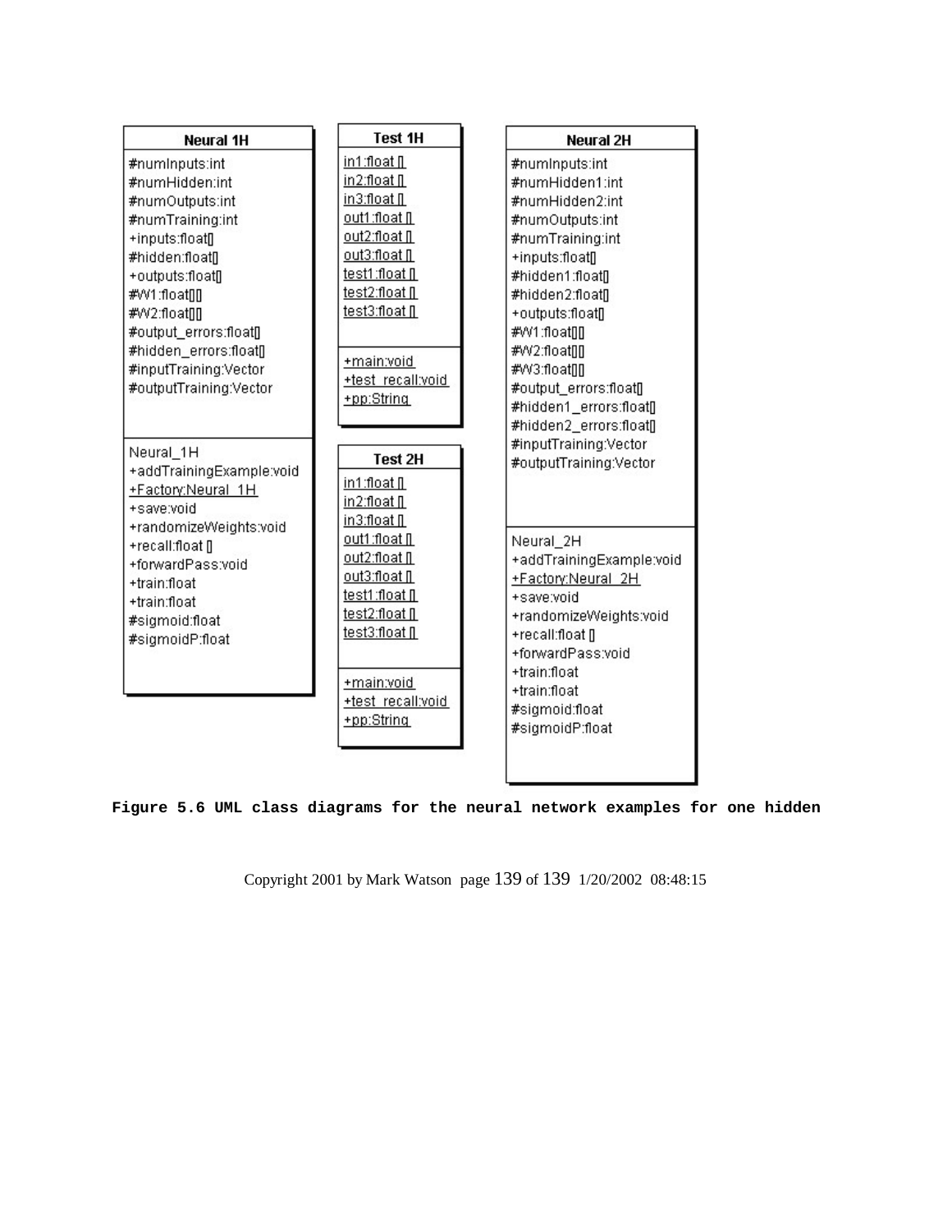**Neural 1H**

| Neural 1H |
| --- |
| #numInputs:int |
| #numHidden:int |
| #numOutputs:int |
| #numTraining:int |
| +inputs:float[] |
| #hidden:float[] |
| +outputs:float[] |
| #W1:float[][] |
| #W2:float[][] |
| #output_errors:float[] |
| #hidden_errors:float[] |
| #inputTraining:Vector |
| #outputTraining:Vector |
| Neural_1H |
| +addTrainingExample:void |
| +Factory:Neural_1H |
| +save:void |
| +randomizeWeights:void |
| +recall:float [] |
| +forwardPass:void |
| +train:float |
| +train:float |
| #sigmoid:float |
| #sigmoidP:float |

| Test 1H |
| --- |
| in1:float [] |
| in2:float [] |
| in3:float [] |
| out1:float [] |
| out2:float [] |
| out3:float [] |
| test1:float [] |
| test2:float [] |
| test3:float [] |
| +main:void |
| +test_recall:void |
| +pp:String |

| Test 2H |
| --- |
| in1:float [] |
| in2:float [] |
| in3:float [] |
| out1:float [] |
| out2:float [] |
| out3:float [] |
| test1:float [] |
| test2:float [] |
| test3:float [] |
| +main:void |
| +test_recall:void |
| +pp:String |

| Neural 2H |
| --- |
| #numInputs:int |
| #numHidden1:int |
| #numHidden2:int |
| #numOutputs:int |
| #numTraining:int |
| +inputs:float[] |
| #hidden1:float[] |
| #hidden2:float[] |
| +outputs:float[] |
| #W1:float[][] |
| #W2:float[][] |
| #W3:float[][] |
| #output_errors:float[] |
| #hidden1_errors:float[] |
| #hidden2_errors:float[] |
| #inputTraining:Vector |
| #outputTraining:Vector |
| Neural_2H |
| +addTrainingExample:void |
| +Factory:Neural_2H |
| +save:void |
| +randomizeWeights:void |
| +recall:float [] |
| +forwardPass:void |
| +train:float |
| +train:float |
| #sigmoid:float |
| #sigmoidP:float |

**Figure 5.6 UML class diagrams for the neural network examples for one hidden**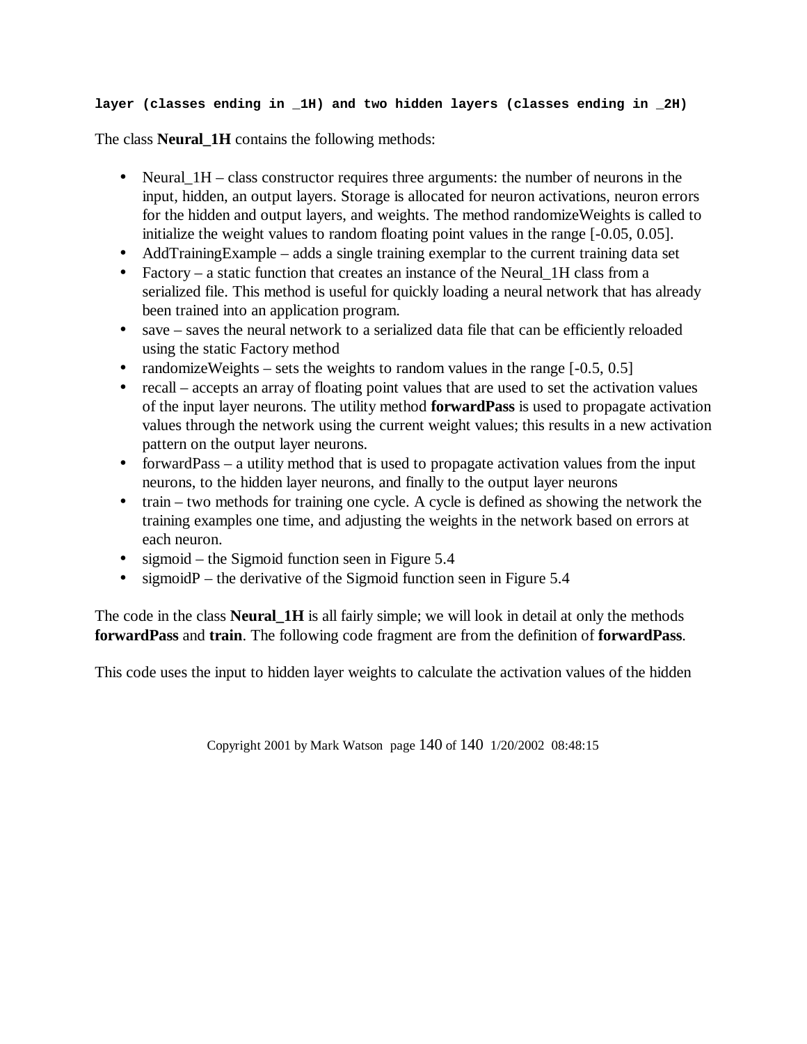**layer (classes ending in _1H) and two hidden layers (classes ending in _2H)**

The class **Neural_1H** contains the following methods:

- Neural_1H – class constructor requires three arguments: the number of neurons in the input, hidden, an output layers. Storage is allocated for neuron activations, neuron errors for the hidden and output layers, and weights. The method randomizeWeights is called to initialize the weight values to random floating point values in the range [-0.05, 0.05].
- AddTrainingExample – adds a single training exemplar to the current training data set
- Factory – a static function that creates an instance of the Neural_1H class from a serialized file. This method is useful for quickly loading a neural network that has already been trained into an application program.
- save – saves the neural network to a serialized data file that can be efficiently reloaded using the static Factory method
- randomizeWeights – sets the weights to random values in the range [-0.5, 0.5]
- recall – accepts an array of floating point values that are used to set the activation values of the input layer neurons. The utility method **forwardPass** is used to propagate activation values through the network using the current weight values; this results in a new activation pattern on the output layer neurons.
- forwardPass – a utility method that is used to propagate activation values from the input neurons, to the hidden layer neurons, and finally to the output layer neurons
- train – two methods for training one cycle. A cycle is defined as showing the network the training examples one time, and adjusting the weights in the network based on errors at each neuron.
- sigmoid – the Sigmoid function seen in Figure 5.4
- sigmoidP – the derivative of the Sigmoid function seen in Figure 5.4

The code in the class **Neural_1H** is all fairly simple; we will look in detail at only the methods **forwardPass** and **train**. The following code fragment are from the definition of **forwardPass**.

This code uses the input to hidden layer weights to calculate the activation values of the hidden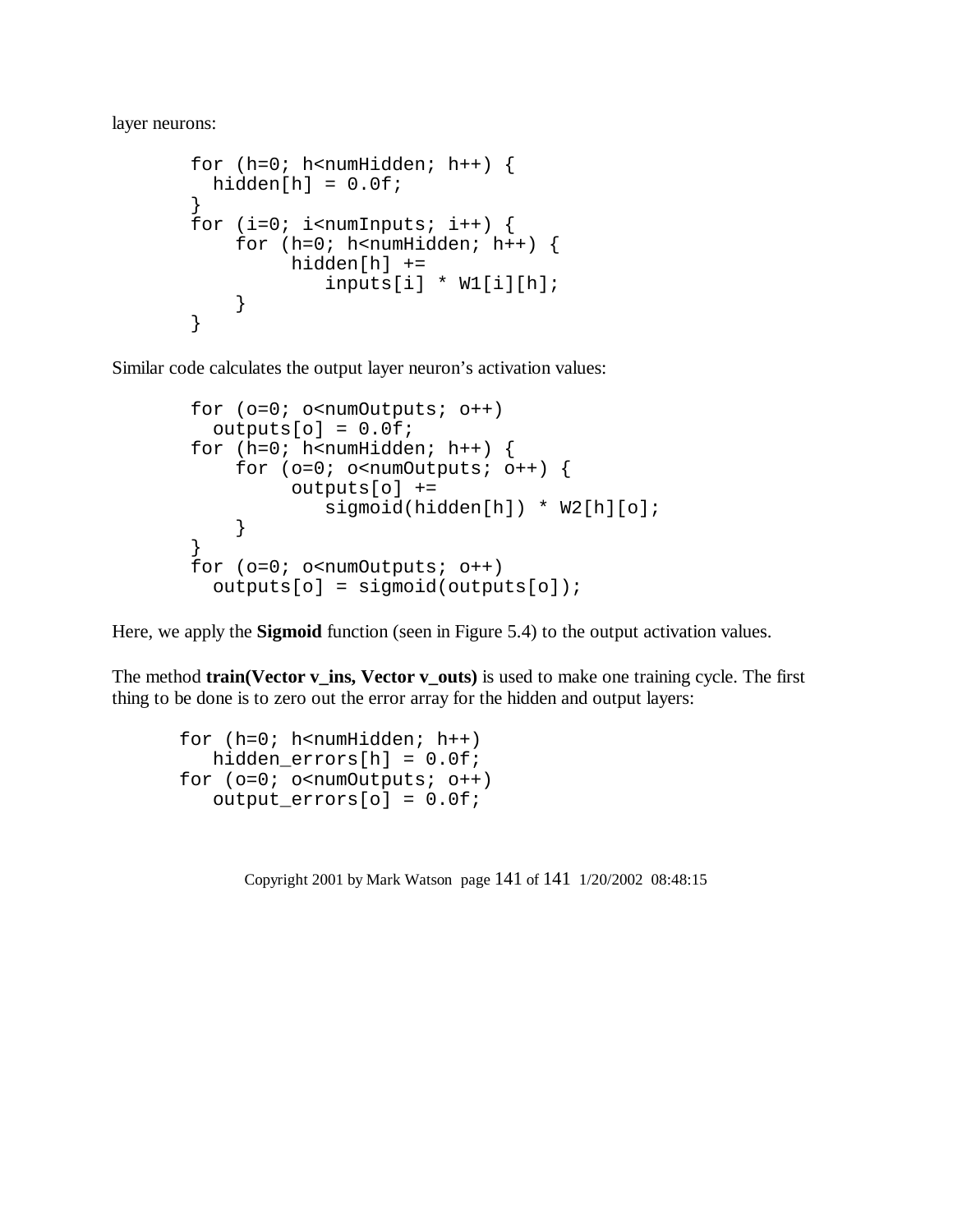layer neurons:

```
for (h=0; h<numHidden; h++) {
  hidden[h] = 0.0f;
}
for (i=0; i<numInputs; i++) {
    for (h=0; h<numHidden; h++) {
         hidden[h] +=
            inputs[i] * W1[i][h];
    }
}
```

Similar code calculates the output layer neuron’s activation values:

```
for (o=0; o<numOutputs; o++)
  outputs[o] = 0.0f;
for (h=0; h<numHidden; h++) {
    for (o=0; o<numOutputs; o++) {
         outputs[o] +=
            sigmoid(hidden[h]) * W2[h][o];
    }
}
for (o=0; o<numOutputs; o++)
  outputs[o] = sigmoid(outputs[o]);
```

Here, we apply the **Sigmoid** function (seen in Figure 5.4) to the output activation values.

The method **train(Vector v_ins, Vector v_outs)** is used to make one training cycle. The first thing to be done is to zero out the error array for the hidden and output layers:

```
for (h=0; h<numHidden; h++)
   hidden_errors[h] = 0.0f;
for (o=0; o<numOutputs; o++)
   output_errors[o] = 0.0f;
```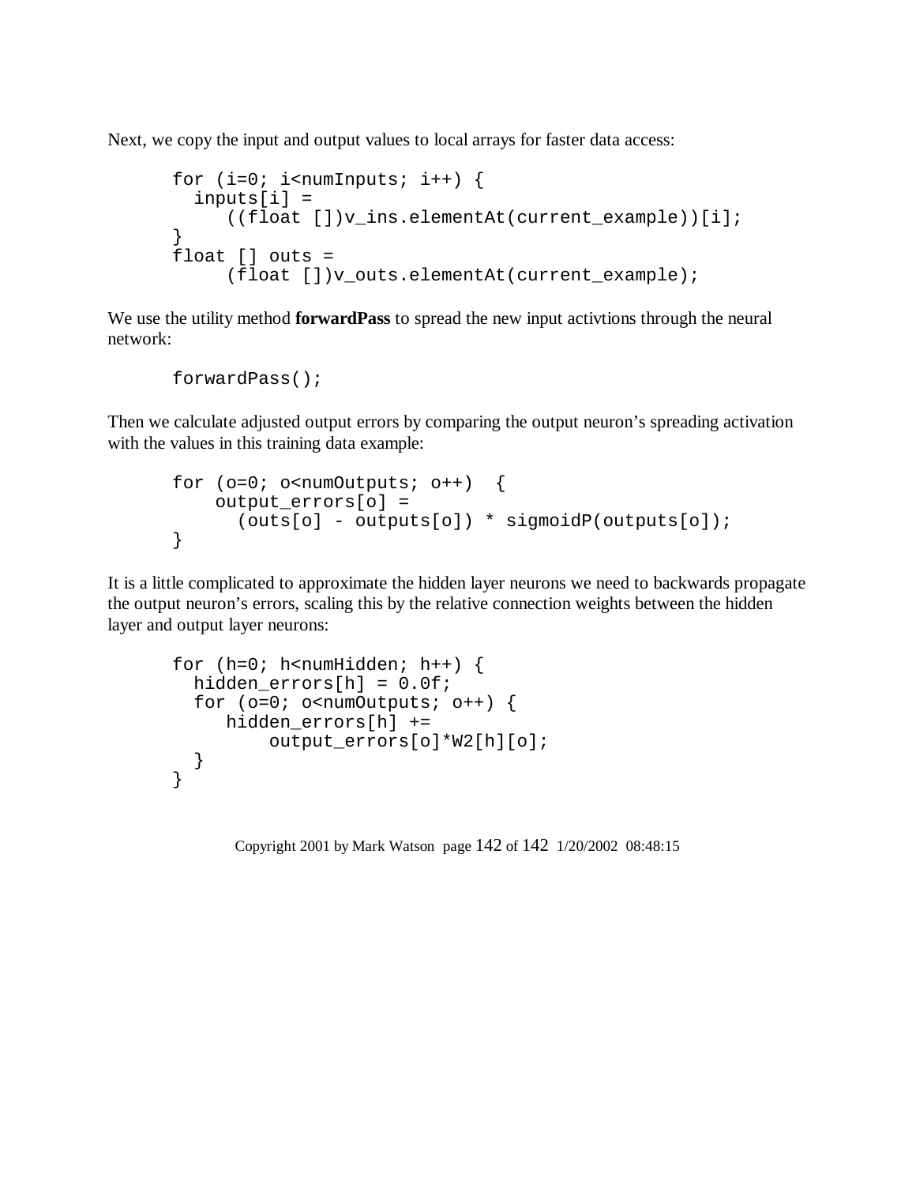Next, we copy the input and output values to local arrays for faster data access:

```
for (i=0; i<numInputs; i++) {
  inputs[i] =
     ((float [])v_ins.elementAt(current_example))[i];
}
float [] outs =
     (float [])v_outs.elementAt(current_example);
```

We use the utility method **forwardPass** to spread the new input activtions through the neural network:

```
forwardPass();
```

Then we calculate adjusted output errors by comparing the output neuron's spreading activation with the values in this training data example:

```
for (o=0; o<numOutputs; o++)  {
    output_errors[o] =
      (outs[o] - outputs[o]) * sigmoidP(outputs[o]);
}
```

It is a little complicated to approximate the hidden layer neurons we need to backwards propagate the output neuron's errors, scaling this by the relative connection weights between the hidden layer and output layer neurons:

```
for (h=0; h<numHidden; h++) {
  hidden_errors[h] = 0.0f;
  for (o=0; o<numOutputs; o++) {
     hidden_errors[h] +=
         output_errors[o]*W2[h][o];
  }
}
```

Copyright 2001 by Mark Watson page 142 of 142 1/20/2002 08:48:15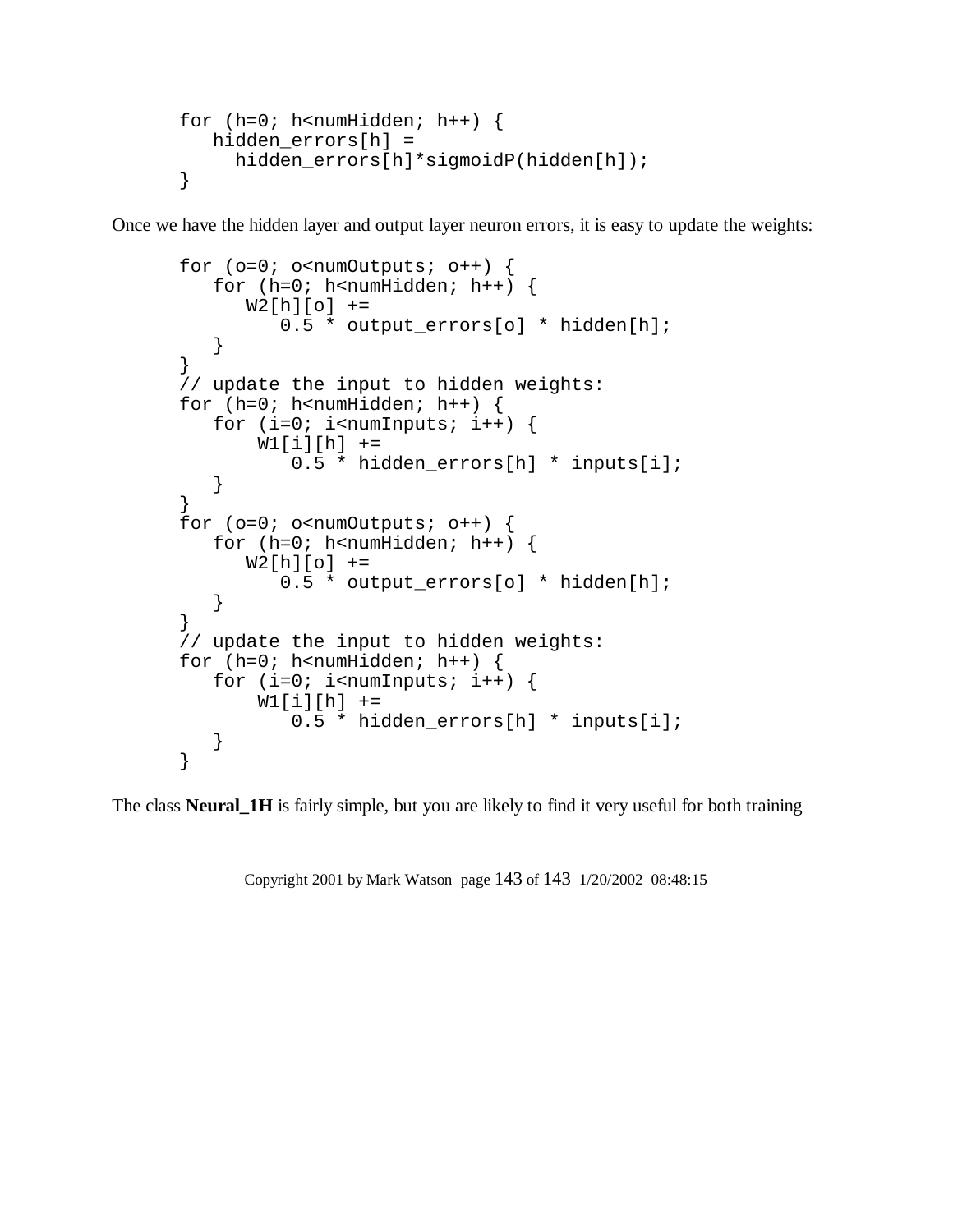```
for (h=0; h<numHidden; h++) {
   hidden_errors[h] =
     hidden_errors[h]*sigmoidP(hidden[h]);
}
```

Once we have the hidden layer and output layer neuron errors, it is easy to update the weights:

```
for (o=0; o<numOutputs; o++) {
   for (h=0; h<numHidden; h++) {
      W2[h][o] +=
         0.5 * output_errors[o] * hidden[h];
   }
}
// update the input to hidden weights:
for (h=0; h<numHidden; h++) {
   for (i=0; i<numInputs; i++) {
       W1[i][h] +=
          0.5 * hidden_errors[h] * inputs[i];
   }
}
for (o=0; o<numOutputs; o++) {
   for (h=0; h<numHidden; h++) {
      W2[h][o] +=
         0.5 * output_errors[o] * hidden[h];
   }
}
// update the input to hidden weights:
for (h=0; h<numHidden; h++) {
   for (i=0; i<numInputs; i++) {
       W1[i][h] +=
          0.5 * hidden_errors[h] * inputs[i];
   }
}
```

The class **Neural_1H** is fairly simple, but you are likely to find it very useful for both training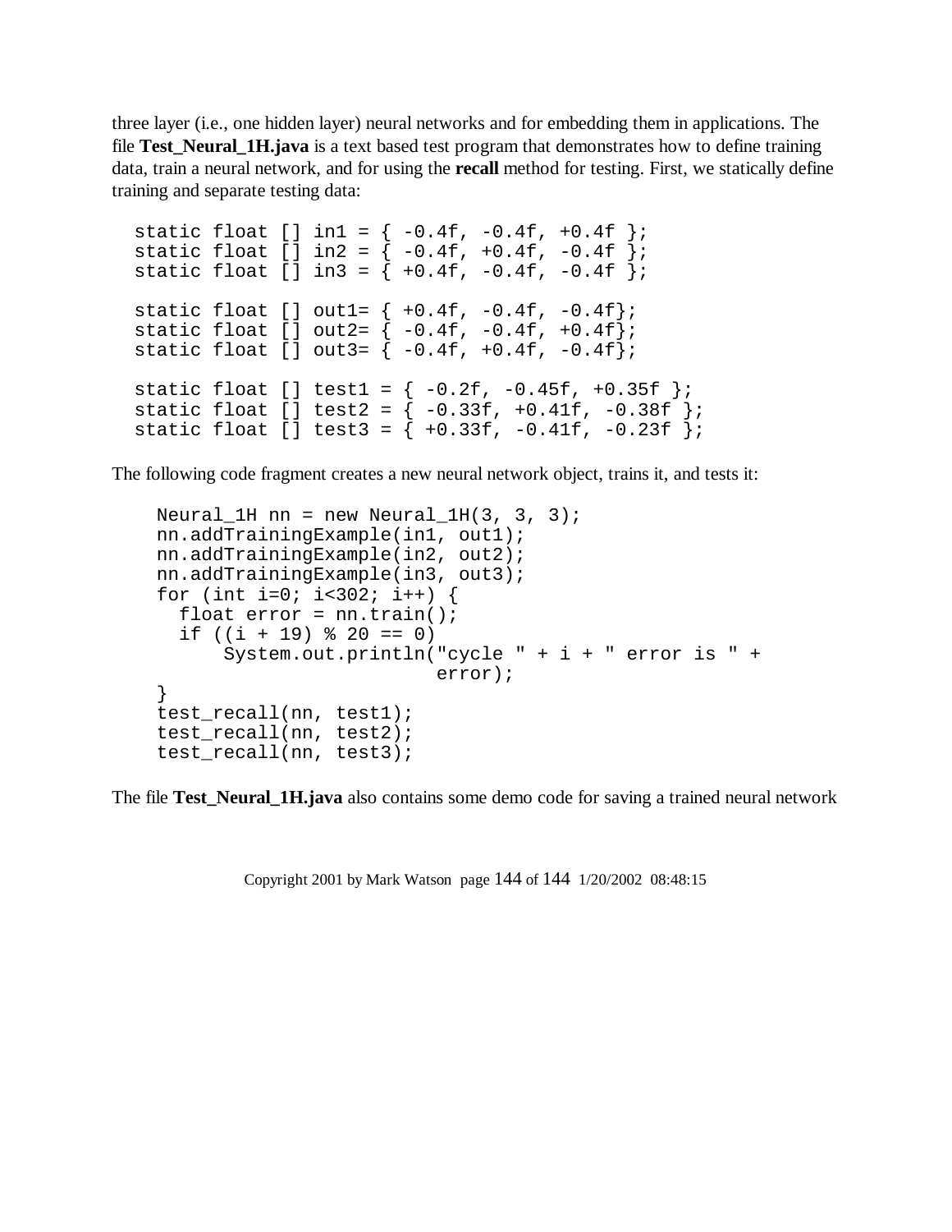three layer (i.e., one hidden layer) neural networks and for embedding them in applications. The file **Test_Neural_1H.java** is a text based test program that demonstrates how to define training data, train a neural network, and for using the **recall** method for testing. First, we statically define training and separate testing data:

```
static float [] in1 = { -0.4f, -0.4f, +0.4f };
static float [] in2 = { -0.4f, +0.4f, -0.4f };
static float [] in3 = { +0.4f, -0.4f, -0.4f };

static float [] out1= { +0.4f, -0.4f, -0.4f};
static float [] out2= { -0.4f, -0.4f, +0.4f};
static float [] out3= { -0.4f, +0.4f, -0.4f};

static float [] test1 = { -0.2f, -0.45f, +0.35f };
static float [] test2 = { -0.33f, +0.41f, -0.38f };
static float [] test3 = { +0.33f, -0.41f, -0.23f };
```

The following code fragment creates a new neural network object, trains it, and tests it:

```
Neural_1H nn = new Neural_1H(3, 3, 3);
nn.addTrainingExample(in1, out1);
nn.addTrainingExample(in2, out2);
nn.addTrainingExample(in3, out3);
for (int i=0; i<302; i++) {
  float error = nn.train();
  if ((i + 19) % 20 == 0)
      System.out.println("cycle " + i + " error is " +
                         error);
}
test_recall(nn, test1);
test_recall(nn, test2);
test_recall(nn, test3);
```

The file **Test_Neural_1H.java** also contains some demo code for saving a trained neural network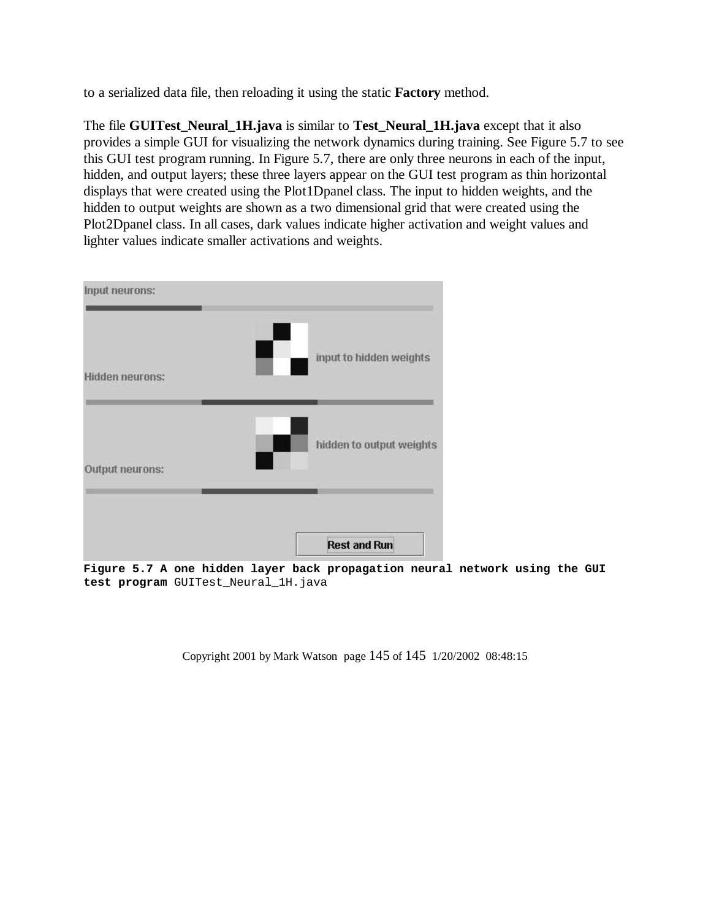to a serialized data file, then reloading it using the static **Factory** method.

The file **GUITest_Neural_1H.java** is similar to **Test_Neural_1H.java** except that it also provides a simple GUI for visualizing the network dynamics during training. See Figure 5.7 to see this GUI test program running. In Figure 5.7, there are only three neurons in each of the input, hidden, and output layers; these three layers appear on the GUI test program as thin horizontal displays that were created using the Plot1Dpanel class. The input to hidden weights, and the hidden to output weights are shown as a two dimensional grid that were created using the Plot2Dpanel class. In all cases, dark values indicate higher activation and weight values and lighter values indicate smaller activations and weights.

**Figure 5.7 A one hidden layer back propagation neural network using the GUI test program** GUITest_Neural_1H.java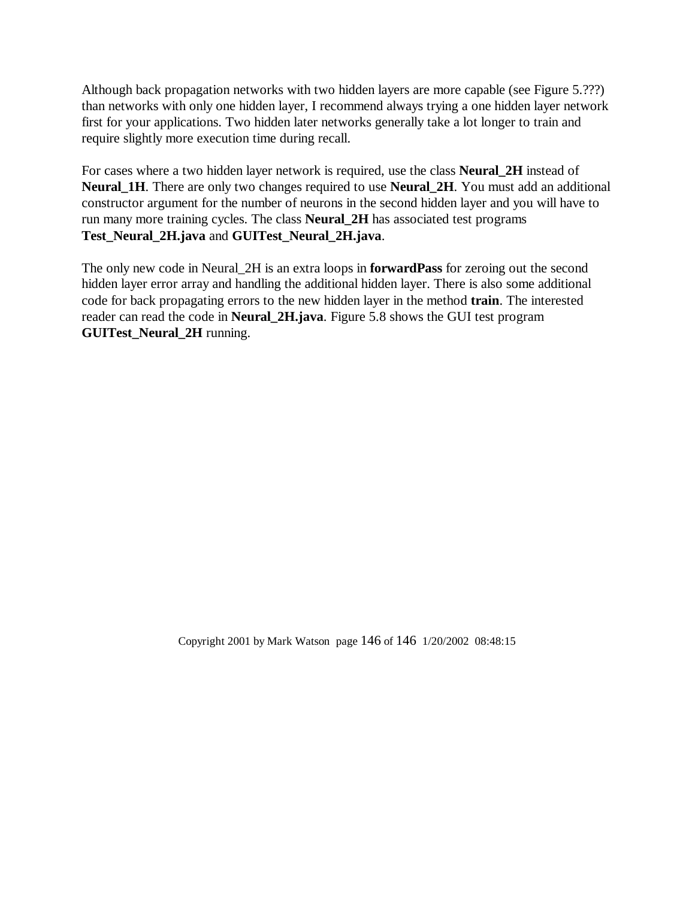Although back propagation networks with two hidden layers are more capable (see Figure 5.???) than networks with only one hidden layer, I recommend always trying a one hidden layer network first for your applications. Two hidden later networks generally take a lot longer to train and require slightly more execution time during recall.

For cases where a two hidden layer network is required, use the class **Neural_2H** instead of **Neural_1H**. There are only two changes required to use **Neural_2H**. You must add an additional constructor argument for the number of neurons in the second hidden layer and you will have to run many more training cycles. The class **Neural_2H** has associated test programs **Test_Neural_2H.java** and **GUITest_Neural_2H.java**.

The only new code in Neural_2H is an extra loops in **forwardPass** for zeroing out the second hidden layer error array and handling the additional hidden layer. There is also some additional code for back propagating errors to the new hidden layer in the method **train**. The interested reader can read the code in **Neural_2H.java**. Figure 5.8 shows the GUI test program **GUITest_Neural_2H** running.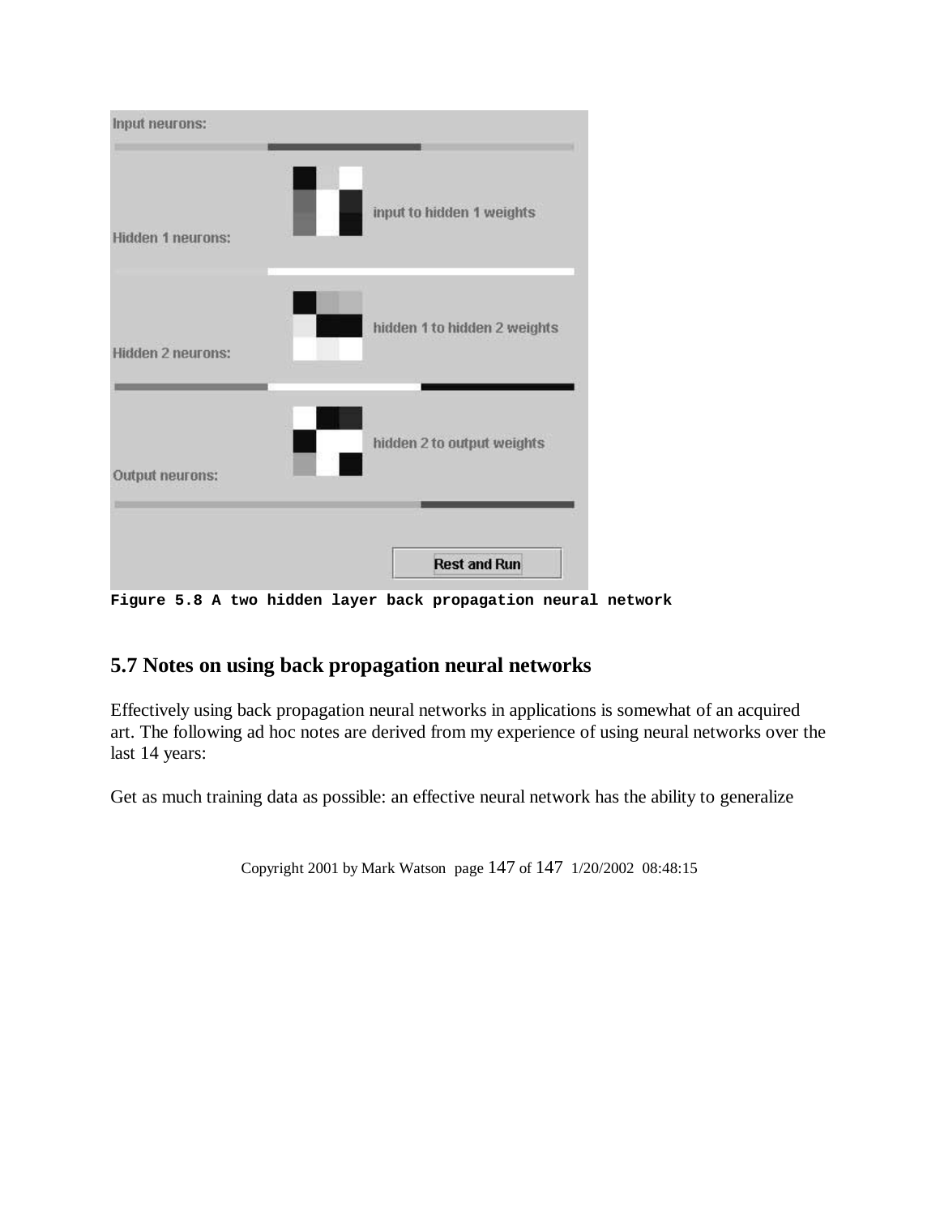Figure 5.8 A two hidden layer back propagation neural network

## 5.7 Notes on using back propagation neural networks

Effectively using back propagation neural networks in applications is somewhat of an acquired art. The following ad hoc notes are derived from my experience of using neural networks over the last 14 years:

Get as much training data as possible: an effective neural network has the ability to generalize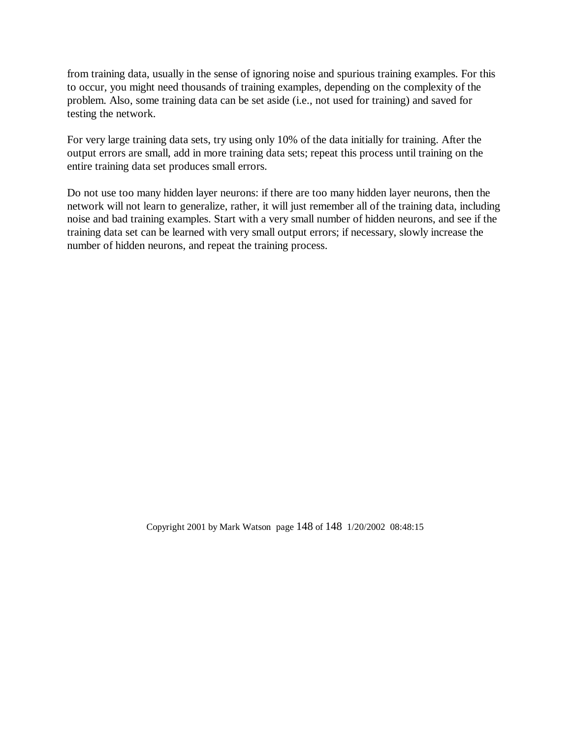from training data, usually in the sense of ignoring noise and spurious training examples. For this to occur, you might need thousands of training examples, depending on the complexity of the problem. Also, some training data can be set aside (i.e., not used for training) and saved for testing the network.

For very large training data sets, try using only 10% of the data initially for training. After the output errors are small, add in more training data sets; repeat this process until training on the entire training data set produces small errors.

Do not use too many hidden layer neurons: if there are too many hidden layer neurons, then the network will not learn to generalize, rather, it will just remember all of the training data, including noise and bad training examples. Start with a very small number of hidden neurons, and see if the training data set can be learned with very small output errors; if necessary, slowly increase the number of hidden neurons, and repeat the training process.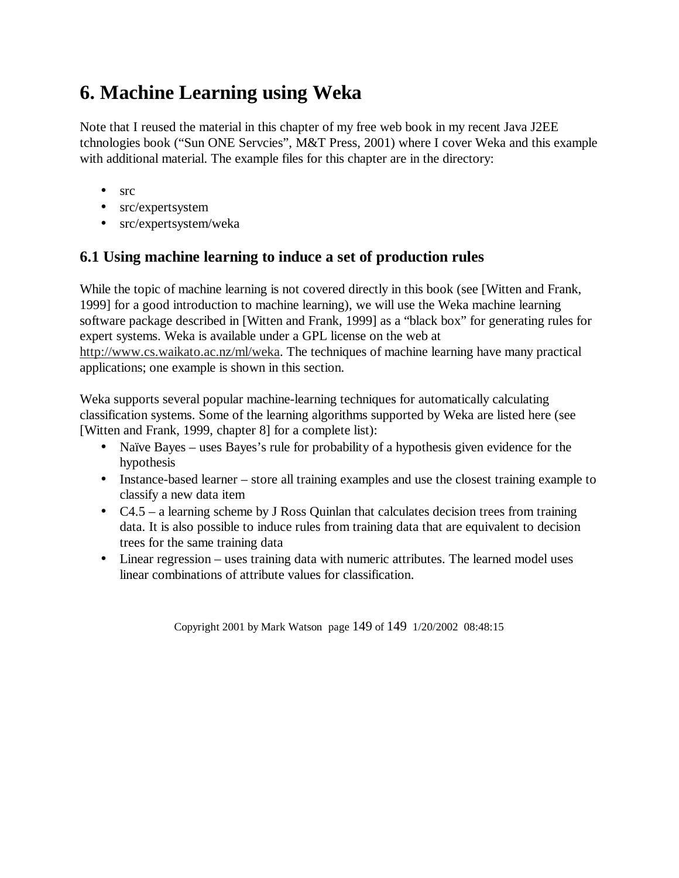# 6. Machine Learning using Weka

Note that I reused the material in this chapter of my free web book in my recent Java J2EE tchnologies book ("Sun ONE Servcies", M&T Press, 2001) where I cover Weka and this example with additional material. The example files for this chapter are in the directory:

- src
- src/expertsystem
- src/expertsystem/weka

## 6.1 Using machine learning to induce a set of production rules

While the topic of machine learning is not covered directly in this book (see [Witten and Frank, 1999] for a good introduction to machine learning), we will use the Weka machine learning software package described in [Witten and Frank, 1999] as a "black box" for generating rules for expert systems. Weka is available under a GPL license on the web at http://www.cs.waikato.ac.nz/ml/weka. The techniques of machine learning have many practical applications; one example is shown in this section.

Weka supports several popular machine-learning techniques for automatically calculating classification systems. Some of the learning algorithms supported by Weka are listed here (see [Witten and Frank, 1999, chapter 8] for a complete list):

- Naïve Bayes – uses Bayes's rule for probability of a hypothesis given evidence for the hypothesis
- Instance-based learner – store all training examples and use the closest training example to classify a new data item
- C4.5 – a learning scheme by J Ross Quinlan that calculates decision trees from training data. It is also possible to induce rules from training data that are equivalent to decision trees for the same training data
- Linear regression – uses training data with numeric attributes. The learned model uses linear combinations of attribute values for classification.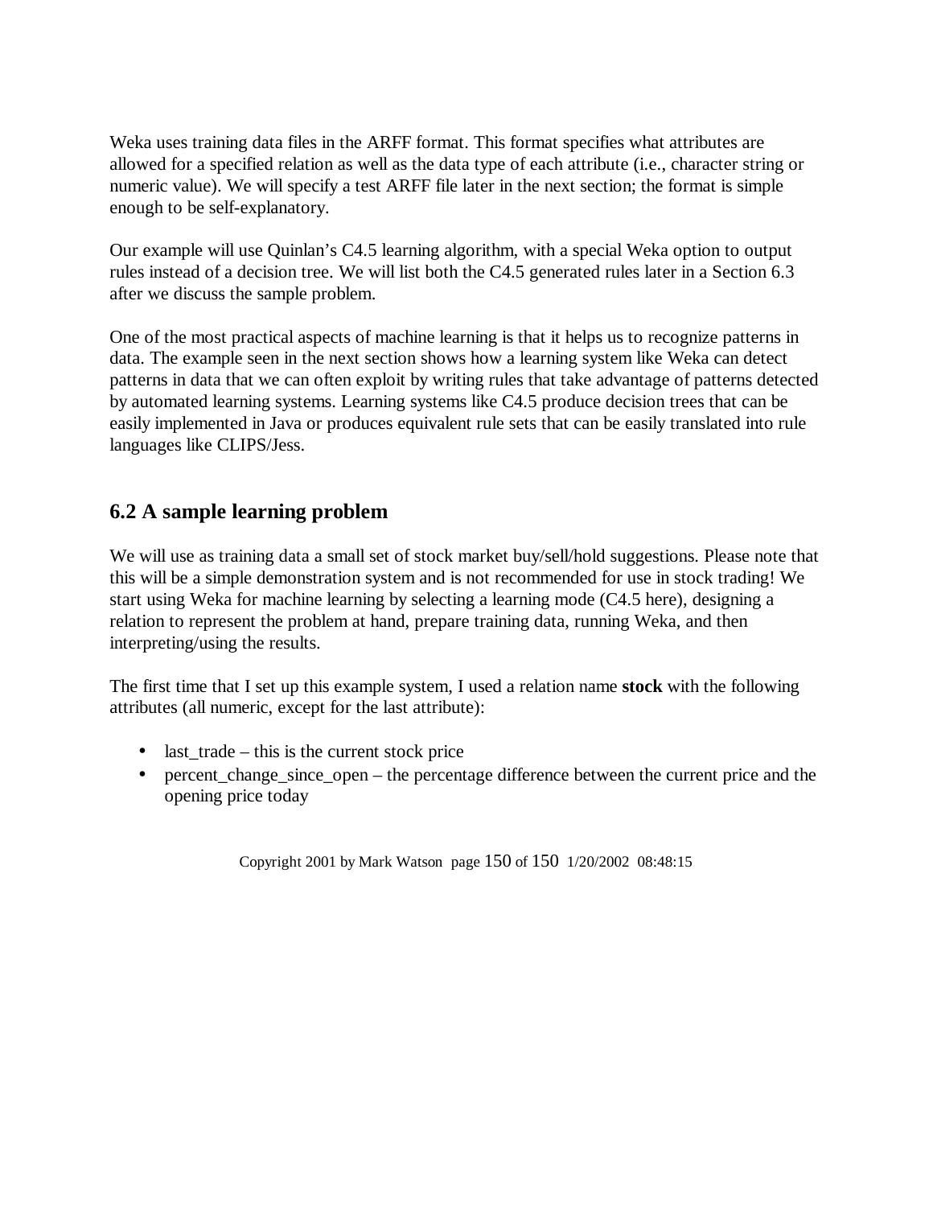Weka uses training data files in the ARFF format. This format specifies what attributes are allowed for a specified relation as well as the data type of each attribute (i.e., character string or numeric value). We will specify a test ARFF file later in the next section; the format is simple enough to be self-explanatory.

Our example will use Quinlan's C4.5 learning algorithm, with a special Weka option to output rules instead of a decision tree. We will list both the C4.5 generated rules later in a Section 6.3 after we discuss the sample problem.

One of the most practical aspects of machine learning is that it helps us to recognize patterns in data. The example seen in the next section shows how a learning system like Weka can detect patterns in data that we can often exploit by writing rules that take advantage of patterns detected by automated learning systems. Learning systems like C4.5 produce decision trees that can be easily implemented in Java or produces equivalent rule sets that can be easily translated into rule languages like CLIPS/Jess.

## 6.2 A sample learning problem

We will use as training data a small set of stock market buy/sell/hold suggestions. Please note that this will be a simple demonstration system and is not recommended for use in stock trading! We start using Weka for machine learning by selecting a learning mode (C4.5 here), designing a relation to represent the problem at hand, prepare training data, running Weka, and then interpreting/using the results.

The first time that I set up this example system, I used a relation name **stock** with the following attributes (all numeric, except for the last attribute):

- last_trade – this is the current stock price
- percent_change_since_open – the percentage difference between the current price and the opening price today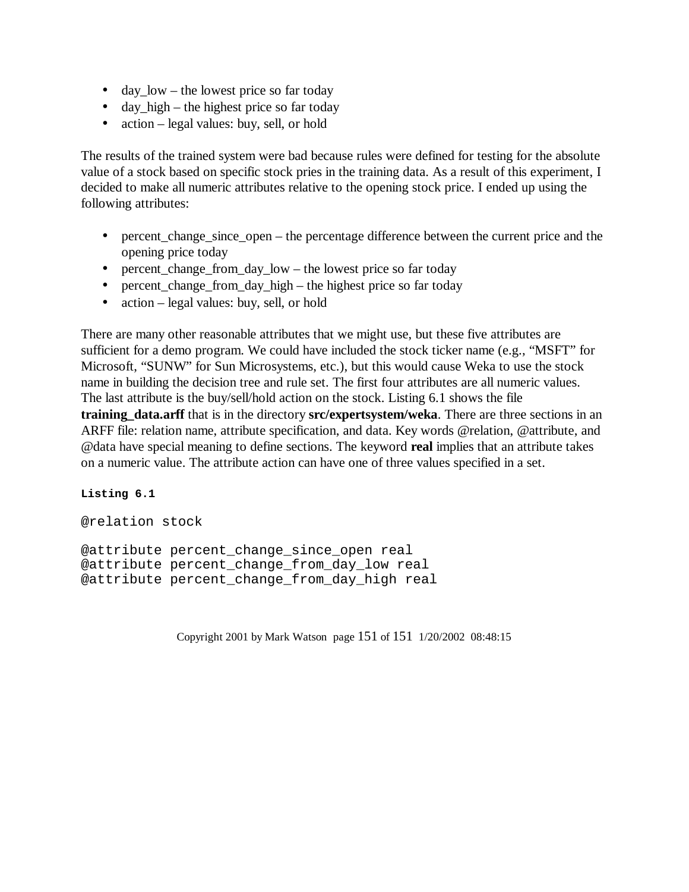- day_low – the lowest price so far today
- day_high – the highest price so far today
- action – legal values: buy, sell, or hold

The results of the trained system were bad because rules were defined for testing for the absolute value of a stock based on specific stock pries in the training data. As a result of this experiment, I decided to make all numeric attributes relative to the opening stock price. I ended up using the following attributes:

- percent_change_since_open – the percentage difference between the current price and the opening price today
- percent_change_from_day_low – the lowest price so far today
- percent_change_from_day_high – the highest price so far today
- action – legal values: buy, sell, or hold

There are many other reasonable attributes that we might use, but these five attributes are sufficient for a demo program. We could have included the stock ticker name (e.g., "MSFT" for Microsoft, "SUNW" for Sun Microsystems, etc.), but this would cause Weka to use the stock name in building the decision tree and rule set. The first four attributes are all numeric values. The last attribute is the buy/sell/hold action on the stock. Listing 6.1 shows the file **training_data.arff** that is in the directory **src/expertsystem/weka**. There are three sections in an ARFF file: relation name, attribute specification, and data. Key words @relation, @attribute, and @data have special meaning to define sections. The keyword **real** implies that an attribute takes on a numeric value. The attribute action can have one of three values specified in a set.

**Listing 6.1**

```
@relation stock

@attribute percent_change_since_open real
@attribute percent_change_from_day_low real
@attribute percent_change_from_day_high real
```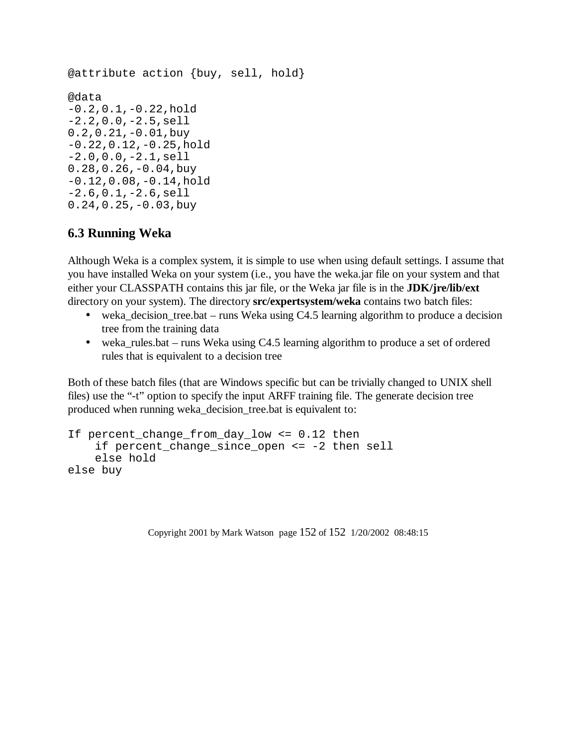```
@attribute action {buy, sell, hold}

@data
-0.2,0.1,-0.22,hold
-2.2,0.0,-2.5,sell
0.2,0.21,-0.01,buy
-0.22,0.12,-0.25,hold
-2.0,0.0,-2.1,sell
0.28,0.26,-0.04,buy
-0.12,0.08,-0.14,hold
-2.6,0.1,-2.6,sell
0.24,0.25,-0.03,buy
```

### 6.3 Running Weka

Although Weka is a complex system, it is simple to use when using default settings. I assume that you have installed Weka on your system (i.e., you have the weka.jar file on your system and that either your CLASSPATH contains this jar file, or the Weka jar file is in the **JDK/jre/lib/ext** directory on your system). The directory **src/expertsystem/weka** contains two batch files:

- weka_decision_tree.bat – runs Weka using C4.5 learning algorithm to produce a decision tree from the training data
- weka_rules.bat – runs Weka using C4.5 learning algorithm to produce a set of ordered rules that is equivalent to a decision tree

Both of these batch files (that are Windows specific but can be trivially changed to UNIX shell files) use the "-t" option to specify the input ARFF training file. The generate decision tree produced when running weka_decision_tree.bat is equivalent to:

```
If percent_change_from_day_low <= 0.12 then
    if percent_change_since_open <= -2 then sell
    else hold
else buy
```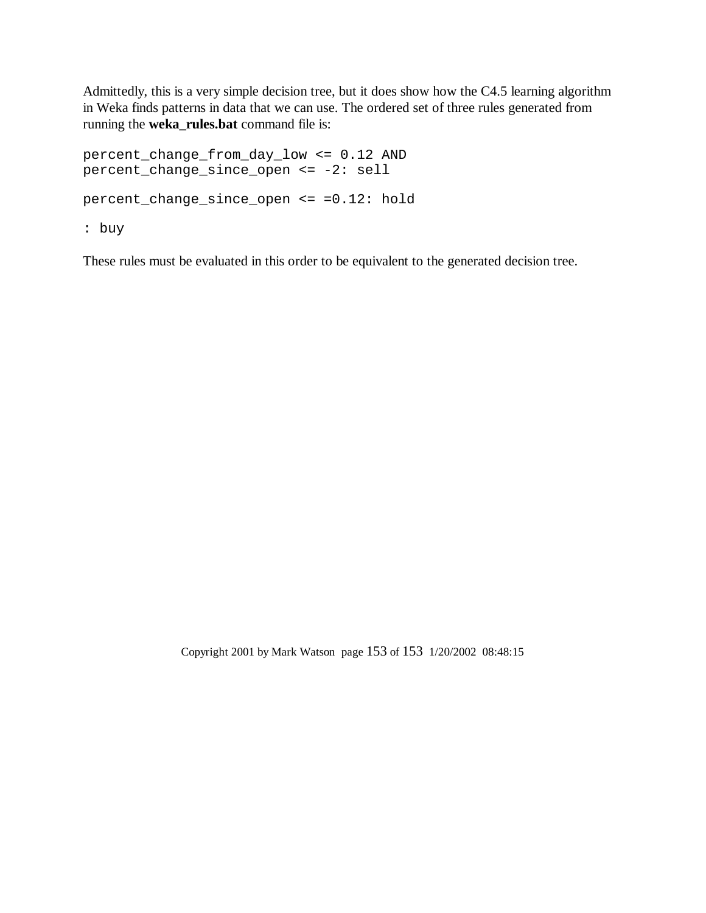Admittedly, this is a very simple decision tree, but it does show how the C4.5 learning algorithm in Weka finds patterns in data that we can use. The ordered set of three rules generated from running the **weka_rules.bat** command file is:

```
percent_change_from_day_low <= 0.12 AND
percent_change_since_open <= -2: sell

percent_change_since_open <= =0.12: hold

: buy
```

These rules must be evaluated in this order to be equivalent to the generated decision tree.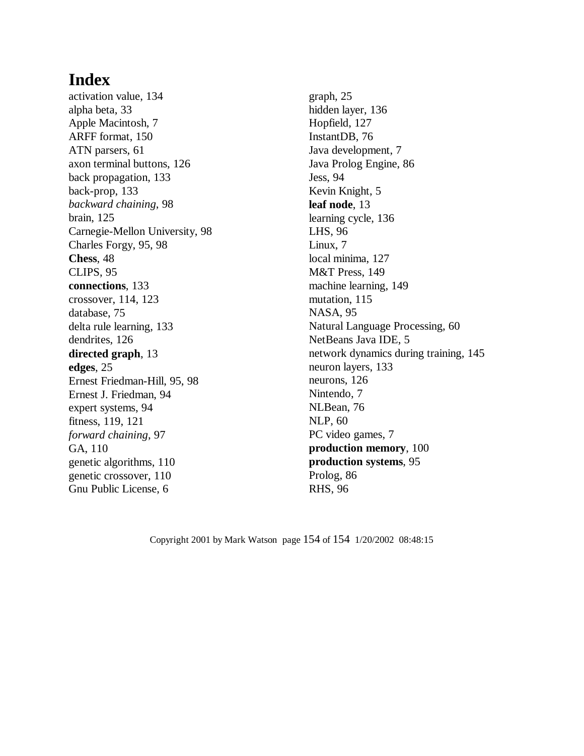# Index

activation value, 134
alpha beta, 33
Apple Macintosh, 7
ARFF format, 150
ATN parsers, 61
axon terminal buttons, 126
back propagation, 133
back-prop, 133
*backward chaining*, 98
brain, 125
Carnegie-Mellon University, 98
Charles Forgy, 95, 98
**Chess**, 48
CLIPS, 95
**connections**, 133
crossover, 114, 123
database, 75
delta rule learning, 133
dendrites, 126
**directed graph**, 13
**edges**, 25
Ernest Friedman-Hill, 95, 98
Ernest J. Friedman, 94
expert systems, 94
fitness, 119, 121
*forward chaining*, 97
GA, 110
genetic algorithms, 110
genetic crossover, 110
Gnu Public License, 6
graph, 25
hidden layer, 136
Hopfield, 127
InstantDB, 76
Java development, 7
Java Prolog Engine, 86
Jess, 94
Kevin Knight, 5
**leaf node**, 13
learning cycle, 136
LHS, 96
Linux, 7
local minima, 127
M&T Press, 149
machine learning, 149
mutation, 115
NASA, 95
Natural Language Processing, 60
NetBeans Java IDE, 5
network dynamics during training, 145
neuron layers, 133
neurons, 126
Nintendo, 7
NLBean, 76
NLP, 60
PC video games, 7
**production memory**, 100
**production systems**, 95
Prolog, 86
RHS, 96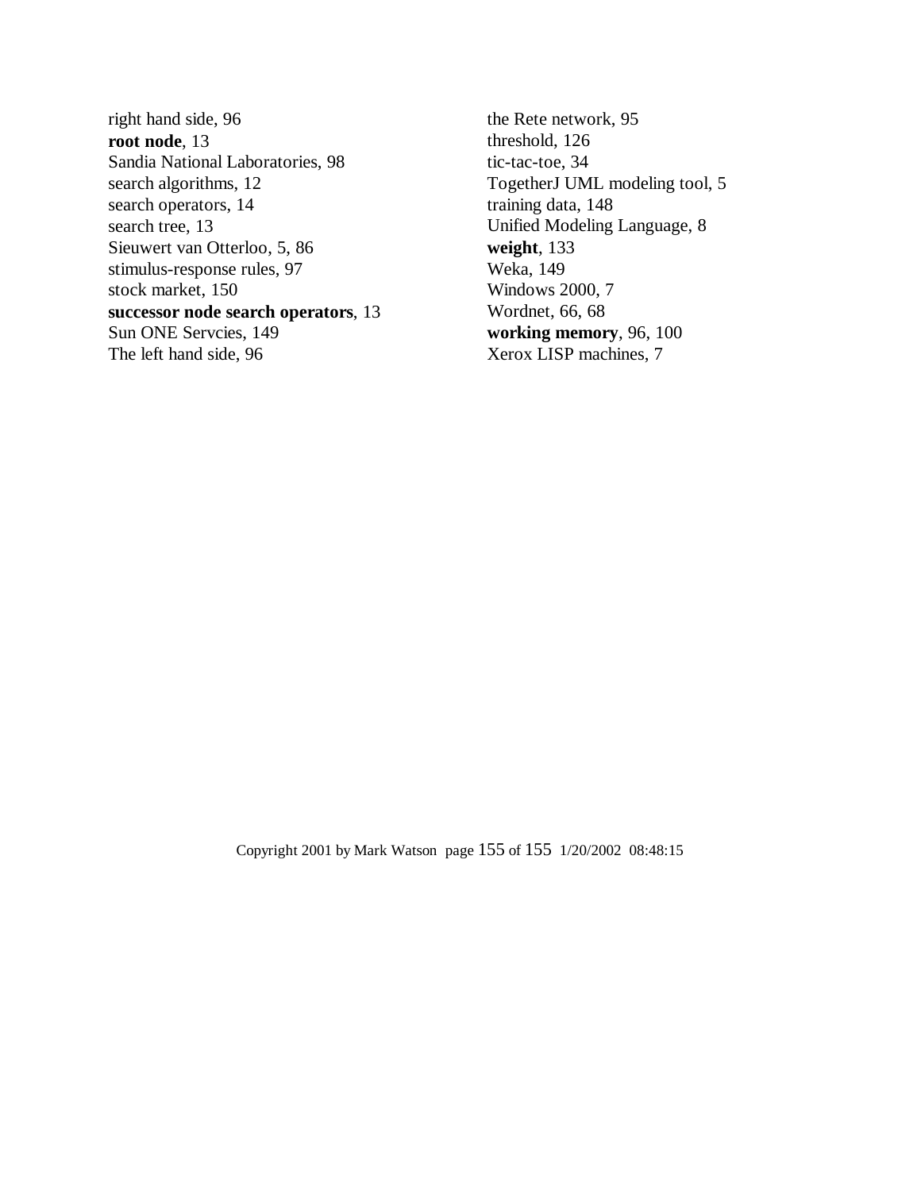right hand side, 96
**root node**, 13
Sandia National Laboratories, 98
search algorithms, 12
search operators, 14
search tree, 13
Sieuwert van Otterloo, 5, 86
stimulus-response rules, 97
stock market, 150
**successor node search operators**, 13
Sun ONE Servcies, 149
The left hand side, 96
the Rete network, 95
threshold, 126
tic-tac-toe, 34
TogetherJ UML modeling tool, 5
training data, 148
Unified Modeling Language, 8
**weight**, 133
Weka, 149
Windows 2000, 7
Wordnet, 66, 68
**working memory**, 96, 100
Xerox LISP machines, 7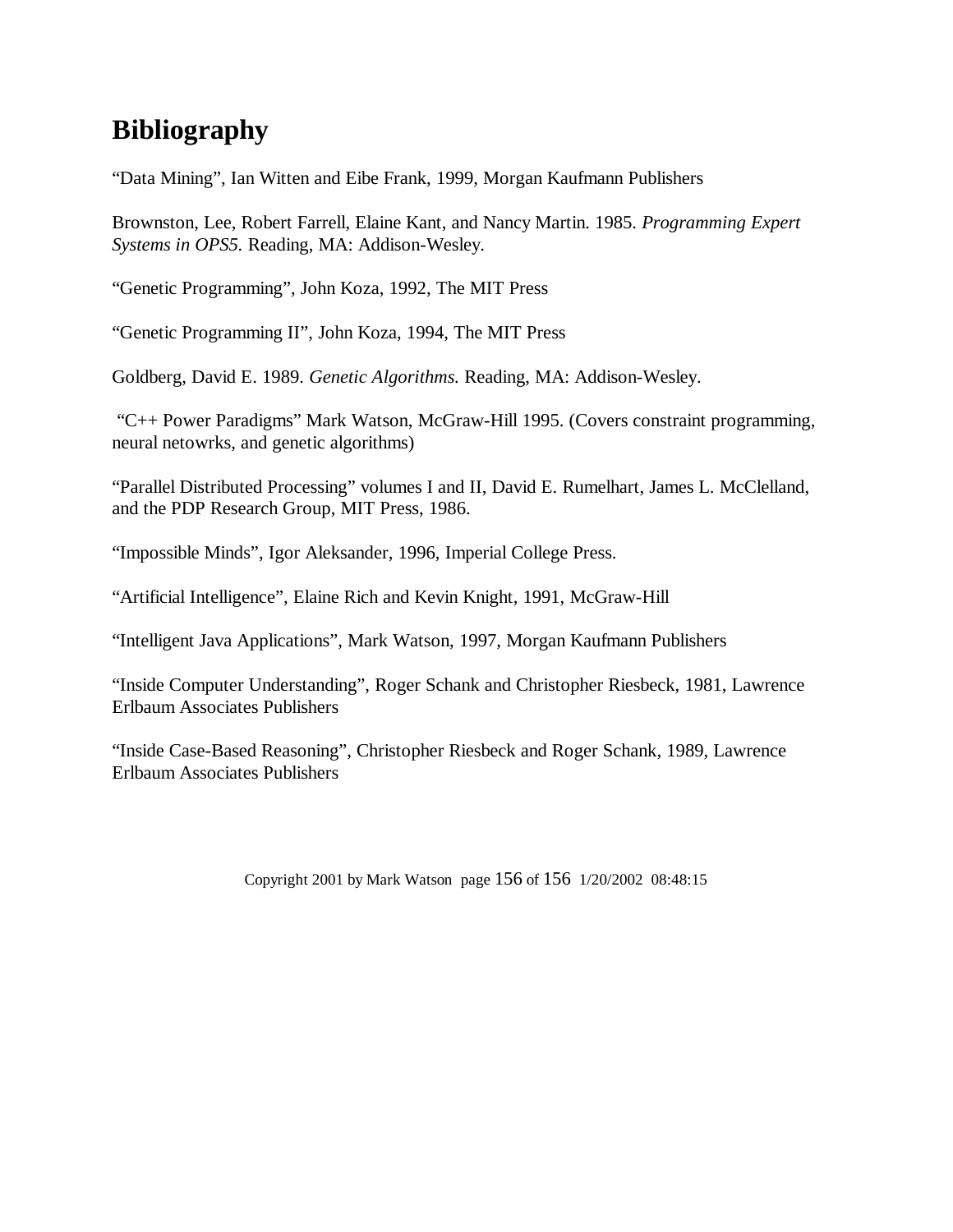# Bibliography

“Data Mining”, Ian Witten and Eibe Frank, 1999, Morgan Kaufmann Publishers

Brownston, Lee, Robert Farrell, Elaine Kant, and Nancy Martin. 1985. *Programming Expert Systems in OPS5.* Reading, MA: Addison-Wesley.

“Genetic Programming”, John Koza, 1992, The MIT Press

“Genetic Programming II”, John Koza, 1994, The MIT Press

Goldberg, David E. 1989. *Genetic Algorithms.* Reading, MA: Addison-Wesley.

“C++ Power Paradigms” Mark Watson, McGraw-Hill 1995. (Covers constraint programming, neural netowrks, and genetic algorithms)

“Parallel Distributed Processing” volumes I and II, David E. Rumelhart, James L. McClelland, and the PDP Research Group, MIT Press, 1986.

“Impossible Minds”, Igor Aleksander, 1996, Imperial College Press.

“Artificial Intelligence”, Elaine Rich and Kevin Knight, 1991, McGraw-Hill

“Intelligent Java Applications”, Mark Watson, 1997, Morgan Kaufmann Publishers

“Inside Computer Understanding”, Roger Schank and Christopher Riesbeck, 1981, Lawrence Erlbaum Associates Publishers

“Inside Case-Based Reasoning”, Christopher Riesbeck and Roger Schank, 1989, Lawrence Erlbaum Associates Publishers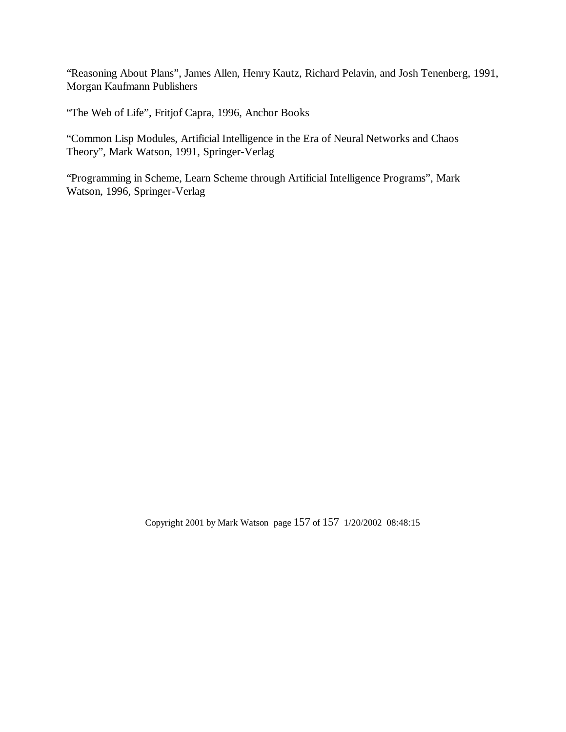“Reasoning About Plans”, James Allen, Henry Kautz, Richard Pelavin, and Josh Tenenberg, 1991, Morgan Kaufmann Publishers

“The Web of Life”, Fritjof Capra, 1996, Anchor Books

“Common Lisp Modules, Artificial Intelligence in the Era of Neural Networks and Chaos Theory”, Mark Watson, 1991, Springer-Verlag

“Programming in Scheme, Learn Scheme through Artificial Intelligence Programs”, Mark Watson, 1996, Springer-Verlag